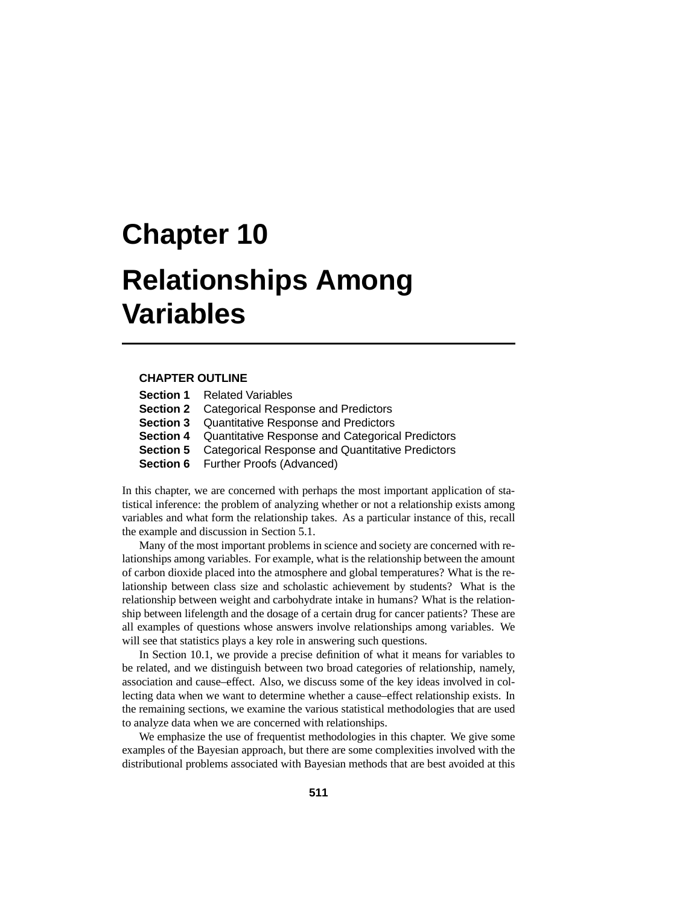# Chapter 10

# Relationships Among Variables

**CHAPTER OUTLINE**

**Section 1** Related Variables
**Section 2** Categorical Response and Predictors
**Section 3** Quantitative Response and Predictors
**Section 4** Quantitative Response and Categorical Predictors
**Section 5** Categorical Response and Quantitative Predictors
**Section 6** Further Proofs (Advanced)

In this chapter, we are concerned with perhaps the most important application of statistical inference: the problem of analyzing whether or not a relationship exists among variables and what form the relationship takes. As a particular instance of this, recall the example and discussion in Section 5.1.

Many of the most important problems in science and society are concerned with relationships among variables. For example, what is the relationship between the amount of carbon dioxide placed into the atmosphere and global temperatures? What is the relationship between class size and scholastic achievement by students? What is the relationship between weight and carbohydrate intake in humans? What is the relationship between lifelength and the dosage of a certain drug for cancer patients? These are all examples of questions whose answers involve relationships among variables. We will see that statistics plays a key role in answering such questions.

In Section 10.1, we provide a precise definition of what it means for variables to be related, and we distinguish between two broad categories of relationship, namely, association and cause–effect. Also, we discuss some of the key ideas involved in collecting data when we want to determine whether a cause–effect relationship exists. In the remaining sections, we examine the various statistical methodologies that are used to analyze data when we are concerned with relationships.

We emphasize the use of frequentist methodologies in this chapter. We give some examples of the Bayesian approach, but there are some complexities involved with the distributional problems associated with Bayesian methods that are best avoided at this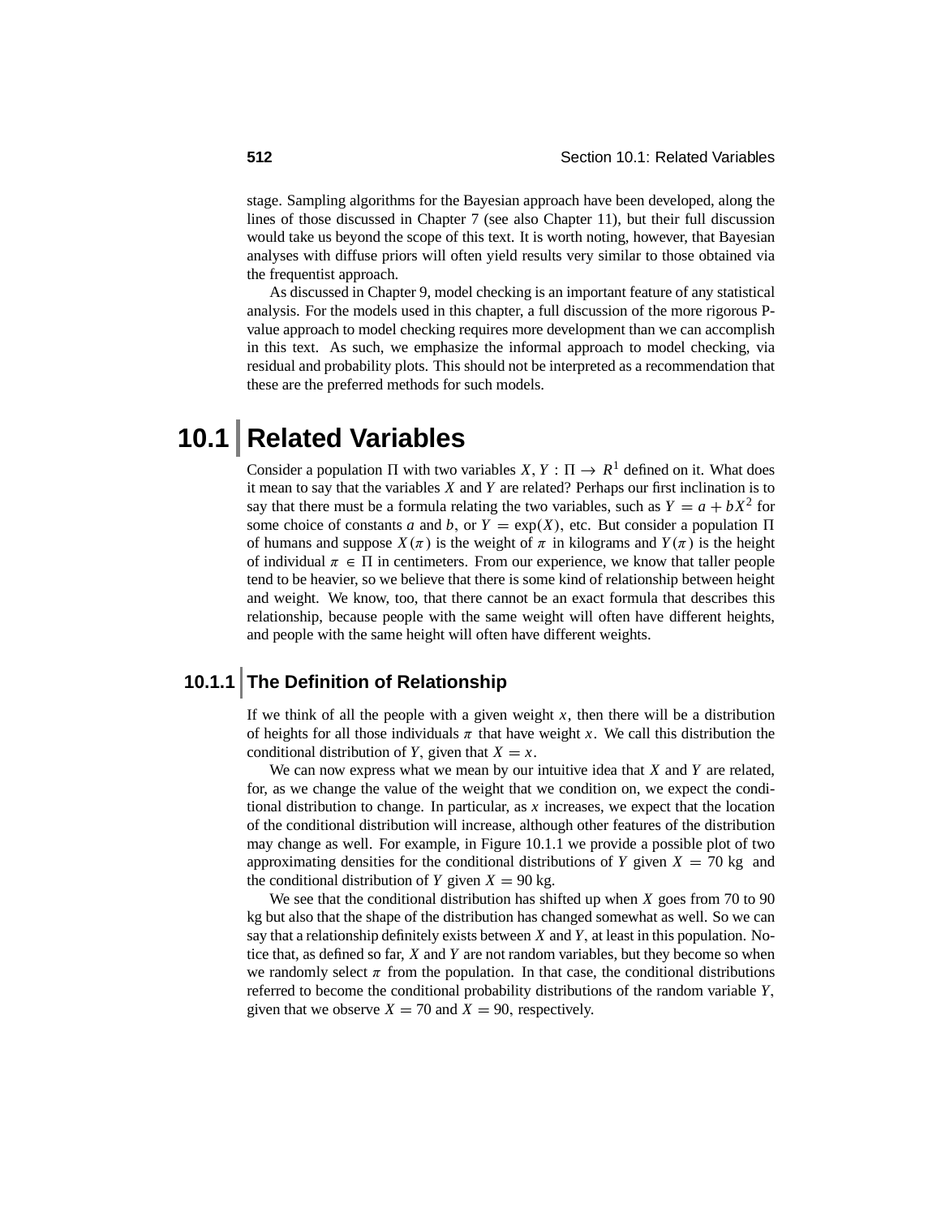stage. Sampling algorithms for the Bayesian approach have been developed, along the lines of those discussed in Chapter 7 (see also Chapter 11), but their full discussion would take us beyond the scope of this text. It is worth noting, however, that Bayesian analyses with diffuse priors will often yield results very similar to those obtained via the frequentist approach.

As discussed in Chapter 9, model checking is an important feature of any statistical analysis. For the models used in this chapter, a full discussion of the more rigorous P-value approach to model checking requires more development than we can accomplish in this text. As such, we emphasize the informal approach to model checking, via residual and probability plots. This should not be interpreted as a recommendation that these are the preferred methods for such models.

# 10.1 Related Variables

Consider a population $\Pi$ with two variables $X, Y : \Pi \to R^1$ defined on it. What does it mean to say that the variables $X$ and $Y$ are related? Perhaps our first inclination is to say that there must be a formula relating the two variables, such as $Y = a + bX^2$ for some choice of constants $a$ and $b$, or $Y = \exp(X)$, etc. But consider a population $\Pi$ of humans and suppose $X(\pi)$ is the weight of $\pi$ in kilograms and $Y(\pi)$ is the height of individual $\pi \in \Pi$ in centimeters. From our experience, we know that taller people tend to be heavier, so we believe that there is some kind of relationship between height and weight. We know, too, that there cannot be an exact formula that describes this relationship, because people with the same weight will often have different heights, and people with the same height will often have different weights.

## 10.1.1 The Definition of Relationship

If we think of all the people with a given weight $x$, then there will be a distribution of heights for all those individuals $\pi$ that have weight $x$. We call this distribution the conditional distribution of $Y$, given that $X = x$.

We can now express what we mean by our intuitive idea that $X$ and $Y$ are related, for, as we change the value of the weight that we condition on, we expect the conditional distribution to change. In particular, as $x$ increases, we expect that the location of the conditional distribution will increase, although other features of the distribution may change as well. For example, in Figure 10.1.1 we provide a possible plot of two approximating densities for the conditional distributions of $Y$ given $X = 70$ kg and the conditional distribution of $Y$ given $X = 90$ kg.

We see that the conditional distribution has shifted up when $X$ goes from 70 to 90 kg but also that the shape of the distribution has changed somewhat as well. So we can say that a relationship definitely exists between $X$ and $Y$, at least in this population. Notice that, as defined so far, $X$ and $Y$ are not random variables, but they become so when we randomly select $\pi$ from the population. In that case, the conditional distributions referred to become the conditional probability distributions of the random variable $Y$, given that we observe $X = 70$ and $X = 90$, respectively.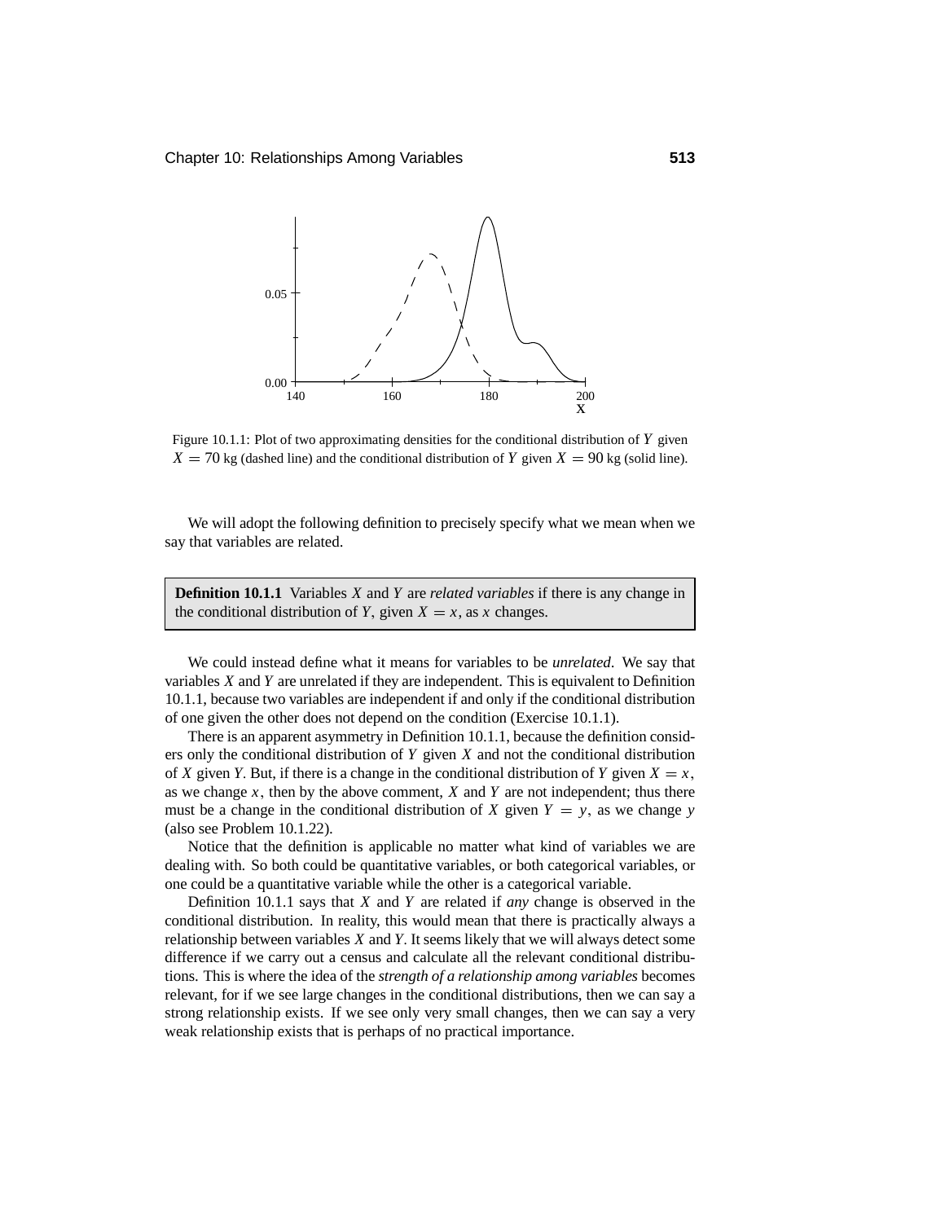Figure 10.1.1: Plot of two approximating densities for the conditional distribution of $Y$ given $X = 70$ kg (dashed line) and the conditional distribution of $Y$ given $X = 90$ kg (solid line).

We will adopt the following definition to precisely specify what we mean when we say that variables are related.

**Definition 10.1.1** Variables $X$ and $Y$ are *related variables* if there is any change in the conditional distribution of $Y$, given $X = x$, as $x$ changes.

We could instead define what it means for variables to be *unrelated*. We say that variables $X$ and $Y$ are unrelated if they are independent. This is equivalent to Definition 10.1.1, because two variables are independent if and only if the conditional distribution of one given the other does not depend on the condition (Exercise 10.1.1).

There is an apparent asymmetry in Definition 10.1.1, because the definition considers only the conditional distribution of $Y$ given $X$ and not the conditional distribution of $X$ given $Y$. But, if there is a change in the conditional distribution of $Y$ given $X = x$, as we change $x$, then by the above comment, $X$ and $Y$ are not independent; thus there must be a change in the conditional distribution of $X$ given $Y = y$, as we change $y$ (also see Problem 10.1.22).

Notice that the definition is applicable no matter what kind of variables we are dealing with. So both could be quantitative variables, or both categorical variables, or one could be a quantitative variable while the other is a categorical variable.

Definition 10.1.1 says that $X$ and $Y$ are related if *any* change is observed in the conditional distribution. In reality, this would mean that there is practically always a relationship between variables $X$ and $Y$. It seems likely that we will always detect some difference if we carry out a census and calculate all the relevant conditional distributions. This is where the idea of the *strength of a relationship among variables* becomes relevant, for if we see large changes in the conditional distributions, then we can say a strong relationship exists. If we see only very small changes, then we can say a very weak relationship exists that is perhaps of no practical importance.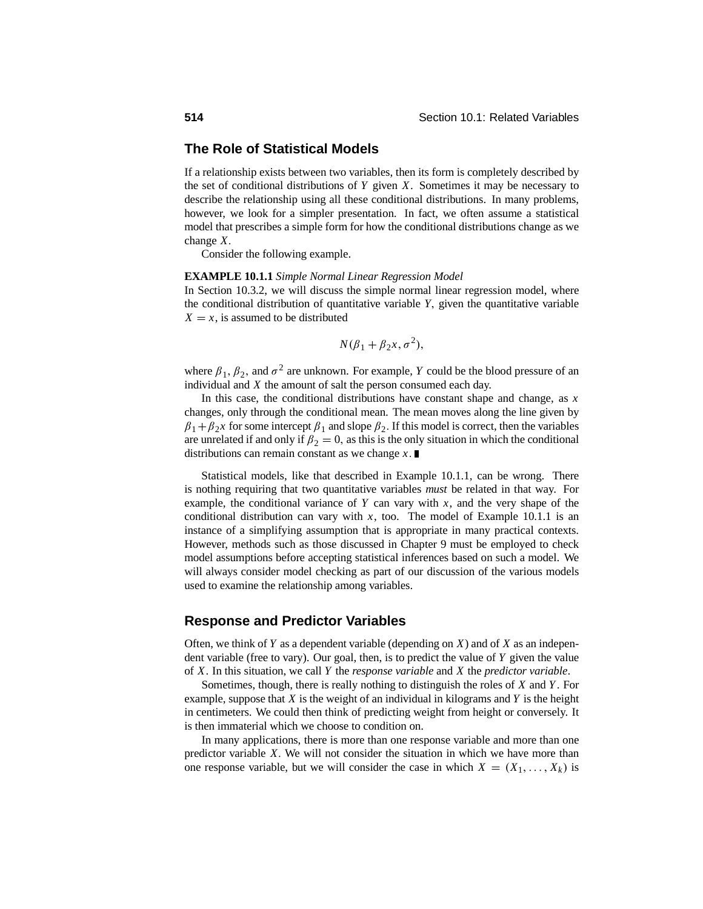## The Role of Statistical Models

If a relationship exists between two variables, then its form is completely described by the set of conditional distributions of $Y$ given $X$. Sometimes it may be necessary to describe the relationship using all these conditional distributions. In many problems, however, we look for a simpler presentation. In fact, we often assume a statistical model that prescribes a simple form for how the conditional distributions change as we change $X$.

Consider the following example.

**EXAMPLE 10.1.1** *Simple Normal Linear Regression Model*
In Section 10.3.2, we will discuss the simple normal linear regression model, where the conditional distribution of quantitative variable $Y$, given the quantitative variable $X = x$, is assumed to be distributed

$$N(\beta_1 + \beta_2 x, \sigma^2),$$

where $\beta_1$, $\beta_2$, and $\sigma^2$ are unknown. For example, $Y$ could be the blood pressure of an individual and $X$ the amount of salt the person consumed each day.

In this case, the conditional distributions have constant shape and change, as $x$ changes, only through the conditional mean. The mean moves along the line given by $\beta_1 + \beta_2 x$ for some intercept $\beta_1$ and slope $\beta_2$. If this model is correct, then the variables are unrelated if and only if $\beta_2 = 0$, as this is the only situation in which the conditional distributions can remain constant as we change $x$. ∎

Statistical models, like that described in Example 10.1.1, can be wrong. There is nothing requiring that two quantitative variables *must* be related in that way. For example, the conditional variance of $Y$ can vary with $x$, and the very shape of the conditional distribution can vary with $x$, too. The model of Example 10.1.1 is an instance of a simplifying assumption that is appropriate in many practical contexts. However, methods such as those discussed in Chapter 9 must be employed to check model assumptions before accepting statistical inferences based on such a model. We will always consider model checking as part of our discussion of the various models used to examine the relationship among variables.

## Response and Predictor Variables

Often, we think of $Y$ as a dependent variable (depending on $X$) and of $X$ as an independent variable (free to vary). Our goal, then, is to predict the value of $Y$ given the value of $X$. In this situation, we call $Y$ the *response variable* and $X$ the *predictor variable*.

Sometimes, though, there is really nothing to distinguish the roles of $X$ and $Y$. For example, suppose that $X$ is the weight of an individual in kilograms and $Y$ is the height in centimeters. We could then think of predicting weight from height or conversely. It is then immaterial which we choose to condition on.

In many applications, there is more than one response variable and more than one predictor variable $X$. We will not consider the situation in which we have more than one response variable, but we will consider the case in which $X = (X_1, \ldots, X_k)$ is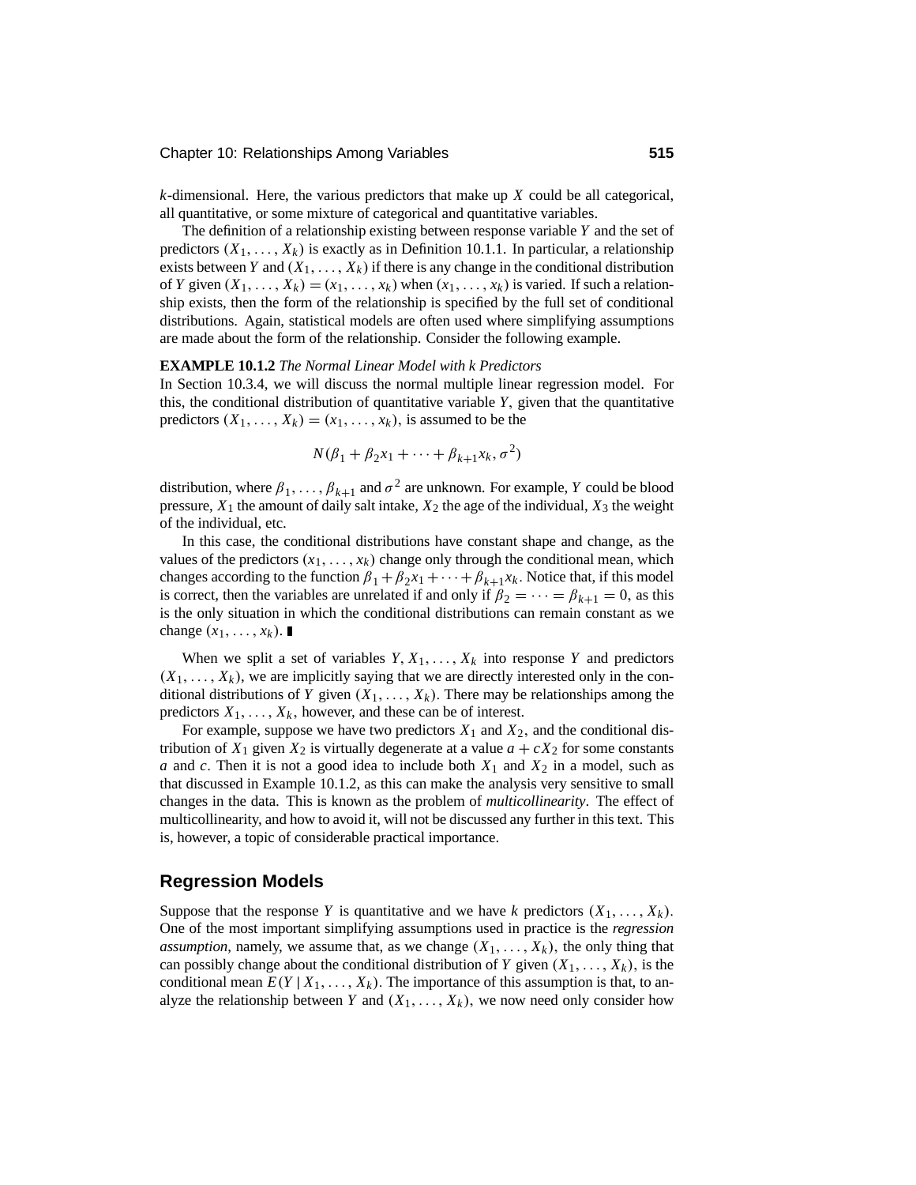$k$-dimensional. Here, the various predictors that make up $X$ could be all categorical, all quantitative, or some mixture of categorical and quantitative variables.

The definition of a relationship existing between response variable $Y$ and the set of predictors $(X_1, \ldots, X_k)$ is exactly as in Definition 10.1.1. In particular, a relationship exists between $Y$ and $(X_1, \ldots, X_k)$ if there is any change in the conditional distribution of $Y$ given $(X_1, \ldots, X_k) = (x_1, \ldots, x_k)$ when $(x_1, \ldots, x_k)$ is varied. If such a relationship exists, then the form of the relationship is specified by the full set of conditional distributions. Again, statistical models are often used where simplifying assumptions are made about the form of the relationship. Consider the following example.

**EXAMPLE 10.1.2** *The Normal Linear Model with k Predictors*
In Section 10.3.4, we will discuss the normal multiple linear regression model. For this, the conditional distribution of quantitative variable $Y$, given that the quantitative predictors $(X_1, \ldots, X_k) = (x_1, \ldots, x_k)$, is assumed to be the

$$N(\beta_1 + \beta_2 x_1 + \cdots + \beta_{k+1} x_k, \sigma^2)$$

distribution, where $\beta_1, \ldots, \beta_{k+1}$ and $\sigma^2$ are unknown. For example, $Y$ could be blood pressure, $X_1$ the amount of daily salt intake, $X_2$ the age of the individual, $X_3$ the weight of the individual, etc.

In this case, the conditional distributions have constant shape and change, as the values of the predictors $(x_1, \ldots, x_k)$ change only through the conditional mean, which changes according to the function $\beta_1 + \beta_2 x_1 + \cdots + \beta_{k+1} x_k$. Notice that, if this model is correct, then the variables are unrelated if and only if $\beta_2 = \cdots = \beta_{k+1} = 0$, as this is the only situation in which the conditional distributions can remain constant as we change $(x_1, \ldots, x_k)$. ∎

When we split a set of variables $Y, X_1, \ldots, X_k$ into response $Y$ and predictors $(X_1, \ldots, X_k)$, we are implicitly saying that we are directly interested only in the conditional distributions of $Y$ given $(X_1, \ldots, X_k)$. There may be relationships among the predictors $X_1, \ldots, X_k$, however, and these can be of interest.

For example, suppose we have two predictors $X_1$ and $X_2$, and the conditional distribution of $X_1$ given $X_2$ is virtually degenerate at a value $a + cX_2$ for some constants $a$ and $c$. Then it is not a good idea to include both $X_1$ and $X_2$ in a model, such as that discussed in Example 10.1.2, as this can make the analysis very sensitive to small changes in the data. This is known as the problem of *multicollinearity*. The effect of multicollinearity, and how to avoid it, will not be discussed any further in this text. This is, however, a topic of considerable practical importance.

## Regression Models

Suppose that the response $Y$ is quantitative and we have $k$ predictors $(X_1, \ldots, X_k)$. One of the most important simplifying assumptions used in practice is the *regression assumption*, namely, we assume that, as we change $(X_1, \ldots, X_k)$, the only thing that can possibly change about the conditional distribution of $Y$ given $(X_1, \ldots, X_k)$, is the conditional mean $E(Y \mid X_1, \ldots, X_k)$. The importance of this assumption is that, to analyze the relationship between $Y$ and $(X_1, \ldots, X_k)$, we now need only consider how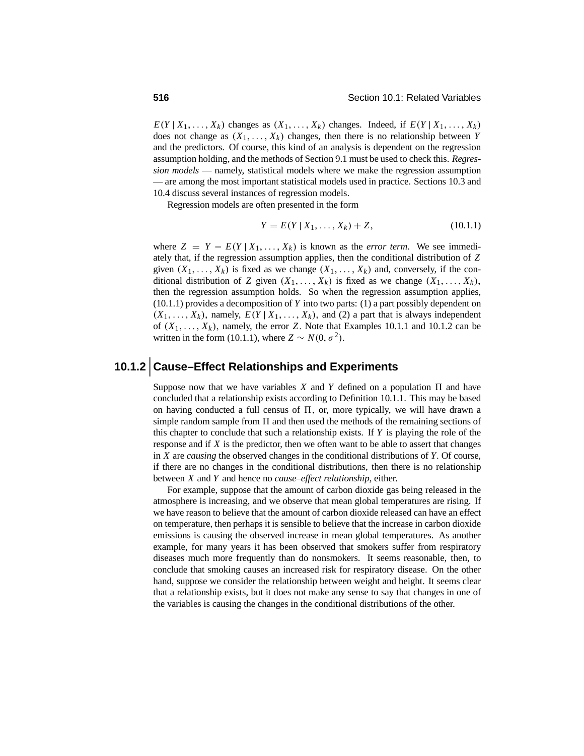$E(Y \mid X_1, \ldots, X_k)$ changes as $(X_1, \ldots, X_k)$ changes. Indeed, if $E(Y \mid X_1, \ldots, X_k)$ does not change as $(X_1, \ldots, X_k)$ changes, then there is no relationship between $Y$ and the predictors. Of course, this kind of an analysis is dependent on the regression assumption holding, and the methods of Section 9.1 must be used to check this. *Regression models* — namely, statistical models where we make the regression assumption — are among the most important statistical models used in practice. Sections 10.3 and 10.4 discuss several instances of regression models.

Regression models are often presented in the form

$$Y = E(Y \mid X_1, \ldots, X_k) + Z, \tag{10.1.1}$$

where $Z = Y - E(Y \mid X_1, \ldots, X_k)$ is known as the *error term*. We see immediately that, if the regression assumption applies, then the conditional distribution of $Z$ given $(X_1, \ldots, X_k)$ is fixed as we change $(X_1, \ldots, X_k)$ and, conversely, if the conditional distribution of $Z$ given $(X_1, \ldots, X_k)$ is fixed as we change $(X_1, \ldots, X_k)$, then the regression assumption holds. So when the regression assumption applies, (10.1.1) provides a decomposition of $Y$ into two parts: (1) a part possibly dependent on $(X_1, \ldots, X_k)$, namely, $E(Y \mid X_1, \ldots, X_k)$, and (2) a part that is always independent of $(X_1, \ldots, X_k)$, namely, the error $Z$. Note that Examples 10.1.1 and 10.1.2 can be written in the form (10.1.1), where $Z \sim N(0, \sigma^2)$.

## 10.1.2 Cause–Effect Relationships and Experiments

Suppose now that we have variables $X$ and $Y$ defined on a population $\Pi$ and have concluded that a relationship exists according to Definition 10.1.1. This may be based on having conducted a full census of $\Pi$, or, more typically, we will have drawn a simple random sample from $\Pi$ and then used the methods of the remaining sections of this chapter to conclude that such a relationship exists. If $Y$ is playing the role of the response and if $X$ is the predictor, then we often want to be able to assert that changes in $X$ are *causing* the observed changes in the conditional distributions of $Y$. Of course, if there are no changes in the conditional distributions, then there is no relationship between $X$ and $Y$ and hence no *cause–effect relationship*, either.

For example, suppose that the amount of carbon dioxide gas being released in the atmosphere is increasing, and we observe that mean global temperatures are rising. If we have reason to believe that the amount of carbon dioxide released can have an effect on temperature, then perhaps it is sensible to believe that the increase in carbon dioxide emissions is causing the observed increase in mean global temperatures. As another example, for many years it has been observed that smokers suffer from respiratory diseases much more frequently than do nonsmokers. It seems reasonable, then, to conclude that smoking causes an increased risk for respiratory disease. On the other hand, suppose we consider the relationship between weight and height. It seems clear that a relationship exists, but it does not make any sense to say that changes in one of the variables is causing the changes in the conditional distributions of the other.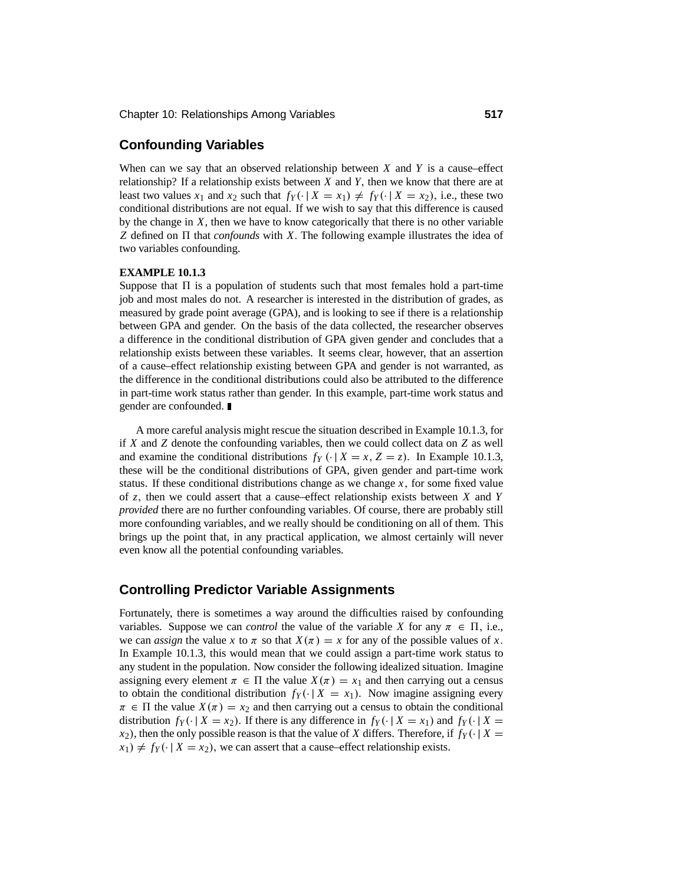## Confounding Variables

When can we say that an observed relationship between $X$ and $Y$ is a cause–effect relationship? If a relationship exists between $X$ and $Y$, then we know that there are at least two values $x_1$ and $x_2$ such that $f_Y(\cdot \mid X = x_1) \neq f_Y(\cdot \mid X = x_2)$, i.e., these two conditional distributions are not equal. If we wish to say that this difference is caused by the change in $X$, then we have to know categorically that there is no other variable $Z$ defined on $\Pi$ that *confounds* with $X$. The following example illustrates the idea of two variables confounding.

**EXAMPLE 10.1.3**

Suppose that $\Pi$ is a population of students such that most females hold a part-time job and most males do not. A researcher is interested in the distribution of grades, as measured by grade point average (GPA), and is looking to see if there is a relationship between GPA and gender. On the basis of the data collected, the researcher observes a difference in the conditional distribution of GPA given gender and concludes that a relationship exists between these variables. It seems clear, however, that an assertion of a cause–effect relationship existing between GPA and gender is not warranted, as the difference in the conditional distributions could also be attributed to the difference in part-time work status rather than gender. In this example, part-time work status and gender are confounded. ∎

A more careful analysis might rescue the situation described in Example 10.1.3, for if $X$ and $Z$ denote the confounding variables, then we could collect data on $Z$ as well and examine the conditional distributions $f_Y(\cdot \mid X = x, Z = z)$. In Example 10.1.3, these will be the conditional distributions of GPA, given gender and part-time work status. If these conditional distributions change as we change $x$, for some fixed value of $z$, then we could assert that a cause–effect relationship exists between $X$ and $Y$ *provided* there are no further confounding variables. Of course, there are probably still more confounding variables, and we really should be conditioning on all of them. This brings up the point that, in any practical application, we almost certainly will never even know all the potential confounding variables.

## Controlling Predictor Variable Assignments

Fortunately, there is sometimes a way around the difficulties raised by confounding variables. Suppose we can *control* the value of the variable $X$ for any $\pi \in \Pi$, i.e., we can *assign* the value $x$ to $\pi$ so that $X(\pi) = x$ for any of the possible values of $x$. In Example 10.1.3, this would mean that we could assign a part-time work status to any student in the population. Now consider the following idealized situation. Imagine assigning every element $\pi \in \Pi$ the value $X(\pi) = x_1$ and then carrying out a census to obtain the conditional distribution $f_Y(\cdot \mid X = x_1)$. Now imagine assigning every $\pi \in \Pi$ the value $X(\pi) = x_2$ and then carrying out a census to obtain the conditional distribution $f_Y(\cdot \mid X = x_2)$. If there is any difference in $f_Y(\cdot \mid X = x_1)$ and $f_Y(\cdot \mid X = x_2)$, then the only possible reason is that the value of $X$ differs. Therefore, if $f_Y(\cdot \mid X = x_1) \neq f_Y(\cdot \mid X = x_2)$, we can assert that a cause–effect relationship exists.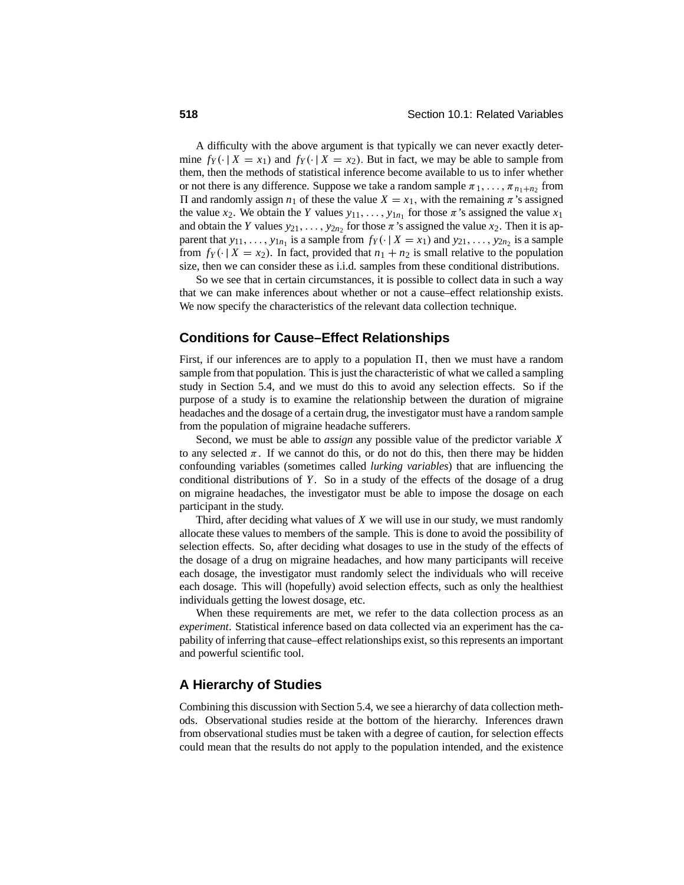A difficulty with the above argument is that typically we can never exactly determine $f_Y(\cdot \mid X = x_1)$ and $f_Y(\cdot \mid X = x_2)$. But in fact, we may be able to sample from them, then the methods of statistical inference become available to us to infer whether or not there is any difference. Suppose we take a random sample $\pi_1, \ldots, \pi_{n_1+n_2}$ from $\Pi$ and randomly assign $n_1$ of these the value $X = x_1$, with the remaining $\pi$'s assigned the value $x_2$. We obtain the $Y$ values $y_{11}, \ldots, y_{1n_1}$ for those $\pi$'s assigned the value $x_1$ and obtain the $Y$ values $y_{21}, \ldots, y_{2n_2}$ for those $\pi$'s assigned the value $x_2$. Then it is apparent that $y_{11}, \ldots, y_{1n_1}$ is a sample from $f_Y(\cdot \mid X = x_1)$ and $y_{21}, \ldots, y_{2n_2}$ is a sample from $f_Y(\cdot \mid X = x_2)$. In fact, provided that $n_1 + n_2$ is small relative to the population size, then we can consider these as i.i.d. samples from these conditional distributions.

So we see that in certain circumstances, it is possible to collect data in such a way that we can make inferences about whether or not a cause–effect relationship exists. We now specify the characteristics of the relevant data collection technique.

## Conditions for Cause–Effect Relationships

First, if our inferences are to apply to a population $\Pi$, then we must have a random sample from that population. This is just the characteristic of what we called a sampling study in Section 5.4, and we must do this to avoid any selection effects. So if the purpose of a study is to examine the relationship between the duration of migraine headaches and the dosage of a certain drug, the investigator must have a random sample from the population of migraine headache sufferers.

Second, we must be able to *assign* any possible value of the predictor variable $X$ to any selected $\pi$. If we cannot do this, or do not do this, then there may be hidden confounding variables (sometimes called *lurking variables*) that are influencing the conditional distributions of $Y$. So in a study of the effects of the dosage of a drug on migraine headaches, the investigator must be able to impose the dosage on each participant in the study.

Third, after deciding what values of $X$ we will use in our study, we must randomly allocate these values to members of the sample. This is done to avoid the possibility of selection effects. So, after deciding what dosages to use in the study of the effects of the dosage of a drug on migraine headaches, and how many participants will receive each dosage, the investigator must randomly select the individuals who will receive each dosage. This will (hopefully) avoid selection effects, such as only the healthiest individuals getting the lowest dosage, etc.

When these requirements are met, we refer to the data collection process as an *experiment*. Statistical inference based on data collected via an experiment has the capability of inferring that cause–effect relationships exist, so this represents an important and powerful scientific tool.

## A Hierarchy of Studies

Combining this discussion with Section 5.4, we see a hierarchy of data collection methods. Observational studies reside at the bottom of the hierarchy. Inferences drawn from observational studies must be taken with a degree of caution, for selection effects could mean that the results do not apply to the population intended, and the existence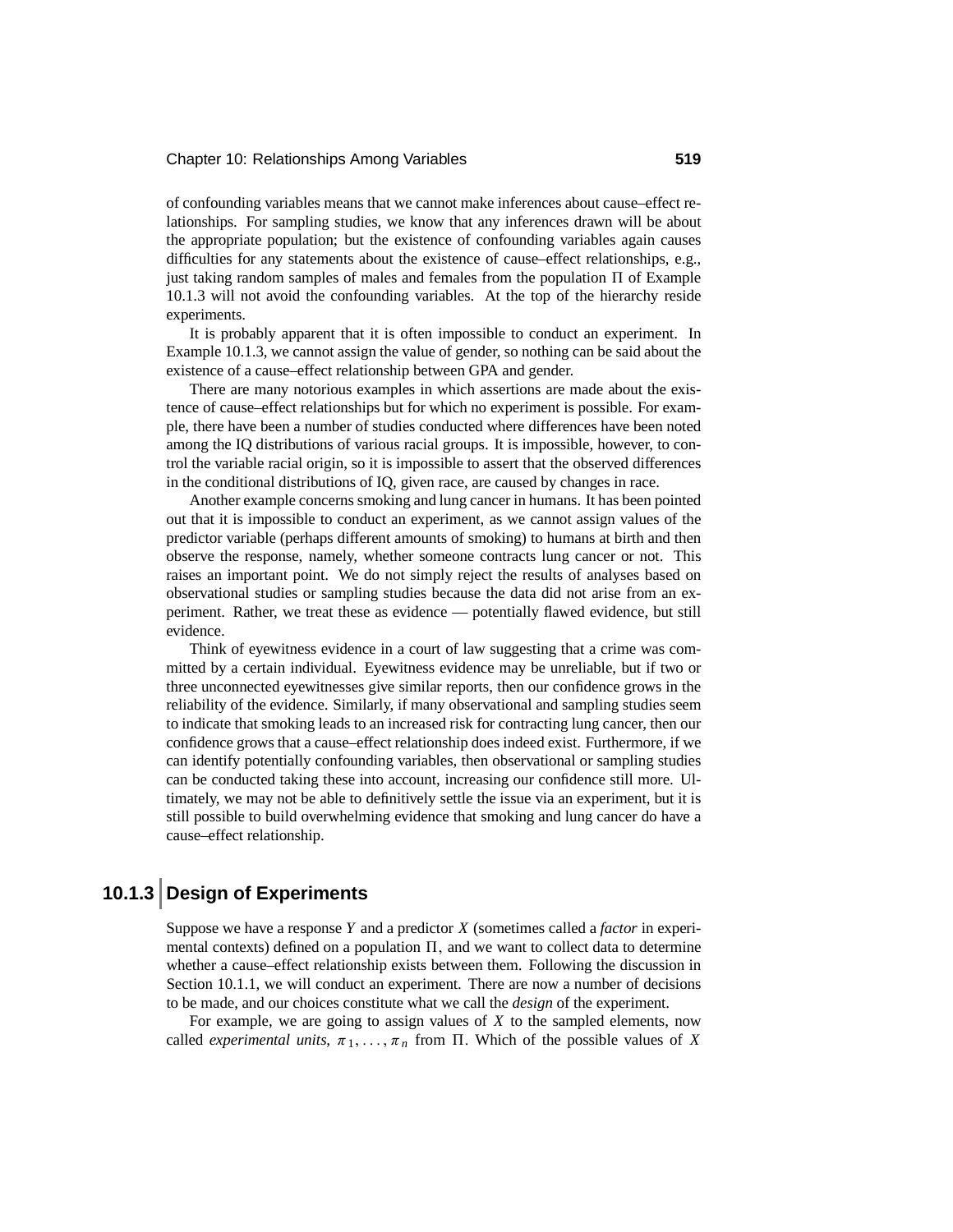of confounding variables means that we cannot make inferences about cause–effect relationships. For sampling studies, we know that any inferences drawn will be about the appropriate population; but the existence of confounding variables again causes difficulties for any statements about the existence of cause–effect relationships, e.g., just taking random samples of males and females from the population $\Pi$ of Example 10.1.3 will not avoid the confounding variables. At the top of the hierarchy reside experiments.

It is probably apparent that it is often impossible to conduct an experiment. In Example 10.1.3, we cannot assign the value of gender, so nothing can be said about the existence of a cause–effect relationship between GPA and gender.

There are many notorious examples in which assertions are made about the existence of cause–effect relationships but for which no experiment is possible. For example, there have been a number of studies conducted where differences have been noted among the IQ distributions of various racial groups. It is impossible, however, to control the variable racial origin, so it is impossible to assert that the observed differences in the conditional distributions of IQ, given race, are caused by changes in race.

Another example concerns smoking and lung cancer in humans. It has been pointed out that it is impossible to conduct an experiment, as we cannot assign values of the predictor variable (perhaps different amounts of smoking) to humans at birth and then observe the response, namely, whether someone contracts lung cancer or not. This raises an important point. We do not simply reject the results of analyses based on observational studies or sampling studies because the data did not arise from an experiment. Rather, we treat these as evidence — potentially flawed evidence, but still evidence.

Think of eyewitness evidence in a court of law suggesting that a crime was committed by a certain individual. Eyewitness evidence may be unreliable, but if two or three unconnected eyewitnesses give similar reports, then our confidence grows in the reliability of the evidence. Similarly, if many observational and sampling studies seem to indicate that smoking leads to an increased risk for contracting lung cancer, then our confidence grows that a cause–effect relationship does indeed exist. Furthermore, if we can identify potentially confounding variables, then observational or sampling studies can be conducted taking these into account, increasing our confidence still more. Ultimately, we may not be able to definitively settle the issue via an experiment, but it is still possible to build overwhelming evidence that smoking and lung cancer do have a cause–effect relationship.

## 10.1.3 Design of Experiments

Suppose we have a response $Y$ and a predictor $X$ (sometimes called a *factor* in experimental contexts) defined on a population $\Pi$, and we want to collect data to determine whether a cause–effect relationship exists between them. Following the discussion in Section 10.1.1, we will conduct an experiment. There are now a number of decisions to be made, and our choices constitute what we call the *design* of the experiment.

For example, we are going to assign values of $X$ to the sampled elements, now called *experimental units*, $\pi_1, \ldots, \pi_n$ from $\Pi$. Which of the possible values of $X$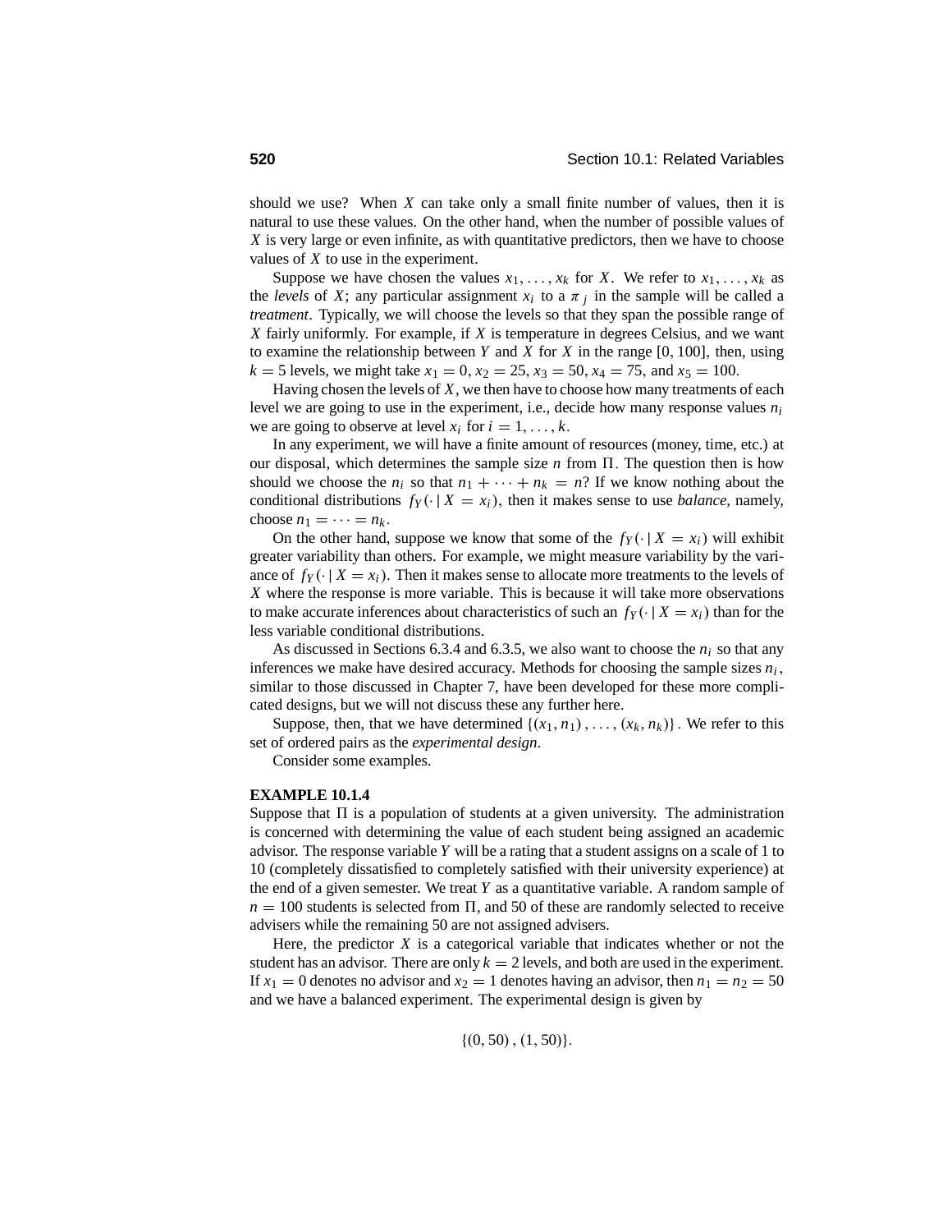should we use? When $X$ can take only a small finite number of values, then it is natural to use these values. On the other hand, when the number of possible values of $X$ is very large or even infinite, as with quantitative predictors, then we have to choose values of $X$ to use in the experiment.

Suppose we have chosen the values $x_1, \ldots, x_k$ for $X$. We refer to $x_1, \ldots, x_k$ as the *levels* of $X$; any particular assignment $x_i$ to a $\pi_j$ in the sample will be called a *treatment*. Typically, we will choose the levels so that they span the possible range of $X$ fairly uniformly. For example, if $X$ is temperature in degrees Celsius, and we want to examine the relationship between $Y$ and $X$ for $X$ in the range $[0, 100]$, then, using $k = 5$ levels, we might take $x_1 = 0$, $x_2 = 25$, $x_3 = 50$, $x_4 = 75$, and $x_5 = 100$.

Having chosen the levels of $X$, we then have to choose how many treatments of each level we are going to use in the experiment, i.e., decide how many response values $n_i$ we are going to observe at level $x_i$ for $i = 1, \ldots, k$.

In any experiment, we will have a finite amount of resources (money, time, etc.) at our disposal, which determines the sample size $n$ from $\Pi$. The question then is how should we choose the $n_i$ so that $n_1 + \cdots + n_k = n$? If we know nothing about the conditional distributions $f_Y(\cdot \mid X = x_i)$, then it makes sense to use *balance*, namely, choose $n_1 = \cdots = n_k$.

On the other hand, suppose we know that some of the $f_Y(\cdot \mid X = x_i)$ will exhibit greater variability than others. For example, we might measure variability by the variance of $f_Y(\cdot \mid X = x_i)$. Then it makes sense to allocate more treatments to the levels of $X$ where the response is more variable. This is because it will take more observations to make accurate inferences about characteristics of such an $f_Y(\cdot \mid X = x_i)$ than for the less variable conditional distributions.

As discussed in Sections 6.3.4 and 6.3.5, we also want to choose the $n_i$ so that any inferences we make have desired accuracy. Methods for choosing the sample sizes $n_i$, similar to those discussed in Chapter 7, have been developed for these more complicated designs, but we will not discuss these any further here.

Suppose, then, that we have determined $\{(x_1, n_1), \ldots, (x_k, n_k)\}$. We refer to this set of ordered pairs as the *experimental design*.

Consider some examples.

**EXAMPLE 10.1.4**

Suppose that $\Pi$ is a population of students at a given university. The administration is concerned with determining the value of each student being assigned an academic advisor. The response variable $Y$ will be a rating that a student assigns on a scale of 1 to 10 (completely dissatisfied to completely satisfied with their university experience) at the end of a given semester. We treat $Y$ as a quantitative variable. A random sample of $n = 100$ students is selected from $\Pi$, and 50 of these are randomly selected to receive advisers while the remaining 50 are not assigned advisers.

Here, the predictor $X$ is a categorical variable that indicates whether or not the student has an advisor. There are only $k = 2$ levels, and both are used in the experiment. If $x_1 = 0$ denotes no advisor and $x_2 = 1$ denotes having an advisor, then $n_1 = n_2 = 50$ and we have a balanced experiment. The experimental design is given by

$$\{(0, 50), (1, 50)\}.$$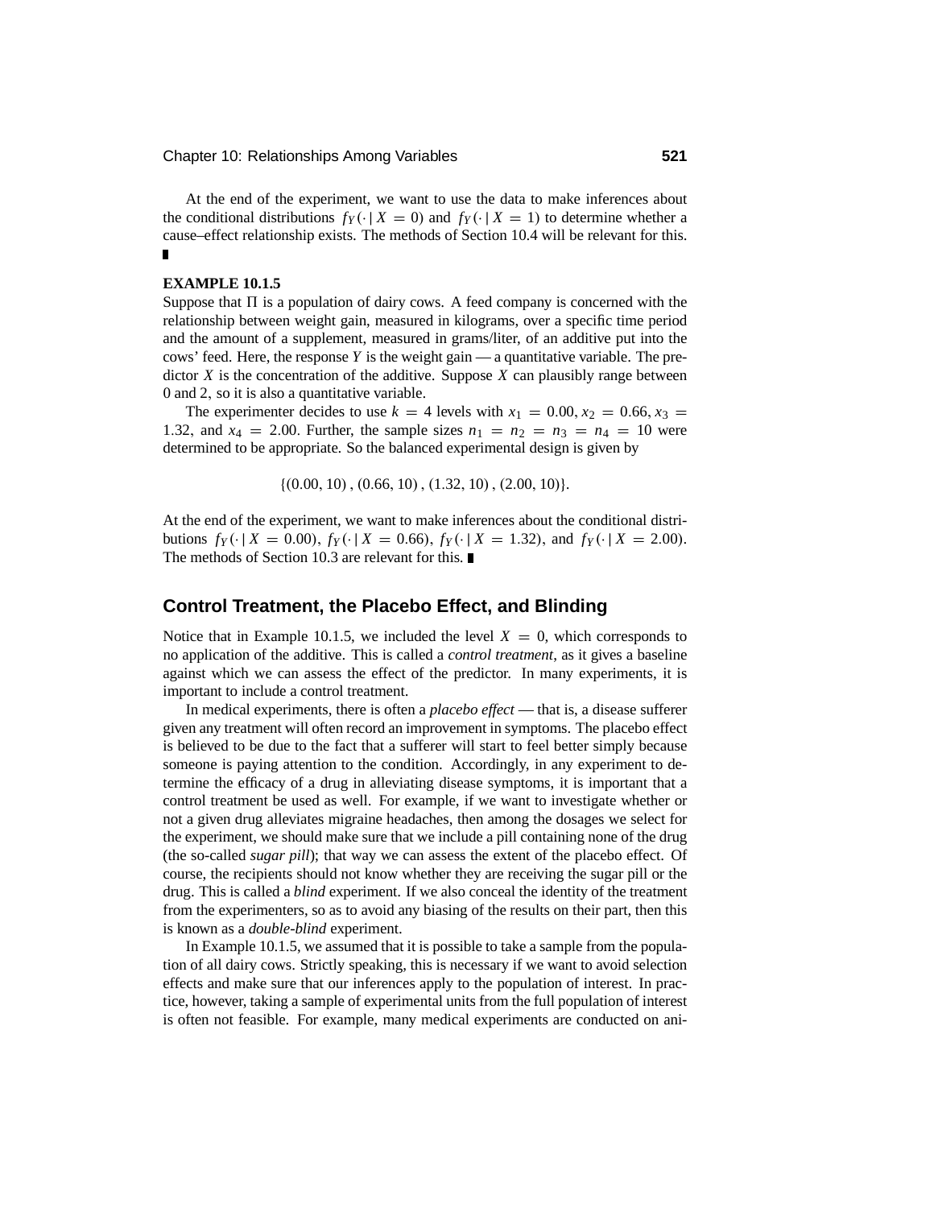At the end of the experiment, we want to use the data to make inferences about the conditional distributions $f_Y(\cdot \mid X = 0)$ and $f_Y(\cdot \mid X = 1)$ to determine whether a cause–effect relationship exists. The methods of Section 10.4 will be relevant for this. ∎

**EXAMPLE 10.1.5**

Suppose that $\Pi$ is a population of dairy cows. A feed company is concerned with the relationship between weight gain, measured in kilograms, over a specific time period and the amount of a supplement, measured in grams/liter, of an additive put into the cows' feed. Here, the response $Y$ is the weight gain — a quantitative variable. The predictor $X$ is the concentration of the additive. Suppose $X$ can plausibly range between 0 and 2, so it is also a quantitative variable.

The experimenter decides to use $k = 4$ levels with $x_1 = 0.00, x_2 = 0.66, x_3 = 1.32$, and $x_4 = 2.00$. Further, the sample sizes $n_1 = n_2 = n_3 = n_4 = 10$ were determined to be appropriate. So the balanced experimental design is given by

$$\{(0.00, 10), (0.66, 10), (1.32, 10), (2.00, 10)\}.$$

At the end of the experiment, we want to make inferences about the conditional distributions $f_Y(\cdot \mid X = 0.00)$, $f_Y(\cdot \mid X = 0.66)$, $f_Y(\cdot \mid X = 1.32)$, and $f_Y(\cdot \mid X = 2.00)$. The methods of Section 10.3 are relevant for this. ∎

## Control Treatment, the Placebo Effect, and Blinding

Notice that in Example 10.1.5, we included the level $X = 0$, which corresponds to no application of the additive. This is called a *control treatment*, as it gives a baseline against which we can assess the effect of the predictor. In many experiments, it is important to include a control treatment.

In medical experiments, there is often a *placebo effect* — that is, a disease sufferer given any treatment will often record an improvement in symptoms. The placebo effect is believed to be due to the fact that a sufferer will start to feel better simply because someone is paying attention to the condition. Accordingly, in any experiment to determine the efficacy of a drug in alleviating disease symptoms, it is important that a control treatment be used as well. For example, if we want to investigate whether or not a given drug alleviates migraine headaches, then among the dosages we select for the experiment, we should make sure that we include a pill containing none of the drug (the so-called *sugar pill*); that way we can assess the extent of the placebo effect. Of course, the recipients should not know whether they are receiving the sugar pill or the drug. This is called a *blind* experiment. If we also conceal the identity of the treatment from the experimenters, so as to avoid any biasing of the results on their part, then this is known as a *double-blind* experiment.

In Example 10.1.5, we assumed that it is possible to take a sample from the population of all dairy cows. Strictly speaking, this is necessary if we want to avoid selection effects and make sure that our inferences apply to the population of interest. In practice, however, taking a sample of experimental units from the full population of interest is often not feasible. For example, many medical experiments are conducted on ani-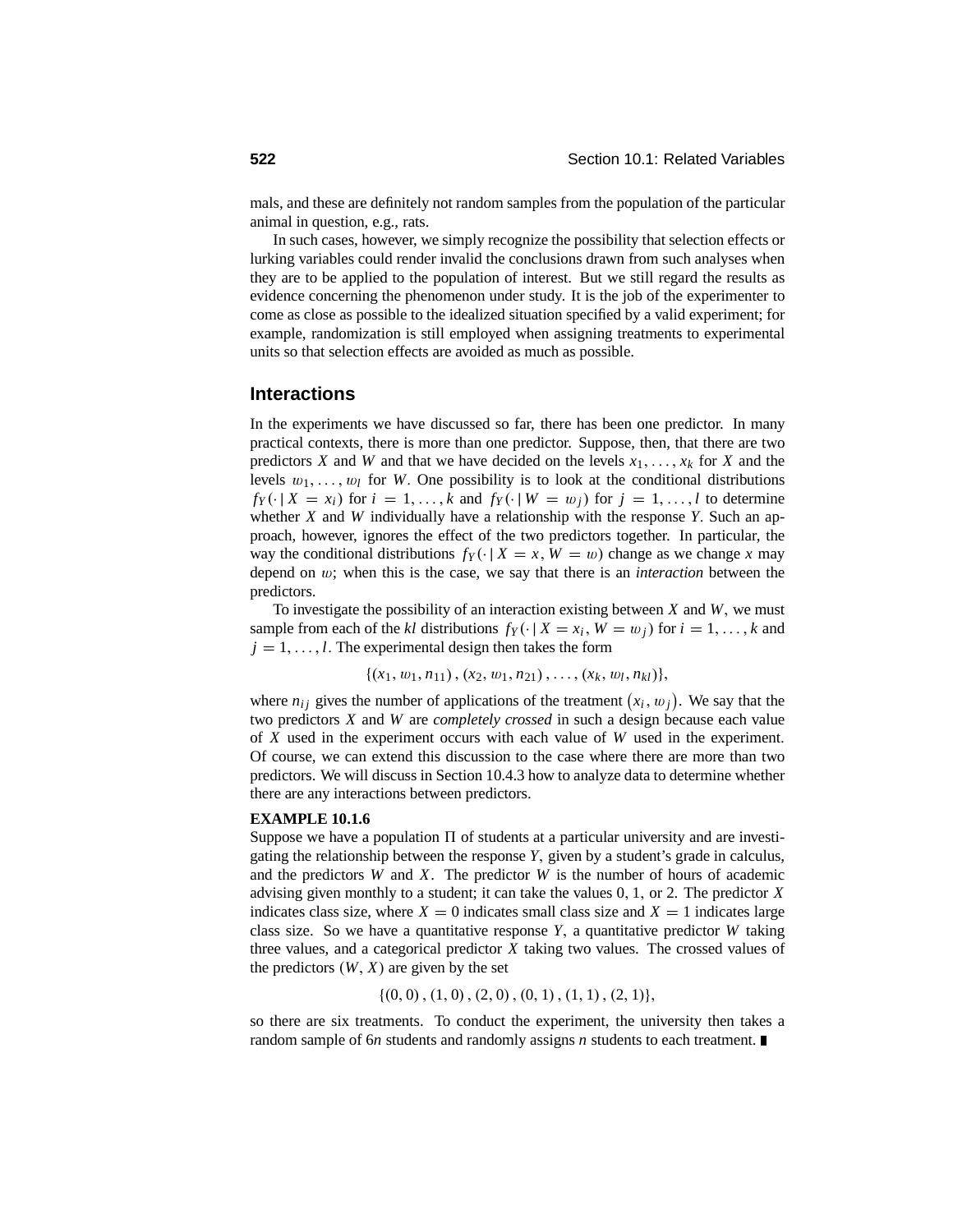mals, and these are definitely not random samples from the population of the particular animal in question, e.g., rats.

In such cases, however, we simply recognize the possibility that selection effects or lurking variables could render invalid the conclusions drawn from such analyses when they are to be applied to the population of interest. But we still regard the results as evidence concerning the phenomenon under study. It is the job of the experimenter to come as close as possible to the idealized situation specified by a valid experiment; for example, randomization is still employed when assigning treatments to experimental units so that selection effects are avoided as much as possible.

## Interactions

In the experiments we have discussed so far, there has been one predictor. In many practical contexts, there is more than one predictor. Suppose, then, that there are two predictors $X$ and $W$ and that we have decided on the levels $x_1, \ldots, x_k$ for $X$ and the levels $w_1, \ldots, w_l$ for $W$. One possibility is to look at the conditional distributions $f_Y(\cdot \mid X = x_i)$ for $i = 1, \ldots, k$ and $f_Y(\cdot \mid W = w_j)$ for $j = 1, \ldots, l$ to determine whether $X$ and $W$ individually have a relationship with the response $Y$. Such an approach, however, ignores the effect of the two predictors together. In particular, the way the conditional distributions $f_Y(\cdot \mid X = x, W = w)$ change as we change $x$ may depend on $w$; when this is the case, we say that there is an *interaction* between the predictors.

To investigate the possibility of an interaction existing between $X$ and $W$, we must sample from each of the $kl$ distributions $f_Y(\cdot \mid X = x_i, W = w_j)$ for $i = 1, \ldots, k$ and $j = 1, \ldots, l$. The experimental design then takes the form

$$\{(x_1, w_1, n_{11}), (x_2, w_1, n_{21}), \ldots, (x_k, w_l, n_{kl})\},$$

where $n_{ij}$ gives the number of applications of the treatment $(x_i, w_j)$. We say that the two predictors $X$ and $W$ are *completely crossed* in such a design because each value of $X$ used in the experiment occurs with each value of $W$ used in the experiment. Of course, we can extend this discussion to the case where there are more than two predictors. We will discuss in Section 10.4.3 how to analyze data to determine whether there are any interactions between predictors.

**EXAMPLE 10.1.6**

Suppose we have a population $\Pi$ of students at a particular university and are investigating the relationship between the response $Y$, given by a student's grade in calculus, and the predictors $W$ and $X$. The predictor $W$ is the number of hours of academic advising given monthly to a student; it can take the values 0, 1, or 2. The predictor $X$ indicates class size, where $X = 0$ indicates small class size and $X = 1$ indicates large class size. So we have a quantitative response $Y$, a quantitative predictor $W$ taking three values, and a categorical predictor $X$ taking two values. The crossed values of the predictors $(W, X)$ are given by the set

$$\{(0, 0), (1, 0), (2, 0), (0, 1), (1, 1), (2, 1)\},$$

so there are six treatments. To conduct the experiment, the university then takes a random sample of $6n$ students and randomly assigns $n$ students to each treatment. ∎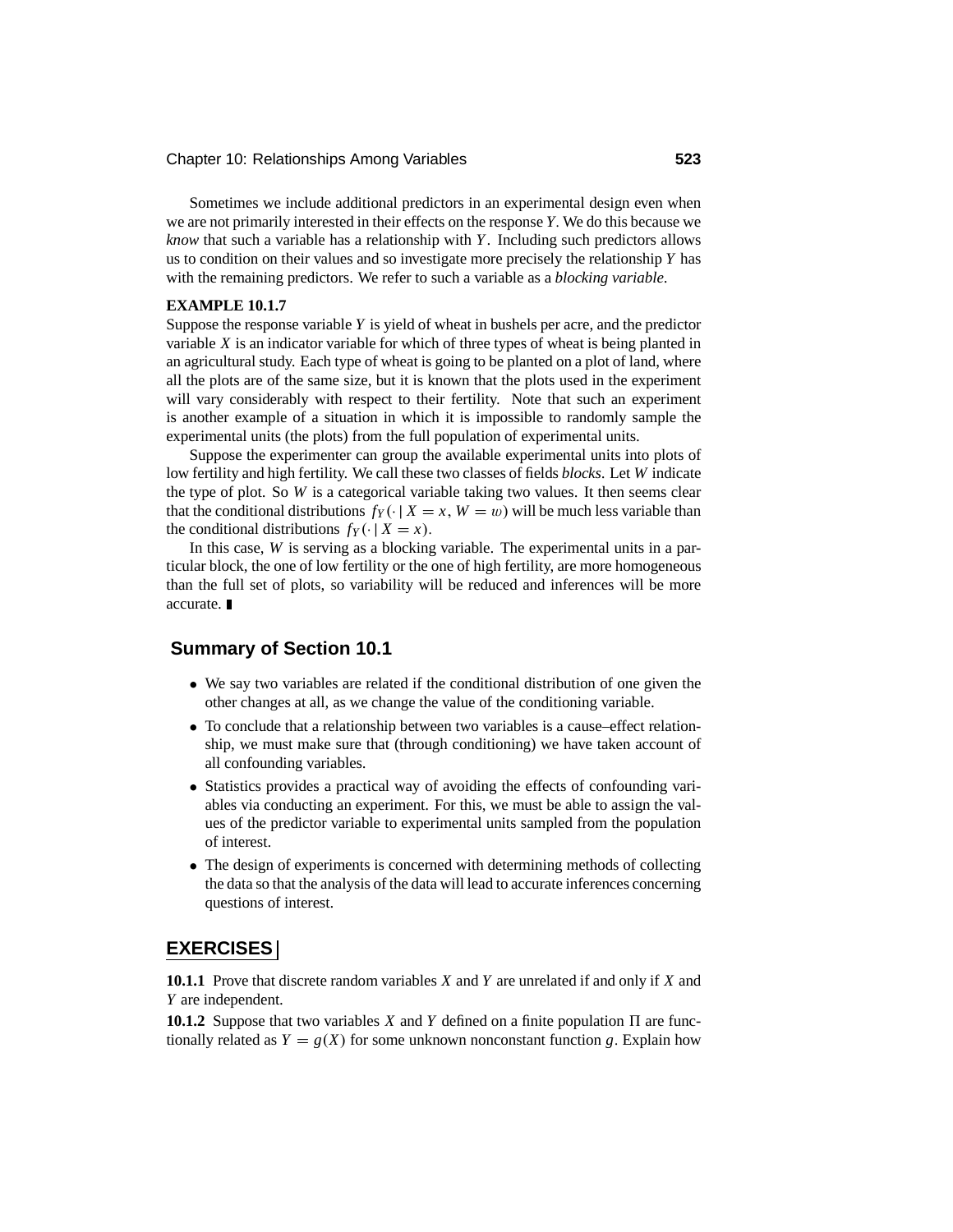Sometimes we include additional predictors in an experimental design even when we are not primarily interested in their effects on the response $Y$. We do this because we *know* that such a variable has a relationship with $Y$. Including such predictors allows us to condition on their values and so investigate more precisely the relationship $Y$ has with the remaining predictors. We refer to such a variable as a *blocking variable*.

**EXAMPLE 10.1.7**

Suppose the response variable $Y$ is yield of wheat in bushels per acre, and the predictor variable $X$ is an indicator variable for which of three types of wheat is being planted in an agricultural study. Each type of wheat is going to be planted on a plot of land, where all the plots are of the same size, but it is known that the plots used in the experiment will vary considerably with respect to their fertility. Note that such an experiment is another example of a situation in which it is impossible to randomly sample the experimental units (the plots) from the full population of experimental units.

Suppose the experimenter can group the available experimental units into plots of low fertility and high fertility. We call these two classes of fields *blocks*. Let $W$ indicate the type of plot. So $W$ is a categorical variable taking two values. It then seems clear that the conditional distributions $f_Y(\cdot \mid X = x, W = w)$ will be much less variable than the conditional distributions $f_Y(\cdot \mid X = x)$.

In this case, $W$ is serving as a blocking variable. The experimental units in a particular block, the one of low fertility or the one of high fertility, are more homogeneous than the full set of plots, so variability will be reduced and inferences will be more accurate. ∎

## Summary of Section 10.1

- We say two variables are related if the conditional distribution of one given the other changes at all, as we change the value of the conditioning variable.
- To conclude that a relationship between two variables is a cause–effect relationship, we must make sure that (through conditioning) we have taken account of all confounding variables.
- Statistics provides a practical way of avoiding the effects of confounding variables via conducting an experiment. For this, we must be able to assign the values of the predictor variable to experimental units sampled from the population of interest.
- The design of experiments is concerned with determining methods of collecting the data so that the analysis of the data will lead to accurate inferences concerning questions of interest.

## EXERCISES

**10.1.1** Prove that discrete random variables $X$ and $Y$ are unrelated if and only if $X$ and $Y$ are independent.

**10.1.2** Suppose that two variables $X$ and $Y$ defined on a finite population $\Pi$ are functionally related as $Y = g(X)$ for some unknown nonconstant function $g$. Explain how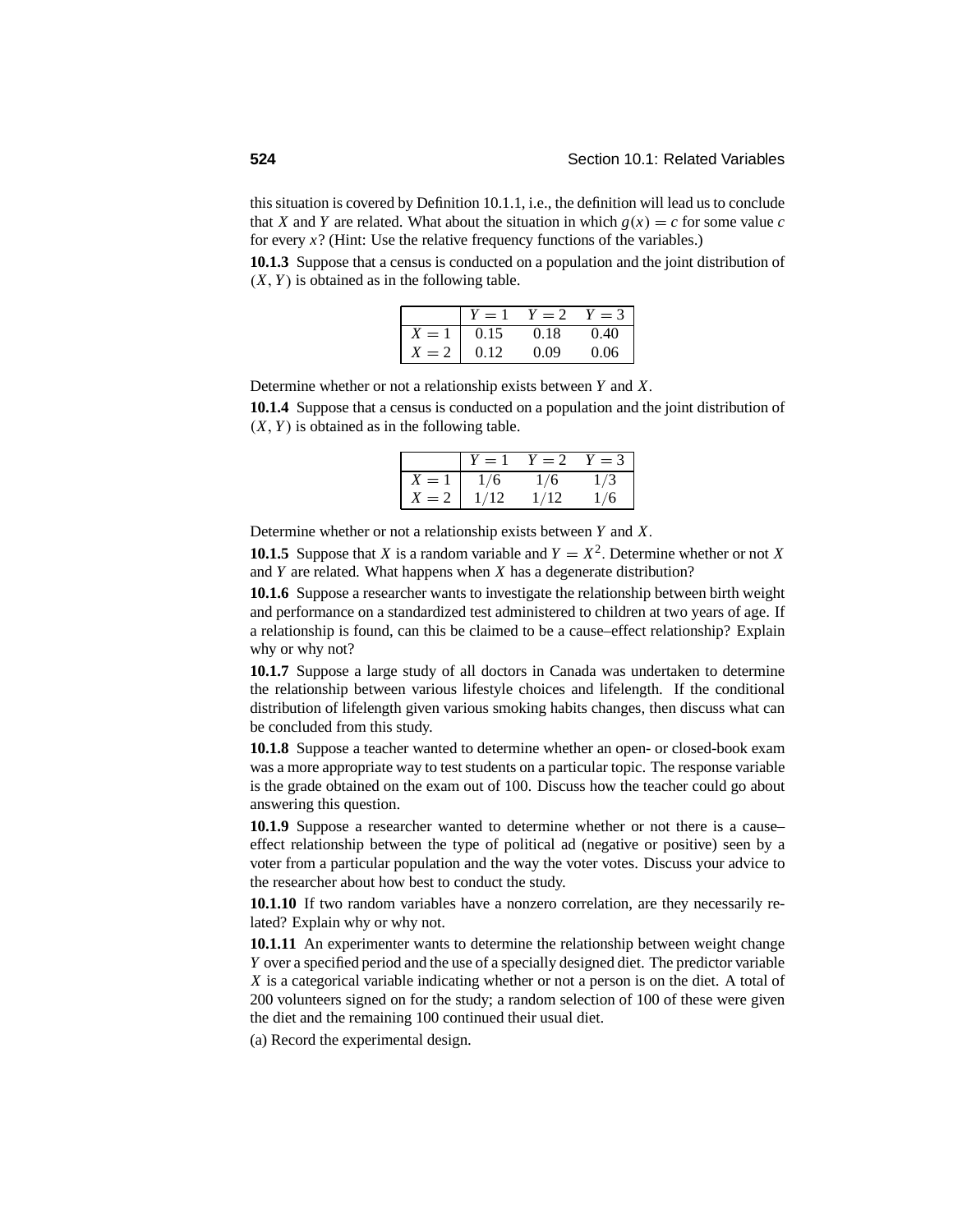this situation is covered by Definition 10.1.1, i.e., the definition will lead us to conclude that $X$ and $Y$ are related. What about the situation in which $g(x) = c$ for some value $c$ for every $x$? (Hint: Use the relative frequency functions of the variables.)

**10.1.3** Suppose that a census is conducted on a population and the joint distribution of $(X, Y)$ is obtained as in the following table.

| | $Y = 1$ | $Y = 2$ | $Y = 3$ |
|---|---|---|---|
| $X = 1$ | 0.15 | 0.18 | 0.40 |
| $X = 2$ | 0.12 | 0.09 | 0.06 |

Determine whether or not a relationship exists between $Y$ and $X$.

**10.1.4** Suppose that a census is conducted on a population and the joint distribution of $(X, Y)$ is obtained as in the following table.

| | $Y = 1$ | $Y = 2$ | $Y = 3$ |
|---|---|---|---|
| $X = 1$ | $1/6$ | $1/6$ | $1/3$ |
| $X = 2$ | $1/12$ | $1/12$ | $1/6$ |

Determine whether or not a relationship exists between $Y$ and $X$.

**10.1.5** Suppose that $X$ is a random variable and $Y = X^2$. Determine whether or not $X$ and $Y$ are related. What happens when $X$ has a degenerate distribution?

**10.1.6** Suppose a researcher wants to investigate the relationship between birth weight and performance on a standardized test administered to children at two years of age. If a relationship is found, can this be claimed to be a cause–effect relationship? Explain why or why not?

**10.1.7** Suppose a large study of all doctors in Canada was undertaken to determine the relationship between various lifestyle choices and lifelength. If the conditional distribution of lifelength given various smoking habits changes, then discuss what can be concluded from this study.

**10.1.8** Suppose a teacher wanted to determine whether an open- or closed-book exam was a more appropriate way to test students on a particular topic. The response variable is the grade obtained on the exam out of 100. Discuss how the teacher could go about answering this question.

**10.1.9** Suppose a researcher wanted to determine whether or not there is a cause–effect relationship between the type of political ad (negative or positive) seen by a voter from a particular population and the way the voter votes. Discuss your advice to the researcher about how best to conduct the study.

**10.1.10** If two random variables have a nonzero correlation, are they necessarily related? Explain why or why not.

**10.1.11** An experimenter wants to determine the relationship between weight change $Y$ over a specified period and the use of a specially designed diet. The predictor variable $X$ is a categorical variable indicating whether or not a person is on the diet. A total of 200 volunteers signed on for the study; a random selection of 100 of these were given the diet and the remaining 100 continued their usual diet.

(a) Record the experimental design.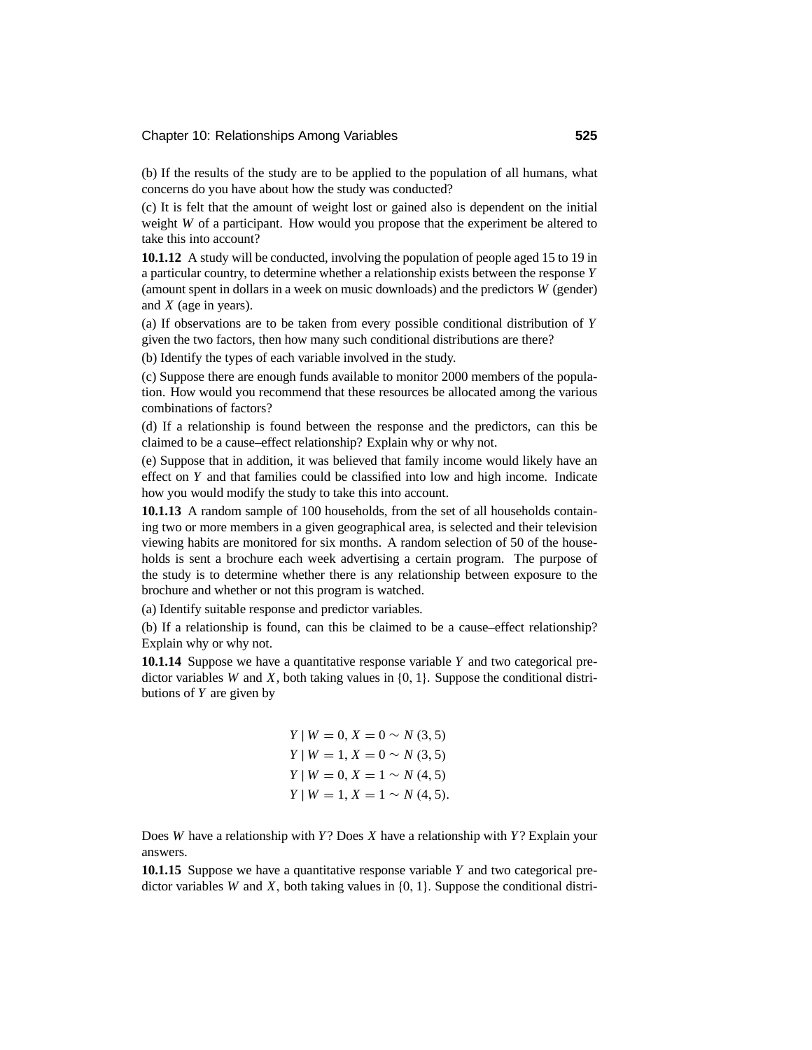(b) If the results of the study are to be applied to the population of all humans, what concerns do you have about how the study was conducted?

(c) It is felt that the amount of weight lost or gained also is dependent on the initial weight $W$ of a participant. How would you propose that the experiment be altered to take this into account?

**10.1.12** A study will be conducted, involving the population of people aged 15 to 19 in a particular country, to determine whether a relationship exists between the response $Y$ (amount spent in dollars in a week on music downloads) and the predictors $W$ (gender) and $X$ (age in years).

(a) If observations are to be taken from every possible conditional distribution of $Y$ given the two factors, then how many such conditional distributions are there?

(b) Identify the types of each variable involved in the study.

(c) Suppose there are enough funds available to monitor 2000 members of the population. How would you recommend that these resources be allocated among the various combinations of factors?

(d) If a relationship is found between the response and the predictors, can this be claimed to be a cause–effect relationship? Explain why or why not.

(e) Suppose that in addition, it was believed that family income would likely have an effect on $Y$ and that families could be classified into low and high income. Indicate how you would modify the study to take this into account.

**10.1.13** A random sample of 100 households, from the set of all households containing two or more members in a given geographical area, is selected and their television viewing habits are monitored for six months. A random selection of 50 of the households is sent a brochure each week advertising a certain program. The purpose of the study is to determine whether there is any relationship between exposure to the brochure and whether or not this program is watched.

(a) Identify suitable response and predictor variables.

(b) If a relationship is found, can this be claimed to be a cause–effect relationship? Explain why or why not.

**10.1.14** Suppose we have a quantitative response variable $Y$ and two categorical predictor variables $W$ and $X$, both taking values in $\{0, 1\}$. Suppose the conditional distributions of $Y$ are given by

$$
\begin{aligned}
Y \mid W = 0, X = 0 &\sim N(3, 5) \\
Y \mid W = 1, X = 0 &\sim N(3, 5) \\
Y \mid W = 0, X = 1 &\sim N(4, 5) \\
Y \mid W = 1, X = 1 &\sim N(4, 5).
\end{aligned}
$$

Does $W$ have a relationship with $Y$? Does $X$ have a relationship with $Y$? Explain your answers.

**10.1.15** Suppose we have a quantitative response variable $Y$ and two categorical predictor variables $W$ and $X$, both taking values in $\{0, 1\}$. Suppose the conditional distri-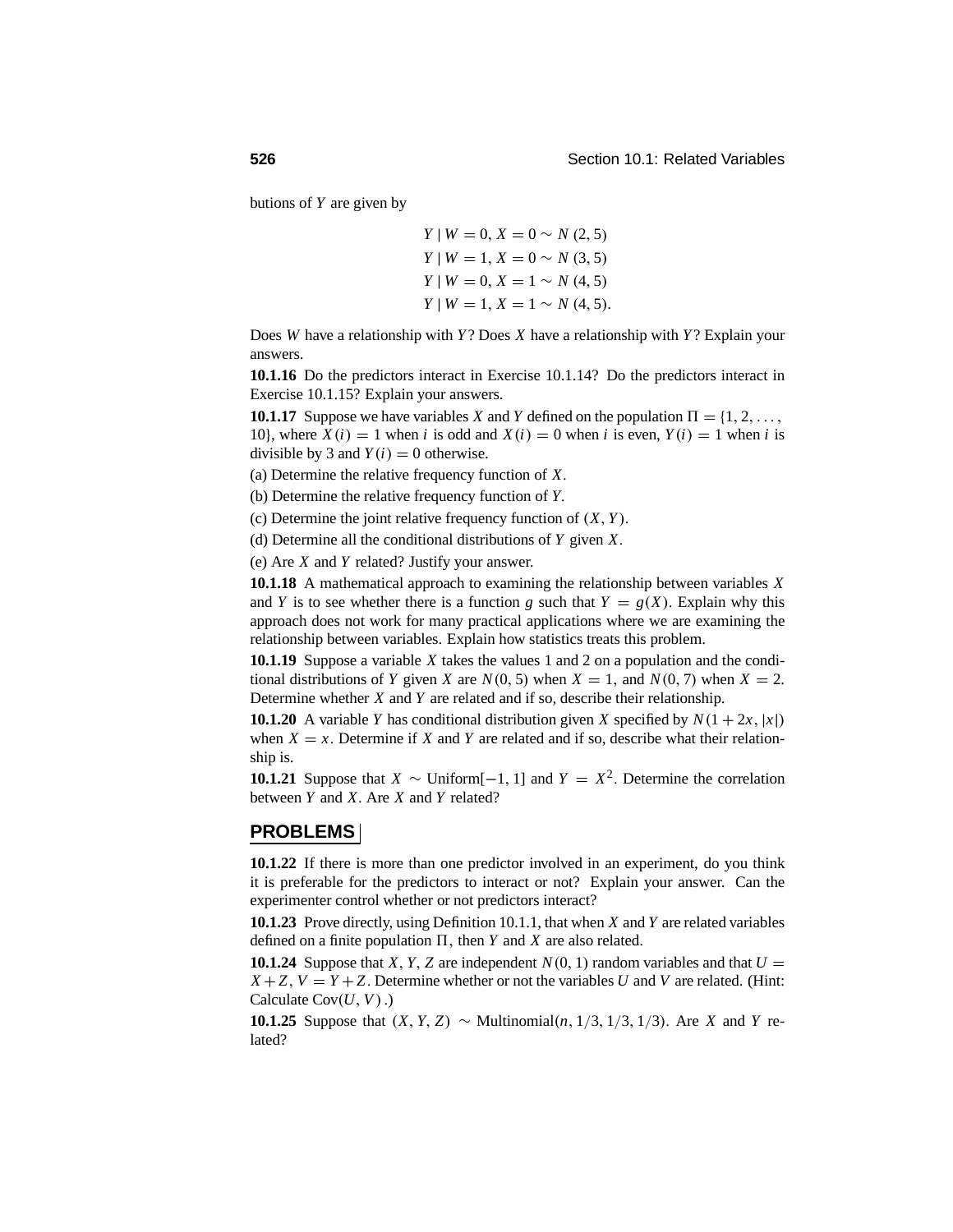butions of $Y$ are given by

$$\begin{aligned}
Y \mid W = 0, X = 0 &\sim N(2, 5) \\
Y \mid W = 1, X = 0 &\sim N(3, 5) \\
Y \mid W = 0, X = 1 &\sim N(4, 5) \\
Y \mid W = 1, X = 1 &\sim N(4, 5).
\end{aligned}$$

Does $W$ have a relationship with $Y$? Does $X$ have a relationship with $Y$? Explain your answers.

**10.1.16** Do the predictors interact in Exercise 10.1.14? Do the predictors interact in Exercise 10.1.15? Explain your answers.

**10.1.17** Suppose we have variables $X$ and $Y$ defined on the population $\Pi = \{1, 2, \ldots, 10\}$, where $X(i) = 1$ when $i$ is odd and $X(i) = 0$ when $i$ is even, $Y(i) = 1$ when $i$ is divisible by 3 and $Y(i) = 0$ otherwise.

(a) Determine the relative frequency function of $X$.

(b) Determine the relative frequency function of $Y$.

(c) Determine the joint relative frequency function of $(X, Y)$.

(d) Determine all the conditional distributions of $Y$ given $X$.

(e) Are $X$ and $Y$ related? Justify your answer.

**10.1.18** A mathematical approach to examining the relationship between variables $X$ and $Y$ is to see whether there is a function $g$ such that $Y = g(X)$. Explain why this approach does not work for many practical applications where we are examining the relationship between variables. Explain how statistics treats this problem.

**10.1.19** Suppose a variable $X$ takes the values 1 and 2 on a population and the conditional distributions of $Y$ given $X$ are $N(0, 5)$ when $X = 1$, and $N(0, 7)$ when $X = 2$. Determine whether $X$ and $Y$ are related and if so, describe their relationship.

**10.1.20** A variable $Y$ has conditional distribution given $X$ specified by $N(1 + 2x, |x|)$ when $X = x$. Determine if $X$ and $Y$ are related and if so, describe what their relationship is.

**10.1.21** Suppose that $X \sim \text{Uniform}[-1, 1]$ and $Y = X^2$. Determine the correlation between $Y$ and $X$. Are $X$ and $Y$ related?

## PROBLEMS

**10.1.22** If there is more than one predictor involved in an experiment, do you think it is preferable for the predictors to interact or not? Explain your answer. Can the experimenter control whether or not predictors interact?

**10.1.23** Prove directly, using Definition 10.1.1, that when $X$ and $Y$ are related variables defined on a finite population $\Pi$, then $Y$ and $X$ are also related.

**10.1.24** Suppose that $X, Y, Z$ are independent $N(0, 1)$ random variables and that $U = X + Z$, $V = Y + Z$. Determine whether or not the variables $U$ and $V$ are related. (Hint: Calculate $\text{Cov}(U, V)$.)

**10.1.25** Suppose that $(X, Y, Z) \sim \text{Multinomial}(n, 1/3, 1/3, 1/3)$. Are $X$ and $Y$ related?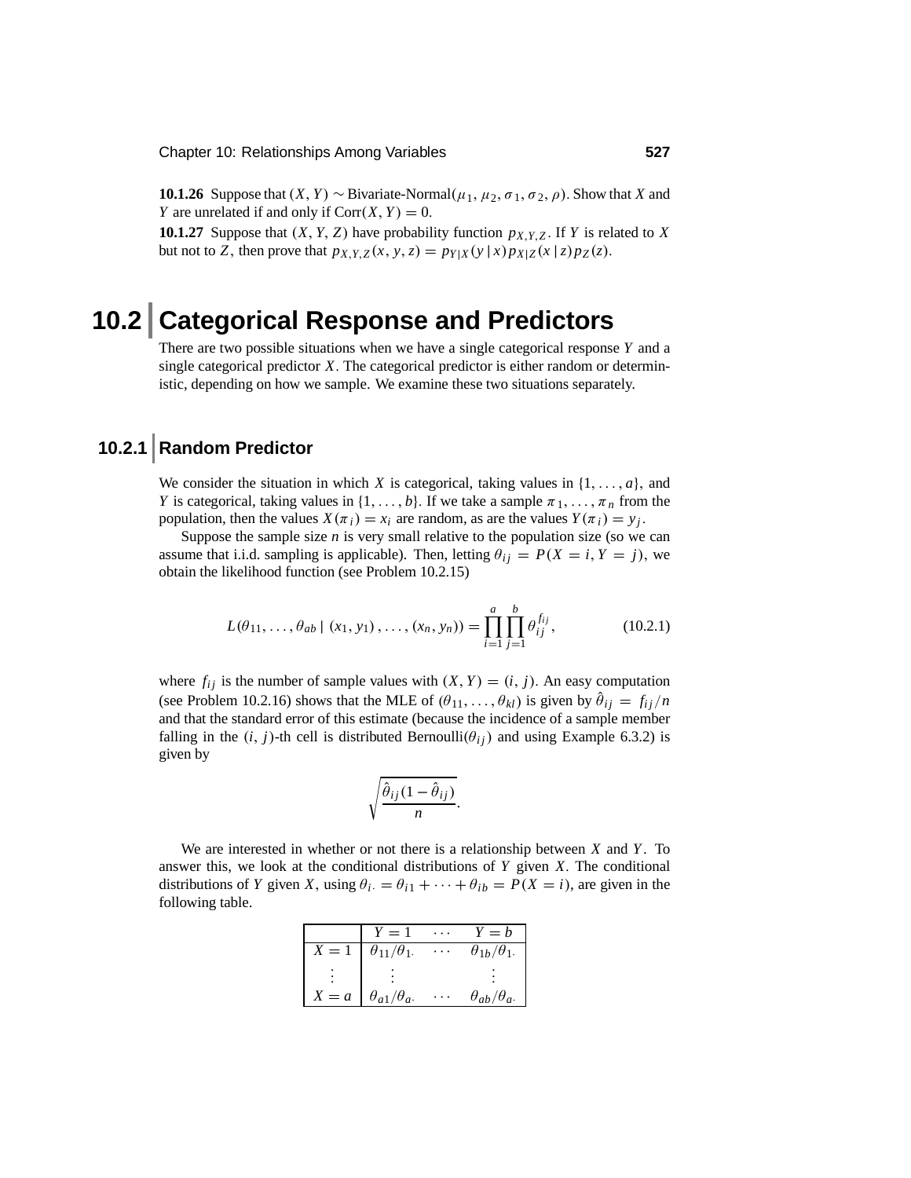**10.1.26** Suppose that $(X, Y) \sim$ Bivariate-Normal$(\mu_1, \mu_2, \sigma_1, \sigma_2, \rho)$. Show that $X$ and $Y$ are unrelated if and only if $\text{Corr}(X, Y) = 0$.

**10.1.27** Suppose that $(X, Y, Z)$ have probability function $p_{X,Y,Z}$. If $Y$ is related to $X$ but not to $Z$, then prove that $p_{X,Y,Z}(x, y, z) = p_{Y|X}(y \mid x)\, p_{X|Z}(x \mid z)\, p_Z(z)$.

# 10.2 Categorical Response and Predictors

There are two possible situations when we have a single categorical response $Y$ and a single categorical predictor $X$. The categorical predictor is either random or deterministic, depending on how we sample. We examine these two situations separately.

## 10.2.1 Random Predictor

We consider the situation in which $X$ is categorical, taking values in $\{1, \ldots, a\}$, and $Y$ is categorical, taking values in $\{1, \ldots, b\}$. If we take a sample $\pi_1, \ldots, \pi_n$ from the population, then the values $X(\pi_i) = x_i$ are random, as are the values $Y(\pi_i) = y_j$.

Suppose the sample size $n$ is very small relative to the population size (so we can assume that i.i.d. sampling is applicable). Then, letting $\theta_{ij} = P(X = i, Y = j)$, we obtain the likelihood function (see Problem 10.2.15)

$$L(\theta_{11}, \ldots, \theta_{ab} \mid (x_1, y_1), \ldots, (x_n, y_n)) = \prod_{i=1}^{a} \prod_{j=1}^{b} \theta_{ij}^{f_{ij}}, \tag{10.2.1}$$

where $f_{ij}$ is the number of sample values with $(X, Y) = (i, j)$. An easy computation (see Problem 10.2.16) shows that the MLE of $(\theta_{11}, \ldots, \theta_{kl})$ is given by $\hat{\theta}_{ij} = f_{ij}/n$ and that the standard error of this estimate (because the incidence of a sample member falling in the $(i, j)$-th cell is distributed Bernoulli$(\theta_{ij})$ and using Example 6.3.2) is given by

$$\sqrt{\frac{\hat{\theta}_{ij}(1 - \hat{\theta}_{ij})}{n}}.$$

We are interested in whether or not there is a relationship between $X$ and $Y$. To answer this, we look at the conditional distributions of $Y$ given $X$. The conditional distributions of $Y$ given $X$, using $\theta_{i\cdot} = \theta_{i1} + \cdots + \theta_{ib} = P(X = i)$, are given in the following table.

| | $Y = 1$ | $\cdots$ | $Y = b$ |
|---|---|---|---|
| $X = 1$ | $\theta_{11}/\theta_{1\cdot}$ | $\cdots$ | $\theta_{1b}/\theta_{1\cdot}$ |
| $\vdots$ | $\vdots$ | | $\vdots$ |
| $X = a$ | $\theta_{a1}/\theta_{a\cdot}$ | $\cdots$ | $\theta_{ab}/\theta_{a\cdot}$ |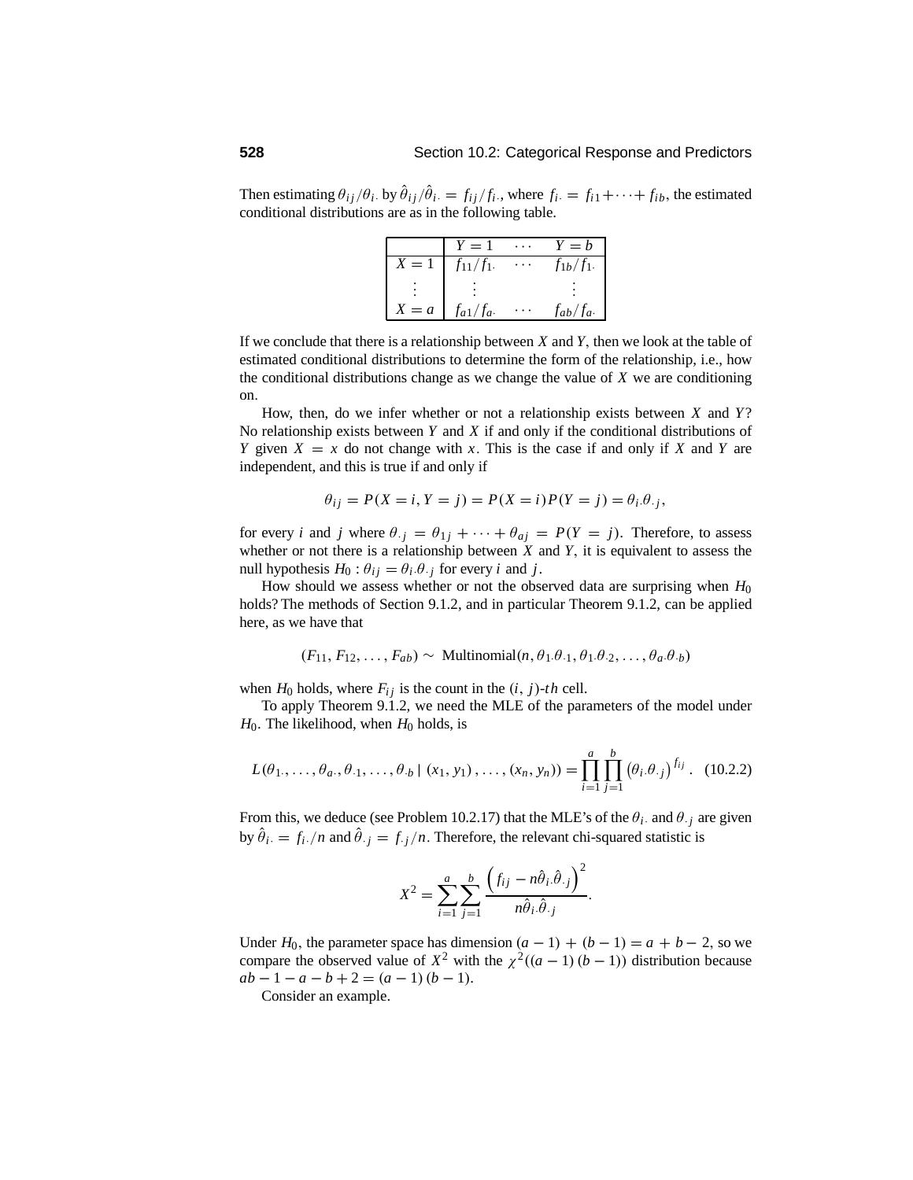Then estimating $\theta_{ij}/\theta_{i\cdot}$ by $\hat{\theta}_{ij}/\hat{\theta}_{i\cdot} = f_{ij}/f_{i\cdot}$, where $f_{i\cdot} = f_{i1} + \cdots + f_{ib}$, the estimated conditional distributions are as in the following table.

| | $Y = 1$ | $\cdots$ | $Y = b$ |
|---|---|---|---|
| $X = 1$ | $f_{11}/f_{1\cdot}$ | $\cdots$ | $f_{1b}/f_{1\cdot}$ |
| $\vdots$ | $\vdots$ | | $\vdots$ |
| $X = a$ | $f_{a1}/f_{a\cdot}$ | $\cdots$ | $f_{ab}/f_{a\cdot}$ |

If we conclude that there is a relationship between $X$ and $Y$, then we look at the table of estimated conditional distributions to determine the form of the relationship, i.e., how the conditional distributions change as we change the value of $X$ we are conditioning on.

How, then, do we infer whether or not a relationship exists between $X$ and $Y$? No relationship exists between $Y$ and $X$ if and only if the conditional distributions of $Y$ given $X = x$ do not change with $x$. This is the case if and only if $X$ and $Y$ are independent, and this is true if and only if

$$\theta_{ij} = P(X = i, Y = j) = P(X = i)P(Y = j) = \theta_{i\cdot}\theta_{\cdot j},$$

for every $i$ and $j$ where $\theta_{\cdot j} = \theta_{1j} + \cdots + \theta_{aj} = P(Y = j)$. Therefore, to assess whether or not there is a relationship between $X$ and $Y$, it is equivalent to assess the null hypothesis $H_0 : \theta_{ij} = \theta_{i\cdot}\theta_{\cdot j}$ for every $i$ and $j$.

How should we assess whether or not the observed data are surprising when $H_0$ holds? The methods of Section 9.1.2, and in particular Theorem 9.1.2, can be applied here, as we have that

$$(F_{11}, F_{12}, \ldots, F_{ab}) \sim \text{Multinomial}(n, \theta_{1\cdot}\theta_{\cdot 1}, \theta_{1\cdot}\theta_{\cdot 2}, \ldots, \theta_{a\cdot}\theta_{\cdot b})$$

when $H_0$ holds, where $F_{ij}$ is the count in the $(i, j)$-$th$ cell.

To apply Theorem 9.1.2, we need the MLE of the parameters of the model under $H_0$. The likelihood, when $H_0$ holds, is

$$L(\theta_{1\cdot}, \ldots, \theta_{a\cdot}, \theta_{\cdot 1}, \ldots, \theta_{\cdot b} \mid (x_1, y_1), \ldots, (x_n, y_n)) = \prod_{i=1}^{a} \prod_{j=1}^{b} \left(\theta_{i\cdot}\theta_{\cdot j}\right)^{f_{ij}}. \quad (10.2.2)$$

From this, we deduce (see Problem 10.2.17) that the MLE's of the $\theta_{i\cdot}$ and $\theta_{\cdot j}$ are given by $\hat{\theta}_{i\cdot} = f_{i\cdot}/n$ and $\hat{\theta}_{\cdot j} = f_{\cdot j}/n$. Therefore, the relevant chi-squared statistic is

$$X^2 = \sum_{i=1}^{a} \sum_{j=1}^{b} \frac{\left(f_{ij} - n\hat{\theta}_{i\cdot}\hat{\theta}_{\cdot j}\right)^2}{n\hat{\theta}_{i\cdot}\hat{\theta}_{\cdot j}}.$$

Under $H_0$, the parameter space has dimension $(a - 1) + (b - 1) = a + b - 2$, so we compare the observed value of $X^2$ with the $\chi^2((a - 1)(b - 1))$ distribution because $ab - 1 - a - b + 2 = (a - 1)(b - 1)$.

Consider an example.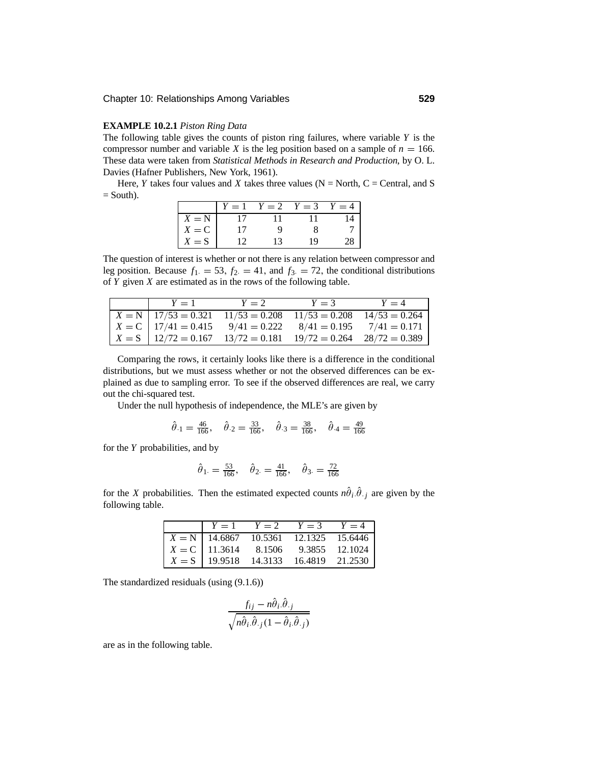**EXAMPLE 10.2.1** *Piston Ring Data*

The following table gives the counts of piston ring failures, where variable $Y$ is the compressor number and variable $X$ is the leg position based on a sample of $n = 166$. These data were taken from *Statistical Methods in Research and Production*, by O. L. Davies (Hafner Publishers, New York, 1961).

Here, $Y$ takes four values and $X$ takes three values (N = North, C = Central, and S = South).

| | $Y = 1$ | $Y = 2$ | $Y = 3$ | $Y = 4$ |
|---|---|---|---|---|
| $X = \text{N}$ | 17 | 11 | 11 | 14 |
| $X = \text{C}$ | 17 | 9 | 8 | 7 |
| $X = \text{S}$ | 12 | 13 | 19 | 28 |

The question of interest is whether or not there is any relation between compressor and leg position. Because $f_{1\cdot} = 53$, $f_{2\cdot} = 41$, and $f_{3\cdot} = 72$, the conditional distributions of $Y$ given $X$ are estimated as in the rows of the following table.

| | $Y = 1$ | $Y = 2$ | $Y = 3$ | $Y = 4$ |
|---|---|---|---|---|
| $X = \text{N}$ | $17/53 = 0.321$ | $11/53 = 0.208$ | $11/53 = 0.208$ | $14/53 = 0.264$ |
| $X = \text{C}$ | $17/41 = 0.415$ | $9/41 = 0.222$ | $8/41 = 0.195$ | $7/41 = 0.171$ |
| $X = \text{S}$ | $12/72 = 0.167$ | $13/72 = 0.181$ | $19/72 = 0.264$ | $28/72 = 0.389$ |

Comparing the rows, it certainly looks like there is a difference in the conditional distributions, but we must assess whether or not the observed differences can be explained as due to sampling error. To see if the observed differences are real, we carry out the chi-squared test.

Under the null hypothesis of independence, the MLE's are given by

$$\hat{\theta}_{\cdot 1} = \tfrac{46}{166}, \quad \hat{\theta}_{\cdot 2} = \tfrac{33}{166}, \quad \hat{\theta}_{\cdot 3} = \tfrac{38}{166}, \quad \hat{\theta}_{\cdot 4} = \tfrac{49}{166}$$

for the $Y$ probabilities, and by

$$\hat{\theta}_{1\cdot} = \tfrac{53}{166}, \quad \hat{\theta}_{2\cdot} = \tfrac{41}{166}, \quad \hat{\theta}_{3\cdot} = \tfrac{72}{166}$$

for the $X$ probabilities. Then the estimated expected counts $n\hat{\theta}_{i\cdot}\hat{\theta}_{\cdot j}$ are given by the following table.

| | $Y = 1$ | $Y = 2$ | $Y = 3$ | $Y = 4$ |
|---|---|---|---|---|
| $X = \text{N}$ | 14.6867 | 10.5361 | 12.1325 | 15.6446 |
| $X = \text{C}$ | 11.3614 | 8.1506 | 9.3855 | 12.1024 |
| $X = \text{S}$ | 19.9518 | 14.3133 | 16.4819 | 21.2530 |

The standardized residuals (using (9.1.6))

$$\frac{f_{ij} - n\hat{\theta}_{i\cdot}\hat{\theta}_{\cdot j}}{\sqrt{n\hat{\theta}_{i\cdot}\hat{\theta}_{\cdot j}(1 - \hat{\theta}_{i\cdot}\hat{\theta}_{\cdot j})}}$$

are as in the following table.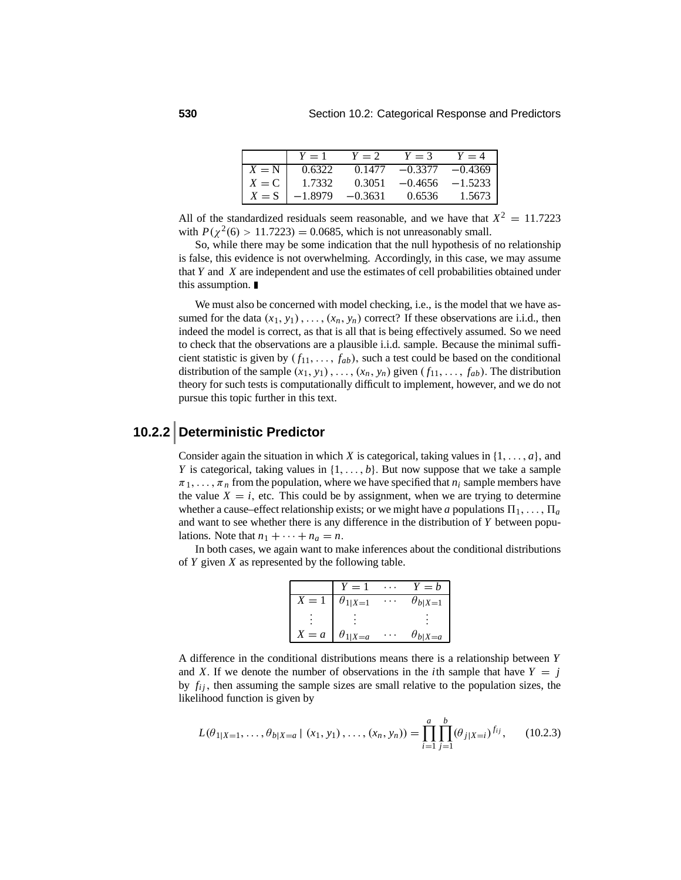|  | $Y=1$ | $Y=2$ | $Y=3$ | $Y=4$ |
|---|---|---|---|---|
| $X=\text{N}$ | 0.6322 | 0.1477 | $-0.3377$ | $-0.4369$ |
| $X=\text{C}$ | 1.7332 | 0.3051 | $-0.4656$ | $-1.5233$ |
| $X=\text{S}$ | $-1.8979$ | $-0.3631$ | 0.6536 | 1.5673 |

All of the standardized residuals seem reasonable, and we have that $X^2 = 11.7223$ with $P(\chi^2(6) > 11.7223) = 0.0685$, which is not unreasonably small.

So, while there may be some indication that the null hypothesis of no relationship is false, this evidence is not overwhelming. Accordingly, in this case, we may assume that $Y$ and $X$ are independent and use the estimates of cell probabilities obtained under this assumption. ∎

We must also be concerned with model checking, i.e., is the model that we have assumed for the data $(x_1, y_1), \ldots, (x_n, y_n)$ correct? If these observations are i.i.d., then indeed the model is correct, as that is all that is being effectively assumed. So we need to check that the observations are a plausible i.i.d. sample. Because the minimal sufficient statistic is given by $(f_{11}, \ldots, f_{ab})$, such a test could be based on the conditional distribution of the sample $(x_1, y_1), \ldots, (x_n, y_n)$ given $(f_{11}, \ldots, f_{ab})$. The distribution theory for such tests is computationally difficult to implement, however, and we do not pursue this topic further in this text.

## 10.2.2 Deterministic Predictor

Consider again the situation in which $X$ is categorical, taking values in $\{1, \ldots, a\}$, and $Y$ is categorical, taking values in $\{1, \ldots, b\}$. But now suppose that we take a sample $\pi_1, \ldots, \pi_n$ from the population, where we have specified that $n_i$ sample members have the value $X = i$, etc. This could be by assignment, when we are trying to determine whether a cause–effect relationship exists; or we might have $a$ populations $\Pi_1, \ldots, \Pi_a$ and want to see whether there is any difference in the distribution of $Y$ between populations. Note that $n_1 + \cdots + n_a = n$.

In both cases, we again want to make inferences about the conditional distributions of $Y$ given $X$ as represented by the following table.

|  | $Y=1$ | $\cdots$ | $Y=b$ |
|---|---|---|---|
| $X=1$ | $\theta_{1\|X=1}$ | $\cdots$ | $\theta_{b\|X=1}$ |
| $\vdots$ | $\vdots$ |  | $\vdots$ |
| $X=a$ | $\theta_{1\|X=a}$ | $\cdots$ | $\theta_{b\|X=a}$ |

A difference in the conditional distributions means there is a relationship between $Y$ and $X$. If we denote the number of observations in the $i$th sample that have $Y = j$ by $f_{ij}$, then assuming the sample sizes are small relative to the population sizes, the likelihood function is given by

$$L(\theta_{1|X=1}, \ldots, \theta_{b|X=a} \mid (x_1, y_1), \ldots, (x_n, y_n)) = \prod_{i=1}^{a} \prod_{j=1}^{b} (\theta_{j|X=i})^{f_{ij}}, \qquad (10.2.3)$$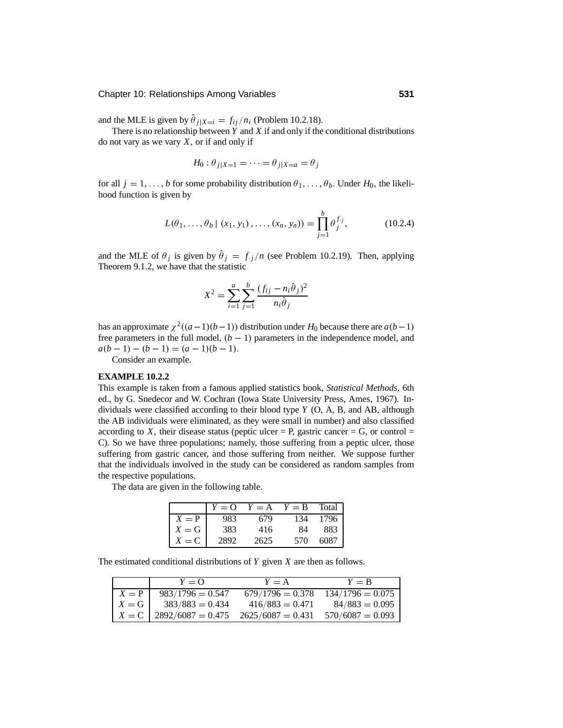and the MLE is given by $\hat{\theta}_{j|X=i} = f_{ij}/n_i$ (Problem 10.2.18).

There is no relationship between $Y$ and $X$ if and only if the conditional distributions do not vary as we vary $X$, or if and only if

$$H_0 : \theta_{j|X=1} = \cdots = \theta_{j|X=a} = \theta_j$$

for all $j = 1, \ldots, b$ for some probability distribution $\theta_1, \ldots, \theta_b$. Under $H_0$, the likelihood function is given by

$$L(\theta_1, \ldots, \theta_b \mid (x_1, y_1), \ldots, (x_n, y_n)) = \prod_{j=1}^{b} \theta_j^{f_{\cdot j}}, \tag{10.2.4}$$

and the MLE of $\theta_j$ is given by $\hat{\theta}_j = f_{\cdot j}/n$ (see Problem 10.2.19). Then, applying Theorem 9.1.2, we have that the statistic

$$X^2 = \sum_{i=1}^{a} \sum_{j=1}^{b} \frac{(f_{ij} - n_i\hat{\theta}_j)^2}{n_i\hat{\theta}_j}$$

has an approximate $\chi^2((a-1)(b-1))$ distribution under $H_0$ because there are $a(b-1)$ free parameters in the full model, $(b-1)$ parameters in the independence model, and $a(b-1) - (b-1) = (a-1)(b-1)$.

Consider an example.

**EXAMPLE 10.2.2**

This example is taken from a famous applied statistics book, *Statistical Methods*, 6th ed., by G. Snedecor and W. Cochran (Iowa State University Press, Ames, 1967). Individuals were classified according to their blood type $Y$ (O, A, B, and AB, although the AB individuals were eliminated, as they were small in number) and also classified according to $X$, their disease status (peptic ulcer = P, gastric cancer = G, or control = C). So we have three populations; namely, those suffering from a peptic ulcer, those suffering from gastric cancer, and those suffering from neither. We suppose further that the individuals involved in the study can be considered as random samples from the respective populations.

The data are given in the following table.

| | $Y = \text{O}$ | $Y = \text{A}$ | $Y = \text{B}$ | Total |
|---|---|---|---|---|
| $X = \text{P}$ | 983 | 679 | 134 | 1796 |
| $X = \text{G}$ | 383 | 416 | 84 | 883 |
| $X = \text{C}$ | 2892 | 2625 | 570 | 6087 |

The estimated conditional distributions of $Y$ given $X$ are then as follows.

| | $Y = \text{O}$ | $Y = \text{A}$ | $Y = \text{B}$ |
|---|---|---|---|
| $X = \text{P}$ | $983/1796 = 0.547$ | $679/1796 = 0.378$ | $134/1796 = 0.075$ |
| $X = \text{G}$ | $383/883 = 0.434$ | $416/883 = 0.471$ | $84/883 = 0.095$ |
| $X = \text{C}$ | $2892/6087 = 0.475$ | $2625/6087 = 0.431$ | $570/6087 = 0.093$ |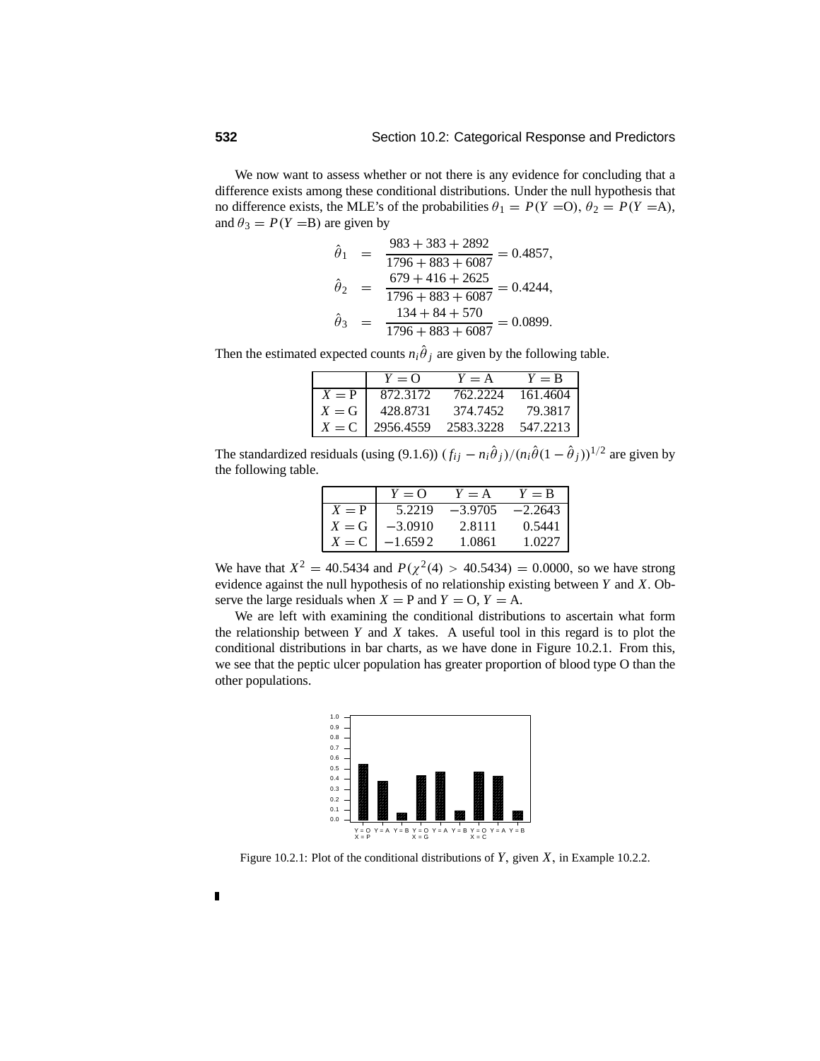We now want to assess whether or not there is any evidence for concluding that a difference exists among these conditional distributions. Under the null hypothesis that no difference exists, the MLE's of the probabilities $\theta_1 = P(Y = \text{O})$, $\theta_2 = P(Y = \text{A})$, and $\theta_3 = P(Y = \text{B})$ are given by

$$
\begin{aligned}
\hat{\theta}_1 &= \frac{983 + 383 + 2892}{1796 + 883 + 6087} = 0.4857, \\
\hat{\theta}_2 &= \frac{679 + 416 + 2625}{1796 + 883 + 6087} = 0.4244, \\
\hat{\theta}_3 &= \frac{134 + 84 + 570}{1796 + 883 + 6087} = 0.0899.
\end{aligned}
$$

Then the estimated expected counts $n_i \hat{\theta}_j$ are given by the following table.

| | $Y = \text{O}$ | $Y = \text{A}$ | $Y = \text{B}$ |
|---|---|---|---|
| $X = \text{P}$ | 872.3172 | 762.2224 | 161.4604 |
| $X = \text{G}$ | 428.8731 | 374.7452 | 79.3817 |
| $X = \text{C}$ | 2956.4559 | 2583.3228 | 547.2213 |

The standardized residuals (using (9.1.6)) $(f_{ij} - n_i \hat{\theta}_j)/(n_i \hat{\theta}(1 - \hat{\theta}_j))^{1/2}$ are given by the following table.

| | $Y = \text{O}$ | $Y = \text{A}$ | $Y = \text{B}$ |
|---|---|---|---|
| $X = \text{P}$ | 5.2219 | $-3.9705$ | $-2.2643$ |
| $X = \text{G}$ | $-3.0910$ | 2.8111 | 0.5441 |
| $X = \text{C}$ | $-1.6592$ | 1.0861 | 1.0227 |

We have that $X^2 = 40.5434$ and $P(\chi^2(4) > 40.5434) = 0.0000$, so we have strong evidence against the null hypothesis of no relationship existing between $Y$ and $X$. Observe the large residuals when $X = \text{P}$ and $Y = \text{O}$, $Y = \text{A}$.

We are left with examining the conditional distributions to ascertain what form the relationship between $Y$ and $X$ takes. A useful tool in this regard is to plot the conditional distributions in bar charts, as we have done in Figure 10.2.1. From this, we see that the peptic ulcer population has greater proportion of blood type O than the other populations.

Figure 10.2.1: Plot of the conditional distributions of $Y$, given $X$, in Example 10.2.2.

■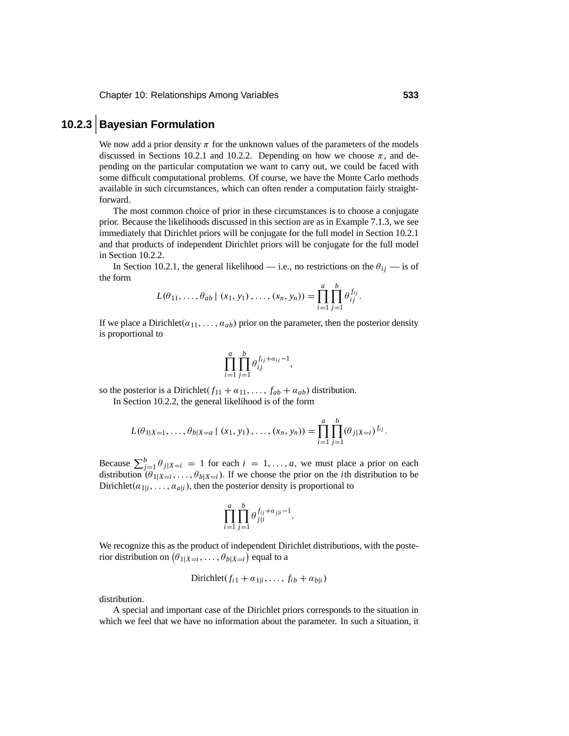### 10.2.3 Bayesian Formulation

We now add a prior density $\pi$ for the unknown values of the parameters of the models discussed in Sections 10.2.1 and 10.2.2. Depending on how we choose $\pi$, and depending on the particular computation we want to carry out, we could be faced with some difficult computational problems. Of course, we have the Monte Carlo methods available in such circumstances, which can often render a computation fairly straightforward.

The most common choice of prior in these circumstances is to choose a conjugate prior. Because the likelihoods discussed in this section are as in Example 7.1.3, we see immediately that Dirichlet priors will be conjugate for the full model in Section 10.2.1 and that products of independent Dirichlet priors will be conjugate for the full model in Section 10.2.2.

In Section 10.2.1, the general likelihood — i.e., no restrictions on the $\theta_{ij}$ — is of the form

$$L(\theta_{11}, \ldots, \theta_{ab} \mid (x_1, y_1), \ldots, (x_n, y_n)) = \prod_{i=1}^{a} \prod_{j=1}^{b} \theta_{ij}^{f_{ij}}.$$

If we place a Dirichlet$(\alpha_{11}, \ldots, \alpha_{ab})$ prior on the parameter, then the posterior density is proportional to

$$\prod_{i=1}^{a} \prod_{j=1}^{b} \theta_{ij}^{f_{ij}+\alpha_{ij}-1},$$

so the posterior is a Dirichlet$(f_{11} + \alpha_{11}, \ldots, f_{ab} + \alpha_{ab})$ distribution.

In Section 10.2.2, the general likelihood is of the form

$$L(\theta_{1|X=1}, \ldots, \theta_{b|X=a} \mid (x_1, y_1), \ldots, (x_n, y_n)) = \prod_{i=1}^{a} \prod_{j=1}^{b} (\theta_{j|X=i})^{f_{ij}}.$$

Because $\sum_{j=1}^{b} \theta_{j|X=i} = 1$ for each $i = 1, \ldots, a$, we must place a prior on each distribution $(\theta_{1|X=i}, \ldots, \theta_{b|X=i})$. If we choose the prior on the $i$th distribution to be Dirichlet$(\alpha_{1|i}, \ldots, \alpha_{a|i})$, then the posterior density is proportional to

$$\prod_{i=1}^{a} \prod_{j=1}^{b} \theta_{j|i}^{f_{ij}+\alpha_{j|i}-1}.$$

We recognize this as the product of independent Dirichlet distributions, with the posterior distribution on $(\theta_{1|X=i}, \ldots, \theta_{b|X=i})$ equal to a

$$\text{Dirichlet}(f_{i1} + \alpha_{1|i}, \ldots, f_{ib} + \alpha_{b|i})$$

distribution.

A special and important case of the Dirichlet priors corresponds to the situation in which we feel that we have no information about the parameter. In such a situation, it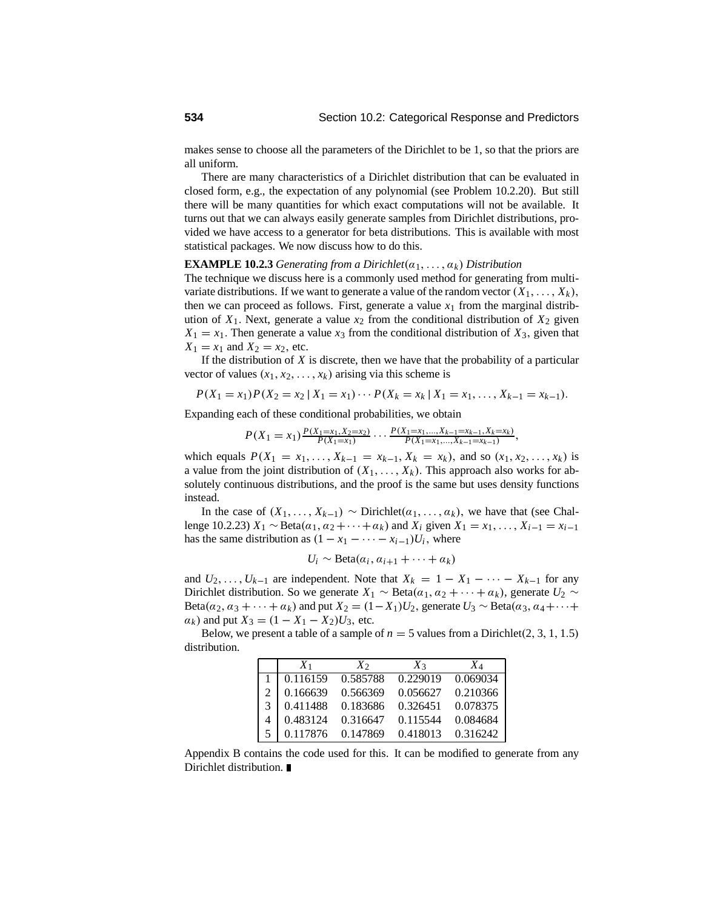makes sense to choose all the parameters of the Dirichlet to be 1, so that the priors are all uniform.

There are many characteristics of a Dirichlet distribution that can be evaluated in closed form, e.g., the expectation of any polynomial (see Problem 10.2.20). But still there will be many quantities for which exact computations will not be available. It turns out that we can always easily generate samples from Dirichlet distributions, provided we have access to a generator for beta distributions. This is available with most statistical packages. We now discuss how to do this.

**EXAMPLE 10.2.3** *Generating from a Dirichlet*$(\alpha_1, \ldots, \alpha_k)$ *Distribution*

The technique we discuss here is a commonly used method for generating from multivariate distributions. If we want to generate a value of the random vector $(X_1, \ldots, X_k)$, then we can proceed as follows. First, generate a value $x_1$ from the marginal distribution of $X_1$. Next, generate a value $x_2$ from the conditional distribution of $X_2$ given $X_1 = x_1$. Then generate a value $x_3$ from the conditional distribution of $X_3$, given that $X_1 = x_1$ and $X_2 = x_2$, etc.

If the distribution of $X$ is discrete, then we have that the probability of a particular vector of values $(x_1, x_2, \ldots, x_k)$ arising via this scheme is

$$P(X_1 = x_1)P(X_2 = x_2 \mid X_1 = x_1) \cdots P(X_k = x_k \mid X_1 = x_1, \ldots, X_{k-1} = x_{k-1}).$$

Expanding each of these conditional probabilities, we obtain

$$P(X_1 = x_1)\frac{P(X_1 = x_1, X_2 = x_2)}{P(X_1 = x_1)} \cdots \frac{P(X_1 = x_1, \ldots, X_{k-1} = x_{k-1}, X_k = x_k)}{P(X_1 = x_1, \ldots, X_{k-1} = x_{k-1})},$$

which equals $P(X_1 = x_1, \ldots, X_{k-1} = x_{k-1}, X_k = x_k)$, and so $(x_1, x_2, \ldots, x_k)$ is a value from the joint distribution of $(X_1, \ldots, X_k)$. This approach also works for absolutely continuous distributions, and the proof is the same but uses density functions instead.

In the case of $(X_1, \ldots, X_{k-1}) \sim$ Dirichlet$(\alpha_1, \ldots, \alpha_k)$, we have that (see Challenge 10.2.23) $X_1 \sim$ Beta$(\alpha_1, \alpha_2 + \cdots + \alpha_k)$ and $X_i$ given $X_1 = x_1, \ldots, X_{i-1} = x_{i-1}$ has the same distribution as $(1 - x_1 - \cdots - x_{i-1})U_i$, where

$$U_i \sim \text{Beta}(\alpha_i, \alpha_{i+1} + \cdots + \alpha_k)$$

and $U_2, \ldots, U_{k-1}$ are independent. Note that $X_k = 1 - X_1 - \cdots - X_{k-1}$ for any Dirichlet distribution. So we generate $X_1 \sim$ Beta$(\alpha_1, \alpha_2 + \cdots + \alpha_k)$, generate $U_2 \sim$ Beta$(\alpha_2, \alpha_3 + \cdots + \alpha_k)$ and put $X_2 = (1 - X_1)U_2$, generate $U_3 \sim$ Beta$(\alpha_3, \alpha_4 + \cdots + \alpha_k)$ and put $X_3 = (1 - X_1 - X_2)U_3$, etc.

Below, we present a table of a sample of $n = 5$ values from a Dirichlet$(2, 3, 1, 1.5)$ distribution.

| | $X_1$ | $X_2$ | $X_3$ | $X_4$ |
|---|---|---|---|---|
| 1 | 0.116159 | 0.585788 | 0.229019 | 0.069034 |
| 2 | 0.166639 | 0.566369 | 0.056627 | 0.210366 |
| 3 | 0.411488 | 0.183686 | 0.326451 | 0.078375 |
| 4 | 0.483124 | 0.316647 | 0.115544 | 0.084684 |
| 5 | 0.117876 | 0.147869 | 0.418013 | 0.316242 |

Appendix B contains the code used for this. It can be modified to generate from any Dirichlet distribution. ∎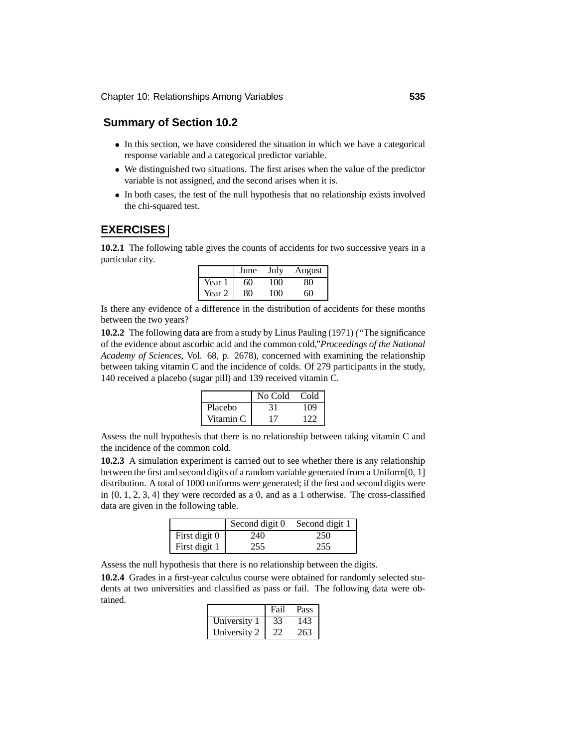## Summary of Section 10.2

- In this section, we have considered the situation in which we have a categorical response variable and a categorical predictor variable.
- We distinguished two situations. The first arises when the value of the predictor variable is not assigned, and the second arises when it is.
- In both cases, the test of the null hypothesis that no relationship exists involved the chi-squared test.

## EXERCISES

**10.2.1** The following table gives the counts of accidents for two successive years in a particular city.

| | June | July | August |
|---|---|---|---|
| Year 1 | 60 | 100 | 80 |
| Year 2 | 80 | 100 | 60 |

Is there any evidence of a difference in the distribution of accidents for these months between the two years?

**10.2.2** The following data are from a study by Linus Pauling (1971) *(*"The significance of the evidence about ascorbic acid and the common cold,"*Proceedings of the National Academy of Sciences*, Vol. 68, p. 2678), concerned with examining the relationship between taking vitamin C and the incidence of colds. Of 279 participants in the study, 140 received a placebo (sugar pill) and 139 received vitamin C.

| | No Cold | Cold |
|---|---|---|
| Placebo | 31 | 109 |
| Vitamin C | 17 | 122 |

Assess the null hypothesis that there is no relationship between taking vitamin C and the incidence of the common cold.

**10.2.3** A simulation experiment is carried out to see whether there is any relationship between the first and second digits of a random variable generated from a Uniform[0, 1] distribution. A total of 1000 uniforms were generated; if the first and second digits were in {0, 1, 2, 3, 4} they were recorded as a 0, and as a 1 otherwise. The cross-classified data are given in the following table.

| | Second digit 0 | Second digit 1 |
|---|---|---|
| First digit 0 | 240 | 250 |
| First digit 1 | 255 | 255 |

Assess the null hypothesis that there is no relationship between the digits.

**10.2.4** Grades in a first-year calculus course were obtained for randomly selected students at two universities and classified as pass or fail. The following data were obtained.

| | Fail | Pass |
|---|---|---|
| University 1 | 33 | 143 |
| University 2 | 22 | 263 |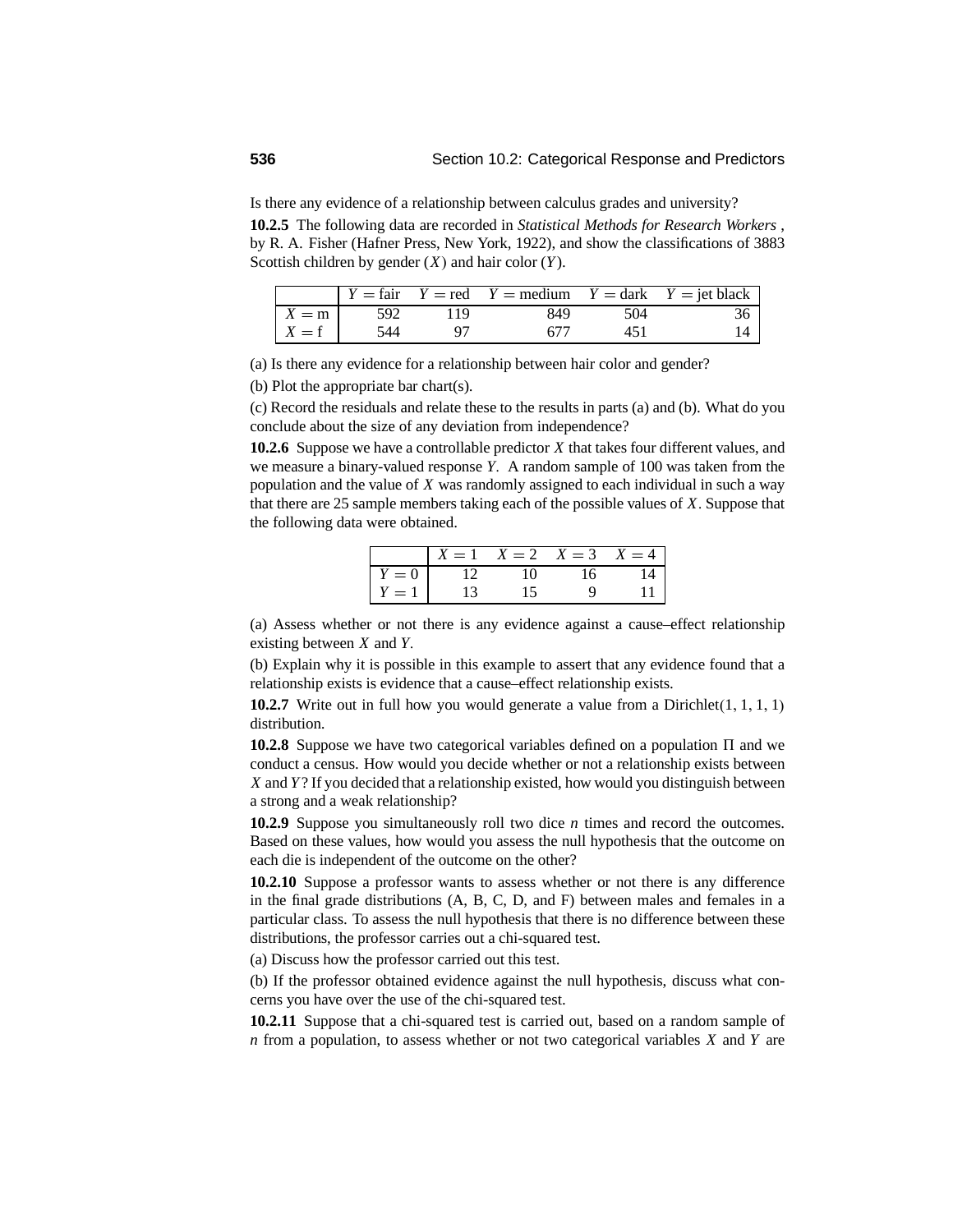Is there any evidence of a relationship between calculus grades and university?

**10.2.5** The following data are recorded in *Statistical Methods for Research Workers* , by R. A. Fisher (Hafner Press, New York, 1922), and show the classifications of 3883 Scottish children by gender ($X$) and hair color ($Y$).

| | $Y =$ fair | $Y =$ red | $Y =$ medium | $Y =$ dark | $Y =$ jet black |
|---|---|---|---|---|---|
| $X =$ m | 592 | 119 | 849 | 504 | 36 |
| $X =$ f | 544 | 97 | 677 | 451 | 14 |

(a) Is there any evidence for a relationship between hair color and gender?

(b) Plot the appropriate bar chart(s).

(c) Record the residuals and relate these to the results in parts (a) and (b). What do you conclude about the size of any deviation from independence?

**10.2.6** Suppose we have a controllable predictor $X$ that takes four different values, and we measure a binary-valued response $Y$. A random sample of 100 was taken from the population and the value of $X$ was randomly assigned to each individual in such a way that there are 25 sample members taking each of the possible values of $X$. Suppose that the following data were obtained.

| | $X = 1$ | $X = 2$ | $X = 3$ | $X = 4$ |
|---|---|---|---|---|
| $Y = 0$ | 12 | 10 | 16 | 14 |
| $Y = 1$ | 13 | 15 | 9 | 11 |

(a) Assess whether or not there is any evidence against a cause–effect relationship existing between $X$ and $Y$.

(b) Explain why it is possible in this example to assert that any evidence found that a relationship exists is evidence that a cause–effect relationship exists.

**10.2.7** Write out in full how you would generate a value from a Dirichlet$(1, 1, 1, 1)$ distribution.

**10.2.8** Suppose we have two categorical variables defined on a population $\Pi$ and we conduct a census. How would you decide whether or not a relationship exists between $X$ and $Y$? If you decided that a relationship existed, how would you distinguish between a strong and a weak relationship?

**10.2.9** Suppose you simultaneously roll two dice $n$ times and record the outcomes. Based on these values, how would you assess the null hypothesis that the outcome on each die is independent of the outcome on the other?

**10.2.10** Suppose a professor wants to assess whether or not there is any difference in the final grade distributions (A, B, C, D, and F) between males and females in a particular class. To assess the null hypothesis that there is no difference between these distributions, the professor carries out a chi-squared test.

(a) Discuss how the professor carried out this test.

(b) If the professor obtained evidence against the null hypothesis, discuss what concerns you have over the use of the chi-squared test.

**10.2.11** Suppose that a chi-squared test is carried out, based on a random sample of $n$ from a population, to assess whether or not two categorical variables $X$ and $Y$ are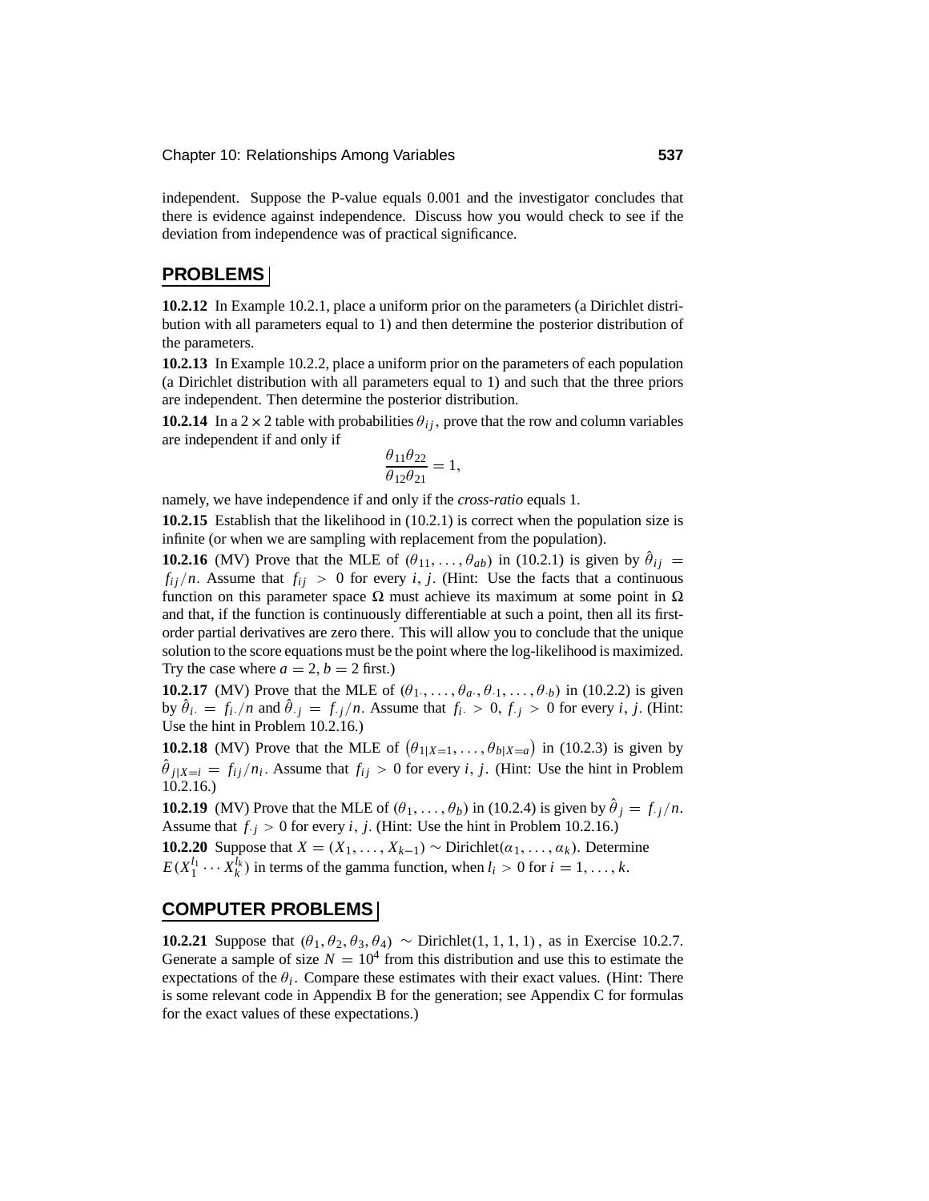independent. Suppose the P-value equals 0.001 and the investigator concludes that there is evidence against independence. Discuss how you would check to see if the deviation from independence was of practical significance.

## PROBLEMS

**10.2.12** In Example 10.2.1, place a uniform prior on the parameters (a Dirichlet distribution with all parameters equal to 1) and then determine the posterior distribution of the parameters.

**10.2.13** In Example 10.2.2, place a uniform prior on the parameters of each population (a Dirichlet distribution with all parameters equal to 1) and such that the three priors are independent. Then determine the posterior distribution.

**10.2.14** In a $2 \times 2$ table with probabilities $\theta_{ij}$, prove that the row and column variables are independent if and only if

$$\frac{\theta_{11}\theta_{22}}{\theta_{12}\theta_{21}} = 1,$$

namely, we have independence if and only if the *cross-ratio* equals 1.

**10.2.15** Establish that the likelihood in (10.2.1) is correct when the population size is infinite (or when we are sampling with replacement from the population).

**10.2.16** (MV) Prove that the MLE of $(\theta_{11}, \ldots, \theta_{ab})$ in (10.2.1) is given by $\hat{\theta}_{ij} = f_{ij}/n$. Assume that $f_{ij} > 0$ for every $i, j$. (Hint: Use the facts that a continuous function on this parameter space $\Omega$ must achieve its maximum at some point in $\Omega$ and that, if the function is continuously differentiable at such a point, then all its first-order partial derivatives are zero there. This will allow you to conclude that the unique solution to the score equations must be the point where the log-likelihood is maximized. Try the case where $a = 2, b = 2$ first.)

**10.2.17** (MV) Prove that the MLE of $(\theta_{1\cdot}, \ldots, \theta_{a\cdot}, \theta_{\cdot 1}, \ldots, \theta_{\cdot b})$ in (10.2.2) is given by $\hat{\theta}_{i\cdot} = f_{i\cdot}/n$ and $\hat{\theta}_{\cdot j} = f_{\cdot j}/n$. Assume that $f_{i\cdot} > 0$, $f_{\cdot j} > 0$ for every $i, j$. (Hint: Use the hint in Problem 10.2.16.)

**10.2.18** (MV) Prove that the MLE of $\left(\theta_{1|X=1}, \ldots, \theta_{b|X=a}\right)$ in (10.2.3) is given by $\hat{\theta}_{j|X=i} = f_{ij}/n_i$. Assume that $f_{ij} > 0$ for every $i, j$. (Hint: Use the hint in Problem 10.2.16.)

**10.2.19** (MV) Prove that the MLE of $(\theta_1, \ldots, \theta_b)$ in (10.2.4) is given by $\hat{\theta}_j = f_{\cdot j}/n$. Assume that $f_{\cdot j} > 0$ for every $i, j$. (Hint: Use the hint in Problem 10.2.16.)

**10.2.20** Suppose that $X = (X_1, \ldots, X_{k-1}) \sim \text{Dirichlet}(\alpha_1, \ldots, \alpha_k)$. Determine $E(X_1^{l_1} \cdots X_k^{l_k})$ in terms of the gamma function, when $l_i > 0$ for $i = 1, \ldots, k$.

## COMPUTER PROBLEMS

**10.2.21** Suppose that $(\theta_1, \theta_2, \theta_3, \theta_4) \sim \text{Dirichlet}(1, 1, 1, 1)$, as in Exercise 10.2.7. Generate a sample of size $N = 10^4$ from this distribution and use this to estimate the expectations of the $\theta_i$. Compare these estimates with their exact values. (Hint: There is some relevant code in Appendix B for the generation; see Appendix C for formulas for the exact values of these expectations.)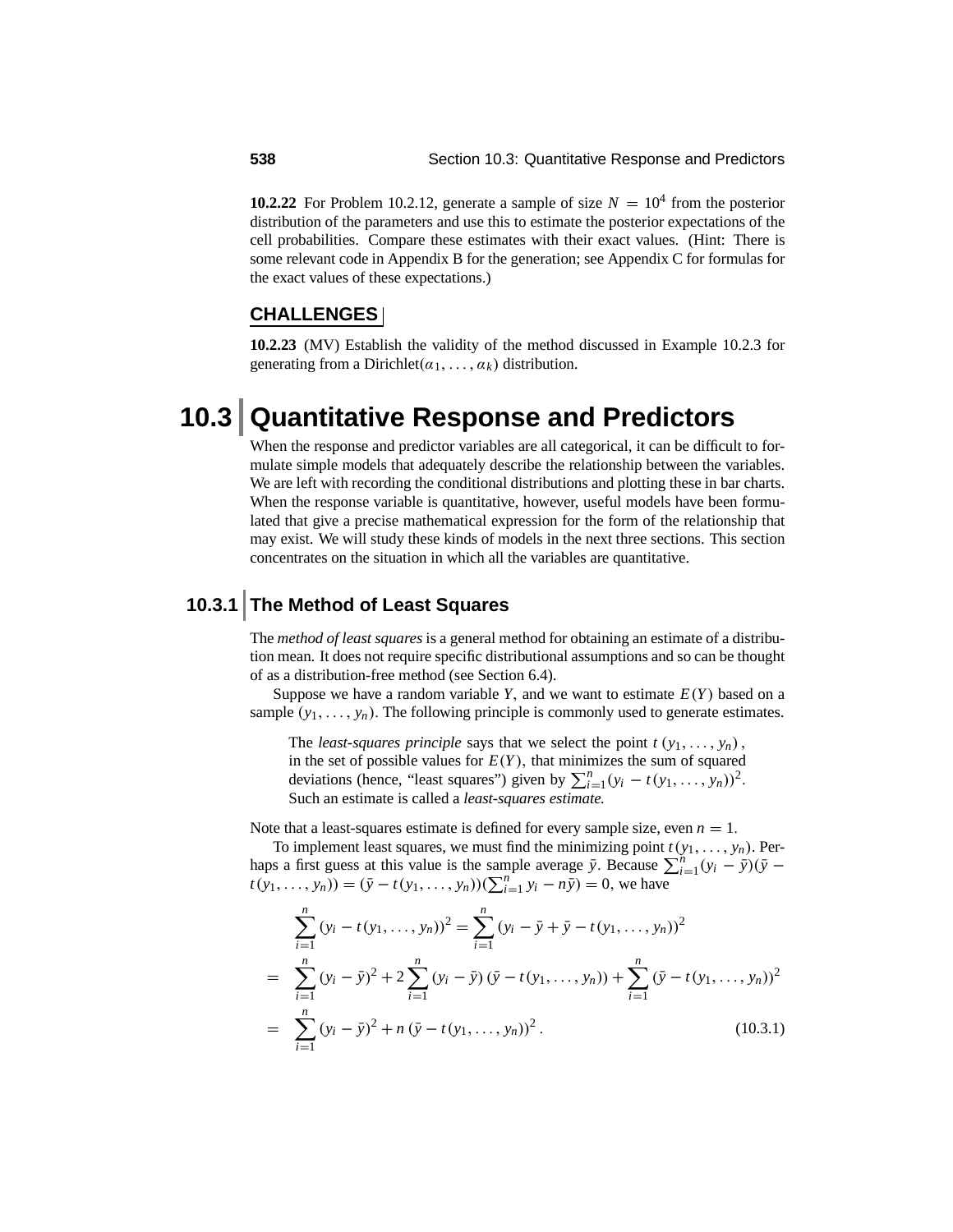**10.2.22** For Problem 10.2.12, generate a sample of size $N = 10^4$ from the posterior distribution of the parameters and use this to estimate the posterior expectations of the cell probabilities. Compare these estimates with their exact values. (Hint: There is some relevant code in Appendix B for the generation; see Appendix C for formulas for the exact values of these expectations.)

## CHALLENGES

**10.2.23** (MV) Establish the validity of the method discussed in Example 10.2.3 for generating from a Dirichlet$(\alpha_1, \ldots, \alpha_k)$ distribution.

# 10.3 Quantitative Response and Predictors

When the response and predictor variables are all categorical, it can be difficult to formulate simple models that adequately describe the relationship between the variables. We are left with recording the conditional distributions and plotting these in bar charts. When the response variable is quantitative, however, useful models have been formulated that give a precise mathematical expression for the form of the relationship that may exist. We will study these kinds of models in the next three sections. This section concentrates on the situation in which all the variables are quantitative.

## 10.3.1 The Method of Least Squares

The *method of least squares* is a general method for obtaining an estimate of a distribution mean. It does not require specific distributional assumptions and so can be thought of as a distribution-free method (see Section 6.4).

Suppose we have a random variable $Y$, and we want to estimate $E(Y)$ based on a sample $(y_1, \ldots, y_n)$. The following principle is commonly used to generate estimates.

> The *least-squares principle* says that we select the point $t(y_1, \ldots, y_n)$, in the set of possible values for $E(Y)$, that minimizes the sum of squared deviations (hence, "least squares") given by $\sum_{i=1}^{n}(y_i - t(y_1, \ldots, y_n))^2$. Such an estimate is called a *least-squares estimate.*

Note that a least-squares estimate is defined for every sample size, even $n = 1$.

To implement least squares, we must find the minimizing point $t(y_1, \ldots, y_n)$. Perhaps a first guess at this value is the sample average $\bar{y}$. Because $\sum_{i=1}^{n}(y_i - \bar{y})(\bar{y} - t(y_1, \ldots, y_n)) = (\bar{y} - t(y_1, \ldots, y_n))(\sum_{i=1}^{n} y_i - n\bar{y}) = 0$, we have

$$
\begin{aligned}
&\sum_{i=1}^{n}(y_i - t(y_1, \ldots, y_n))^2 = \sum_{i=1}^{n}(y_i - \bar{y} + \bar{y} - t(y_1, \ldots, y_n))^2 \\
=\ &\sum_{i=1}^{n}(y_i - \bar{y})^2 + 2\sum_{i=1}^{n}(y_i - \bar{y})(\bar{y} - t(y_1, \ldots, y_n)) + \sum_{i=1}^{n}(\bar{y} - t(y_1, \ldots, y_n))^2 \\
=\ &\sum_{i=1}^{n}(y_i - \bar{y})^2 + n(\bar{y} - t(y_1, \ldots, y_n))^2 . \qquad (10.3.1)
\end{aligned}
$$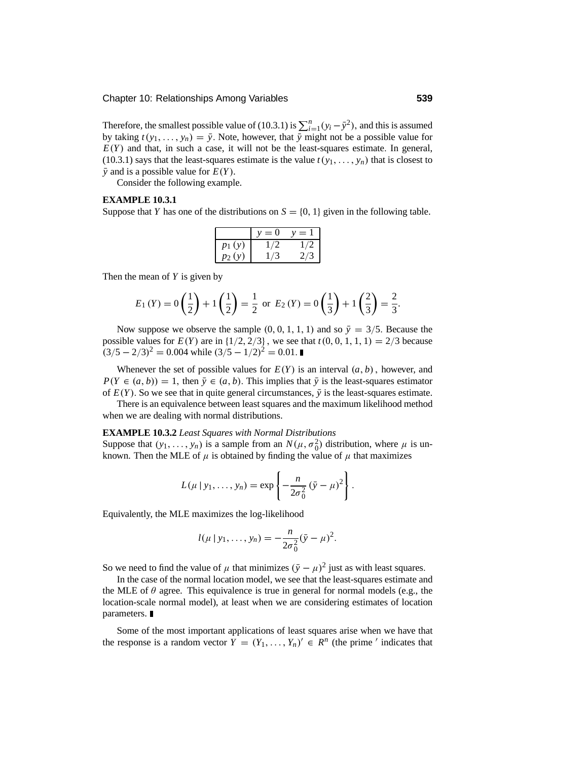Therefore, the smallest possible value of (10.3.1) is $\sum_{i=1}^{n}(y_i - \bar{y}^2)$, and this is assumed by taking $t(y_1, \ldots, y_n) = \bar{y}$. Note, however, that $\bar{y}$ might not be a possible value for $E(Y)$ and that, in such a case, it will not be the least-squares estimate. In general, (10.3.1) says that the least-squares estimate is the value $t(y_1, \ldots, y_n)$ that is closest to $\bar{y}$ and is a possible value for $E(Y)$.

Consider the following example.

**EXAMPLE 10.3.1**

Suppose that $Y$ has one of the distributions on $S = \{0, 1\}$ given in the following table.

| | $y = 0$ | $y = 1$ |
|---|---|---|
| $p_1(y)$ | $1/2$ | $1/2$ |
| $p_2(y)$ | $1/3$ | $2/3$ |

Then the mean of $Y$ is given by

$$E_1(Y) = 0\left(\frac{1}{2}\right) + 1\left(\frac{1}{2}\right) = \frac{1}{2} \text{ or } E_2(Y) = 0\left(\frac{1}{3}\right) + 1\left(\frac{2}{3}\right) = \frac{2}{3}.$$

Now suppose we observe the sample $(0, 0, 1, 1, 1)$ and so $\bar{y} = 3/5$. Because the possible values for $E(Y)$ are in $\{1/2, 2/3\}$, we see that $t(0, 0, 1, 1, 1) = 2/3$ because $(3/5 - 2/3)^2 = 0.004$ while $(3/5 - 1/2)^2 = 0.01$. ∎

Whenever the set of possible values for $E(Y)$ is an interval $(a, b)$, however, and $P(Y \in (a, b)) = 1$, then $\bar{y} \in (a, b)$. This implies that $\bar{y}$ is the least-squares estimator of $E(Y)$. So we see that in quite general circumstances, $\bar{y}$ is the least-squares estimate.

There is an equivalence between least squares and the maximum likelihood method when we are dealing with normal distributions.

**EXAMPLE 10.3.2** *Least Squares with Normal Distributions*

Suppose that $(y_1, \ldots, y_n)$ is a sample from an $N(\mu, \sigma_0^2)$ distribution, where $\mu$ is unknown. Then the MLE of $\mu$ is obtained by finding the value of $\mu$ that maximizes

$$L(\mu \,|\, y_1, \ldots, y_n) = \exp\left\{-\frac{n}{2\sigma_0^2}(\bar{y} - \mu)^2\right\}.$$

Equivalently, the MLE maximizes the log-likelihood

$$l(\mu \,|\, y_1, \ldots, y_n) = -\frac{n}{2\sigma_0^2}(\bar{y} - \mu)^2.$$

So we need to find the value of $\mu$ that minimizes $(\bar{y} - \mu)^2$ just as with least squares.

In the case of the normal location model, we see that the least-squares estimate and the MLE of $\theta$ agree. This equivalence is true in general for normal models (e.g., the location-scale normal model), at least when we are considering estimates of location parameters. ∎

Some of the most important applications of least squares arise when we have that the response is a random vector $Y = (Y_1, \ldots, Y_n)' \in R^n$ (the prime $'$ indicates that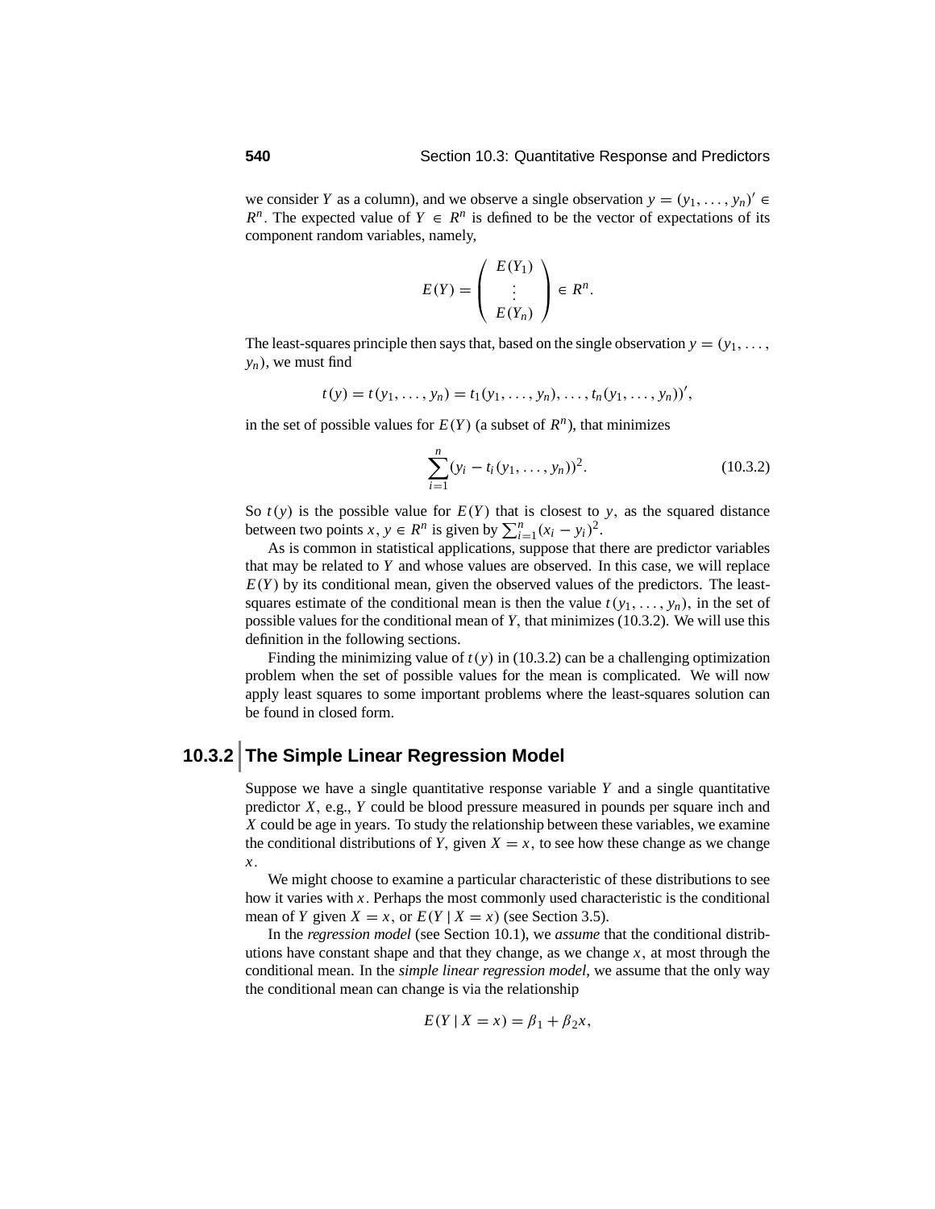we consider $Y$ as a column), and we observe a single observation $y = (y_1, \ldots, y_n)' \in R^n$. The expected value of $Y \in R^n$ is defined to be the vector of expectations of its component random variables, namely,

$$E(Y) = \begin{pmatrix} E(Y_1) \\ \vdots \\ E(Y_n) \end{pmatrix} \in R^n.$$

The least-squares principle then says that, based on the single observation $y = (y_1, \ldots, y_n)$, we must find

$$t(y) = t(y_1, \ldots, y_n) = t_1(y_1, \ldots, y_n), \ldots, t_n(y_1, \ldots, y_n))',$$

in the set of possible values for $E(Y)$ (a subset of $R^n$), that minimizes

$$\sum_{i=1}^{n} (y_i - t_i(y_1, \ldots, y_n))^2. \tag{10.3.2}$$

So $t(y)$ is the possible value for $E(Y)$ that is closest to $y$, as the squared distance between two points $x, y \in R^n$ is given by $\sum_{i=1}^{n}(x_i - y_i)^2$.

As is common in statistical applications, suppose that there are predictor variables that may be related to $Y$ and whose values are observed. In this case, we will replace $E(Y)$ by its conditional mean, given the observed values of the predictors. The least-squares estimate of the conditional mean is then the value $t(y_1, \ldots, y_n)$, in the set of possible values for the conditional mean of $Y$, that minimizes (10.3.2). We will use this definition in the following sections.

Finding the minimizing value of $t(y)$ in (10.3.2) can be a challenging optimization problem when the set of possible values for the mean is complicated. We will now apply least squares to some important problems where the least-squares solution can be found in closed form.

## 10.3.2 The Simple Linear Regression Model

Suppose we have a single quantitative response variable $Y$ and a single quantitative predictor $X$, e.g., $Y$ could be blood pressure measured in pounds per square inch and $X$ could be age in years. To study the relationship between these variables, we examine the conditional distributions of $Y$, given $X = x$, to see how these change as we change $x$.

We might choose to examine a particular characteristic of these distributions to see how it varies with $x$. Perhaps the most commonly used characteristic is the conditional mean of $Y$ given $X = x$, or $E(Y \mid X = x)$ (see Section 3.5).

In the *regression model* (see Section 10.1), we *assume* that the conditional distributions have constant shape and that they change, as we change $x$, at most through the conditional mean. In the *simple linear regression model*, we assume that the only way the conditional mean can change is via the relationship

$$E(Y \mid X = x) = \beta_1 + \beta_2 x,$$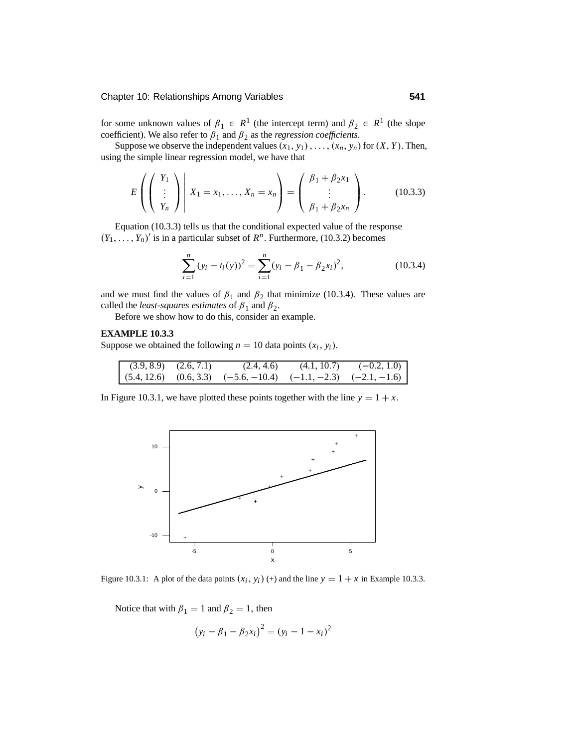for some unknown values of $\beta_1 \in R^1$ (the intercept term) and $\beta_2 \in R^1$ (the slope coefficient). We also refer to $\beta_1$ and $\beta_2$ as the *regression coefficients*.

Suppose we observe the independent values $(x_1, y_1), \ldots, (x_n, y_n)$ for $(X, Y)$. Then, using the simple linear regression model, we have that

$$E\left( \left( \begin{array}{c} Y_1 \\ \vdots \\ Y_n \end{array} \right) \middle| \, X_1 = x_1, \ldots, X_n = x_n \right) = \left( \begin{array}{c} \beta_1 + \beta_2 x_1 \\ \vdots \\ \beta_1 + \beta_2 x_n \end{array} \right). \tag{10.3.3}$$

Equation (10.3.3) tells us that the conditional expected value of the response $(Y_1, \ldots, Y_n)'$ is in a particular subset of $R^n$. Furthermore, (10.3.2) becomes

$$\sum_{i=1}^{n} (y_i - t_i(y))^2 = \sum_{i=1}^{n} (y_i - \beta_1 - \beta_2 x_i)^2, \tag{10.3.4}$$

and we must find the values of $\beta_1$ and $\beta_2$ that minimize (10.3.4). These values are called the *least-squares estimates* of $\beta_1$ and $\beta_2$.

Before we show how to do this, consider an example.

**EXAMPLE 10.3.3**

Suppose we obtained the following $n = 10$ data points $(x_i, y_i)$.

| | | | | |
|---|---|---|---|---|
| (3.9, 8.9) | (2.6, 7.1) | (2.4, 4.6) | (4.1, 10.7) | (−0.2, 1.0) |
| (5.4, 12.6) | (0.6, 3.3) | (−5.6, −10.4) | (−1.1, −2.3) | (−2.1, −1.6) |

In Figure 10.3.1, we have plotted these points together with the line $y = 1 + x$.

Figure 10.3.1: A plot of the data points $(x_i, y_i)$ (+) and the line $y = 1 + x$ in Example 10.3.3.

Notice that with $\beta_1 = 1$ and $\beta_2 = 1$, then

$$\left(y_i - \beta_1 - \beta_2 x_i\right)^2 = (y_i - 1 - x_i)^2$$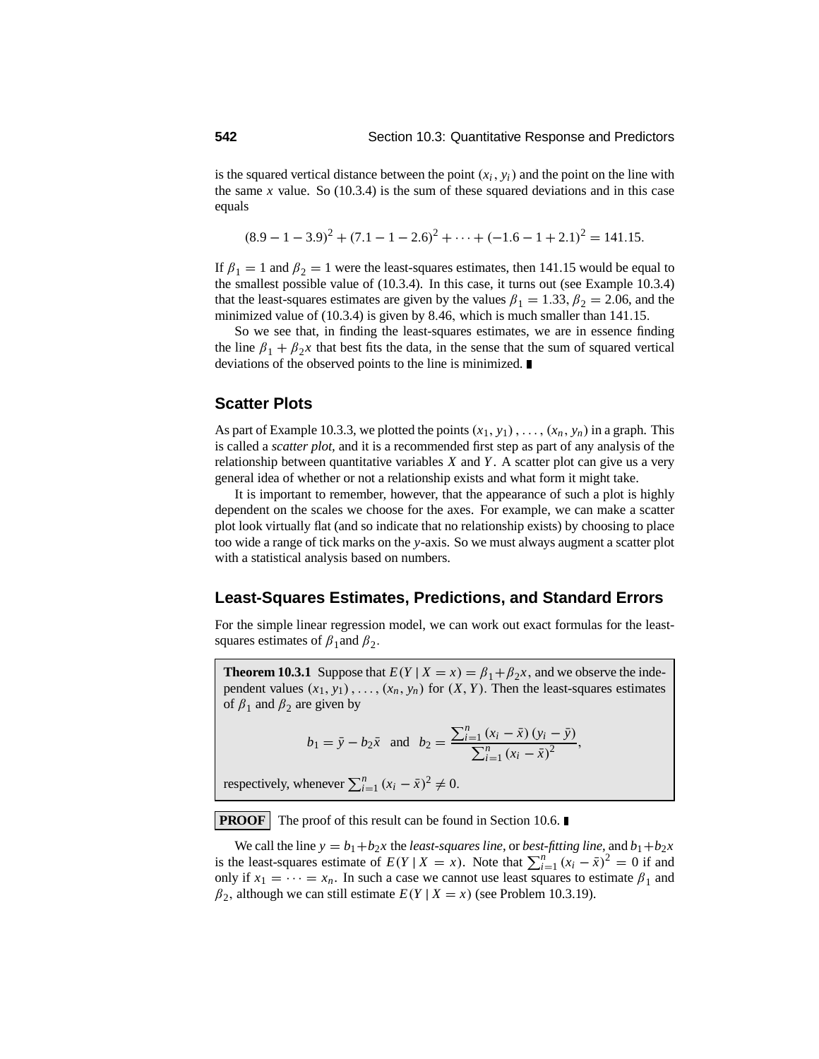is the squared vertical distance between the point $(x_i, y_i)$ and the point on the line with the same $x$ value. So (10.3.4) is the sum of these squared deviations and in this case equals

$$(8.9 - 1 - 3.9)^2 + (7.1 - 1 - 2.6)^2 + \cdots + (-1.6 - 1 + 2.1)^2 = 141.15.$$

If $\beta_1 = 1$ and $\beta_2 = 1$ were the least-squares estimates, then 141.15 would be equal to the smallest possible value of (10.3.4). In this case, it turns out (see Example 10.3.4) that the least-squares estimates are given by the values $\beta_1 = 1.33$, $\beta_2 = 2.06$, and the minimized value of (10.3.4) is given by 8.46, which is much smaller than 141.15.

So we see that, in finding the least-squares estimates, we are in essence finding the line $\beta_1 + \beta_2 x$ that best fits the data, in the sense that the sum of squared vertical deviations of the observed points to the line is minimized. ∎

## Scatter Plots

As part of Example 10.3.3, we plotted the points $(x_1, y_1), \ldots, (x_n, y_n)$ in a graph. This is called a *scatter plot*, and it is a recommended first step as part of any analysis of the relationship between quantitative variables $X$ and $Y$. A scatter plot can give us a very general idea of whether or not a relationship exists and what form it might take.

It is important to remember, however, that the appearance of such a plot is highly dependent on the scales we choose for the axes. For example, we can make a scatter plot look virtually flat (and so indicate that no relationship exists) by choosing to place too wide a range of tick marks on the $y$-axis. So we must always augment a scatter plot with a statistical analysis based on numbers.

## Least-Squares Estimates, Predictions, and Standard Errors

For the simple linear regression model, we can work out exact formulas for the least-squares estimates of $\beta_1$ and $\beta_2$.

**Theorem 10.3.1** Suppose that $E(Y \mid X = x) = \beta_1 + \beta_2 x$, and we observe the independent values $(x_1, y_1), \ldots, (x_n, y_n)$ for $(X, Y)$. Then the least-squares estimates of $\beta_1$ and $\beta_2$ are given by

$$b_1 = \bar{y} - b_2 \bar{x} \quad \text{and} \quad b_2 = \frac{\sum_{i=1}^{n} (x_i - \bar{x})(y_i - \bar{y})}{\sum_{i=1}^{n} (x_i - \bar{x})^2},$$

respectively, whenever $\sum_{i=1}^{n} (x_i - \bar{x})^2 \neq 0$.

**PROOF** The proof of this result can be found in Section 10.6. ∎

We call the line $y = b_1 + b_2 x$ the *least-squares line*, or *best-fitting line*, and $b_1 + b_2 x$ is the least-squares estimate of $E(Y \mid X = x)$. Note that $\sum_{i=1}^{n} (x_i - \bar{x})^2 = 0$ if and only if $x_1 = \cdots = x_n$. In such a case we cannot use least squares to estimate $\beta_1$ and $\beta_2$, although we can still estimate $E(Y \mid X = x)$ (see Problem 10.3.19).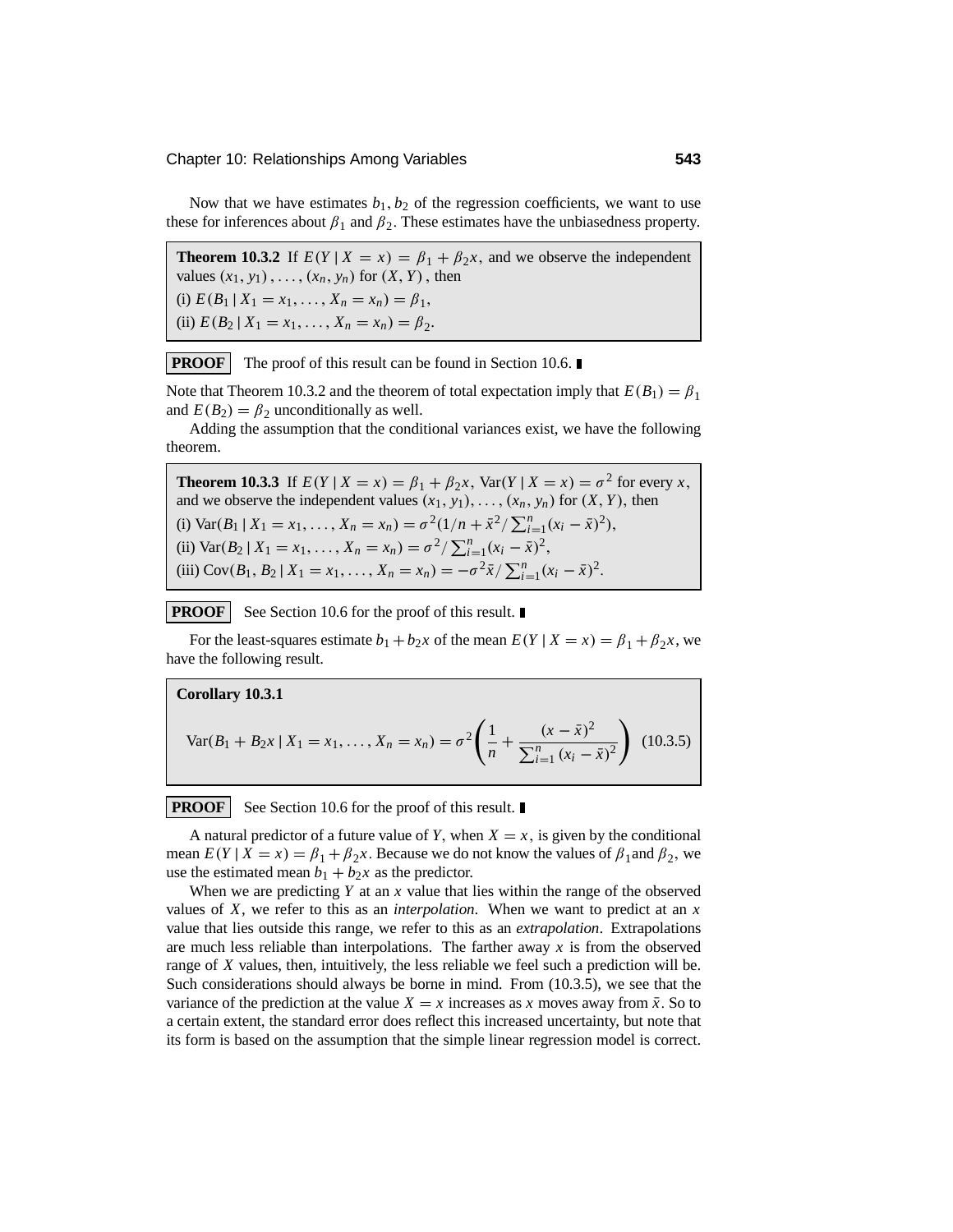Now that we have estimates $b_1, b_2$ of the regression coefficients, we want to use these for inferences about $\beta_1$ and $\beta_2$. These estimates have the unbiasedness property.

**Theorem 10.3.2** If $E(Y \mid X = x) = \beta_1 + \beta_2 x$, and we observe the independent values $(x_1, y_1), \ldots, (x_n, y_n)$ for $(X, Y)$, then
(i) $E(B_1 \mid X_1 = x_1, \ldots, X_n = x_n) = \beta_1$,
(ii) $E(B_2 \mid X_1 = x_1, \ldots, X_n = x_n) = \beta_2$.

**PROOF** The proof of this result can be found in Section 10.6. ∎

Note that Theorem 10.3.2 and the theorem of total expectation imply that $E(B_1) = \beta_1$ and $E(B_2) = \beta_2$ unconditionally as well.

Adding the assumption that the conditional variances exist, we have the following theorem.

**Theorem 10.3.3** If $E(Y \mid X = x) = \beta_1 + \beta_2 x$, $\text{Var}(Y \mid X = x) = \sigma^2$ for every $x$, and we observe the independent values $(x_1, y_1), \ldots, (x_n, y_n)$ for $(X, Y)$, then
(i) $\text{Var}(B_1 \mid X_1 = x_1, \ldots, X_n = x_n) = \sigma^2(1/n + \bar{x}^2 / \sum_{i=1}^{n}(x_i - \bar{x})^2)$,
(ii) $\text{Var}(B_2 \mid X_1 = x_1, \ldots, X_n = x_n) = \sigma^2 / \sum_{i=1}^{n}(x_i - \bar{x})^2$,
(iii) $\text{Cov}(B_1, B_2 \mid X_1 = x_1, \ldots, X_n = x_n) = -\sigma^2 \bar{x} / \sum_{i=1}^{n}(x_i - \bar{x})^2$.

**PROOF** See Section 10.6 for the proof of this result. ∎

For the least-squares estimate $b_1 + b_2 x$ of the mean $E(Y \mid X = x) = \beta_1 + \beta_2 x$, we have the following result.

**Corollary 10.3.1**

$$\text{Var}(B_1 + B_2 x \mid X_1 = x_1, \ldots, X_n = x_n) = \sigma^2 \left( \frac{1}{n} + \frac{(x - \bar{x})^2}{\sum_{i=1}^{n}(x_i - \bar{x})^2} \right) \quad (10.3.5)$$

**PROOF** See Section 10.6 for the proof of this result. ∎

A natural predictor of a future value of $Y$, when $X = x$, is given by the conditional mean $E(Y \mid X = x) = \beta_1 + \beta_2 x$. Because we do not know the values of $\beta_1$ and $\beta_2$, we use the estimated mean $b_1 + b_2 x$ as the predictor.

When we are predicting $Y$ at an $x$ value that lies within the range of the observed values of $X$, we refer to this as an *interpolation*. When we want to predict at an $x$ value that lies outside this range, we refer to this as an *extrapolation*. Extrapolations are much less reliable than interpolations. The farther away $x$ is from the observed range of $X$ values, then, intuitively, the less reliable we feel such a prediction will be. Such considerations should always be borne in mind. From (10.3.5), we see that the variance of the prediction at the value $X = x$ increases as $x$ moves away from $\bar{x}$. So to a certain extent, the standard error does reflect this increased uncertainty, but note that its form is based on the assumption that the simple linear regression model is correct.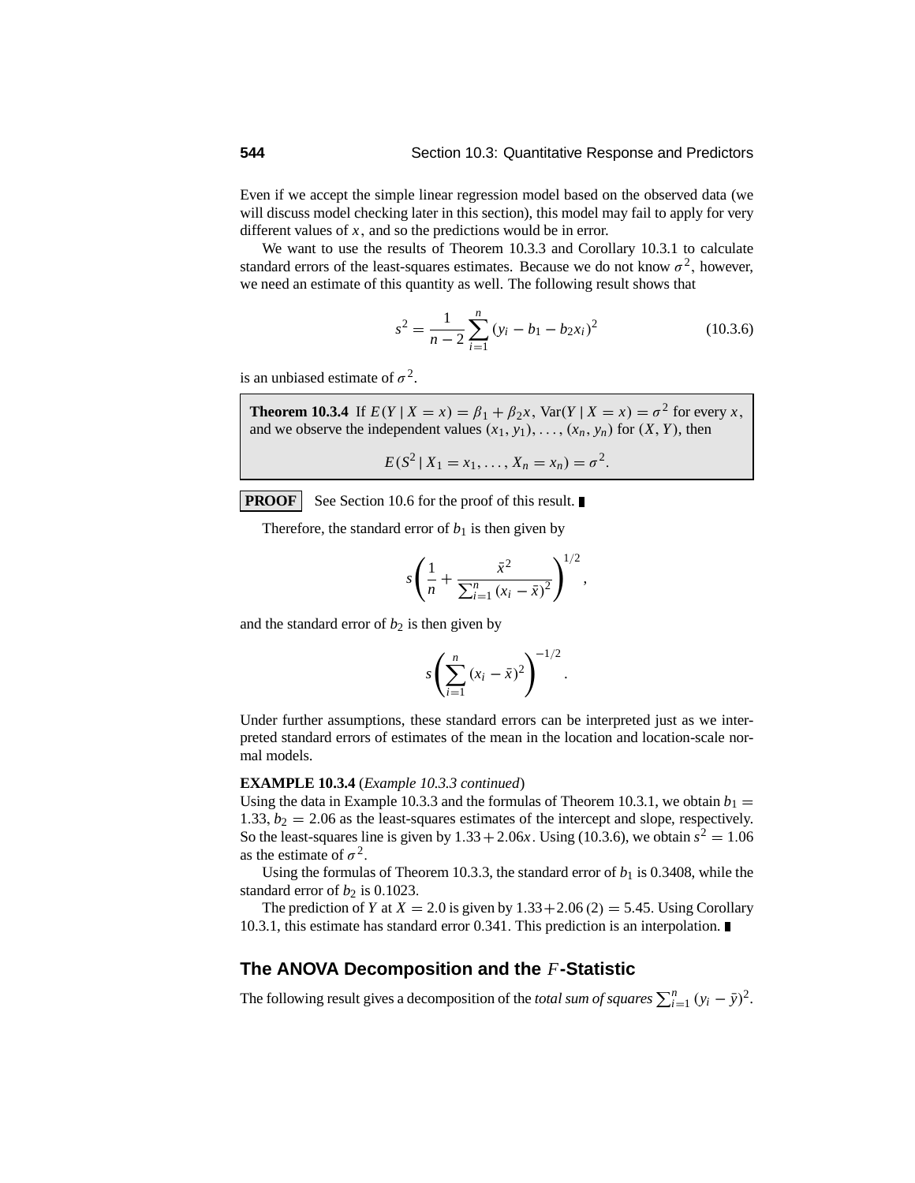Even if we accept the simple linear regression model based on the observed data (we will discuss model checking later in this section), this model may fail to apply for very different values of $x$, and so the predictions would be in error.

We want to use the results of Theorem 10.3.3 and Corollary 10.3.1 to calculate standard errors of the least-squares estimates. Because we do not know $\sigma^2$, however, we need an estimate of this quantity as well. The following result shows that

$$s^2 = \frac{1}{n-2} \sum_{i=1}^{n} (y_i - b_1 - b_2 x_i)^2 \tag{10.3.6}$$

is an unbiased estimate of $\sigma^2$.

> **Theorem 10.3.4** If $E(Y \mid X = x) = \beta_1 + \beta_2 x$, $\text{Var}(Y \mid X = x) = \sigma^2$ for every $x$, and we observe the independent values $(x_1, y_1), \ldots, (x_n, y_n)$ for $(X, Y)$, then
>
> $$E(S^2 \mid X_1 = x_1, \ldots, X_n = x_n) = \sigma^2.$$

**PROOF** See Section 10.6 for the proof of this result. ∎

Therefore, the standard error of $b_1$ is then given by

$$s \left( \frac{1}{n} + \frac{\bar{x}^2}{\sum_{i=1}^{n} (x_i - \bar{x})^2} \right)^{1/2},$$

and the standard error of $b_2$ is then given by

$$s \left( \sum_{i=1}^{n} (x_i - \bar{x})^2 \right)^{-1/2}.$$

Under further assumptions, these standard errors can be interpreted just as we interpreted standard errors of estimates of the mean in the location and location-scale normal models.

**EXAMPLE 10.3.4** (*Example 10.3.3 continued*)
Using the data in Example 10.3.3 and the formulas of Theorem 10.3.1, we obtain $b_1 = 1.33$, $b_2 = 2.06$ as the least-squares estimates of the intercept and slope, respectively. So the least-squares line is given by $1.33 + 2.06x$. Using (10.3.6), we obtain $s^2 = 1.06$ as the estimate of $\sigma^2$.

Using the formulas of Theorem 10.3.3, the standard error of $b_1$ is 0.3408, while the standard error of $b_2$ is 0.1023.

The prediction of $Y$ at $X = 2.0$ is given by $1.33 + 2.06\,(2) = 5.45$. Using Corollary 10.3.1, this estimate has standard error 0.341. This prediction is an interpolation. ∎

## The ANOVA Decomposition and the $F$-Statistic

The following result gives a decomposition of the *total sum of squares* $\sum_{i=1}^{n} (y_i - \bar{y})^2$.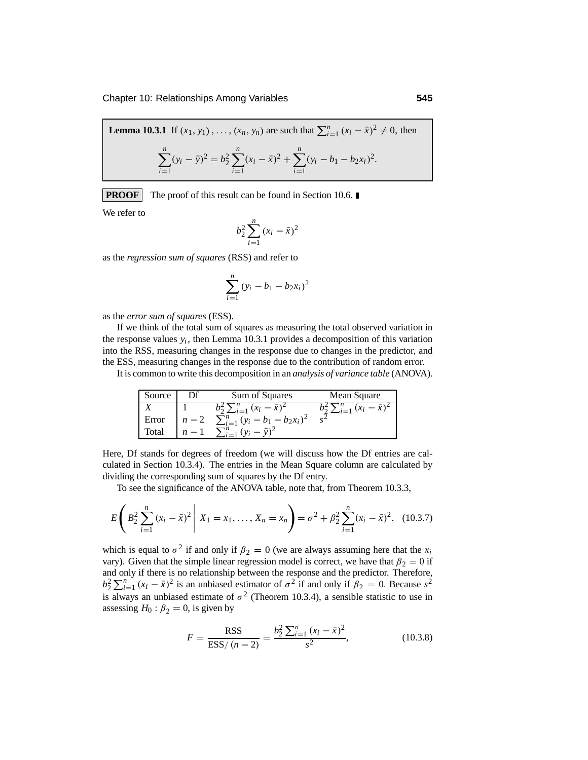**Lemma 10.3.1** If $(x_1, y_1), \ldots, (x_n, y_n)$ are such that $\sum_{i=1}^n (x_i - \bar{x})^2 \neq 0$, then

$$\sum_{i=1}^n (y_i - \bar{y})^2 = b_2^2 \sum_{i=1}^n (x_i - \bar{x})^2 + \sum_{i=1}^n (y_i - b_1 - b_2 x_i)^2.$$

**PROOF** The proof of this result can be found in Section 10.6. ∎

We refer to

$$b_2^2 \sum_{i=1}^n (x_i - \bar{x})^2$$

as the *regression sum of squares* (RSS) and refer to

$$\sum_{i=1}^n (y_i - b_1 - b_2 x_i)^2$$

as the *error sum of squares* (ESS).

If we think of the total sum of squares as measuring the total observed variation in the response values $y_i$, then Lemma 10.3.1 provides a decomposition of this variation into the RSS, measuring changes in the response due to changes in the predictor, and the ESS, measuring changes in the response due to the contribution of random error.

It is common to write this decomposition in an *analysis of variance table* (ANOVA).

| Source | Df | Sum of Squares | Mean Square |
|---|---|---|---|
| $X$ | 1 | $b_2^2 \sum_{i=1}^n (x_i - \bar{x})^2$ | $b_2^2 \sum_{i=1}^n (x_i - \bar{x})^2$ |
| Error | $n-2$ | $\sum_{i=1}^n (y_i - b_1 - b_2 x_i)^2$ | $s^2$ |
| Total | $n-1$ | $\sum_{i=1}^n (y_i - \bar{y})^2$ | |

Here, Df stands for degrees of freedom (we will discuss how the Df entries are calculated in Section 10.3.4). The entries in the Mean Square column are calculated by dividing the corresponding sum of squares by the Df entry.

To see the significance of the ANOVA table, note that, from Theorem 10.3.3,

$$E\left( B_2^2 \sum_{i=1}^n (x_i - \bar{x})^2 \,\middle|\, X_1 = x_1, \ldots, X_n = x_n \right) = \sigma^2 + \beta_2^2 \sum_{i=1}^n (x_i - \bar{x})^2, \quad (10.3.7)$$

which is equal to $\sigma^2$ if and only if $\beta_2 = 0$ (we are always assuming here that the $x_i$ vary). Given that the simple linear regression model is correct, we have that $\beta_2 = 0$ if and only if there is no relationship between the response and the predictor. Therefore, $b_2^2 \sum_{i=1}^n (x_i - \bar{x})^2$ is an unbiased estimator of $\sigma^2$ if and only if $\beta_2 = 0$. Because $s^2$ is always an unbiased estimate of $\sigma^2$ (Theorem 10.3.4), a sensible statistic to use in assessing $H_0 : \beta_2 = 0$, is given by

$$F = \frac{\text{RSS}}{\text{ESS}/(n-2)} = \frac{b_2^2 \sum_{i=1}^n (x_i - \bar{x})^2}{s^2}, \quad (10.3.8)$$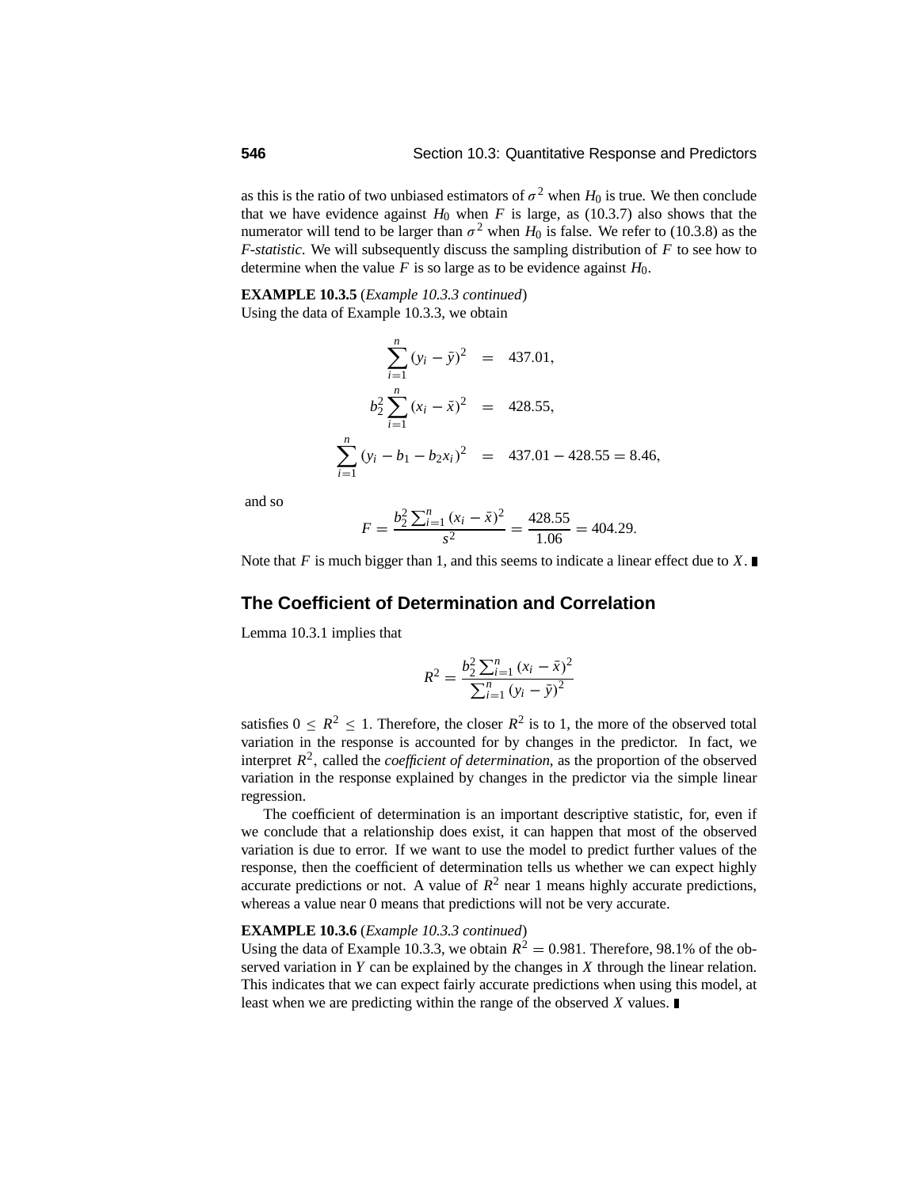as this is the ratio of two unbiased estimators of $\sigma^2$ when $H_0$ is true. We then conclude that we have evidence against $H_0$ when $F$ is large, as (10.3.7) also shows that the numerator will tend to be larger than $\sigma^2$ when $H_0$ is false. We refer to (10.3.8) as the *F-statistic*. We will subsequently discuss the sampling distribution of $F$ to see how to determine when the value $F$ is so large as to be evidence against $H_0$.

**EXAMPLE 10.3.5** (*Example 10.3.3 continued*)
Using the data of Example 10.3.3, we obtain

$$\begin{aligned}
\sum_{i=1}^{n}(y_i - \bar{y})^2 &= 437.01, \\
b_2^2 \sum_{i=1}^{n}(x_i - \bar{x})^2 &= 428.55, \\
\sum_{i=1}^{n}(y_i - b_1 - b_2 x_i)^2 &= 437.01 - 428.55 = 8.46,
\end{aligned}$$

and so

$$F = \frac{b_2^2 \sum_{i=1}^{n}(x_i - \bar{x})^2}{s^2} = \frac{428.55}{1.06} = 404.29.$$

Note that $F$ is much bigger than 1, and this seems to indicate a linear effect due to $X$. ■

## The Coefficient of Determination and Correlation

Lemma 10.3.1 implies that

$$R^2 = \frac{b_2^2 \sum_{i=1}^{n}(x_i - \bar{x})^2}{\sum_{i=1}^{n}(y_i - \bar{y})^2}$$

satisfies $0 \le R^2 \le 1$. Therefore, the closer $R^2$ is to 1, the more of the observed total variation in the response is accounted for by changes in the predictor. In fact, we interpret $R^2$, called the *coefficient of determination*, as the proportion of the observed variation in the response explained by changes in the predictor via the simple linear regression.

The coefficient of determination is an important descriptive statistic, for, even if we conclude that a relationship does exist, it can happen that most of the observed variation is due to error. If we want to use the model to predict further values of the response, then the coefficient of determination tells us whether we can expect highly accurate predictions or not. A value of $R^2$ near 1 means highly accurate predictions, whereas a value near 0 means that predictions will not be very accurate.

**EXAMPLE 10.3.6** (*Example 10.3.3 continued*)
Using the data of Example 10.3.3, we obtain $R^2 = 0.981$. Therefore, 98.1% of the observed variation in $Y$ can be explained by the changes in $X$ through the linear relation. This indicates that we can expect fairly accurate predictions when using this model, at least when we are predicting within the range of the observed $X$ values. ■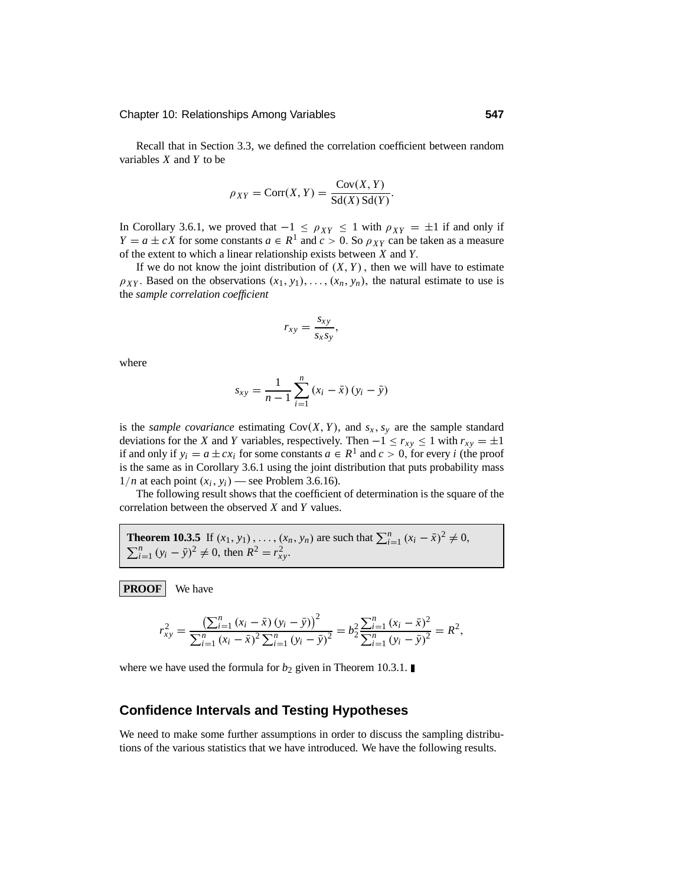Recall that in Section 3.3, we defined the correlation coefficient between random variables $X$ and $Y$ to be

$$\rho_{XY} = \text{Corr}(X, Y) = \frac{\text{Cov}(X, Y)}{\text{Sd}(X)\,\text{Sd}(Y)}.$$

In Corollary 3.6.1, we proved that $-1 \leq \rho_{XY} \leq 1$ with $\rho_{XY} = \pm 1$ if and only if $Y = a \pm cX$ for some constants $a \in R^1$ and $c > 0$. So $\rho_{XY}$ can be taken as a measure of the extent to which a linear relationship exists between $X$ and $Y$.

If we do not know the joint distribution of $(X, Y)$, then we will have to estimate $\rho_{XY}$. Based on the observations $(x_1, y_1), \ldots, (x_n, y_n)$, the natural estimate to use is the *sample correlation coefficient*

$$r_{xy} = \frac{s_{xy}}{s_x s_y},$$

where

$$s_{xy} = \frac{1}{n-1} \sum_{i=1}^{n} (x_i - \bar{x})(y_i - \bar{y})$$

is the *sample covariance* estimating $\text{Cov}(X, Y)$, and $s_x, s_y$ are the sample standard deviations for the $X$ and $Y$ variables, respectively. Then $-1 \leq r_{xy} \leq 1$ with $r_{xy} = \pm 1$ if and only if $y_i = a \pm cx_i$ for some constants $a \in R^1$ and $c > 0$, for every $i$ (the proof is the same as in Corollary 3.6.1 using the joint distribution that puts probability mass $1/n$ at each point $(x_i, y_i)$ — see Problem 3.6.16).

The following result shows that the coefficient of determination is the square of the correlation between the observed $X$ and $Y$ values.

**Theorem 10.3.5** If $(x_1, y_1), \ldots, (x_n, y_n)$ are such that $\sum_{i=1}^{n} (x_i - \bar{x})^2 \neq 0$, $\sum_{i=1}^{n} (y_i - \bar{y})^2 \neq 0$, then $R^2 = r_{xy}^2$.

**PROOF** We have

$$r_{xy}^2 = \frac{\left(\sum_{i=1}^{n} (x_i - \bar{x})(y_i - \bar{y})\right)^2}{\sum_{i=1}^{n} (x_i - \bar{x})^2 \sum_{i=1}^{n} (y_i - \bar{y})^2} = b_2^2 \frac{\sum_{i=1}^{n} (x_i - \bar{x})^2}{\sum_{i=1}^{n} (y_i - \bar{y})^2} = R^2,$$

where we have used the formula for $b_2$ given in Theorem 10.3.1. ∎

## Confidence Intervals and Testing Hypotheses

We need to make some further assumptions in order to discuss the sampling distributions of the various statistics that we have introduced. We have the following results.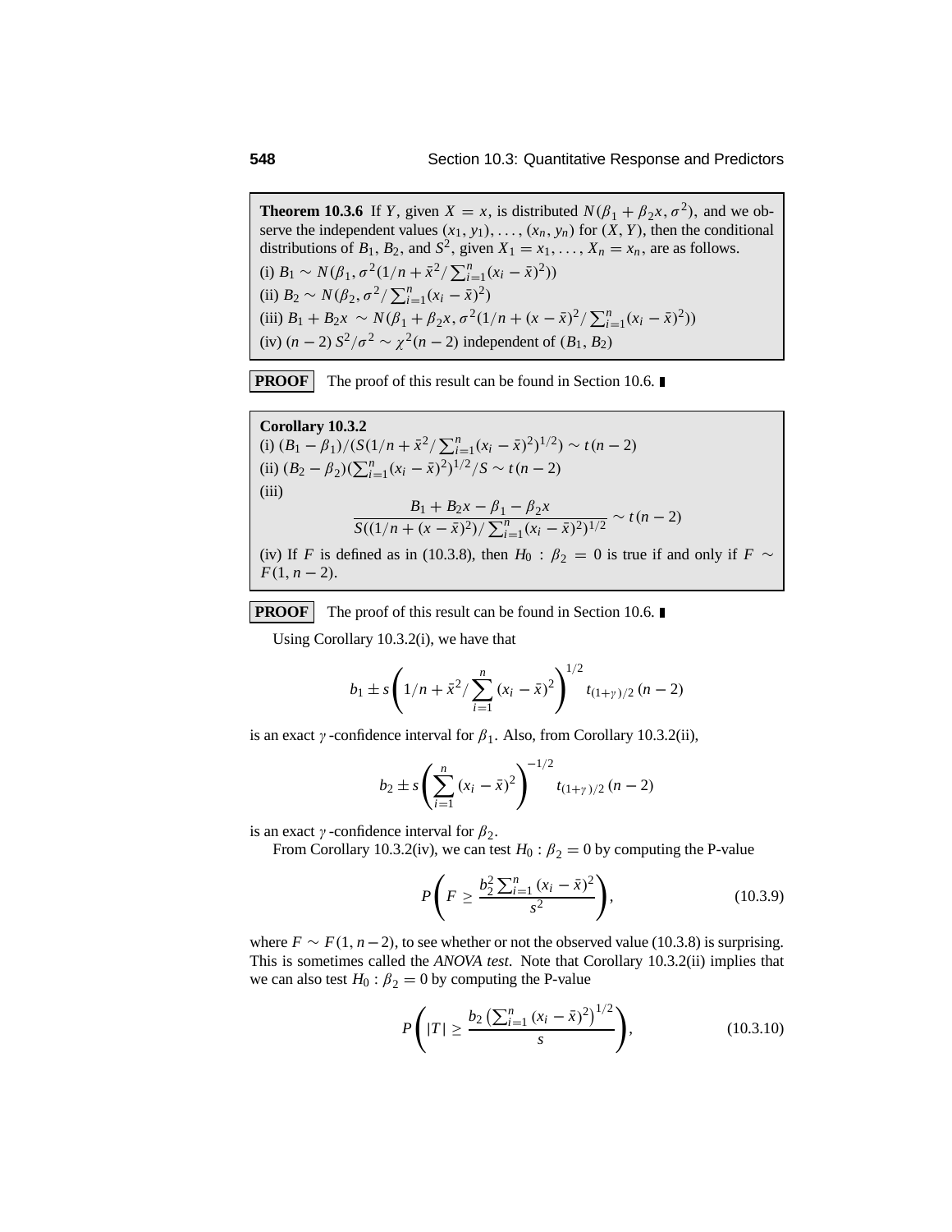**Theorem 10.3.6** If $Y$, given $X = x$, is distributed $N(\beta_1 + \beta_2 x, \sigma^2)$, and we observe the independent values $(x_1, y_1), \ldots, (x_n, y_n)$ for $(X, Y)$, then the conditional distributions of $B_1$, $B_2$, and $S^2$, given $X_1 = x_1, \ldots, X_n = x_n$, are as follows.

(i) $B_1 \sim N(\beta_1, \sigma^2(1/n + \bar{x}^2/\sum_{i=1}^n (x_i - \bar{x})^2))$

(ii) $B_2 \sim N(\beta_2, \sigma^2/\sum_{i=1}^n (x_i - \bar{x})^2)$

(iii) $B_1 + B_2 x \sim N(\beta_1 + \beta_2 x, \sigma^2(1/n + (x - \bar{x})^2/\sum_{i=1}^n (x_i - \bar{x})^2))$

(iv) $(n-2)\,S^2/\sigma^2 \sim \chi^2(n-2)$ independent of $(B_1, B_2)$

**PROOF** The proof of this result can be found in Section 10.6. ∎

**Corollary 10.3.2**

(i) $(B_1 - \beta_1)/(S(1/n + \bar{x}^2/\sum_{i=1}^n (x_i - \bar{x})^2)^{1/2}) \sim t(n-2)$

(ii) $(B_2 - \beta_2)(\sum_{i=1}^n (x_i - \bar{x})^2)^{1/2}/S \sim t(n-2)$

(iii)

$$\frac{B_1 + B_2 x - \beta_1 - \beta_2 x}{S((1/n + (x - \bar{x})^2)/\sum_{i=1}^n (x_i - \bar{x})^2)^{1/2}} \sim t(n-2)$$

(iv) If $F$ is defined as in (10.3.8), then $H_0 : \beta_2 = 0$ is true if and only if $F \sim F(1, n-2)$.

**PROOF** The proof of this result can be found in Section 10.6. ∎

Using Corollary 10.3.2(i), we have that

$$b_1 \pm s\left(1/n + \bar{x}^2/\sum_{i=1}^n (x_i - \bar{x})^2\right)^{1/2} t_{(1+\gamma)/2}\,(n-2)$$

is an exact $\gamma$-confidence interval for $\beta_1$. Also, from Corollary 10.3.2(ii),

$$b_2 \pm s\left(\sum_{i=1}^n (x_i - \bar{x})^2\right)^{-1/2} t_{(1+\gamma)/2}\,(n-2)$$

is an exact $\gamma$-confidence interval for $\beta_2$.

From Corollary 10.3.2(iv), we can test $H_0 : \beta_2 = 0$ by computing the P-value

$$P\left(F \geq \frac{b_2^2 \sum_{i=1}^n (x_i - \bar{x})^2}{s^2}\right), \tag{10.3.9}$$

where $F \sim F(1, n-2)$, to see whether or not the observed value (10.3.8) is surprising. This is sometimes called the *ANOVA test*. Note that Corollary 10.3.2(ii) implies that we can also test $H_0 : \beta_2 = 0$ by computing the P-value

$$P\left(|T| \geq \frac{b_2\left(\sum_{i=1}^n (x_i - \bar{x})^2\right)^{1/2}}{s}\right), \tag{10.3.10}$$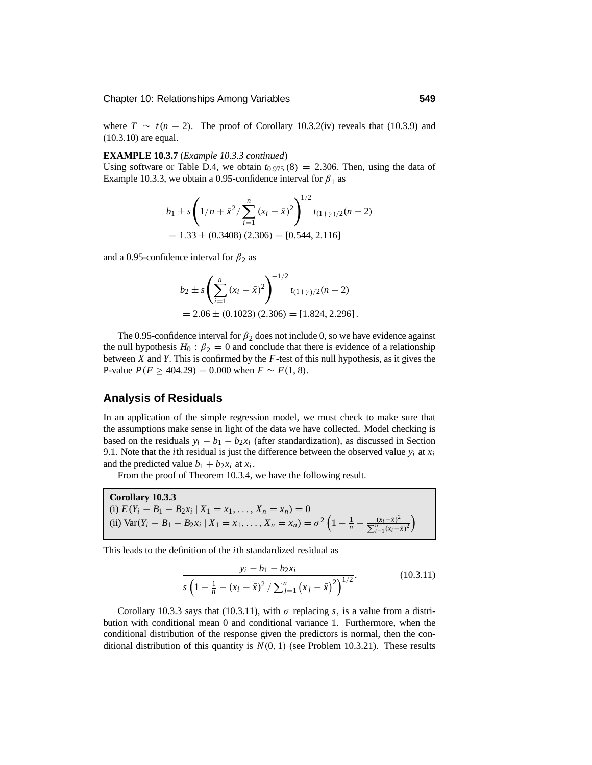where $T \sim t(n-2)$. The proof of Corollary 10.3.2(iv) reveals that (10.3.9) and (10.3.10) are equal.

**EXAMPLE 10.3.7** (*Example 10.3.3 continued*)
Using software or Table D.4, we obtain $t_{0.975}(8) = 2.306$. Then, using the data of Example 10.3.3, we obtain a 0.95-confidence interval for $\beta_1$ as

$$
\begin{aligned}
& b_1 \pm s \left( 1/n + \bar{x}^2 / \sum_{i=1}^{n} (x_i - \bar{x})^2 \right)^{1/2} t_{(1+\gamma)/2}(n-2) \\
&= 1.33 \pm (0.3408)(2.306) = [0.544, 2.116]
\end{aligned}
$$

and a 0.95-confidence interval for $\beta_2$ as

$$
\begin{aligned}
& b_2 \pm s \left( \sum_{i=1}^{n} (x_i - \bar{x})^2 \right)^{-1/2} t_{(1+\gamma)/2}(n-2) \\
&= 2.06 \pm (0.1023)(2.306) = [1.824, 2.296].
\end{aligned}
$$

The 0.95-confidence interval for $\beta_2$ does not include 0, so we have evidence against the null hypothesis $H_0 : \beta_2 = 0$ and conclude that there is evidence of a relationship between $X$ and $Y$. This is confirmed by the $F$-test of this null hypothesis, as it gives the P-value $P(F \geq 404.29) = 0.000$ when $F \sim F(1, 8)$.

## Analysis of Residuals

In an application of the simple regression model, we must check to make sure that the assumptions make sense in light of the data we have collected. Model checking is based on the residuals $y_i - b_1 - b_2 x_i$ (after standardization), as discussed in Section 9.1. Note that the $i$th residual is just the difference between the observed value $y_i$ at $x_i$ and the predicted value $b_1 + b_2 x_i$ at $x_i$.

From the proof of Theorem 10.3.4, we have the following result.

> **Corollary 10.3.3**
> (i) $E(Y_i - B_1 - B_2 x_i \mid X_1 = x_1, \ldots, X_n = x_n) = 0$
> (ii) $\text{Var}(Y_i - B_1 - B_2 x_i \mid X_1 = x_1, \ldots, X_n = x_n) = \sigma^2 \left( 1 - \frac{1}{n} - \frac{(x_i - \bar{x})^2}{\sum_{i=1}^{n} (x_i - \bar{x})^2} \right)$

This leads to the definition of the $i$th standardized residual as

$$
\frac{y_i - b_1 - b_2 x_i}{s \left( 1 - \frac{1}{n} - (x_i - \bar{x})^2 / \sum_{j=1}^{n} (x_j - \bar{x})^2 \right)^{1/2}}. \tag{10.3.11}
$$

Corollary 10.3.3 says that (10.3.11), with $\sigma$ replacing $s$, is a value from a distribution with conditional mean 0 and conditional variance 1. Furthermore, when the conditional distribution of the response given the predictors is normal, then the conditional distribution of this quantity is $N(0, 1)$ (see Problem 10.3.21). These results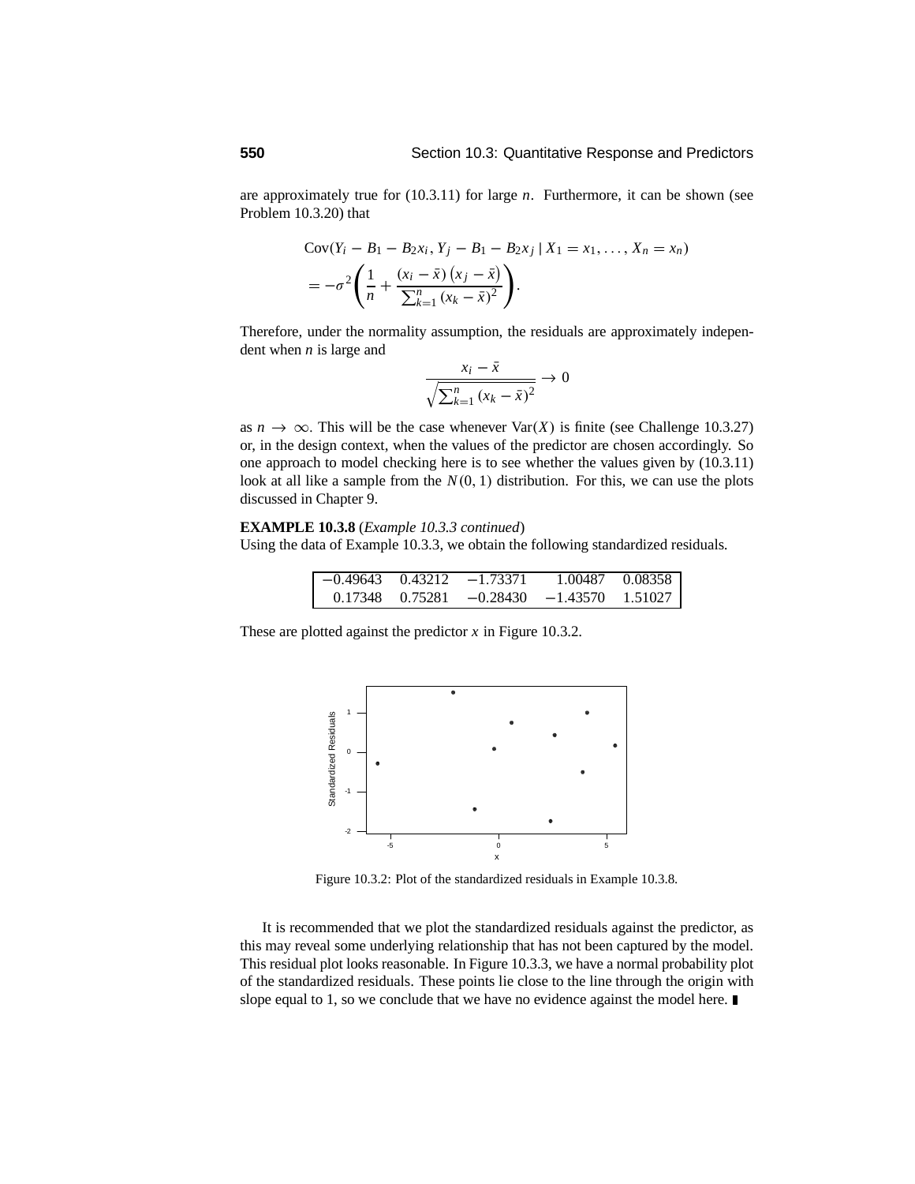are approximately true for (10.3.11) for large $n$. Furthermore, it can be shown (see Problem 10.3.20) that

$$
\begin{aligned}
&\text{Cov}(Y_i - B_1 - B_2 x_i, Y_j - B_1 - B_2 x_j \mid X_1 = x_1, \ldots, X_n = x_n) \\
&= -\sigma^2 \left( \frac{1}{n} + \frac{(x_i - \bar{x})(x_j - \bar{x})}{\sum_{k=1}^{n} (x_k - \bar{x})^2} \right).
\end{aligned}
$$

Therefore, under the normality assumption, the residuals are approximately independent when $n$ is large and

$$
\frac{x_i - \bar{x}}{\sqrt{\sum_{k=1}^{n} (x_k - \bar{x})^2}} \to 0
$$

as $n \to \infty$. This will be the case whenever $\text{Var}(X)$ is finite (see Challenge 10.3.27) or, in the design context, when the values of the predictor are chosen accordingly. So one approach to model checking here is to see whether the values given by (10.3.11) look at all like a sample from the $N(0, 1)$ distribution. For this, we can use the plots discussed in Chapter 9.

**EXAMPLE 10.3.8** (*Example 10.3.3 continued*)
Using the data of Example 10.3.3, we obtain the following standardized residuals.

| | | | | |
|---|---|---|---|---|
| −0.49643 | 0.43212 | −1.73371 | 1.00487 | 0.08358 |
| 0.17348 | 0.75281 | −0.28430 | −1.43570 | 1.51027 |

These are plotted against the predictor $x$ in Figure 10.3.2.

Figure 10.3.2: Plot of the standardized residuals in Example 10.3.8.

It is recommended that we plot the standardized residuals against the predictor, as this may reveal some underlying relationship that has not been captured by the model. This residual plot looks reasonable. In Figure 10.3.3, we have a normal probability plot of the standardized residuals. These points lie close to the line through the origin with slope equal to 1, so we conclude that we have no evidence against the model here. ∎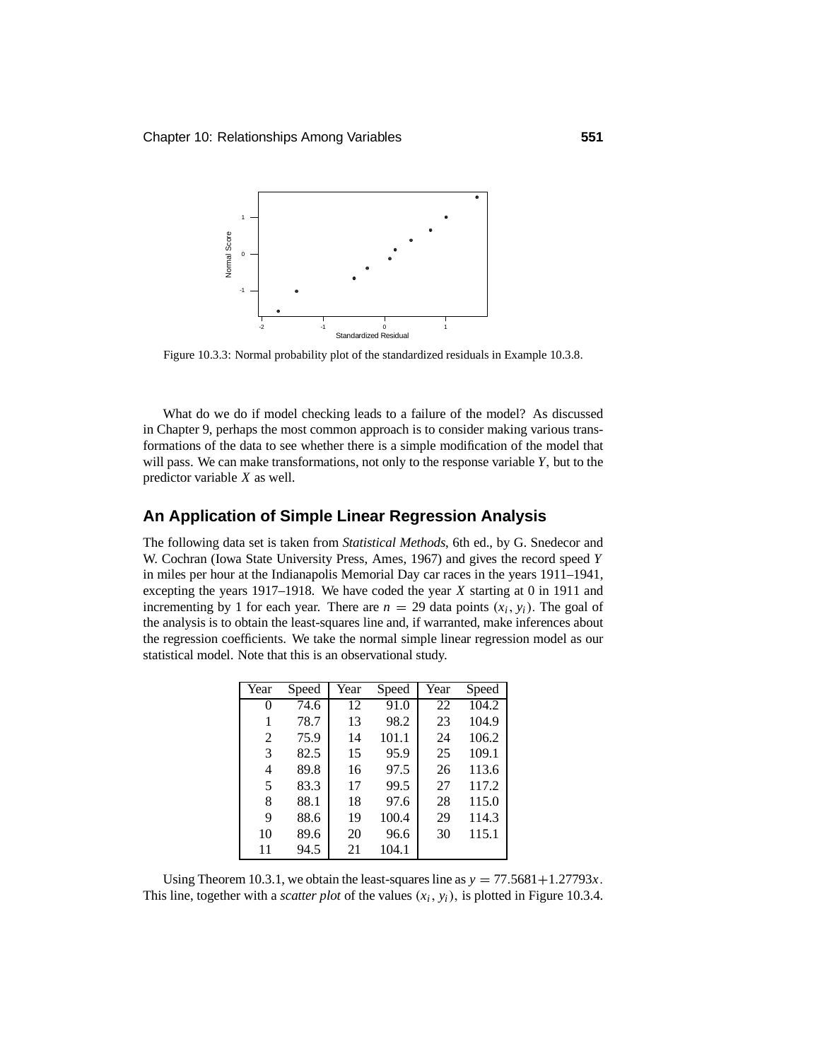Figure 10.3.3: Normal probability plot of the standardized residuals in Example 10.3.8.

What do we do if model checking leads to a failure of the model? As discussed in Chapter 9, perhaps the most common approach is to consider making various transformations of the data to see whether there is a simple modification of the model that will pass. We can make transformations, not only to the response variable $Y$, but to the predictor variable $X$ as well.

## An Application of Simple Linear Regression Analysis

The following data set is taken from *Statistical Methods*, 6th ed., by G. Snedecor and W. Cochran (Iowa State University Press, Ames, 1967) and gives the record speed $Y$ in miles per hour at the Indianapolis Memorial Day car races in the years 1911–1941, excepting the years 1917–1918. We have coded the year $X$ starting at 0 in 1911 and incrementing by 1 for each year. There are $n = 29$ data points $(x_i, y_i)$. The goal of the analysis is to obtain the least-squares line and, if warranted, make inferences about the regression coefficients. We take the normal simple linear regression model as our statistical model. Note that this is an observational study.

| Year | Speed | Year | Speed | Year | Speed |
|---|---|---|---|---|---|
| 0 | 74.6 | 12 | 91.0 | 22 | 104.2 |
| 1 | 78.7 | 13 | 98.2 | 23 | 104.9 |
| 2 | 75.9 | 14 | 101.1 | 24 | 106.2 |
| 3 | 82.5 | 15 | 95.9 | 25 | 109.1 |
| 4 | 89.8 | 16 | 97.5 | 26 | 113.6 |
| 5 | 83.3 | 17 | 99.5 | 27 | 117.2 |
| 8 | 88.1 | 18 | 97.6 | 28 | 115.0 |
| 9 | 88.6 | 19 | 100.4 | 29 | 114.3 |
| 10 | 89.6 | 20 | 96.6 | 30 | 115.1 |
| 11 | 94.5 | 21 | 104.1 | | |

Using Theorem 10.3.1, we obtain the least-squares line as $y = 77.5681 + 1.27793x$. This line, together with a *scatter plot* of the values $(x_i, y_i)$, is plotted in Figure 10.3.4.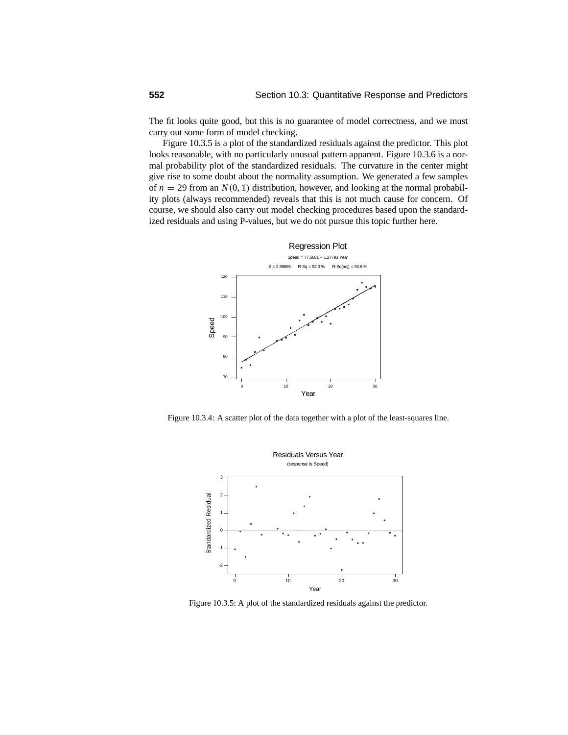The fit looks quite good, but this is no guarantee of model correctness, and we must carry out some form of model checking.

Figure 10.3.5 is a plot of the standardized residuals against the predictor. This plot looks reasonable, with no particularly unusual pattern apparent. Figure 10.3.6 is a normal probability plot of the standardized residuals. The curvature in the center might give rise to some doubt about the normality assumption. We generated a few samples of $n = 29$ from an $N(0, 1)$ distribution, however, and looking at the normal probability plots (always recommended) reveals that this is not much cause for concern. Of course, we should also carry out model checking procedures based upon the standardized residuals and using P-values, but we do not pursue this topic further here.

Figure 10.3.4: A scatter plot of the data together with a plot of the least-squares line.

Figure 10.3.5: A plot of the standardized residuals against the predictor.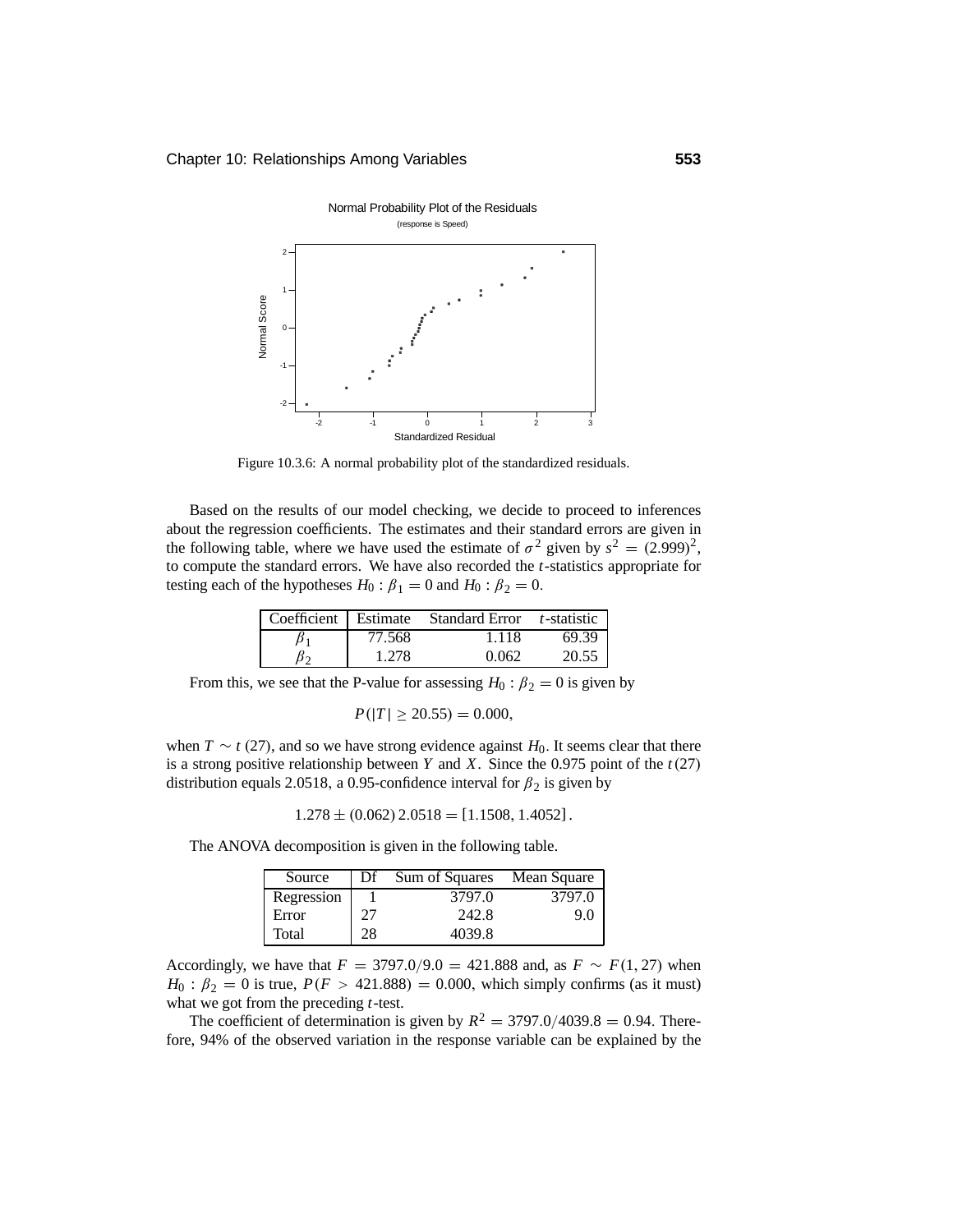Figure 10.3.6: A normal probability plot of the standardized residuals.

Based on the results of our model checking, we decide to proceed to inferences about the regression coefficients. The estimates and their standard errors are given in the following table, where we have used the estimate of $\sigma^2$ given by $s^2 = (2.999)^2$, to compute the standard errors. We have also recorded the $t$-statistics appropriate for testing each of the hypotheses $H_0 : \beta_1 = 0$ and $H_0 : \beta_2 = 0$.

| Coefficient | Estimate | Standard Error | $t$-statistic |
|---|---|---|---|
| $\beta_1$ | 77.568 | 1.118 | 69.39 |
| $\beta_2$ | 1.278 | 0.062 | 20.55 |

From this, we see that the P-value for assessing $H_0 : \beta_2 = 0$ is given by

$$P(|T| \geq 20.55) = 0.000,$$

when $T \sim t(27)$, and so we have strong evidence against $H_0$. It seems clear that there is a strong positive relationship between $Y$ and $X$. Since the 0.975 point of the $t(27)$ distribution equals 2.0518, a 0.95-confidence interval for $\beta_2$ is given by

$$1.278 \pm (0.062)\, 2.0518 = [1.1508, 1.4052].$$

The ANOVA decomposition is given in the following table.

| Source | Df | Sum of Squares | Mean Square |
|---|---|---|---|
| Regression | 1 | 3797.0 | 3797.0 |
| Error | 27 | 242.8 | 9.0 |
| Total | 28 | 4039.8 | |

Accordingly, we have that $F = 3797.0/9.0 = 421.888$ and, as $F \sim F(1, 27)$ when $H_0 : \beta_2 = 0$ is true, $P(F > 421.888) = 0.000$, which simply confirms (as it must) what we got from the preceding $t$-test.

The coefficient of determination is given by $R^2 = 3797.0/4039.8 = 0.94$. Therefore, 94% of the observed variation in the response variable can be explained by the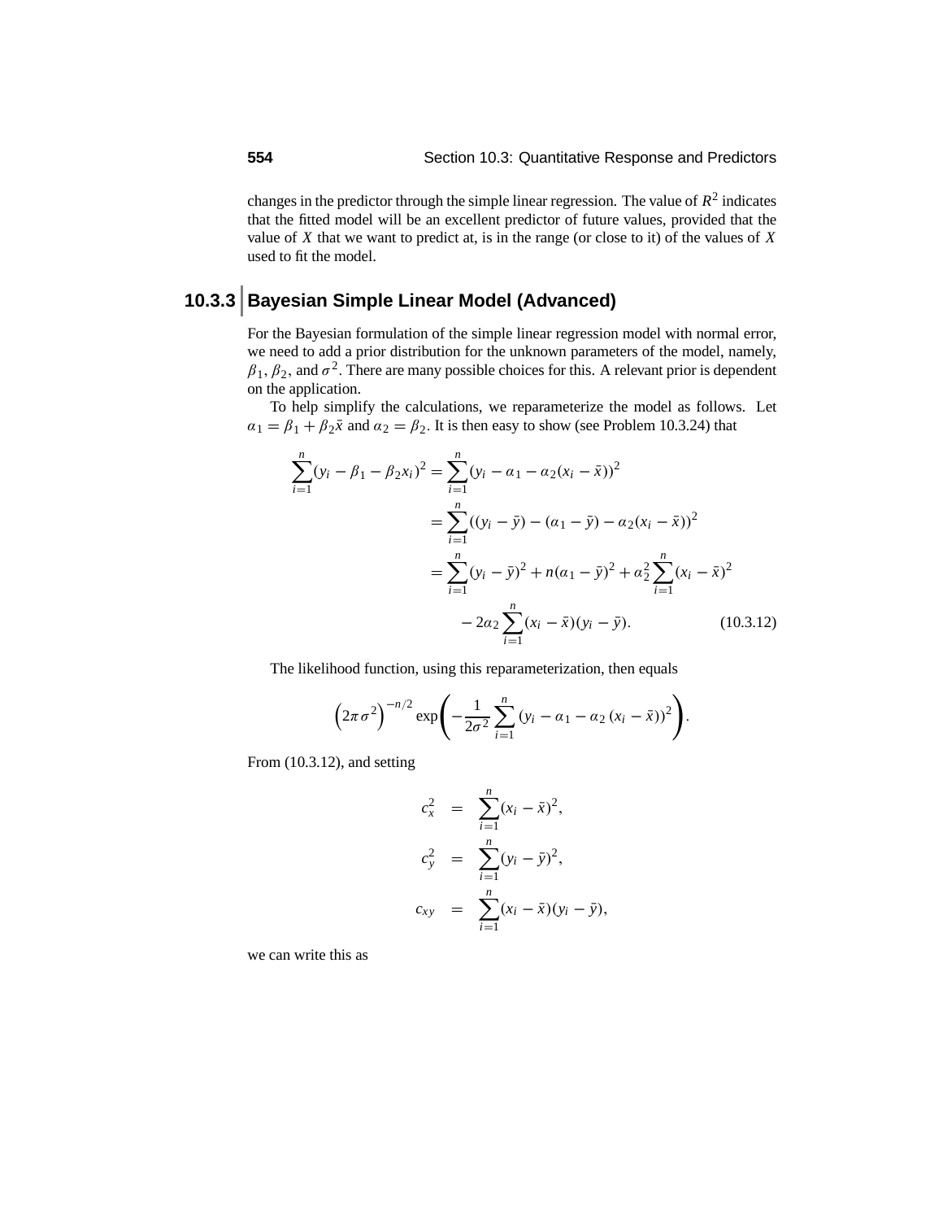changes in the predictor through the simple linear regression. The value of $R^2$ indicates that the fitted model will be an excellent predictor of future values, provided that the value of $X$ that we want to predict at, is in the range (or close to it) of the values of $X$ used to fit the model.

### 10.3.3 Bayesian Simple Linear Model (Advanced)

For the Bayesian formulation of the simple linear regression model with normal error, we need to add a prior distribution for the unknown parameters of the model, namely, $\beta_1, \beta_2$, and $\sigma^2$. There are many possible choices for this. A relevant prior is dependent on the application.

To help simplify the calculations, we reparameterize the model as follows. Let $\alpha_1 = \beta_1 + \beta_2 \bar{x}$ and $\alpha_2 = \beta_2$. It is then easy to show (see Problem 10.3.24) that

$$
\begin{aligned}
\sum_{i=1}^{n} (y_i - \beta_1 - \beta_2 x_i)^2 &= \sum_{i=1}^{n} (y_i - \alpha_1 - \alpha_2 (x_i - \bar{x}))^2 \\
&= \sum_{i=1}^{n} ((y_i - \bar{y}) - (\alpha_1 - \bar{y}) - \alpha_2 (x_i - \bar{x}))^2 \\
&= \sum_{i=1}^{n} (y_i - \bar{y})^2 + n(\alpha_1 - \bar{y})^2 + \alpha_2^2 \sum_{i=1}^{n} (x_i - \bar{x})^2 \\
&\quad - 2\alpha_2 \sum_{i=1}^{n} (x_i - \bar{x})(y_i - \bar{y}). \qquad (10.3.12)
\end{aligned}
$$

The likelihood function, using this reparameterization, then equals

$$
\left(2\pi\sigma^2\right)^{-n/2} \exp\left( -\frac{1}{2\sigma^2} \sum_{i=1}^{n} (y_i - \alpha_1 - \alpha_2 (x_i - \bar{x}))^2 \right).
$$

From (10.3.12), and setting

$$
\begin{aligned}
c_x^2 &= \sum_{i=1}^{n} (x_i - \bar{x})^2, \\
c_y^2 &= \sum_{i=1}^{n} (y_i - \bar{y})^2, \\
c_{xy} &= \sum_{i=1}^{n} (x_i - \bar{x})(y_i - \bar{y}),
\end{aligned}
$$

we can write this as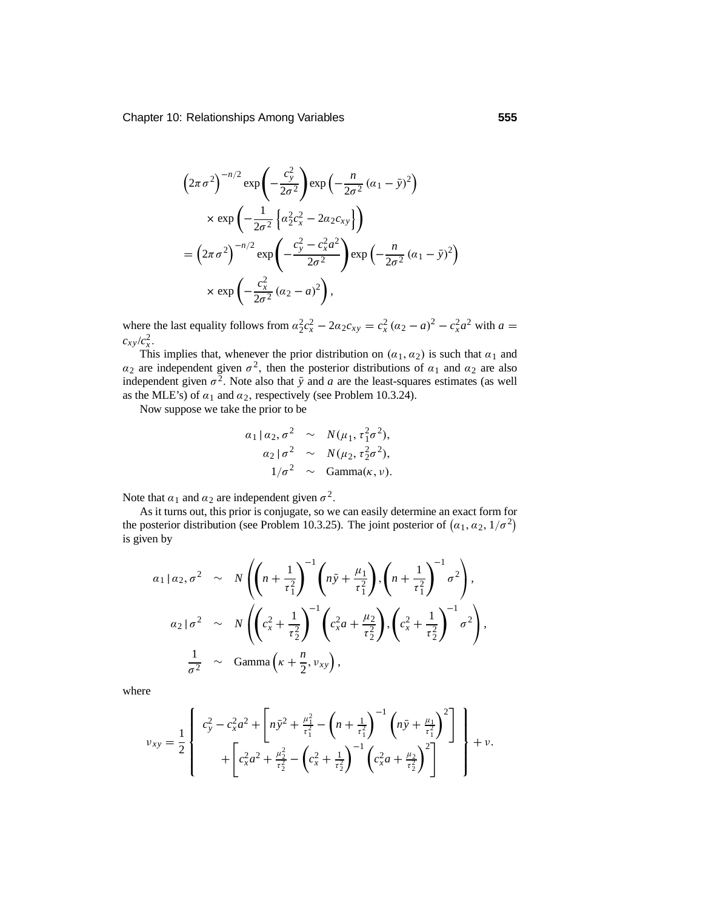$$
\begin{aligned}
&\left(2\pi\sigma^2\right)^{-n/2} \exp\left(-\frac{c_y^2}{2\sigma^2}\right) \exp\left(-\frac{n}{2\sigma^2}\left(\alpha_1 - \bar{y}\right)^2\right) \\
&\quad \times \exp\left(-\frac{1}{2\sigma^2}\left\{\alpha_2^2 c_x^2 - 2\alpha_2 c_{xy}\right\}\right) \\
&= \left(2\pi\sigma^2\right)^{-n/2} \exp\left(-\frac{c_y^2 - c_x^2 a^2}{2\sigma^2}\right) \exp\left(-\frac{n}{2\sigma^2}\left(\alpha_1 - \bar{y}\right)^2\right) \\
&\quad \times \exp\left(-\frac{c_x^2}{2\sigma^2}\left(\alpha_2 - a\right)^2\right),
\end{aligned}
$$

where the last equality follows from $\alpha_2^2 c_x^2 - 2\alpha_2 c_{xy} = c_x^2 (\alpha_2 - a)^2 - c_x^2 a^2$ with $a = c_{xy}/c_x^2$.

This implies that, whenever the prior distribution on $(\alpha_1, \alpha_2)$ is such that $\alpha_1$ and $\alpha_2$ are independent given $\sigma^2$, then the posterior distributions of $\alpha_1$ and $\alpha_2$ are also independent given $\sigma^2$. Note also that $\bar{y}$ and $a$ are the least-squares estimates (as well as the MLE's) of $\alpha_1$ and $\alpha_2$, respectively (see Problem 10.3.24).

Now suppose we take the prior to be

$$
\begin{aligned}
\alpha_1 \,|\, \alpha_2, \sigma^2 &\sim N(\mu_1, \tau_1^2 \sigma^2), \\
\alpha_2 \,|\, \sigma^2 &\sim N(\mu_2, \tau_2^2 \sigma^2), \\
1/\sigma^2 &\sim \text{Gamma}(\kappa, \nu).
\end{aligned}
$$

Note that $\alpha_1$ and $\alpha_2$ are independent given $\sigma^2$.

As it turns out, this prior is conjugate, so we can easily determine an exact form for the posterior distribution (see Problem 10.3.25). The joint posterior of $\left(\alpha_1, \alpha_2, 1/\sigma^2\right)$ is given by

$$
\begin{aligned}
\alpha_1 \,|\, \alpha_2, \sigma^2 &\sim N\left(\left(n + \frac{1}{\tau_1^2}\right)^{-1}\left(n\bar{y} + \frac{\mu_1}{\tau_1^2}\right), \left(n + \frac{1}{\tau_1^2}\right)^{-1}\sigma^2\right), \\
\alpha_2 \,|\, \sigma^2 &\sim N\left(\left(c_x^2 + \frac{1}{\tau_2^2}\right)^{-1}\left(c_x^2 a + \frac{\mu_2}{\tau_2^2}\right), \left(c_x^2 + \frac{1}{\tau_2^2}\right)^{-1}\sigma^2\right), \\
\frac{1}{\sigma^2} &\sim \text{Gamma}\left(\kappa + \frac{n}{2}, \nu_{xy}\right),
\end{aligned}
$$

where

$$
\nu_{xy} = \frac{1}{2}\left\{
\begin{array}{c}
c_y^2 - c_x^2 a^2 + \left[n\bar{y}^2 + \frac{\mu_1^2}{\tau_1^2} - \left(n + \frac{1}{\tau_1^2}\right)^{-1}\left(n\bar{y} + \frac{\mu_1}{\tau_1^2}\right)^2\right] \\
+ \left[c_x^2 a^2 + \frac{\mu_2^2}{\tau_2^2} - \left(c_x^2 + \frac{1}{\tau_2^2}\right)^{-1}\left(c_x^2 a + \frac{\mu_2}{\tau_2^2}\right)^2\right]
\end{array}
\right\} + \nu.
$$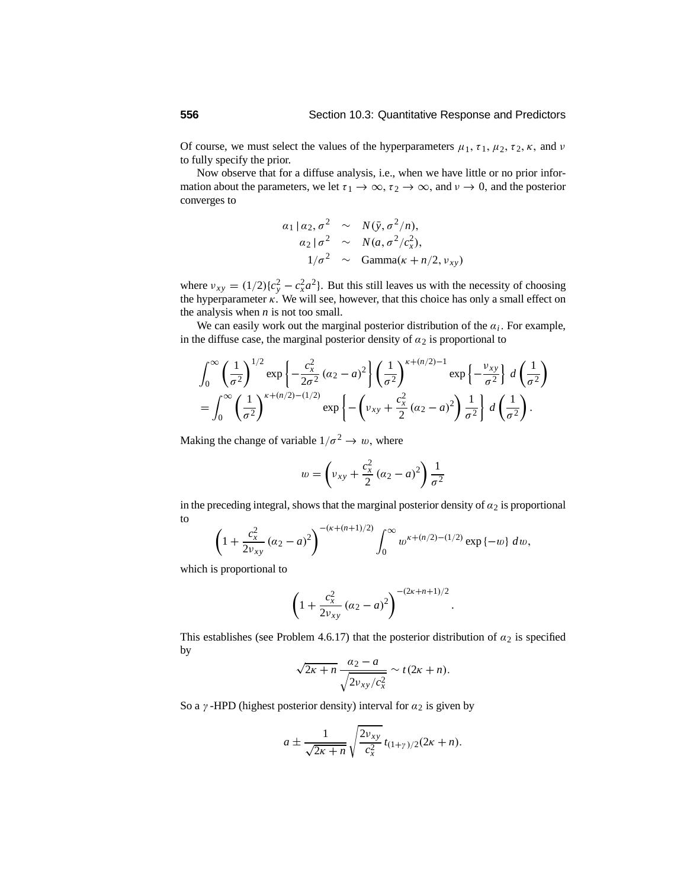Of course, we must select the values of the hyperparameters $\mu_1, \tau_1, \mu_2, \tau_2, \kappa$, and $\nu$ to fully specify the prior.

Now observe that for a diffuse analysis, i.e., when we have little or no prior information about the parameters, we let $\tau_1 \to \infty$, $\tau_2 \to \infty$, and $\nu \to 0$, and the posterior converges to

$$
\begin{aligned}
\alpha_1 \mid \alpha_2, \sigma^2 &\sim N(\bar{y}, \sigma^2/n), \\
\alpha_2 \mid \sigma^2 &\sim N(a, \sigma^2/c_x^2), \\
1/\sigma^2 &\sim \text{Gamma}(\kappa + n/2, \nu_{xy})
\end{aligned}
$$

where $\nu_{xy} = (1/2)\{c_y^2 - c_x^2 a^2\}$. But this still leaves us with the necessity of choosing the hyperparameter $\kappa$. We will see, however, that this choice has only a small effect on the analysis when $n$ is not too small.

We can easily work out the marginal posterior distribution of the $\alpha_i$. For example, in the diffuse case, the marginal posterior density of $\alpha_2$ is proportional to

$$
\begin{aligned}
&\int_0^\infty \left(\frac{1}{\sigma^2}\right)^{1/2} \exp\left\{-\frac{c_x^2}{2\sigma^2}(\alpha_2 - a)^2\right\} \left(\frac{1}{\sigma^2}\right)^{\kappa+(n/2)-1} \exp\left\{-\frac{\nu_{xy}}{\sigma^2}\right\} d\left(\frac{1}{\sigma^2}\right) \\
&= \int_0^\infty \left(\frac{1}{\sigma^2}\right)^{\kappa+(n/2)-(1/2)} \exp\left\{-\left(\nu_{xy} + \frac{c_x^2}{2}(\alpha_2 - a)^2\right)\frac{1}{\sigma^2}\right\} d\left(\frac{1}{\sigma^2}\right).
\end{aligned}
$$

Making the change of variable $1/\sigma^2 \to w$, where

$$
w = \left(\nu_{xy} + \frac{c_x^2}{2}(\alpha_2 - a)^2\right)\frac{1}{\sigma^2}
$$

in the preceding integral, shows that the marginal posterior density of $\alpha_2$ is proportional to

$$
\left(1 + \frac{c_x^2}{2\nu_{xy}}(\alpha_2 - a)^2\right)^{-(\kappa+(n+1)/2)} \int_0^\infty w^{\kappa+(n/2)-(1/2)} \exp\{-w\}\, dw,
$$

which is proportional to

$$
\left(1 + \frac{c_x^2}{2\nu_{xy}}(\alpha_2 - a)^2\right)^{-(2\kappa+n+1)/2}.
$$

This establishes (see Problem 4.6.17) that the posterior distribution of $\alpha_2$ is specified by

$$
\sqrt{2\kappa + n}\,\frac{\alpha_2 - a}{\sqrt{2\nu_{xy}/c_x^2}} \sim t(2\kappa + n).
$$

So a $\gamma$-HPD (highest posterior density) interval for $\alpha_2$ is given by

$$
a \pm \frac{1}{\sqrt{2\kappa + n}}\sqrt{\frac{2\nu_{xy}}{c_x^2}}\, t_{(1+\gamma)/2}(2\kappa + n).
$$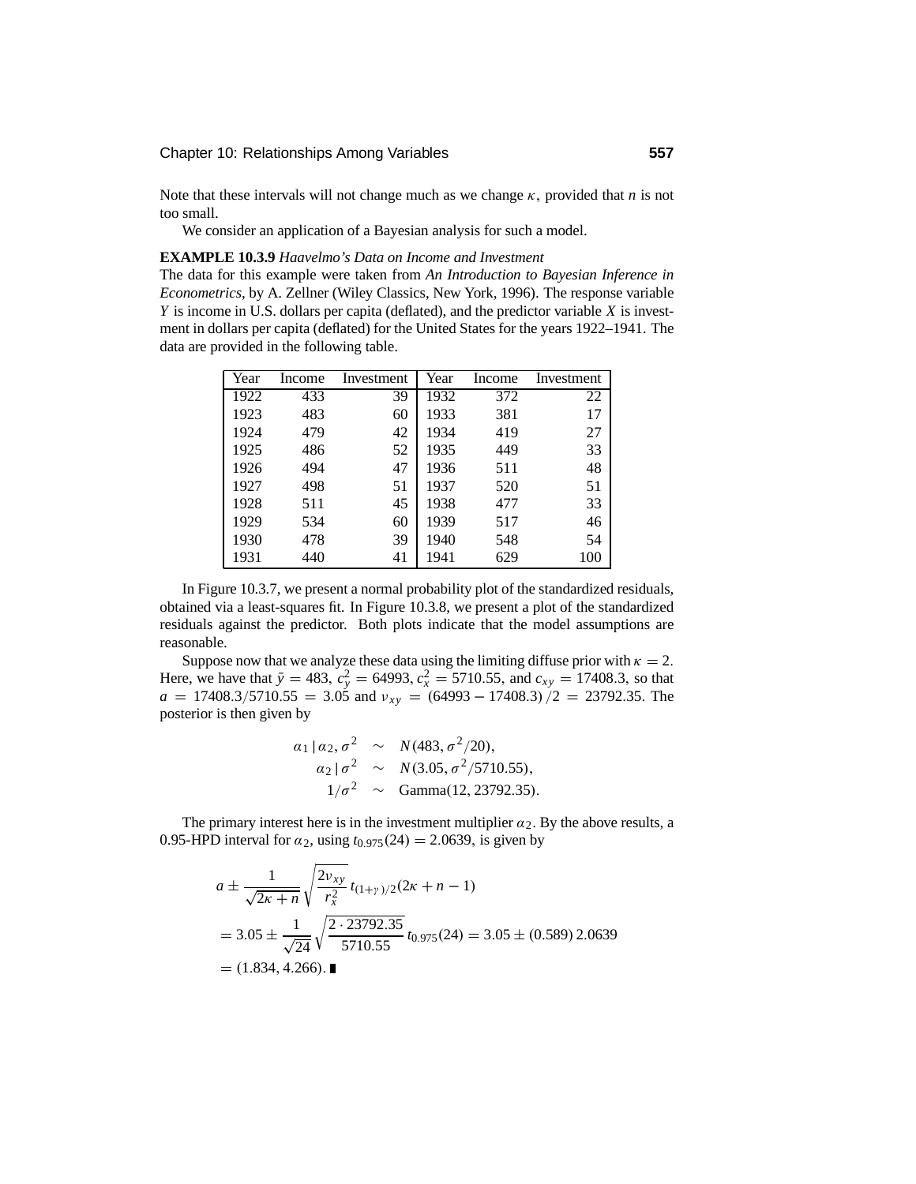Note that these intervals will not change much as we change $\kappa$, provided that $n$ is not too small.

We consider an application of a Bayesian analysis for such a model.

**EXAMPLE 10.3.9** *Haavelmo's Data on Income and Investment*
The data for this example were taken from *An Introduction to Bayesian Inference in Econometrics*, by A. Zellner (Wiley Classics, New York, 1996). The response variable $Y$ is income in U.S. dollars per capita (deflated), and the predictor variable $X$ is investment in dollars per capita (deflated) for the United States for the years 1922–1941. The data are provided in the following table.

| Year | Income | Investment | Year | Income | Investment |
|---|---|---|---|---|---|
| 1922 | 433 | 39 | 1932 | 372 | 22 |
| 1923 | 483 | 60 | 1933 | 381 | 17 |
| 1924 | 479 | 42 | 1934 | 419 | 27 |
| 1925 | 486 | 52 | 1935 | 449 | 33 |
| 1926 | 494 | 47 | 1936 | 511 | 48 |
| 1927 | 498 | 51 | 1937 | 520 | 51 |
| 1928 | 511 | 45 | 1938 | 477 | 33 |
| 1929 | 534 | 60 | 1939 | 517 | 46 |
| 1930 | 478 | 39 | 1940 | 548 | 54 |
| 1931 | 440 | 41 | 1941 | 629 | 100 |

In Figure 10.3.7, we present a normal probability plot of the standardized residuals, obtained via a least-squares fit. In Figure 10.3.8, we present a plot of the standardized residuals against the predictor. Both plots indicate that the model assumptions are reasonable.

Suppose now that we analyze these data using the limiting diffuse prior with $\kappa = 2$. Here, we have that $\bar{y} = 483$, $c_y^2 = 64993$, $c_x^2 = 5710.55$, and $c_{xy} = 17408.3$, so that $a = 17408.3/5710.55 = 3.05$ and $\nu_{xy} = (64993 - 17408.3)/2 = 23792.35$. The posterior is then given by

$$
\begin{aligned}
\alpha_1 \,|\, \alpha_2, \sigma^2 &\sim N(483, \sigma^2/20), \\
\alpha_2 \,|\, \sigma^2 &\sim N(3.05, \sigma^2/5710.55), \\
1/\sigma^2 &\sim \text{Gamma}(12, 23792.35).
\end{aligned}
$$

The primary interest here is in the investment multiplier $\alpha_2$. By the above results, a 0.95-HPD interval for $\alpha_2$, using $t_{0.975}(24) = 2.0639$, is given by

$$
\begin{aligned}
&a \pm \frac{1}{\sqrt{2\kappa + n}} \sqrt{\frac{2\nu_{xy}}{r_x^2}}\, t_{(1+\gamma)/2}(2\kappa + n - 1) \\
&= 3.05 \pm \frac{1}{\sqrt{24}} \sqrt{\frac{2 \cdot 23792.35}{5710.55}}\, t_{0.975}(24) = 3.05 \pm (0.589)\, 2.0639 \\
&= (1.834, 4.266). \blacksquare
\end{aligned}
$$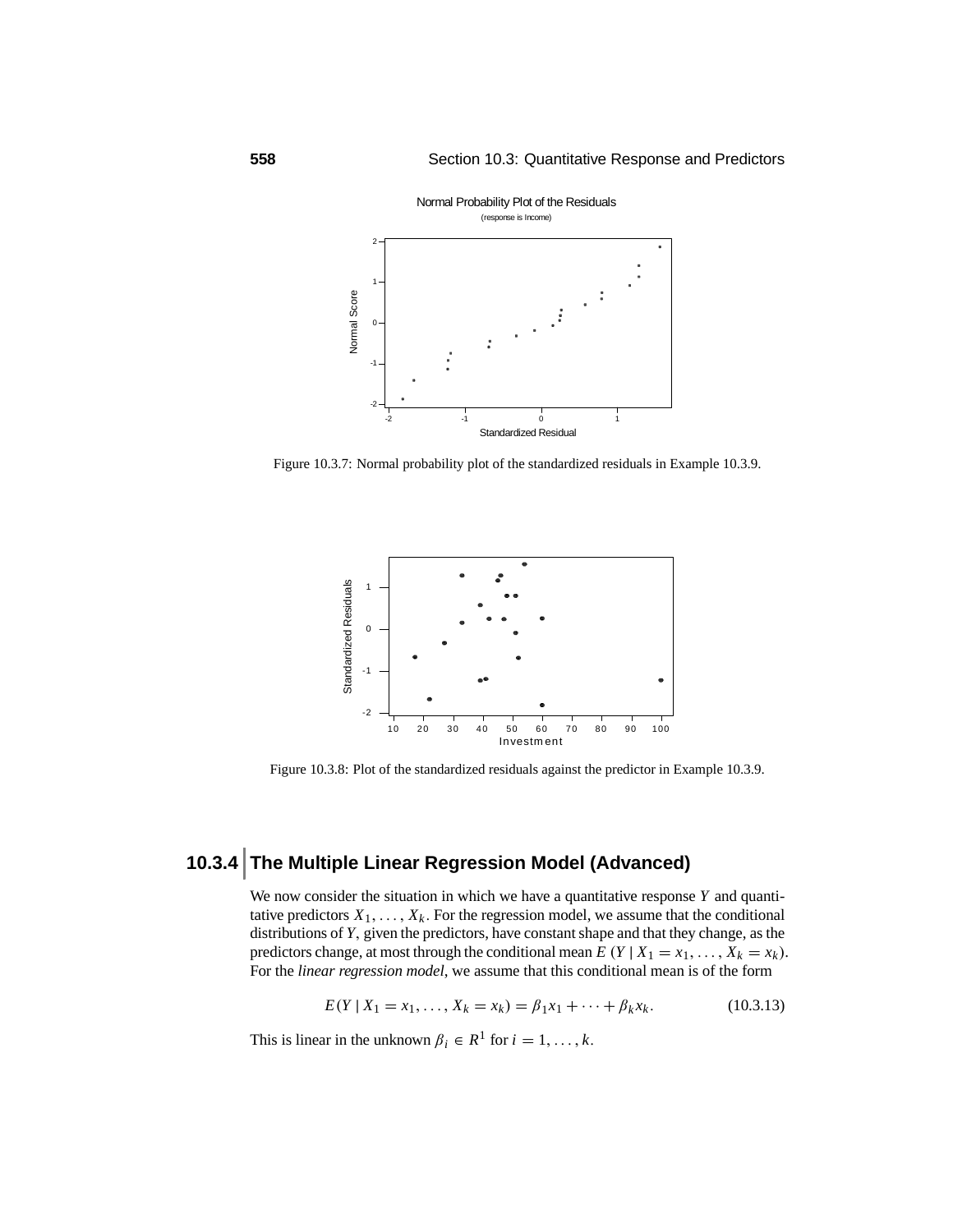Figure 10.3.7: Normal probability plot of the standardized residuals in Example 10.3.9.

Figure 10.3.8: Plot of the standardized residuals against the predictor in Example 10.3.9.

## 10.3.4 The Multiple Linear Regression Model (Advanced)

We now consider the situation in which we have a quantitative response $Y$ and quantitative predictors $X_1, \ldots, X_k$. For the regression model, we assume that the conditional distributions of $Y$, given the predictors, have constant shape and that they change, as the predictors change, at most through the conditional mean $E(Y \mid X_1 = x_1, \ldots, X_k = x_k)$. For the *linear regression model*, we assume that this conditional mean is of the form

$$E(Y \mid X_1 = x_1, \ldots, X_k = x_k) = \beta_1 x_1 + \cdots + \beta_k x_k. \tag{10.3.13}$$

This is linear in the unknown $\beta_i \in R^1$ for $i = 1, \ldots, k$.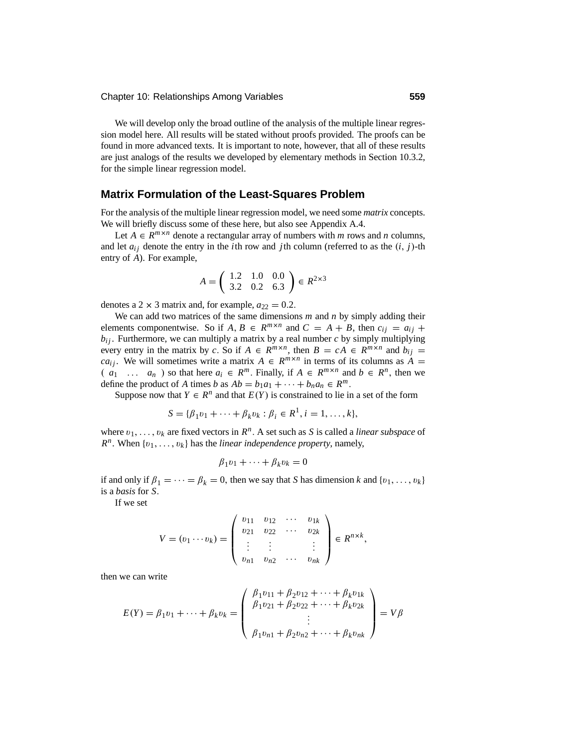We will develop only the broad outline of the analysis of the multiple linear regression model here. All results will be stated without proofs provided. The proofs can be found in more advanced texts. It is important to note, however, that all of these results are just analogs of the results we developed by elementary methods in Section 10.3.2, for the simple linear regression model.

## Matrix Formulation of the Least-Squares Problem

For the analysis of the multiple linear regression model, we need some *matrix* concepts. We will briefly discuss some of these here, but also see Appendix A.4.

Let $A \in R^{m \times n}$ denote a rectangular array of numbers with $m$ rows and $n$ columns, and let $a_{ij}$ denote the entry in the $i$th row and $j$th column (referred to as the $(i, j)$-th entry of $A$). For example,

$$A = \begin{pmatrix} 1.2 & 1.0 & 0.0 \\ 3.2 & 0.2 & 6.3 \end{pmatrix} \in R^{2 \times 3}$$

denotes a $2 \times 3$ matrix and, for example, $a_{22} = 0.2$.

We can add two matrices of the same dimensions $m$ and $n$ by simply adding their elements componentwise. So if $A, B \in R^{m \times n}$ and $C = A + B$, then $c_{ij} = a_{ij} + b_{ij}$. Furthermore, we can multiply a matrix by a real number $c$ by simply multiplying every entry in the matrix by $c$. So if $A \in R^{m \times n}$, then $B = cA \in R^{m \times n}$ and $b_{ij} = ca_{ij}$. We will sometimes write a matrix $A \in R^{m \times n}$ in terms of its columns as $A = (\, a_1 \quad \ldots \quad a_n \,)$ so that here $a_i \in R^m$. Finally, if $A \in R^{m \times n}$ and $b \in R^n$, then we define the product of $A$ times $b$ as $Ab = b_1 a_1 + \cdots + b_n a_n \in R^m$.

Suppose now that $Y \in R^n$ and that $E(Y)$ is constrained to lie in a set of the form

$$S = \{\beta_1 v_1 + \cdots + \beta_k v_k : \beta_i \in R^1, i = 1, \ldots, k\},$$

where $v_1, \ldots, v_k$ are fixed vectors in $R^n$. A set such as $S$ is called a *linear subspace* of $R^n$. When $\{v_1, \ldots, v_k\}$ has the *linear independence property*, namely,

$$\beta_1 v_1 + \cdots + \beta_k v_k = 0$$

if and only if $\beta_1 = \cdots = \beta_k = 0$, then we say that $S$ has dimension $k$ and $\{v_1, \ldots, v_k\}$ is a *basis* for $S$.

If we set

$$V = (v_1 \cdots v_k) = \begin{pmatrix} v_{11} & v_{12} & \cdots & v_{1k} \\ v_{21} & v_{22} & \cdots & v_{2k} \\ \vdots & \vdots & & \vdots \\ v_{n1} & v_{n2} & \cdots & v_{nk} \end{pmatrix} \in R^{n \times k},$$

then we can write

$$E(Y) = \beta_1 v_1 + \cdots + \beta_k v_k = \begin{pmatrix} \beta_1 v_{11} + \beta_2 v_{12} + \cdots + \beta_k v_{1k} \\ \beta_1 v_{21} + \beta_2 v_{22} + \cdots + \beta_k v_{2k} \\ \vdots \\ \beta_1 v_{n1} + \beta_2 v_{n2} + \cdots + \beta_k v_{nk} \end{pmatrix} = V\beta$$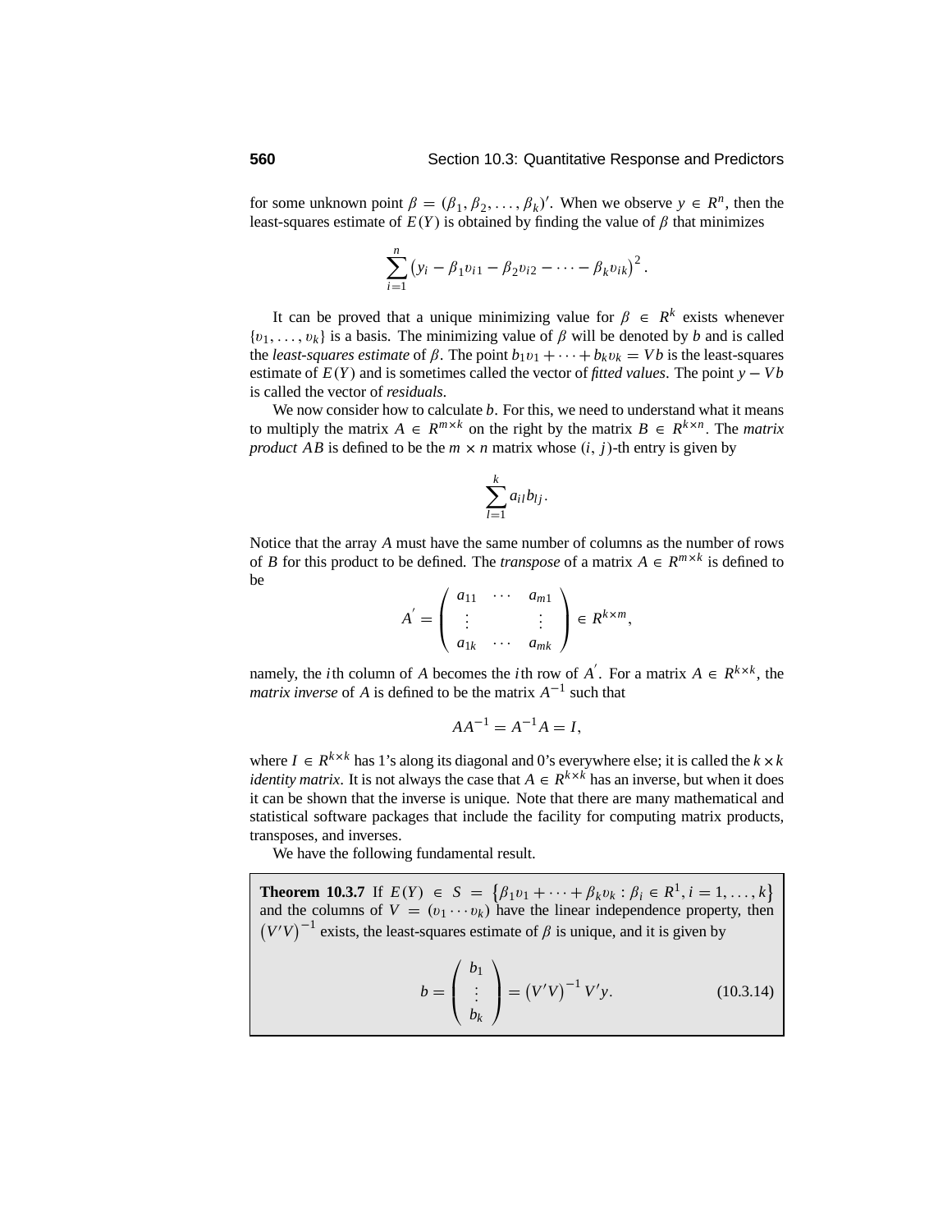for some unknown point $\beta = (\beta_1, \beta_2, \ldots, \beta_k)'$. When we observe $y \in R^n$, then the least-squares estimate of $E(Y)$ is obtained by finding the value of $\beta$ that minimizes

$$\sum_{i=1}^{n} \left(y_i - \beta_1 v_{i1} - \beta_2 v_{i2} - \cdots - \beta_k v_{ik}\right)^2.$$

It can be proved that a unique minimizing value for $\beta \in R^k$ exists whenever $\{v_1, \ldots, v_k\}$ is a basis. The minimizing value of $\beta$ will be denoted by $b$ and is called the *least-squares estimate* of $\beta$. The point $b_1 v_1 + \cdots + b_k v_k = Vb$ is the least-squares estimate of $E(Y)$ and is sometimes called the vector of *fitted values*. The point $y - Vb$ is called the vector of *residuals*.

We now consider how to calculate $b$. For this, we need to understand what it means to multiply the matrix $A \in R^{m \times k}$ on the right by the matrix $B \in R^{k \times n}$. The *matrix product* $AB$ is defined to be the $m \times n$ matrix whose $(i, j)$-th entry is given by

$$\sum_{l=1}^{k} a_{il} b_{lj}.$$

Notice that the array $A$ must have the same number of columns as the number of rows of $B$ for this product to be defined. The *transpose* of a matrix $A \in R^{m \times k}$ is defined to be

$$A' = \begin{pmatrix} a_{11} & \cdots & a_{m1} \\ \vdots & & \vdots \\ a_{1k} & \cdots & a_{mk} \end{pmatrix} \in R^{k \times m},$$

namely, the $i$th column of $A$ becomes the $i$th row of $A'$. For a matrix $A \in R^{k \times k}$, the *matrix inverse* of $A$ is defined to be the matrix $A^{-1}$ such that

$$AA^{-1} = A^{-1}A = I,$$

where $I \in R^{k \times k}$ has 1's along its diagonal and 0's everywhere else; it is called the $k \times k$ *identity matrix*. It is not always the case that $A \in R^{k \times k}$ has an inverse, but when it does it can be shown that the inverse is unique. Note that there are many mathematical and statistical software packages that include the facility for computing matrix products, transposes, and inverses.

We have the following fundamental result.

**Theorem 10.3.7** If $E(Y) \in S = \{\beta_1 v_1 + \cdots + \beta_k v_k : \beta_i \in R^1, i = 1, \ldots, k\}$ and the columns of $V = (v_1 \cdots v_k)$ have the linear independence property, then $(V'V)^{-1}$ exists, the least-squares estimate of $\beta$ is unique, and it is given by

$$b = \begin{pmatrix} b_1 \\ \vdots \\ b_k \end{pmatrix} = \left(V'V\right)^{-1} V'y. \qquad (10.3.14)$$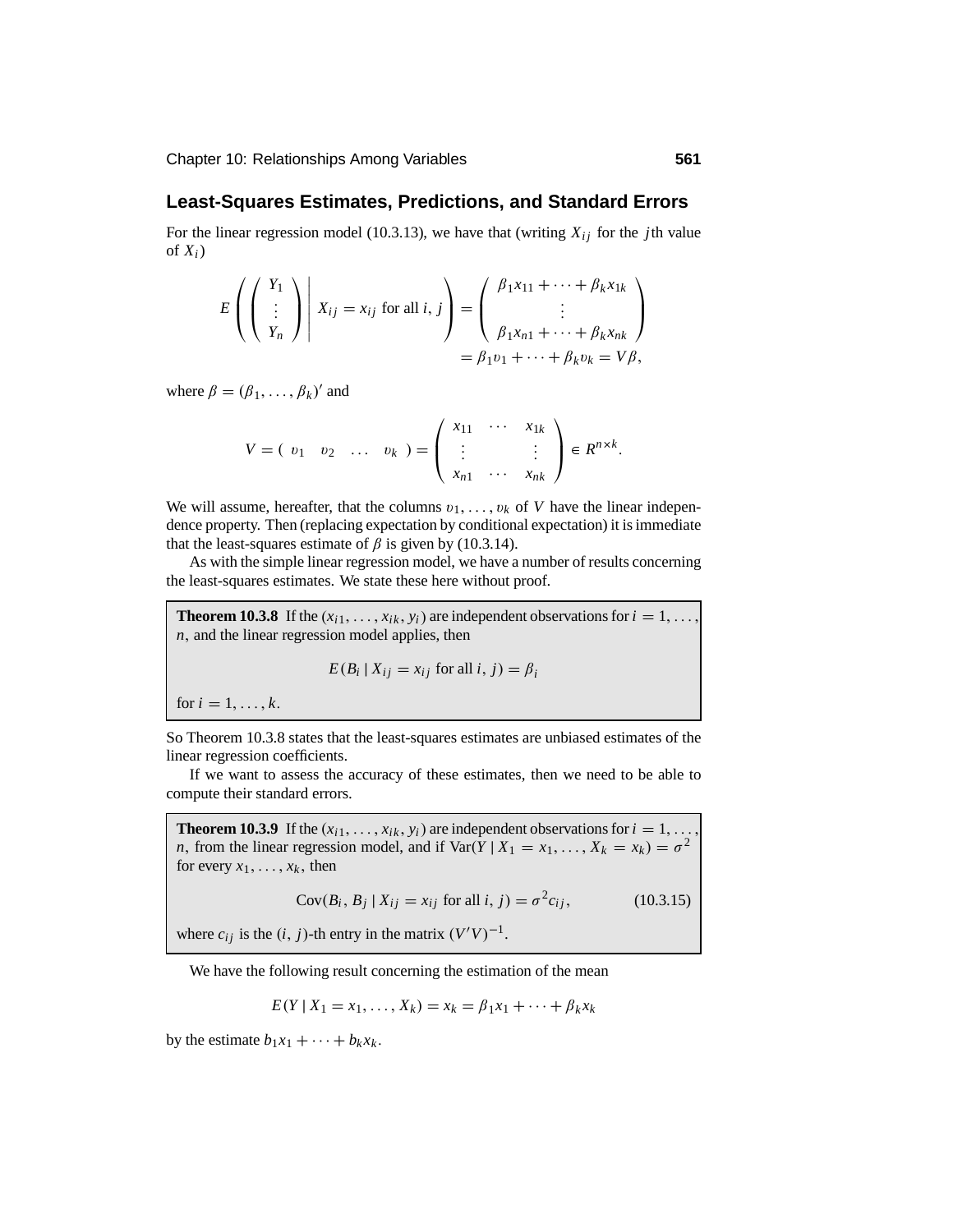## Least-Squares Estimates, Predictions, and Standard Errors

For the linear regression model (10.3.13), we have that (writing $X_{ij}$ for the $j$th value of $X_i$)

$$E\left(\left(\begin{array}{c} Y_1 \\ \vdots \\ Y_n \end{array}\right) \middle| \, X_{ij} = x_{ij} \text{ for all } i, j\right) = \left(\begin{array}{c} \beta_1 x_{11} + \cdots + \beta_k x_{1k} \\ \vdots \\ \beta_1 x_{n1} + \cdots + \beta_k x_{nk} \end{array}\right)$$
$$= \beta_1 v_1 + \cdots + \beta_k v_k = V\beta,$$

where $\beta = (\beta_1, \ldots, \beta_k)'$ and

$$V = \left(\begin{array}{cccc} v_1 & v_2 & \ldots & v_k \end{array}\right) = \left(\begin{array}{ccc} x_{11} & \cdots & x_{1k} \\ \vdots & & \vdots \\ x_{n1} & \cdots & x_{nk} \end{array}\right) \in R^{n \times k}.$$

We will assume, hereafter, that the columns $v_1, \ldots, v_k$ of $V$ have the linear independence property. Then (replacing expectation by conditional expectation) it is immediate that the least-squares estimate of $\beta$ is given by (10.3.14).

As with the simple linear regression model, we have a number of results concerning the least-squares estimates. We state these here without proof.

**Theorem 10.3.8** If the $(x_{i1}, \ldots, x_{ik}, y_i)$ are independent observations for $i = 1, \ldots, n$, and the linear regression model applies, then

$$E(B_i \mid X_{ij} = x_{ij} \text{ for all } i, j) = \beta_i$$

for $i = 1, \ldots, k$.

So Theorem 10.3.8 states that the least-squares estimates are unbiased estimates of the linear regression coefficients.

If we want to assess the accuracy of these estimates, then we need to be able to compute their standard errors.

**Theorem 10.3.9** If the $(x_{i1}, \ldots, x_{ik}, y_i)$ are independent observations for $i = 1, \ldots, n$, from the linear regression model, and if $\text{Var}(Y \mid X_1 = x_1, \ldots, X_k = x_k) = \sigma^2$ for every $x_1, \ldots, x_k$, then

$$\text{Cov}(B_i, B_j \mid X_{ij} = x_{ij} \text{ for all } i, j) = \sigma^2 c_{ij}, \qquad (10.3.15)$$

where $c_{ij}$ is the $(i, j)$-th entry in the matrix $(V'V)^{-1}$.

We have the following result concerning the estimation of the mean

$$E(Y \mid X_1 = x_1, \ldots, X_k) = x_k = \beta_1 x_1 + \cdots + \beta_k x_k$$

by the estimate $b_1 x_1 + \cdots + b_k x_k$.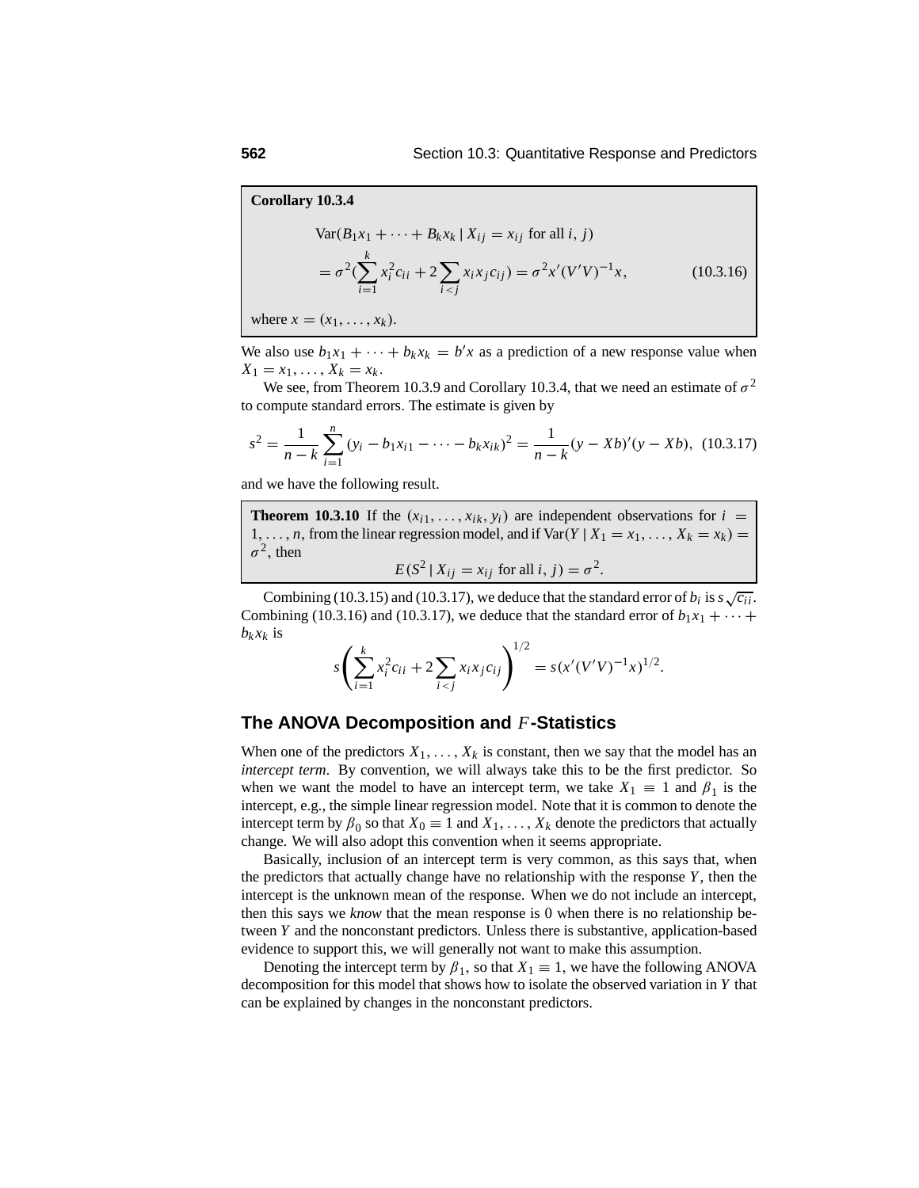**Corollary 10.3.4**

$$\text{Var}(B_1 x_1 + \cdots + B_k x_k \mid X_{ij} = x_{ij} \text{ for all } i, j)$$
$$= \sigma^2 (\sum_{i=1}^{k} x_i^2 c_{ii} + 2 \sum_{i<j} x_i x_j c_{ij}) = \sigma^2 x'(V'V)^{-1} x, \qquad (10.3.16)$$

where $x = (x_1, \ldots, x_k)$.

We also use $b_1 x_1 + \cdots + b_k x_k = b'x$ as a prediction of a new response value when $X_1 = x_1, \ldots, X_k = x_k$.

We see, from Theorem 10.3.9 and Corollary 10.3.4, that we need an estimate of $\sigma^2$ to compute standard errors. The estimate is given by

$$s^2 = \frac{1}{n-k} \sum_{i=1}^{n} (y_i - b_1 x_{i1} - \cdots - b_k x_{ik})^2 = \frac{1}{n-k} (y - Xb)'(y - Xb), \quad (10.3.17)$$

and we have the following result.

**Theorem 10.3.10** If the $(x_{i1}, \ldots, x_{ik}, y_i)$ are independent observations for $i = 1, \ldots, n$, from the linear regression model, and if $\text{Var}(Y \mid X_1 = x_1, \ldots, X_k = x_k) = \sigma^2$, then

$$E(S^2 \mid X_{ij} = x_{ij} \text{ for all } i, j) = \sigma^2.$$

Combining (10.3.15) and (10.3.17), we deduce that the standard error of $b_i$ is $s\sqrt{c_{ii}}$. Combining (10.3.16) and (10.3.17), we deduce that the standard error of $b_1 x_1 + \cdots + b_k x_k$ is

$$s \left( \sum_{i=1}^{k} x_i^2 c_{ii} + 2 \sum_{i<j} x_i x_j c_{ij} \right)^{1/2} = s(x'(V'V)^{-1} x)^{1/2}.$$

## The ANOVA Decomposition and $F$-Statistics

When one of the predictors $X_1, \ldots, X_k$ is constant, then we say that the model has an *intercept term*. By convention, we will always take this to be the first predictor. So when we want the model to have an intercept term, we take $X_1 \equiv 1$ and $\beta_1$ is the intercept, e.g., the simple linear regression model. Note that it is common to denote the intercept term by $\beta_0$ so that $X_0 \equiv 1$ and $X_1, \ldots, X_k$ denote the predictors that actually change. We will also adopt this convention when it seems appropriate.

Basically, inclusion of an intercept term is very common, as this says that, when the predictors that actually change have no relationship with the response $Y$, then the intercept is the unknown mean of the response. When we do not include an intercept, then this says we *know* that the mean response is 0 when there is no relationship between $Y$ and the nonconstant predictors. Unless there is substantive, application-based evidence to support this, we will generally not want to make this assumption.

Denoting the intercept term by $\beta_1$, so that $X_1 \equiv 1$, we have the following ANOVA decomposition for this model that shows how to isolate the observed variation in $Y$ that can be explained by changes in the nonconstant predictors.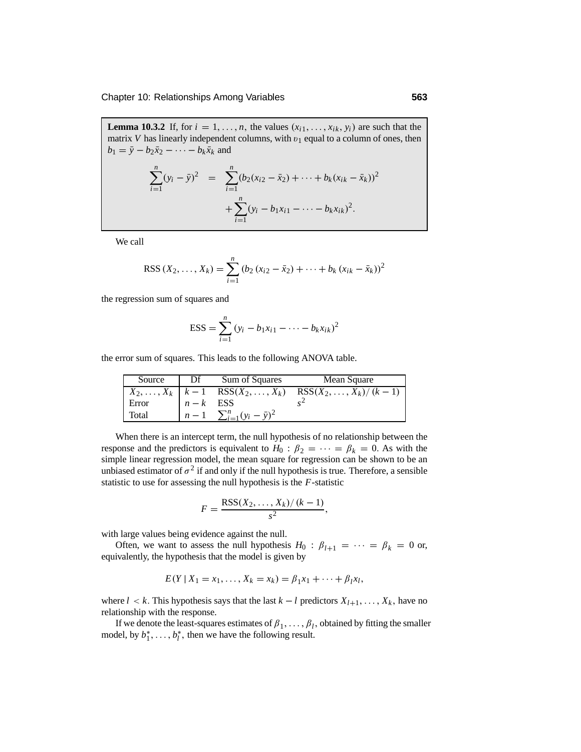**Lemma 10.3.2** If, for $i = 1, \ldots, n$, the values $(x_{i1}, \ldots, x_{ik}, y_i)$ are such that the matrix $V$ has linearly independent columns, with $\upsilon_1$ equal to a column of ones, then $b_1 = \bar{y} - b_2\bar{x}_2 - \cdots - b_k\bar{x}_k$ and

$$\sum_{i=1}^{n}(y_i - \bar{y})^2 = \sum_{i=1}^{n}(b_2(x_{i2} - \bar{x}_2) + \cdots + b_k(x_{ik} - \bar{x}_k))^2 + \sum_{i=1}^{n}(y_i - b_1x_{i1} - \cdots - b_kx_{ik})^2.$$

We call

$$\text{RSS}\,(X_2, \ldots, X_k) = \sum_{i=1}^{n}\left(b_2\left(x_{i2} - \bar{x}_2\right) + \cdots + b_k\left(x_{ik} - \bar{x}_k\right)\right)^2$$

the regression sum of squares and

$$\text{ESS} = \sum_{i=1}^{n}\left(y_i - b_1x_{i1} - \cdots - b_kx_{ik}\right)^2$$

the error sum of squares. This leads to the following ANOVA table.

| Source | Df | Sum of Squares | Mean Square |
|---|---|---|---|
| $X_2, \ldots, X_k$ | $k-1$ | $\text{RSS}(X_2, \ldots, X_k)$ | $\text{RSS}(X_2, \ldots, X_k)/\,(k-1)$ |
| Error | $n-k$ | ESS | $s^2$ |
| Total | $n-1$ | $\sum_{i=1}^{n}(y_i - \bar{y})^2$ | |

When there is an intercept term, the null hypothesis of no relationship between the response and the predictors is equivalent to $H_0 : \beta_2 = \cdots = \beta_k = 0$. As with the simple linear regression model, the mean square for regression can be shown to be an unbiased estimator of $\sigma^2$ if and only if the null hypothesis is true. Therefore, a sensible statistic to use for assessing the null hypothesis is the $F$-statistic

$$F = \frac{\text{RSS}(X_2, \ldots, X_k)/\,(k-1)}{s^2},$$

with large values being evidence against the null.

Often, we want to assess the null hypothesis $H_0 : \beta_{l+1} = \cdots = \beta_k = 0$ or, equivalently, the hypothesis that the model is given by

$$E(Y \mid X_1 = x_1, \ldots, X_k = x_k) = \beta_1x_1 + \cdots + \beta_lx_l,$$

where $l < k$. This hypothesis says that the last $k - l$ predictors $X_{l+1}, \ldots, X_k$, have no relationship with the response.

If we denote the least-squares estimates of $\beta_1, \ldots, \beta_l$, obtained by fitting the smaller model, by $b_1^*, \ldots, b_l^*$, then we have the following result.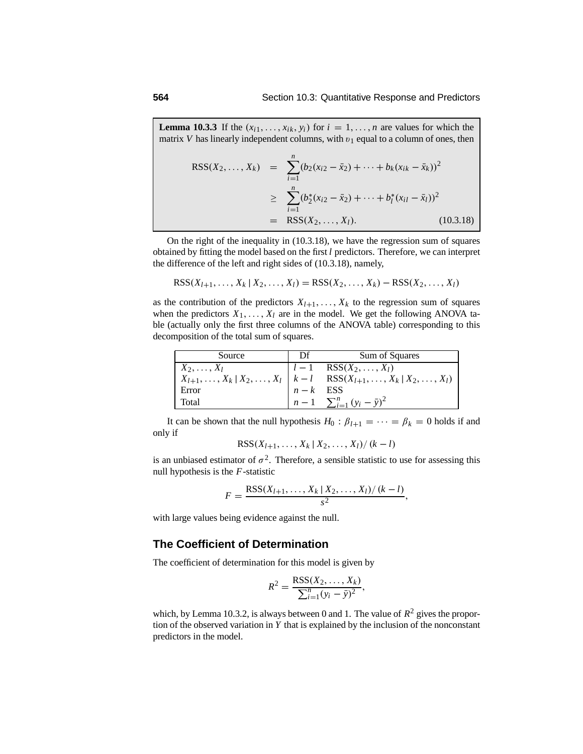**Lemma 10.3.3** If the $(x_{i1}, \ldots, x_{ik}, y_i)$ for $i = 1, \ldots, n$ are values for which the matrix $V$ has linearly independent columns, with $v_1$ equal to a column of ones, then

$$\begin{aligned}
\mathrm{RSS}(X_2, \ldots, X_k) &= \sum_{i=1}^{n} (b_2(x_{i2} - \bar{x}_2) + \cdots + b_k(x_{ik} - \bar{x}_k))^2 \\
&\geq \sum_{i=1}^{n} (b_2^*(x_{i2} - \bar{x}_2) + \cdots + b_l^*(x_{il} - \bar{x}_l))^2 \\
&= \mathrm{RSS}(X_2, \ldots, X_l). \qquad (10.3.18)
\end{aligned}$$

On the right of the inequality in (10.3.18), we have the regression sum of squares obtained by fitting the model based on the first $l$ predictors. Therefore, we can interpret the difference of the left and right sides of (10.3.18), namely,

$$\mathrm{RSS}(X_{l+1}, \ldots, X_k \mid X_2, \ldots, X_l) = \mathrm{RSS}(X_2, \ldots, X_k) - \mathrm{RSS}(X_2, \ldots, X_l)$$

as the contribution of the predictors $X_{l+1}, \ldots, X_k$ to the regression sum of squares when the predictors $X_1, \ldots, X_l$ are in the model. We get the following ANOVA table (actually only the first three columns of the ANOVA table) corresponding to this decomposition of the total sum of squares.

| Source | Df | Sum of Squares |
|---|---|---|
| $X_2, \ldots, X_l$ | $l - 1$ | $\mathrm{RSS}(X_2, \ldots, X_l)$ |
| $X_{l+1}, \ldots, X_k \mid X_2, \ldots, X_l$ | $k - l$ | $\mathrm{RSS}(X_{l+1}, \ldots, X_k \mid X_2, \ldots, X_l)$ |
| Error | $n - k$ | ESS |
| Total | $n - 1$ | $\sum_{i=1}^{n} (y_i - \bar{y})^2$ |

It can be shown that the null hypothesis $H_0 : \beta_{l+1} = \cdots = \beta_k = 0$ holds if and only if

$$\mathrm{RSS}(X_{l+1}, \ldots, X_k \mid X_2, \ldots, X_l) / (k - l)$$

is an unbiased estimator of $\sigma^2$. Therefore, a sensible statistic to use for assessing this null hypothesis is the $F$-statistic

$$F = \frac{\mathrm{RSS}(X_{l+1}, \ldots, X_k \mid X_2, \ldots, X_l) / (k - l)}{s^2},$$

with large values being evidence against the null.

## The Coefficient of Determination

The coefficient of determination for this model is given by

$$R^2 = \frac{\mathrm{RSS}(X_2, \ldots, X_k)}{\sum_{i=1}^{n} (y_i - \bar{y})^2},$$

which, by Lemma 10.3.2, is always between 0 and 1. The value of $R^2$ gives the proportion of the observed variation in $Y$ that is explained by the inclusion of the nonconstant predictors in the model.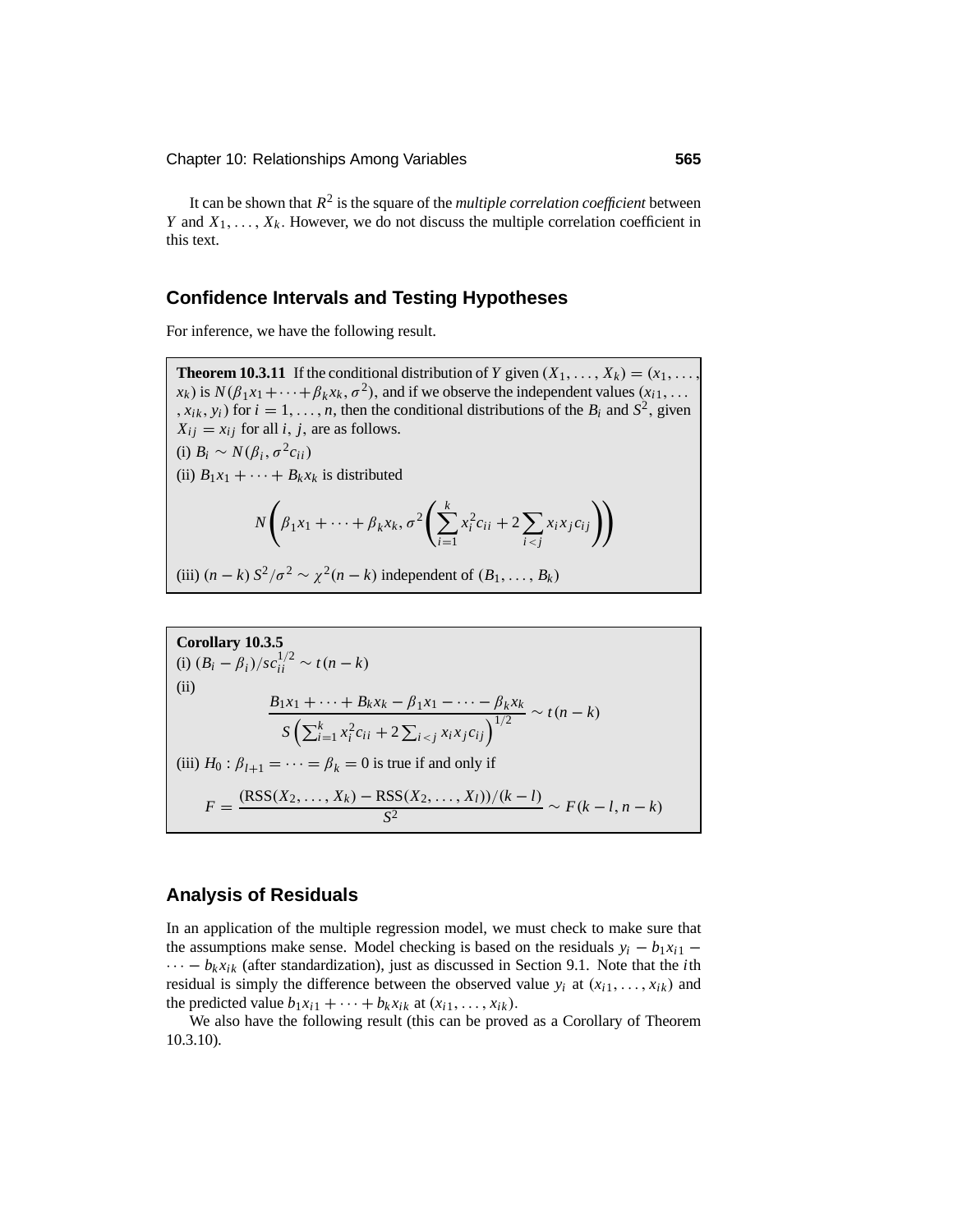It can be shown that $R^2$ is the square of the *multiple correlation coefficient* between $Y$ and $X_1, \ldots, X_k$. However, we do not discuss the multiple correlation coefficient in this text.

## Confidence Intervals and Testing Hypotheses

For inference, we have the following result.

**Theorem 10.3.11** If the conditional distribution of $Y$ given $(X_1, \ldots, X_k) = (x_1, \ldots, x_k)$ is $N(\beta_1 x_1 + \cdots + \beta_k x_k, \sigma^2)$, and if we observe the independent values $(x_{i1}, \ldots, x_{ik}, y_i)$ for $i = 1, \ldots, n$, then the conditional distributions of the $B_i$ and $S^2$, given $X_{ij} = x_{ij}$ for all $i, j$, are as follows.

(i) $B_i \sim N(\beta_i, \sigma^2 c_{ii})$

(ii) $B_1 x_1 + \cdots + B_k x_k$ is distributed

$$N\left(\beta_1 x_1 + \cdots + \beta_k x_k, \sigma^2 \left(\sum_{i=1}^{k} x_i^2 c_{ii} + 2 \sum_{i<j} x_i x_j c_{ij}\right)\right)$$

(iii) $(n-k)\, S^2/\sigma^2 \sim \chi^2(n-k)$ independent of $(B_1, \ldots, B_k)$

**Corollary 10.3.5**

(i) $(B_i - \beta_i)/s c_{ii}^{1/2} \sim t(n-k)$

(ii)

$$\frac{B_1 x_1 + \cdots + B_k x_k - \beta_1 x_1 - \cdots - \beta_k x_k}{S\left(\sum_{i=1}^{k} x_i^2 c_{ii} + 2 \sum_{i<j} x_i x_j c_{ij}\right)^{1/2}} \sim t(n-k)$$

(iii) $H_0 : \beta_{l+1} = \cdots = \beta_k = 0$ is true if and only if

$$F = \frac{(\text{RSS}(X_2, \ldots, X_k) - \text{RSS}(X_2, \ldots, X_l))/(k-l)}{S^2} \sim F(k-l, n-k)$$

## Analysis of Residuals

In an application of the multiple regression model, we must check to make sure that the assumptions make sense. Model checking is based on the residuals $y_i - b_1 x_{i1} - \cdots - b_k x_{ik}$ (after standardization), just as discussed in Section 9.1. Note that the $i$th residual is simply the difference between the observed value $y_i$ at $(x_{i1}, \ldots, x_{ik})$ and the predicted value $b_1 x_{i1} + \cdots + b_k x_{ik}$ at $(x_{i1}, \ldots, x_{ik})$.

We also have the following result (this can be proved as a Corollary of Theorem 10.3.10).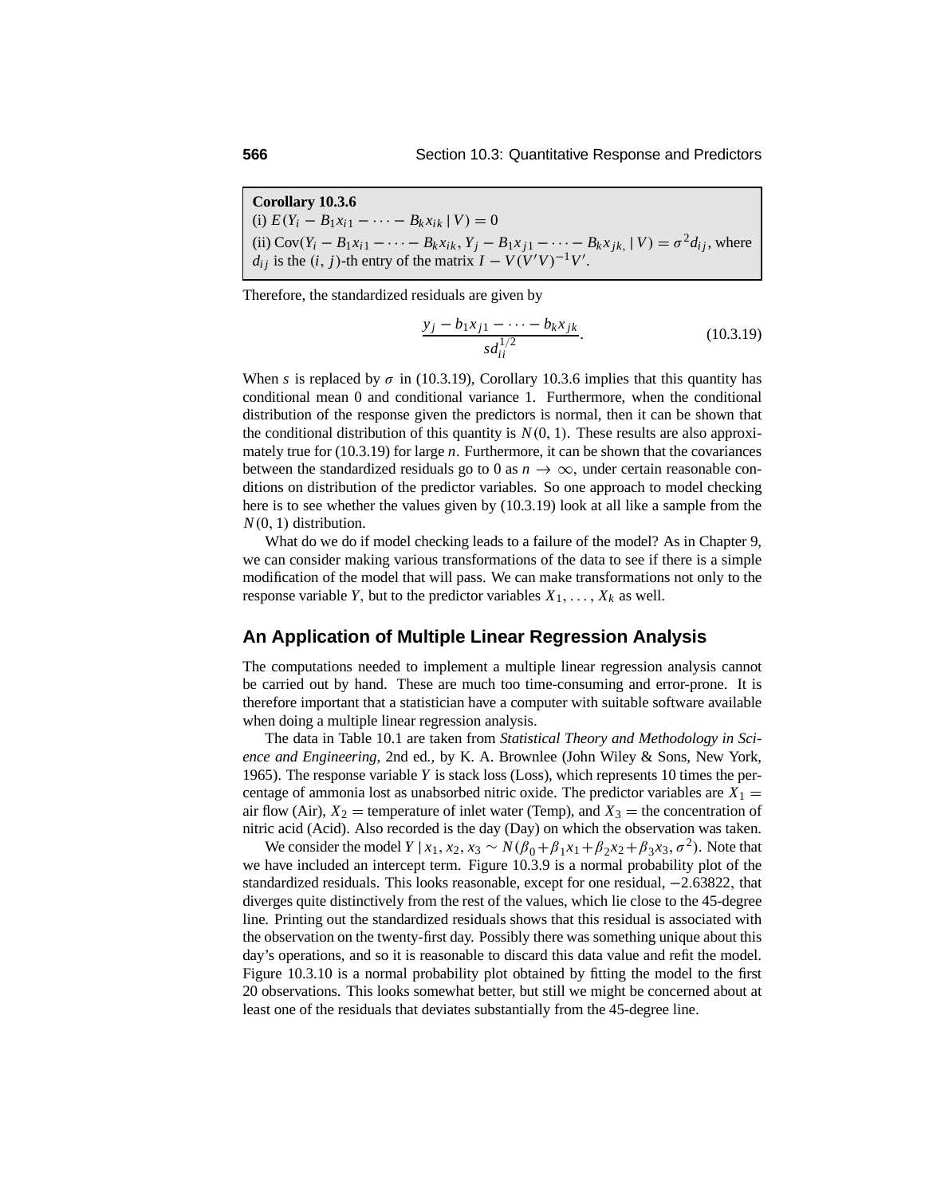**Corollary 10.3.6**
(i) $E(Y_i - B_1 x_{i1} - \cdots - B_k x_{ik} \mid V) = 0$
(ii) $\text{Cov}(Y_i - B_1 x_{i1} - \cdots - B_k x_{ik}, Y_j - B_1 x_{j1} - \cdots - B_k x_{jk,} \mid V) = \sigma^2 d_{ij}$, where $d_{ij}$ is the $(i, j)$-th entry of the matrix $I - V(V'V)^{-1}V'$.

Therefore, the standardized residuals are given by

$$\frac{y_j - b_1 x_{j1} - \cdots - b_k x_{jk}}{s d_{ii}^{1/2}}. \tag{10.3.19}$$

When $s$ is replaced by $\sigma$ in (10.3.19), Corollary 10.3.6 implies that this quantity has conditional mean 0 and conditional variance 1. Furthermore, when the conditional distribution of the response given the predictors is normal, then it can be shown that the conditional distribution of this quantity is $N(0, 1)$. These results are also approximately true for (10.3.19) for large $n$. Furthermore, it can be shown that the covariances between the standardized residuals go to 0 as $n \to \infty$, under certain reasonable conditions on distribution of the predictor variables. So one approach to model checking here is to see whether the values given by (10.3.19) look at all like a sample from the $N(0, 1)$ distribution.

What do we do if model checking leads to a failure of the model? As in Chapter 9, we can consider making various transformations of the data to see if there is a simple modification of the model that will pass. We can make transformations not only to the response variable $Y$, but to the predictor variables $X_1, \ldots, X_k$ as well.

## An Application of Multiple Linear Regression Analysis

The computations needed to implement a multiple linear regression analysis cannot be carried out by hand. These are much too time-consuming and error-prone. It is therefore important that a statistician have a computer with suitable software available when doing a multiple linear regression analysis.

The data in Table 10.1 are taken from *Statistical Theory and Methodology in Science and Engineering*, 2nd ed., by K. A. Brownlee (John Wiley & Sons, New York, 1965). The response variable $Y$ is stack loss (Loss), which represents 10 times the percentage of ammonia lost as unabsorbed nitric oxide. The predictor variables are $X_1 =$ air flow (Air), $X_2 =$ temperature of inlet water (Temp), and $X_3 =$ the concentration of nitric acid (Acid). Also recorded is the day (Day) on which the observation was taken.

We consider the model $Y \mid x_1, x_2, x_3 \sim N(\beta_0 + \beta_1 x_1 + \beta_2 x_2 + \beta_3 x_3, \sigma^2)$. Note that we have included an intercept term. Figure 10.3.9 is a normal probability plot of the standardized residuals. This looks reasonable, except for one residual, $-2.63822$, that diverges quite distinctively from the rest of the values, which lie close to the 45-degree line. Printing out the standardized residuals shows that this residual is associated with the observation on the twenty-first day. Possibly there was something unique about this day's operations, and so it is reasonable to discard this data value and refit the model. Figure 10.3.10 is a normal probability plot obtained by fitting the model to the first 20 observations. This looks somewhat better, but still we might be concerned about at least one of the residuals that deviates substantially from the 45-degree line.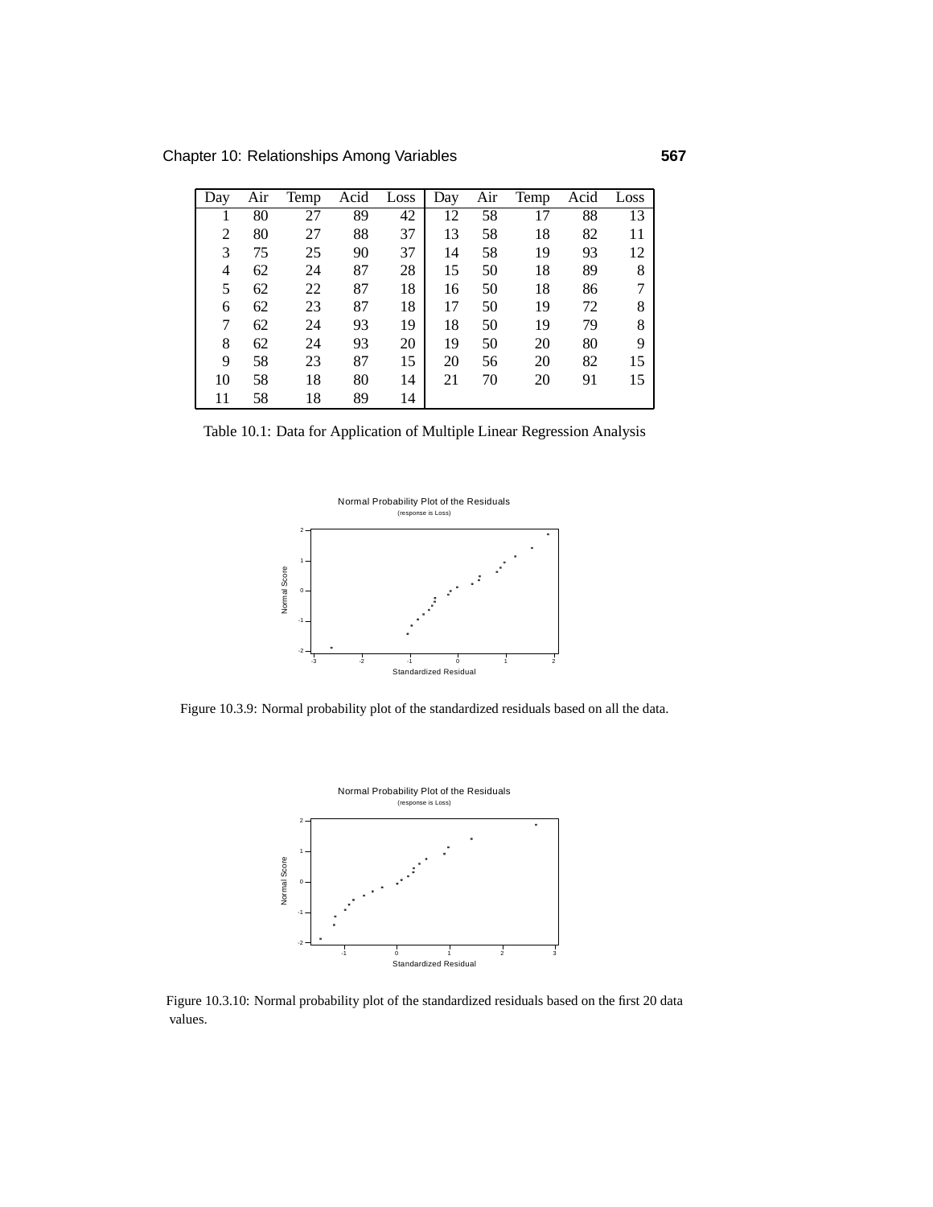| Day | Air | Temp | Acid | Loss | Day | Air | Temp | Acid | Loss |
|---|---|---|---|---|---|---|---|---|---|
| 1 | 80 | 27 | 89 | 42 | 12 | 58 | 17 | 88 | 13 |
| 2 | 80 | 27 | 88 | 37 | 13 | 58 | 18 | 82 | 11 |
| 3 | 75 | 25 | 90 | 37 | 14 | 58 | 19 | 93 | 12 |
| 4 | 62 | 24 | 87 | 28 | 15 | 50 | 18 | 89 | 8 |
| 5 | 62 | 22 | 87 | 18 | 16 | 50 | 18 | 86 | 7 |
| 6 | 62 | 23 | 87 | 18 | 17 | 50 | 19 | 72 | 8 |
| 7 | 62 | 24 | 93 | 19 | 18 | 50 | 19 | 79 | 8 |
| 8 | 62 | 24 | 93 | 20 | 19 | 50 | 20 | 80 | 9 |
| 9 | 58 | 23 | 87 | 15 | 20 | 56 | 20 | 82 | 15 |
| 10 | 58 | 18 | 80 | 14 | 21 | 70 | 20 | 91 | 15 |
| 11 | 58 | 18 | 89 | 14 | | | | | |

Table 10.1: Data for Application of Multiple Linear Regression Analysis

Figure 10.3.9: Normal probability plot of the standardized residuals based on all the data.

Figure 10.3.10: Normal probability plot of the standardized residuals based on the first 20 data values.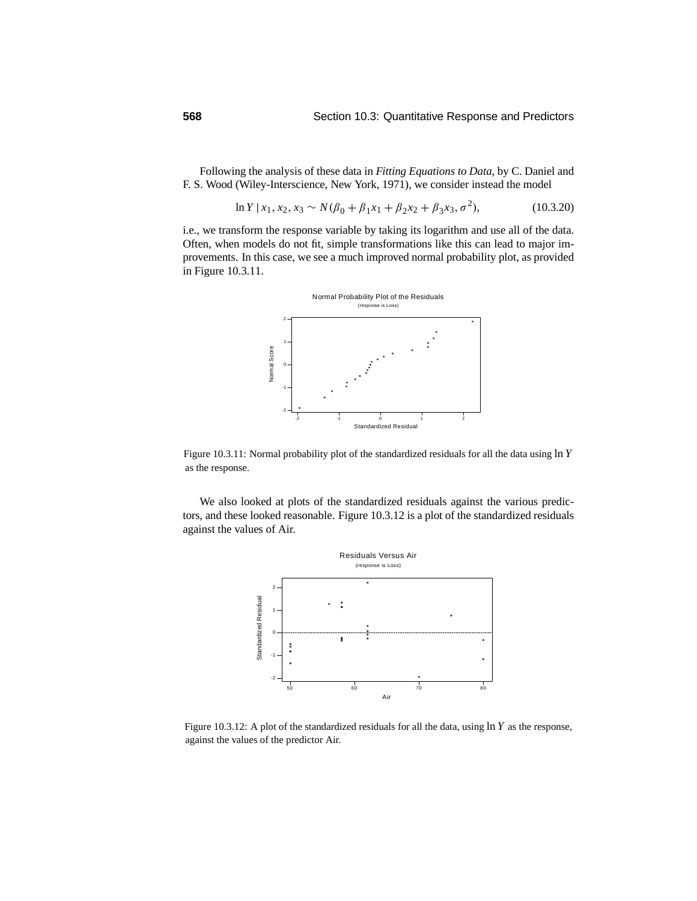Following the analysis of these data in *Fitting Equations to Data,* by C. Daniel and F. S. Wood (Wiley-Interscience, New York, 1971), we consider instead the model

$$\ln Y \mid x_1, x_2, x_3 \sim N(\beta_0 + \beta_1 x_1 + \beta_2 x_2 + \beta_3 x_3, \sigma^2), \tag{10.3.20}$$

i.e., we transform the response variable by taking its logarithm and use all of the data. Often, when models do not fit, simple transformations like this can lead to major improvements. In this case, we see a much improved normal probability plot, as provided in Figure 10.3.11.

Figure 10.3.11: Normal probability plot of the standardized residuals for all the data using $\ln Y$ as the response.

We also looked at plots of the standardized residuals against the various predictors, and these looked reasonable. Figure 10.3.12 is a plot of the standardized residuals against the values of Air.

Figure 10.3.12: A plot of the standardized residuals for all the data, using $\ln Y$ as the response, against the values of the predictor Air.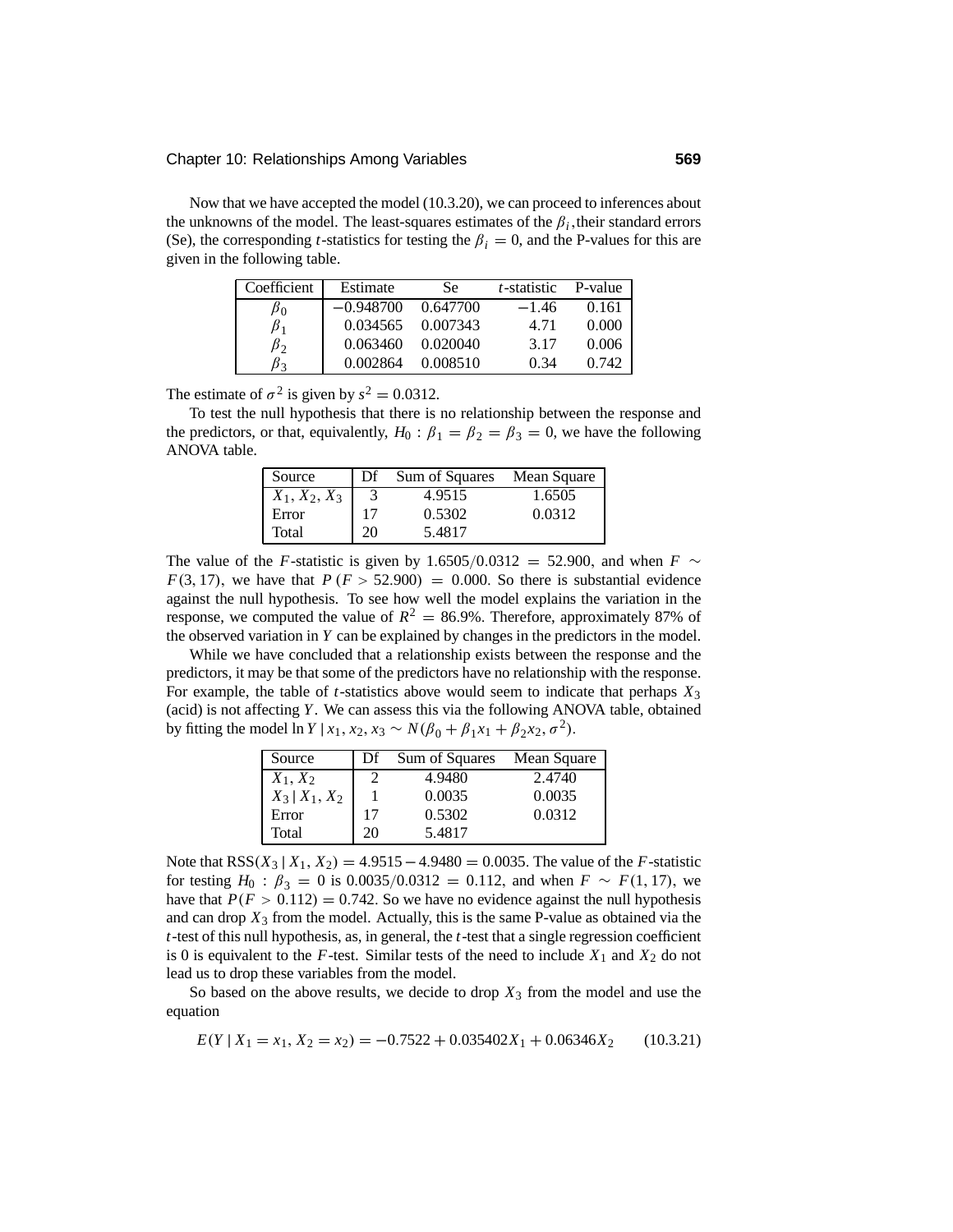Now that we have accepted the model (10.3.20), we can proceed to inferences about the unknowns of the model. The least-squares estimates of the $\beta_i$, their standard errors (Se), the corresponding $t$-statistics for testing the $\beta_i = 0$, and the P-values for this are given in the following table.

| Coefficient | Estimate | Se | $t$-statistic | P-value |
|---|---|---|---|---|
| $\beta_0$ | $-0.948700$ | 0.647700 | $-1.46$ | 0.161 |
| $\beta_1$ | 0.034565 | 0.007343 | 4.71 | 0.000 |
| $\beta_2$ | 0.063460 | 0.020040 | 3.17 | 0.006 |
| $\beta_3$ | 0.002864 | 0.008510 | 0.34 | 0.742 |

The estimate of $\sigma^2$ is given by $s^2 = 0.0312$.

To test the null hypothesis that there is no relationship between the response and the predictors, or that, equivalently, $H_0 : \beta_1 = \beta_2 = \beta_3 = 0$, we have the following ANOVA table.

| Source | Df | Sum of Squares | Mean Square |
|---|---|---|---|
| $X_1, X_2, X_3$ | 3 | 4.9515 | 1.6505 |
| Error | 17 | 0.5302 | 0.0312 |
| Total | 20 | 5.4817 | |

The value of the $F$-statistic is given by $1.6505/0.0312 = 52.900$, and when $F \sim F(3, 17)$, we have that $P(F > 52.900) = 0.000$. So there is substantial evidence against the null hypothesis. To see how well the model explains the variation in the response, we computed the value of $R^2 = 86.9\%$. Therefore, approximately 87% of the observed variation in $Y$ can be explained by changes in the predictors in the model.

While we have concluded that a relationship exists between the response and the predictors, it may be that some of the predictors have no relationship with the response. For example, the table of $t$-statistics above would seem to indicate that perhaps $X_3$ (acid) is not affecting $Y$. We can assess this via the following ANOVA table, obtained by fitting the model $\ln Y \mid x_1, x_2, x_3 \sim N(\beta_0 + \beta_1 x_1 + \beta_2 x_2, \sigma^2)$.

| Source | Df | Sum of Squares | Mean Square |
|---|---|---|---|
| $X_1, X_2$ | 2 | 4.9480 | 2.4740 |
| $X_3 \mid X_1, X_2$ | 1 | 0.0035 | 0.0035 |
| Error | 17 | 0.5302 | 0.0312 |
| Total | 20 | 5.4817 | |

Note that $\text{RSS}(X_3 \mid X_1, X_2) = 4.9515 - 4.9480 = 0.0035$. The value of the $F$-statistic for testing $H_0 : \beta_3 = 0$ is $0.0035/0.0312 = 0.112$, and when $F \sim F(1, 17)$, we have that $P(F > 0.112) = 0.742$. So we have no evidence against the null hypothesis and can drop $X_3$ from the model. Actually, this is the same P-value as obtained via the $t$-test of this null hypothesis, as, in general, the $t$-test that a single regression coefficient is 0 is equivalent to the $F$-test. Similar tests of the need to include $X_1$ and $X_2$ do not lead us to drop these variables from the model.

So based on the above results, we decide to drop $X_3$ from the model and use the equation

$$E(Y \mid X_1 = x_1, X_2 = x_2) = -0.7522 + 0.035402X_1 + 0.06346X_2 \qquad (10.3.21)$$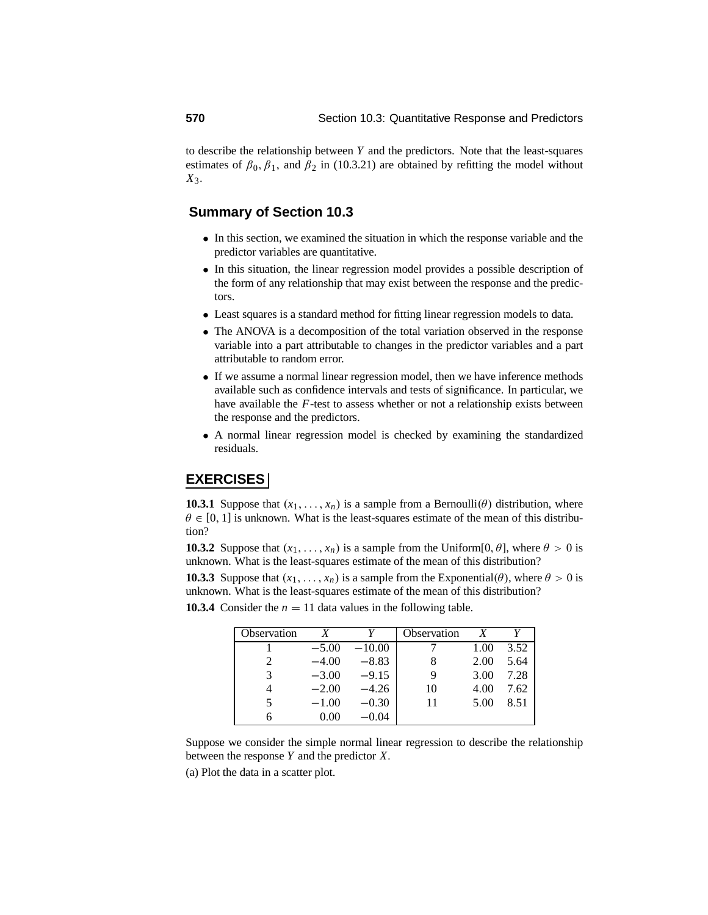to describe the relationship between $Y$ and the predictors. Note that the least-squares estimates of $\beta_0, \beta_1$, and $\beta_2$ in (10.3.21) are obtained by refitting the model without $X_3$.

### Summary of Section 10.3

- In this section, we examined the situation in which the response variable and the predictor variables are quantitative.
- In this situation, the linear regression model provides a possible description of the form of any relationship that may exist between the response and the predictors.
- Least squares is a standard method for fitting linear regression models to data.
- The ANOVA is a decomposition of the total variation observed in the response variable into a part attributable to changes in the predictor variables and a part attributable to random error.
- If we assume a normal linear regression model, then we have inference methods available such as confidence intervals and tests of significance. In particular, we have available the $F$-test to assess whether or not a relationship exists between the response and the predictors.
- A normal linear regression model is checked by examining the standardized residuals.

## EXERCISES

**10.3.1** Suppose that $(x_1, \ldots, x_n)$ is a sample from a Bernoulli($\theta$) distribution, where $\theta \in [0, 1]$ is unknown. What is the least-squares estimate of the mean of this distribution?

**10.3.2** Suppose that $(x_1, \ldots, x_n)$ is a sample from the Uniform$[0, \theta]$, where $\theta > 0$ is unknown. What is the least-squares estimate of the mean of this distribution?

**10.3.3** Suppose that $(x_1, \ldots, x_n)$ is a sample from the Exponential($\theta$), where $\theta > 0$ is unknown. What is the least-squares estimate of the mean of this distribution?

**10.3.4** Consider the $n = 11$ data values in the following table.

| Observation | $X$ | $Y$ | Observation | $X$ | $Y$ |
|---|---|---|---|---|---|
| 1 | $-5.00$ | $-10.00$ | 7 | 1.00 | 3.52 |
| 2 | $-4.00$ | $-8.83$ | 8 | 2.00 | 5.64 |
| 3 | $-3.00$ | $-9.15$ | 9 | 3.00 | 7.28 |
| 4 | $-2.00$ | $-4.26$ | 10 | 4.00 | 7.62 |
| 5 | $-1.00$ | $-0.30$ | 11 | 5.00 | 8.51 |
| 6 | 0.00 | $-0.04$ | | | |

Suppose we consider the simple normal linear regression to describe the relationship between the response $Y$ and the predictor $X$.

(a) Plot the data in a scatter plot.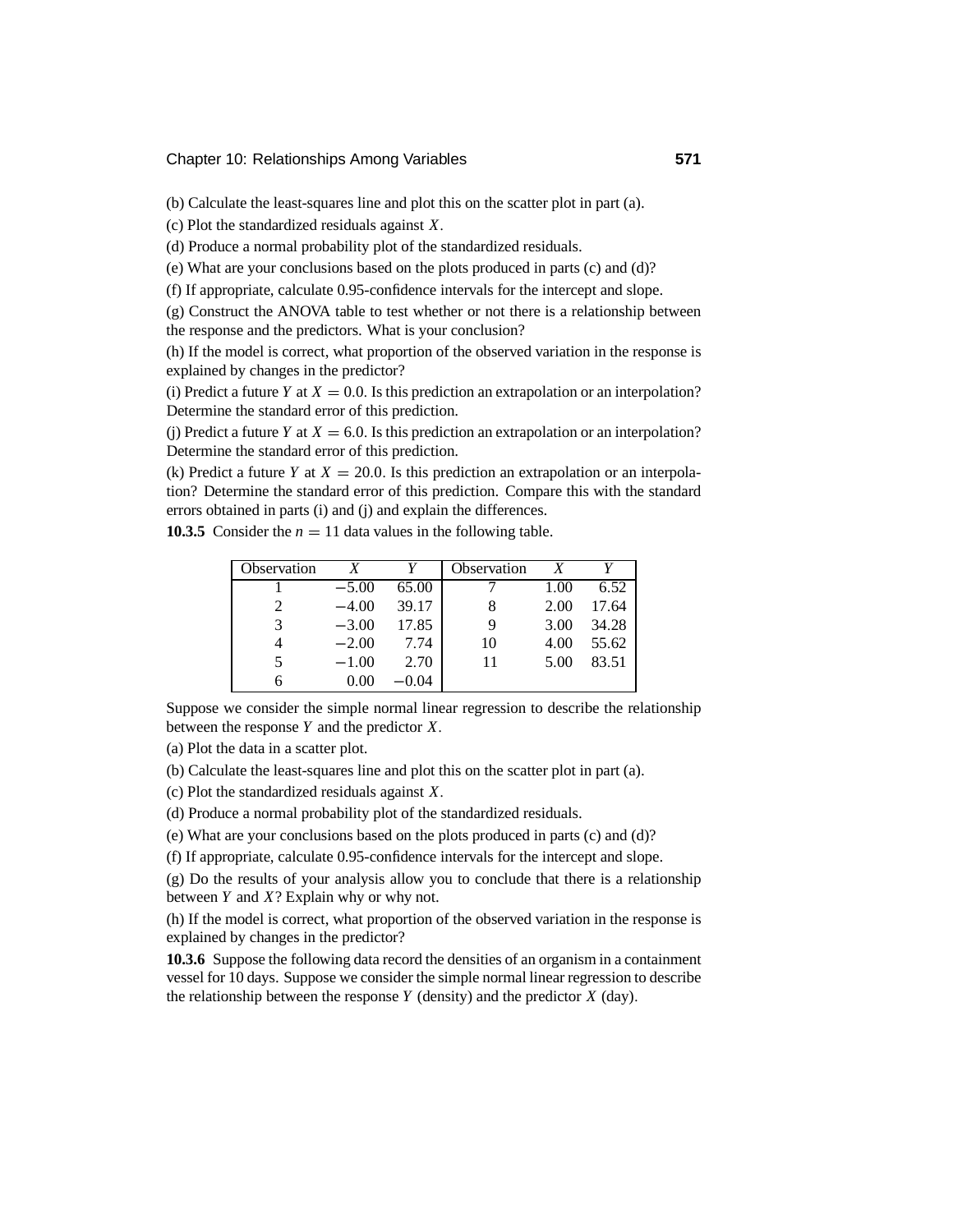(b) Calculate the least-squares line and plot this on the scatter plot in part (a).

(c) Plot the standardized residuals against $X$.

(d) Produce a normal probability plot of the standardized residuals.

(e) What are your conclusions based on the plots produced in parts (c) and (d)?

(f) If appropriate, calculate 0.95-confidence intervals for the intercept and slope.

(g) Construct the ANOVA table to test whether or not there is a relationship between the response and the predictors. What is your conclusion?

(h) If the model is correct, what proportion of the observed variation in the response is explained by changes in the predictor?

(i) Predict a future $Y$ at $X = 0.0$. Is this prediction an extrapolation or an interpolation? Determine the standard error of this prediction.

(j) Predict a future $Y$ at $X = 6.0$. Is this prediction an extrapolation or an interpolation? Determine the standard error of this prediction.

(k) Predict a future $Y$ at $X = 20.0$. Is this prediction an extrapolation or an interpolation? Determine the standard error of this prediction. Compare this with the standard errors obtained in parts (i) and (j) and explain the differences.

**10.3.5** Consider the $n = 11$ data values in the following table.

| Observation | $X$ | $Y$ | Observation | $X$ | $Y$ |
|---|---|---|---|---|---|
| 1 | $-5.00$ | 65.00 | 7 | 1.00 | 6.52 |
| 2 | $-4.00$ | 39.17 | 8 | 2.00 | 17.64 |
| 3 | $-3.00$ | 17.85 | 9 | 3.00 | 34.28 |
| 4 | $-2.00$ | 7.74 | 10 | 4.00 | 55.62 |
| 5 | $-1.00$ | 2.70 | 11 | 5.00 | 83.51 |
| 6 | 0.00 | $-0.04$ | | | |

Suppose we consider the simple normal linear regression to describe the relationship between the response $Y$ and the predictor $X$.

(a) Plot the data in a scatter plot.

(b) Calculate the least-squares line and plot this on the scatter plot in part (a).

(c) Plot the standardized residuals against $X$.

(d) Produce a normal probability plot of the standardized residuals.

(e) What are your conclusions based on the plots produced in parts (c) and (d)?

(f) If appropriate, calculate 0.95-confidence intervals for the intercept and slope.

(g) Do the results of your analysis allow you to conclude that there is a relationship between $Y$ and $X$? Explain why or why not.

(h) If the model is correct, what proportion of the observed variation in the response is explained by changes in the predictor?

**10.3.6** Suppose the following data record the densities of an organism in a containment vessel for 10 days. Suppose we consider the simple normal linear regression to describe the relationship between the response $Y$ (density) and the predictor $X$ (day).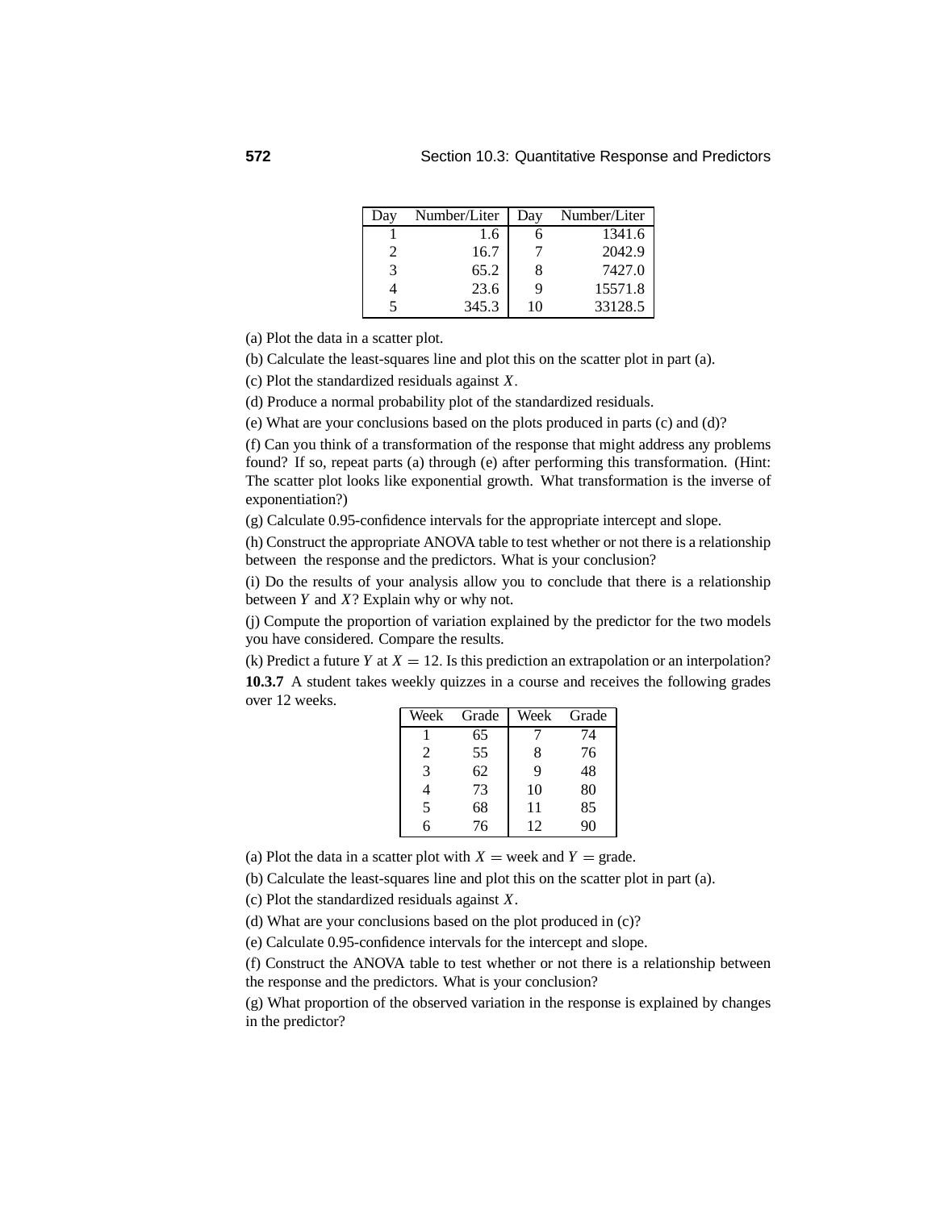| Day | Number/Liter | Day | Number/Liter |
|---|---|---|---|
| 1 | 1.6 | 6 | 1341.6 |
| 2 | 16.7 | 7 | 2042.9 |
| 3 | 65.2 | 8 | 7427.0 |
| 4 | 23.6 | 9 | 15571.8 |
| 5 | 345.3 | 10 | 33128.5 |

(a) Plot the data in a scatter plot.

(b) Calculate the least-squares line and plot this on the scatter plot in part (a).

(c) Plot the standardized residuals against $X$.

(d) Produce a normal probability plot of the standardized residuals.

(e) What are your conclusions based on the plots produced in parts (c) and (d)?

(f) Can you think of a transformation of the response that might address any problems found? If so, repeat parts (a) through (e) after performing this transformation. (Hint: The scatter plot looks like exponential growth. What transformation is the inverse of exponentiation?)

(g) Calculate 0.95-confidence intervals for the appropriate intercept and slope.

(h) Construct the appropriate ANOVA table to test whether or not there is a relationship between the response and the predictors. What is your conclusion?

(i) Do the results of your analysis allow you to conclude that there is a relationship between $Y$ and $X$? Explain why or why not.

(j) Compute the proportion of variation explained by the predictor for the two models you have considered. Compare the results.

(k) Predict a future $Y$ at $X = 12$. Is this prediction an extrapolation or an interpolation?

**10.3.7** A student takes weekly quizzes in a course and receives the following grades over 12 weeks.

| Week | Grade | Week | Grade |
|---|---|---|---|
| 1 | 65 | 7 | 74 |
| 2 | 55 | 8 | 76 |
| 3 | 62 | 9 | 48 |
| 4 | 73 | 10 | 80 |
| 5 | 68 | 11 | 85 |
| 6 | 76 | 12 | 90 |

(a) Plot the data in a scatter plot with $X =$ week and $Y =$ grade.

(b) Calculate the least-squares line and plot this on the scatter plot in part (a).

(c) Plot the standardized residuals against $X$.

(d) What are your conclusions based on the plot produced in (c)?

(e) Calculate 0.95-confidence intervals for the intercept and slope.

(f) Construct the ANOVA table to test whether or not there is a relationship between the response and the predictors. What is your conclusion?

(g) What proportion of the observed variation in the response is explained by changes in the predictor?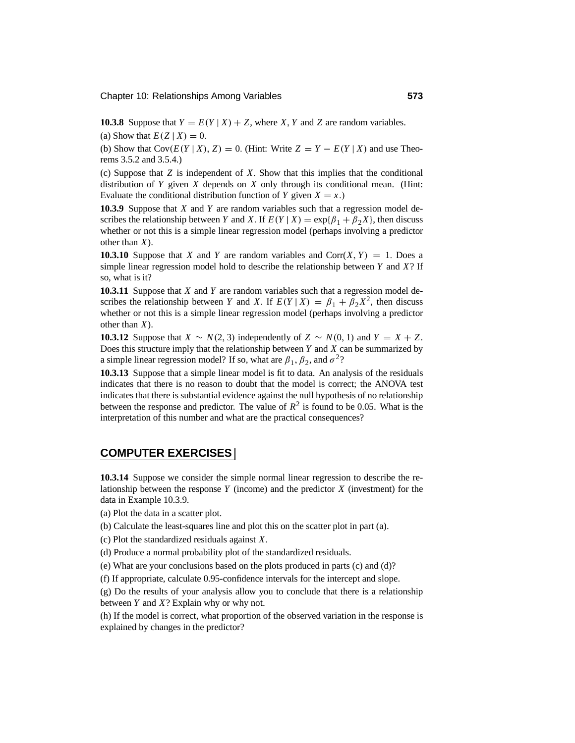**10.3.8** Suppose that $Y = E(Y \mid X) + Z$, where $X$, $Y$ and $Z$ are random variables.

(a) Show that $E(Z \mid X) = 0$.

(b) Show that $\text{Cov}(E(Y \mid X), Z) = 0$. (Hint: Write $Z = Y - E(Y \mid X)$ and use Theorems 3.5.2 and 3.5.4.)

(c) Suppose that $Z$ is independent of $X$. Show that this implies that the conditional distribution of $Y$ given $X$ depends on $X$ only through its conditional mean. (Hint: Evaluate the conditional distribution function of $Y$ given $X = x$.)

**10.3.9** Suppose that $X$ and $Y$ are random variables such that a regression model describes the relationship between $Y$ and $X$. If $E(Y \mid X) = \exp\{\beta_1 + \beta_2 X\}$, then discuss whether or not this is a simple linear regression model (perhaps involving a predictor other than $X$).

**10.3.10** Suppose that $X$ and $Y$ are random variables and $\text{Corr}(X, Y) = 1$. Does a simple linear regression model hold to describe the relationship between $Y$ and $X$? If so, what is it?

**10.3.11** Suppose that $X$ and $Y$ are random variables such that a regression model describes the relationship between $Y$ and $X$. If $E(Y \mid X) = \beta_1 + \beta_2 X^2$, then discuss whether or not this is a simple linear regression model (perhaps involving a predictor other than $X$).

**10.3.12** Suppose that $X \sim N(2, 3)$ independently of $Z \sim N(0, 1)$ and $Y = X + Z$. Does this structure imply that the relationship between $Y$ and $X$ can be summarized by a simple linear regression model? If so, what are $\beta_1$, $\beta_2$, and $\sigma^2$?

**10.3.13** Suppose that a simple linear model is fit to data. An analysis of the residuals indicates that there is no reason to doubt that the model is correct; the ANOVA test indicates that there is substantial evidence against the null hypothesis of no relationship between the response and predictor. The value of $R^2$ is found to be 0.05. What is the interpretation of this number and what are the practical consequences?

## COMPUTER EXERCISES

**10.3.14** Suppose we consider the simple normal linear regression to describe the relationship between the response $Y$ (income) and the predictor $X$ (investment) for the data in Example 10.3.9.

(a) Plot the data in a scatter plot.

(b) Calculate the least-squares line and plot this on the scatter plot in part (a).

(c) Plot the standardized residuals against $X$.

(d) Produce a normal probability plot of the standardized residuals.

(e) What are your conclusions based on the plots produced in parts (c) and (d)?

(f) If appropriate, calculate 0.95-confidence intervals for the intercept and slope.

(g) Do the results of your analysis allow you to conclude that there is a relationship between $Y$ and $X$? Explain why or why not.

(h) If the model is correct, what proportion of the observed variation in the response is explained by changes in the predictor?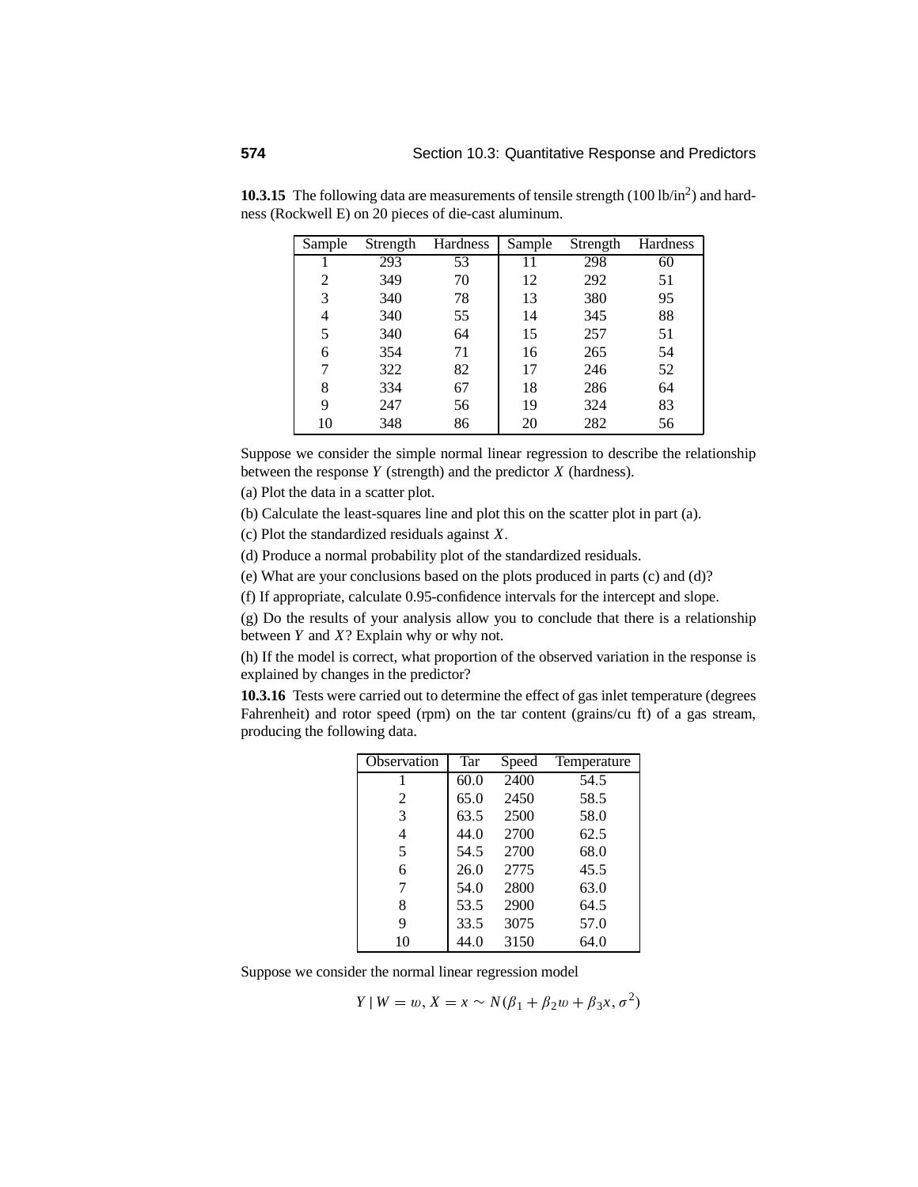**10.3.15** The following data are measurements of tensile strength (100 lb/in$^2$) and hardness (Rockwell E) on 20 pieces of die-cast aluminum.

| Sample | Strength | Hardness | Sample | Strength | Hardness |
|---|---|---|---|---|---|
| 1 | 293 | 53 | 11 | 298 | 60 |
| 2 | 349 | 70 | 12 | 292 | 51 |
| 3 | 340 | 78 | 13 | 380 | 95 |
| 4 | 340 | 55 | 14 | 345 | 88 |
| 5 | 340 | 64 | 15 | 257 | 51 |
| 6 | 354 | 71 | 16 | 265 | 54 |
| 7 | 322 | 82 | 17 | 246 | 52 |
| 8 | 334 | 67 | 18 | 286 | 64 |
| 9 | 247 | 56 | 19 | 324 | 83 |
| 10 | 348 | 86 | 20 | 282 | 56 |

Suppose we consider the simple normal linear regression to describe the relationship between the response $Y$ (strength) and the predictor $X$ (hardness).

(a) Plot the data in a scatter plot.

(b) Calculate the least-squares line and plot this on the scatter plot in part (a).

(c) Plot the standardized residuals against $X$.

(d) Produce a normal probability plot of the standardized residuals.

(e) What are your conclusions based on the plots produced in parts (c) and (d)?

(f) If appropriate, calculate 0.95-confidence intervals for the intercept and slope.

(g) Do the results of your analysis allow you to conclude that there is a relationship between $Y$ and $X$? Explain why or why not.

(h) If the model is correct, what proportion of the observed variation in the response is explained by changes in the predictor?

**10.3.16** Tests were carried out to determine the effect of gas inlet temperature (degrees Fahrenheit) and rotor speed (rpm) on the tar content (grains/cu ft) of a gas stream, producing the following data.

| Observation | Tar | Speed | Temperature |
|---|---|---|---|
| 1 | 60.0 | 2400 | 54.5 |
| 2 | 65.0 | 2450 | 58.5 |
| 3 | 63.5 | 2500 | 58.0 |
| 4 | 44.0 | 2700 | 62.5 |
| 5 | 54.5 | 2700 | 68.0 |
| 6 | 26.0 | 2775 | 45.5 |
| 7 | 54.0 | 2800 | 63.0 |
| 8 | 53.5 | 2900 | 64.5 |
| 9 | 33.5 | 3075 | 57.0 |
| 10 | 44.0 | 3150 | 64.0 |

Suppose we consider the normal linear regression model

$$Y \mid W = w, X = x \sim N(\beta_1 + \beta_2 w + \beta_3 x, \sigma^2)$$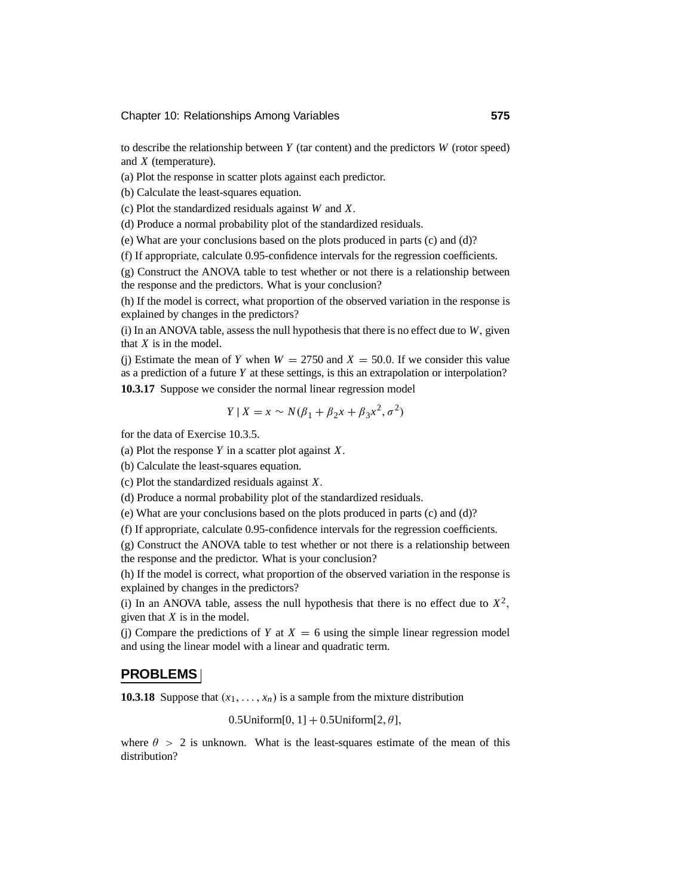to describe the relationship between $Y$ (tar content) and the predictors $W$ (rotor speed) and $X$ (temperature).

(a) Plot the response in scatter plots against each predictor.

(b) Calculate the least-squares equation.

(c) Plot the standardized residuals against $W$ and $X$.

(d) Produce a normal probability plot of the standardized residuals.

(e) What are your conclusions based on the plots produced in parts (c) and (d)?

(f) If appropriate, calculate 0.95-confidence intervals for the regression coefficients.

(g) Construct the ANOVA table to test whether or not there is a relationship between the response and the predictors. What is your conclusion?

(h) If the model is correct, what proportion of the observed variation in the response is explained by changes in the predictors?

(i) In an ANOVA table, assess the null hypothesis that there is no effect due to $W$, given that $X$ is in the model.

(j) Estimate the mean of $Y$ when $W = 2750$ and $X = 50.0$. If we consider this value as a prediction of a future $Y$ at these settings, is this an extrapolation or interpolation?

**10.3.17** Suppose we consider the normal linear regression model

$$Y \mid X = x \sim N(\beta_1 + \beta_2 x + \beta_3 x^2, \sigma^2)$$

for the data of Exercise 10.3.5.

(a) Plot the response $Y$ in a scatter plot against $X$.

(b) Calculate the least-squares equation.

(c) Plot the standardized residuals against $X$.

(d) Produce a normal probability plot of the standardized residuals.

(e) What are your conclusions based on the plots produced in parts (c) and (d)?

(f) If appropriate, calculate 0.95-confidence intervals for the regression coefficients.

(g) Construct the ANOVA table to test whether or not there is a relationship between the response and the predictor. What is your conclusion?

(h) If the model is correct, what proportion of the observed variation in the response is explained by changes in the predictors?

(i) In an ANOVA table, assess the null hypothesis that there is no effect due to $X^2$, given that $X$ is in the model.

(j) Compare the predictions of $Y$ at $X = 6$ using the simple linear regression model and using the linear model with a linear and quadratic term.

## PROBLEMS

**10.3.18** Suppose that $(x_1, \ldots, x_n)$ is a sample from the mixture distribution

$$0.5\text{Uniform}[0, 1] + 0.5\text{Uniform}[2, \theta],$$

where $\theta > 2$ is unknown. What is the least-squares estimate of the mean of this distribution?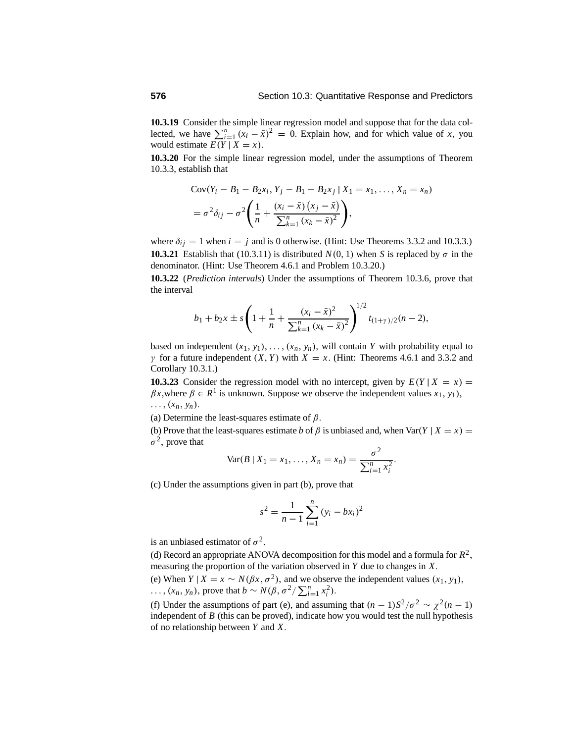**10.3.19** Consider the simple linear regression model and suppose that for the data collected, we have $\sum_{i=1}^{n}(x_i - \bar{x})^2 = 0$. Explain how, and for which value of $x$, you would estimate $E(Y \mid X = x)$.

**10.3.20** For the simple linear regression model, under the assumptions of Theorem 10.3.3, establish that

$$
\begin{aligned}
&\text{Cov}(Y_i - B_1 - B_2 x_i, Y_j - B_1 - B_2 x_j \mid X_1 = x_1, \ldots, X_n = x_n) \\
&= \sigma^2 \delta_{ij} - \sigma^2 \left( \frac{1}{n} + \frac{(x_i - \bar{x})(x_j - \bar{x})}{\sum_{k=1}^{n}(x_k - \bar{x})^2} \right),
\end{aligned}
$$

where $\delta_{ij} = 1$ when $i = j$ and is 0 otherwise. (Hint: Use Theorems 3.3.2 and 10.3.3.)

**10.3.21** Establish that (10.3.11) is distributed $N(0, 1)$ when $S$ is replaced by $\sigma$ in the denominator. (Hint: Use Theorem 4.6.1 and Problem 10.3.20.)

**10.3.22** (*Prediction intervals*) Under the assumptions of Theorem 10.3.6, prove that the interval

$$
b_1 + b_2 x \pm s \left( 1 + \frac{1}{n} + \frac{(x_i - \bar{x})^2}{\sum_{k=1}^{n}(x_k - \bar{x})^2} \right)^{1/2} t_{(1+\gamma)/2}(n-2),
$$

based on independent $(x_1, y_1), \ldots, (x_n, y_n)$, will contain $Y$ with probability equal to $\gamma$ for a future independent $(X, Y)$ with $X = x$. (Hint: Theorems 4.6.1 and 3.3.2 and Corollary 10.3.1.)

**10.3.23** Consider the regression model with no intercept, given by $E(Y \mid X = x) = \beta x$,where $\beta \in R^1$ is unknown. Suppose we observe the independent values $x_1, y_1)$, $\ldots, (x_n, y_n)$.

(a) Determine the least-squares estimate of $\beta$.

(b) Prove that the least-squares estimate $b$ of $\beta$ is unbiased and, when $\text{Var}(Y \mid X = x) = \sigma^2$, prove that

$$
\text{Var}(B \mid X_1 = x_1, \ldots, X_n = x_n) = \frac{\sigma^2}{\sum_{i=1}^{n} x_i^2}.
$$

(c) Under the assumptions given in part (b), prove that

$$
s^2 = \frac{1}{n-1} \sum_{i=1}^{n} (y_i - b x_i)^2
$$

is an unbiased estimator of $\sigma^2$.

(d) Record an appropriate ANOVA decomposition for this model and a formula for $R^2$, measuring the proportion of the variation observed in $Y$ due to changes in $X$.

(e) When $Y \mid X = x \sim N(\beta x, \sigma^2)$, and we observe the independent values $(x_1, y_1)$, $\ldots, (x_n, y_n)$, prove that $b \sim N(\beta, \sigma^2 / \sum_{i=1}^{n} x_i^2)$.

(f) Under the assumptions of part (e), and assuming that $(n-1)S^2/\sigma^2 \sim \chi^2(n-1)$ independent of $B$ (this can be proved), indicate how you would test the null hypothesis of no relationship between $Y$ and $X$.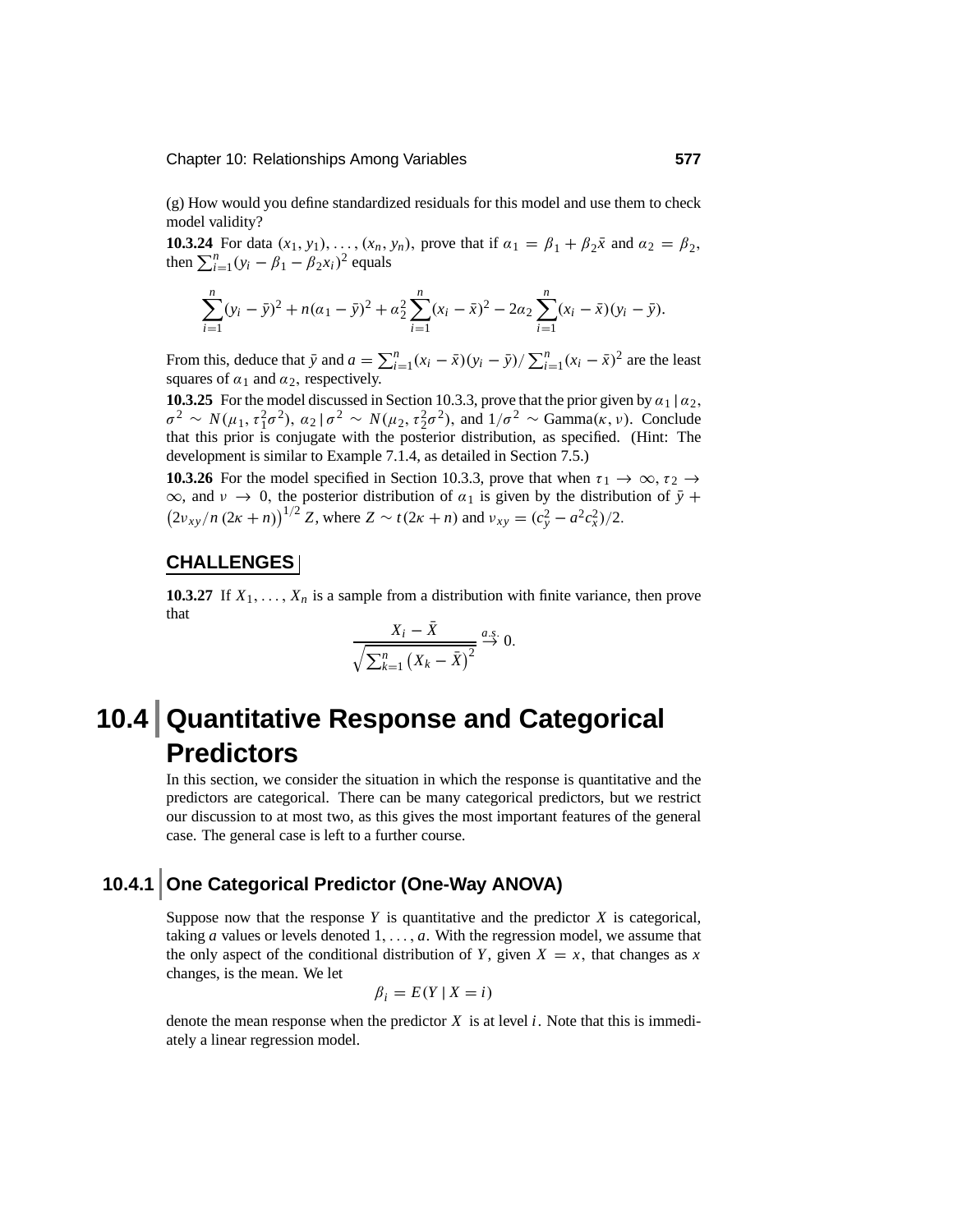(g) How would you define standardized residuals for this model and use them to check model validity?

**10.3.24** For data $(x_1, y_1), \ldots, (x_n, y_n)$, prove that if $\alpha_1 = \beta_1 + \beta_2 \bar{x}$ and $\alpha_2 = \beta_2$, then $\sum_{i=1}^{n} (y_i - \beta_1 - \beta_2 x_i)^2$ equals

$$\sum_{i=1}^{n} (y_i - \bar{y})^2 + n(\alpha_1 - \bar{y})^2 + \alpha_2^2 \sum_{i=1}^{n} (x_i - \bar{x})^2 - 2\alpha_2 \sum_{i=1}^{n} (x_i - \bar{x})(y_i - \bar{y}).$$

From this, deduce that $\bar{y}$ and $a = \sum_{i=1}^{n} (x_i - \bar{x})(y_i - \bar{y}) / \sum_{i=1}^{n} (x_i - \bar{x})^2$ are the least squares of $\alpha_1$ and $\alpha_2$, respectively.

**10.3.25** For the model discussed in Section 10.3.3, prove that the prior given by $\alpha_1 \mid \alpha_2, \sigma^2 \sim N(\mu_1, \tau_1^2 \sigma^2)$, $\alpha_2 \mid \sigma^2 \sim N(\mu_2, \tau_2^2 \sigma^2)$, and $1/\sigma^2 \sim \text{Gamma}(\kappa, \nu)$. Conclude that this prior is conjugate with the posterior distribution, as specified. (Hint: The development is similar to Example 7.1.4, as detailed in Section 7.5.)

**10.3.26** For the model specified in Section 10.3.3, prove that when $\tau_1 \to \infty$, $\tau_2 \to \infty$, and $\nu \to 0$, the posterior distribution of $\alpha_1$ is given by the distribution of $\bar{y} + \left(2\nu_{xy}/n\,(2\kappa + n)\right)^{1/2} Z$, where $Z \sim t(2\kappa + n)$ and $\nu_{xy} = (c_y^2 - a^2 c_x^2)/2$.

### CHALLENGES

**10.3.27** If $X_1, \ldots, X_n$ is a sample from a distribution with finite variance, then prove that

$$\frac{X_i - \bar{X}}{\sqrt{\sum_{k=1}^{n} \left(X_k - \bar{X}\right)^2}} \xrightarrow{a.s.} 0.$$

# 10.4 Quantitative Response and Categorical Predictors

In this section, we consider the situation in which the response is quantitative and the predictors are categorical. There can be many categorical predictors, but we restrict our discussion to at most two, as this gives the most important features of the general case. The general case is left to a further course.

## 10.4.1 One Categorical Predictor (One-Way ANOVA)

Suppose now that the response $Y$ is quantitative and the predictor $X$ is categorical, taking $a$ values or levels denoted $1, \ldots, a$. With the regression model, we assume that the only aspect of the conditional distribution of $Y$, given $X = x$, that changes as $x$ changes, is the mean. We let

$$\beta_i = E(Y \mid X = i)$$

denote the mean response when the predictor $X$ is at level $i$. Note that this is immediately a linear regression model.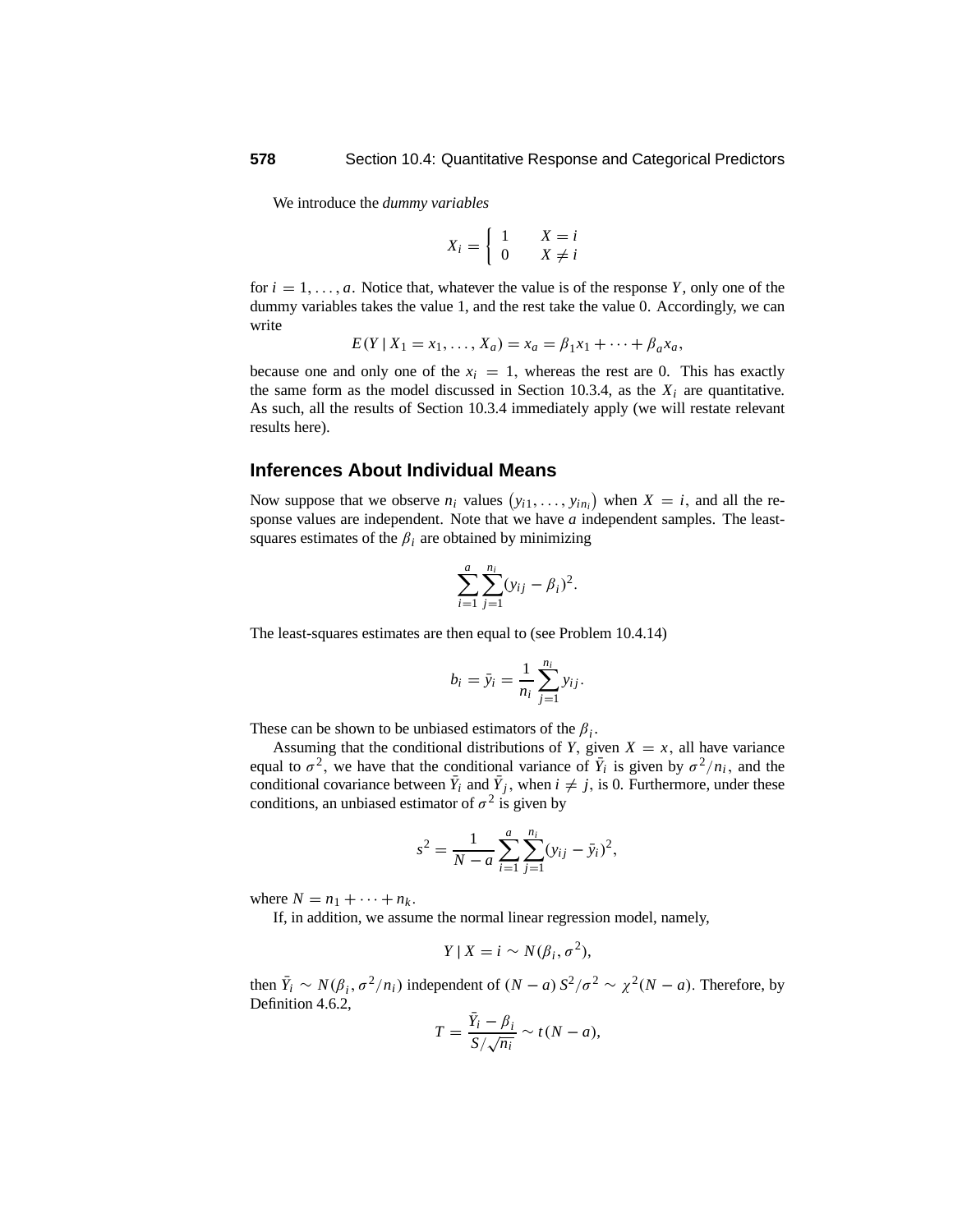We introduce the *dummy variables*

$$X_i = \begin{cases} 1 & X = i \\ 0 & X \neq i \end{cases}$$

for $i = 1, \ldots, a$. Notice that, whatever the value is of the response $Y$, only one of the dummy variables takes the value 1, and the rest take the value 0. Accordingly, we can write

$$E(Y \mid X_1 = x_1, \ldots, X_a) = x_a = \beta_1 x_1 + \cdots + \beta_a x_a,$$

because one and only one of the $x_i = 1$, whereas the rest are 0. This has exactly the same form as the model discussed in Section 10.3.4, as the $X_i$ are quantitative. As such, all the results of Section 10.3.4 immediately apply (we will restate relevant results here).

## Inferences About Individual Means

Now suppose that we observe $n_i$ values $\left(y_{i1}, \ldots, y_{in_i}\right)$ when $X = i$, and all the response values are independent. Note that we have $a$ independent samples. The least-squares estimates of the $\beta_i$ are obtained by minimizing

$$\sum_{i=1}^{a} \sum_{j=1}^{n_i} (y_{ij} - \beta_i)^2.$$

The least-squares estimates are then equal to (see Problem 10.4.14)

$$b_i = \bar{y}_i = \frac{1}{n_i} \sum_{j=1}^{n_i} y_{ij}.$$

These can be shown to be unbiased estimators of the $\beta_i$.

Assuming that the conditional distributions of $Y$, given $X = x$, all have variance equal to $\sigma^2$, we have that the conditional variance of $\bar{Y}_i$ is given by $\sigma^2/n_i$, and the conditional covariance between $\bar{Y}_i$ and $\bar{Y}_j$, when $i \neq j$, is 0. Furthermore, under these conditions, an unbiased estimator of $\sigma^2$ is given by

$$s^2 = \frac{1}{N - a} \sum_{i=1}^{a} \sum_{j=1}^{n_i} (y_{ij} - \bar{y}_i)^2,$$

where $N = n_1 + \cdots + n_k$.

If, in addition, we assume the normal linear regression model, namely,

$$Y \mid X = i \sim N(\beta_i, \sigma^2),$$

then $\bar{Y}_i \sim N(\beta_i, \sigma^2/n_i)$ independent of $(N - a)\, S^2/\sigma^2 \sim \chi^2(N - a)$. Therefore, by Definition 4.6.2,

$$T = \frac{\bar{Y}_i - \beta_i}{S/\sqrt{n_i}} \sim t(N - a),$$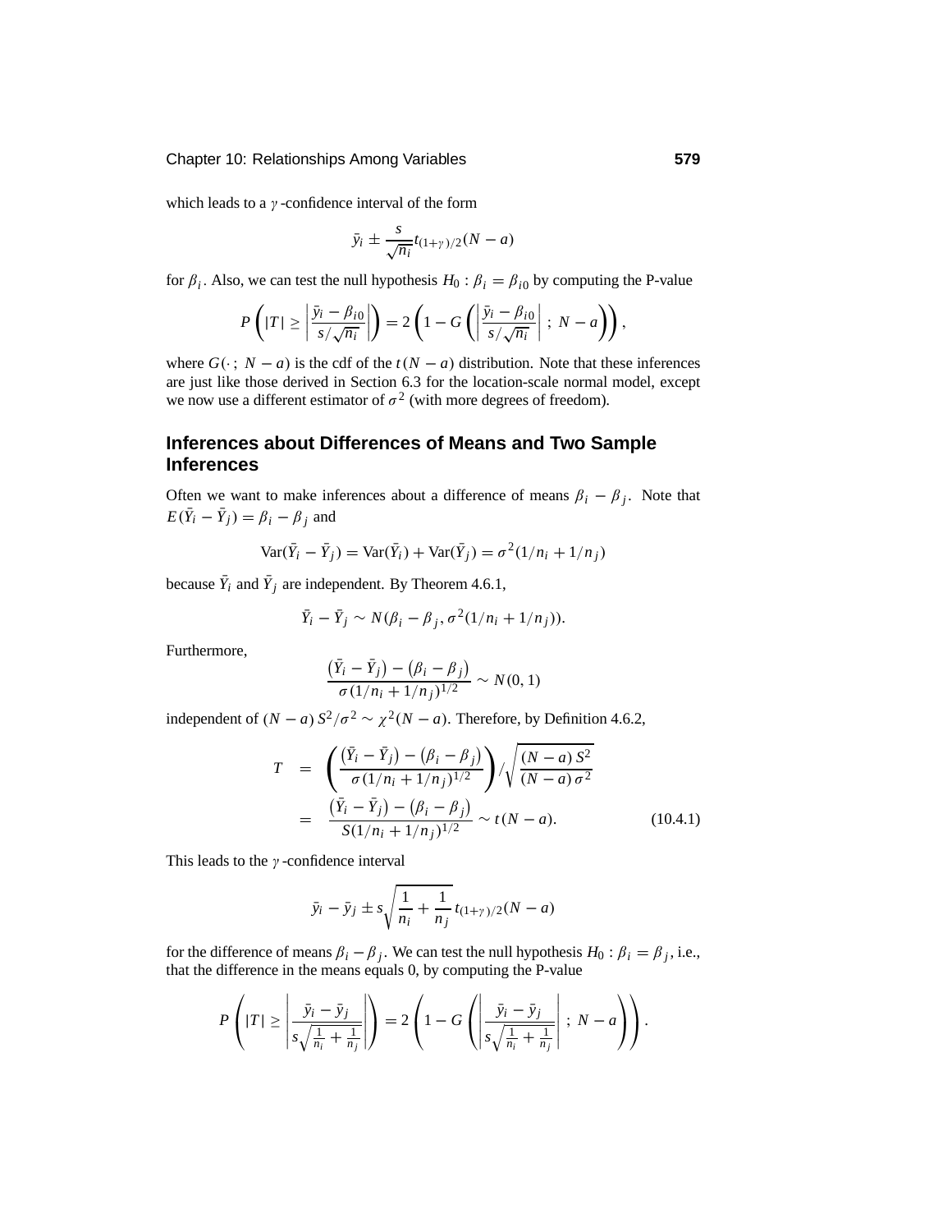which leads to a $\gamma$-confidence interval of the form

$$\bar{y}_i \pm \frac{s}{\sqrt{n_i}} t_{(1+\gamma)/2}(N-a)$$

for $\beta_i$. Also, we can test the null hypothesis $H_0 : \beta_i = \beta_{i0}$ by computing the P-value

$$P\left(|T| \geq \left|\frac{\bar{y}_i - \beta_{i0}}{s/\sqrt{n_i}}\right|\right) = 2\left(1 - G\left(\left|\frac{\bar{y}_i - \beta_{i0}}{s/\sqrt{n_i}}\right| \; ; \; N-a\right)\right),$$

where $G(\cdot\, ; \; N-a)$ is the cdf of the $t(N-a)$ distribution. Note that these inferences are just like those derived in Section 6.3 for the location-scale normal model, except we now use a different estimator of $\sigma^2$ (with more degrees of freedom).

## Inferences about Differences of Means and Two Sample Inferences

Often we want to make inferences about a difference of means $\beta_i - \beta_j$. Note that $E(\bar{Y}_i - \bar{Y}_j) = \beta_i - \beta_j$ and

$$\text{Var}(\bar{Y}_i - \bar{Y}_j) = \text{Var}(\bar{Y}_i) + \text{Var}(\bar{Y}_j) = \sigma^2(1/n_i + 1/n_j)$$

because $\bar{Y}_i$ and $\bar{Y}_j$ are independent. By Theorem 4.6.1,

$$\bar{Y}_i - \bar{Y}_j \sim N(\beta_i - \beta_j, \sigma^2(1/n_i + 1/n_j)).$$

Furthermore,

$$\frac{\left(\bar{Y}_i - \bar{Y}_j\right) - \left(\beta_i - \beta_j\right)}{\sigma(1/n_i + 1/n_j)^{1/2}} \sim N(0, 1)$$

independent of $(N-a)\, S^2/\sigma^2 \sim \chi^2(N-a)$. Therefore, by Definition 4.6.2,

$$\begin{aligned} T &= \left(\frac{\left(\bar{Y}_i - \bar{Y}_j\right) - \left(\beta_i - \beta_j\right)}{\sigma(1/n_i + 1/n_j)^{1/2}}\right) \Big/ \sqrt{\frac{(N-a)\, S^2}{(N-a)\, \sigma^2}} \\ &= \frac{\left(\bar{Y}_i - \bar{Y}_j\right) - \left(\beta_i - \beta_j\right)}{S(1/n_i + 1/n_j)^{1/2}} \sim t(N-a). \end{aligned} \tag{10.4.1}$$

This leads to the $\gamma$-confidence interval

$$\bar{y}_i - \bar{y}_j \pm s\sqrt{\frac{1}{n_i} + \frac{1}{n_j}}\, t_{(1+\gamma)/2}(N-a)$$

for the difference of means $\beta_i - \beta_j$. We can test the null hypothesis $H_0 : \beta_i = \beta_j$, i.e., that the difference in the means equals 0, by computing the P-value

$$P\left(|T| \geq \left|\frac{\bar{y}_i - \bar{y}_j}{s\sqrt{\frac{1}{n_i} + \frac{1}{n_j}}}\right|\right) = 2\left(1 - G\left(\left|\frac{\bar{y}_i - \bar{y}_j}{s\sqrt{\frac{1}{n_i} + \frac{1}{n_j}}}\right| \; ; \; N-a\right)\right).$$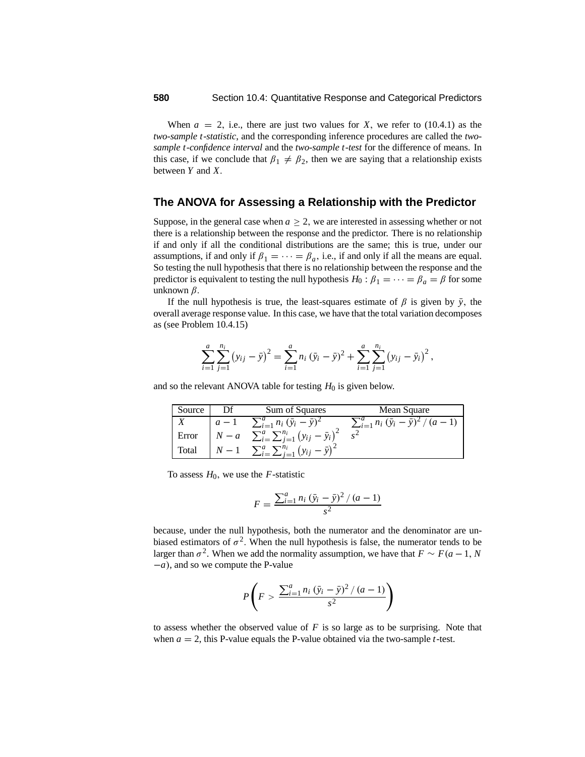When $a = 2$, i.e., there are just two values for $X$, we refer to (10.4.1) as the *two-sample t-statistic*, and the corresponding inference procedures are called the *two-sample t-confidence interval* and the *two-sample t-test* for the difference of means. In this case, if we conclude that $\beta_1 \neq \beta_2$, then we are saying that a relationship exists between $Y$ and $X$.

## The ANOVA for Assessing a Relationship with the Predictor

Suppose, in the general case when $a \geq 2$, we are interested in assessing whether or not there is a relationship between the response and the predictor. There is no relationship if and only if all the conditional distributions are the same; this is true, under our assumptions, if and only if $\beta_1 = \cdots = \beta_a$, i.e., if and only if all the means are equal. So testing the null hypothesis that there is no relationship between the response and the predictor is equivalent to testing the null hypothesis $H_0 : \beta_1 = \cdots = \beta_a = \beta$ for some unknown $\beta$.

If the null hypothesis is true, the least-squares estimate of $\beta$ is given by $\bar{y}$, the overall average response value. In this case, we have that the total variation decomposes as (see Problem 10.4.15)

$$\sum_{i=1}^{a} \sum_{j=1}^{n_i} \left(y_{ij} - \bar{y}\right)^2 = \sum_{i=1}^{a} n_i \left(\bar{y}_i - \bar{y}\right)^2 + \sum_{i=1}^{a} \sum_{j=1}^{n_i} \left(y_{ij} - \bar{y}_i\right)^2,$$

and so the relevant ANOVA table for testing $H_0$ is given below.

| Source | Df | Sum of Squares | Mean Square |
|---|---|---|---|
| $X$ | $a-1$ | $\sum_{i=1}^{a} n_i \left(\bar{y}_i - \bar{y}\right)^2$ | $\sum_{i=1}^{a} n_i \left(\bar{y}_i - \bar{y}\right)^2 / (a-1)$ |
| Error | $N-a$ | $\sum_{i=1}^{a} \sum_{j=1}^{n_i} \left(y_{ij} - \bar{y}_i\right)^2$ | $s^2$ |
| Total | $N-1$ | $\sum_{i=1}^{a} \sum_{j=1}^{n_i} \left(y_{ij} - \bar{y}\right)^2$ | |

To assess $H_0$, we use the $F$-statistic

$$F = \frac{\sum_{i=1}^{a} n_i \left(\bar{y}_i - \bar{y}\right)^2 / (a-1)}{s^2}$$

because, under the null hypothesis, both the numerator and the denominator are unbiased estimators of $\sigma^2$. When the null hypothesis is false, the numerator tends to be larger than $\sigma^2$. When we add the normality assumption, we have that $F \sim F(a-1, N-a)$, and so we compute the P-value

$$P\left(F > \frac{\sum_{i=1}^{a} n_i \left(\bar{y}_i - \bar{y}\right)^2 / (a-1)}{s^2}\right)$$

to assess whether the observed value of $F$ is so large as to be surprising. Note that when $a = 2$, this P-value equals the P-value obtained via the two-sample $t$-test.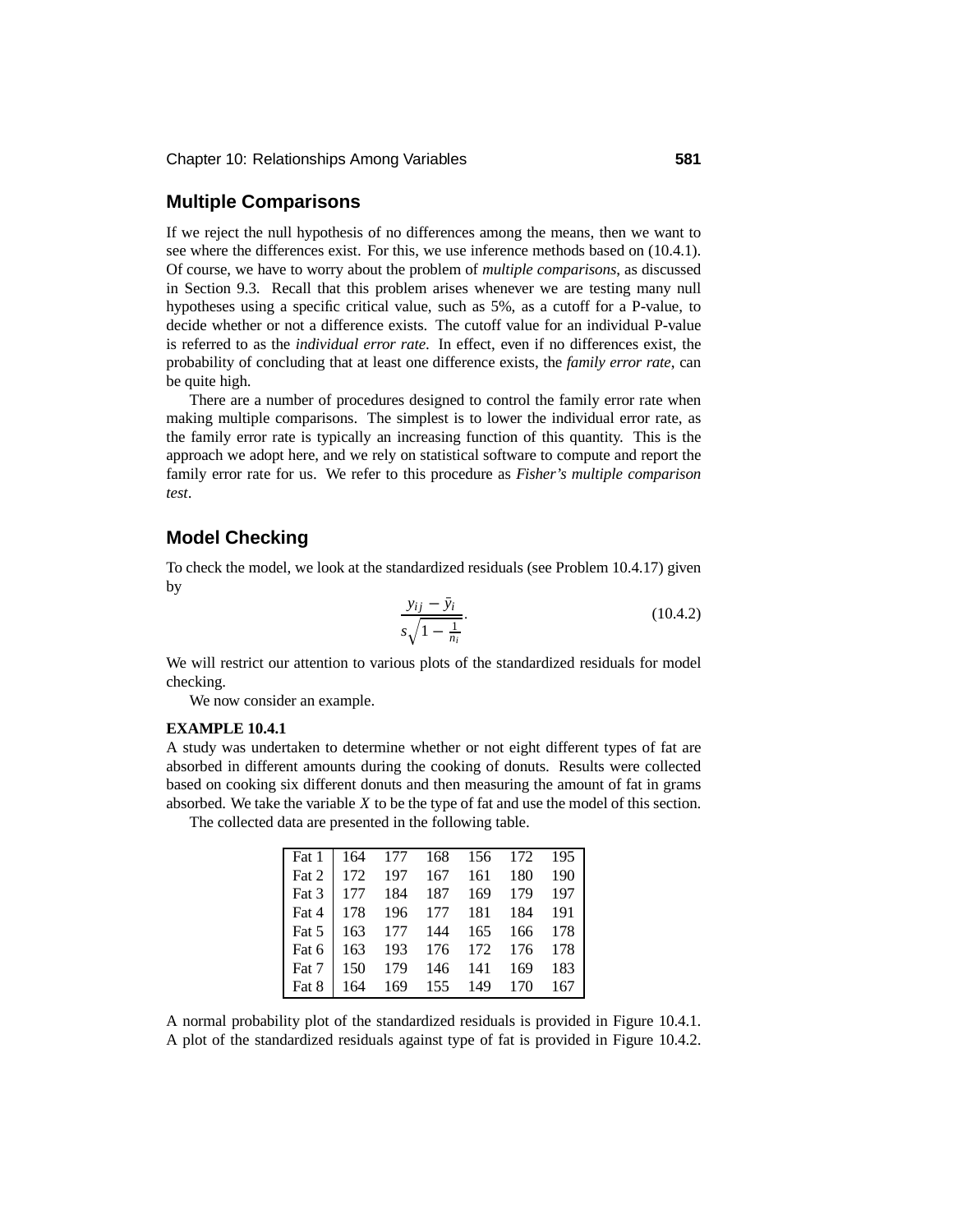## Multiple Comparisons

If we reject the null hypothesis of no differences among the means, then we want to see where the differences exist. For this, we use inference methods based on (10.4.1). Of course, we have to worry about the problem of *multiple comparisons*, as discussed in Section 9.3. Recall that this problem arises whenever we are testing many null hypotheses using a specific critical value, such as 5%, as a cutoff for a P-value, to decide whether or not a difference exists. The cutoff value for an individual P-value is referred to as the *individual error rate*. In effect, even if no differences exist, the probability of concluding that at least one difference exists, the *family error rate*, can be quite high.

There are a number of procedures designed to control the family error rate when making multiple comparisons. The simplest is to lower the individual error rate, as the family error rate is typically an increasing function of this quantity. This is the approach we adopt here, and we rely on statistical software to compute and report the family error rate for us. We refer to this procedure as *Fisher's multiple comparison test*.

## Model Checking

To check the model, we look at the standardized residuals (see Problem 10.4.17) given by

$$\frac{y_{ij} - \bar{y}_i}{s\sqrt{1 - \frac{1}{n_i}}}. \tag{10.4.2}$$

We will restrict our attention to various plots of the standardized residuals for model checking.

We now consider an example.

**EXAMPLE 10.4.1**

A study was undertaken to determine whether or not eight different types of fat are absorbed in different amounts during the cooking of donuts. Results were collected based on cooking six different donuts and then measuring the amount of fat in grams absorbed. We take the variable $X$ to be the type of fat and use the model of this section.

The collected data are presented in the following table.

| | | | | | | |
|---|---|---|---|---|---|---|
| Fat 1 | 164 | 177 | 168 | 156 | 172 | 195 |
| Fat 2 | 172 | 197 | 167 | 161 | 180 | 190 |
| Fat 3 | 177 | 184 | 187 | 169 | 179 | 197 |
| Fat 4 | 178 | 196 | 177 | 181 | 184 | 191 |
| Fat 5 | 163 | 177 | 144 | 165 | 166 | 178 |
| Fat 6 | 163 | 193 | 176 | 172 | 176 | 178 |
| Fat 7 | 150 | 179 | 146 | 141 | 169 | 183 |
| Fat 8 | 164 | 169 | 155 | 149 | 170 | 167 |

A normal probability plot of the standardized residuals is provided in Figure 10.4.1. A plot of the standardized residuals against type of fat is provided in Figure 10.4.2.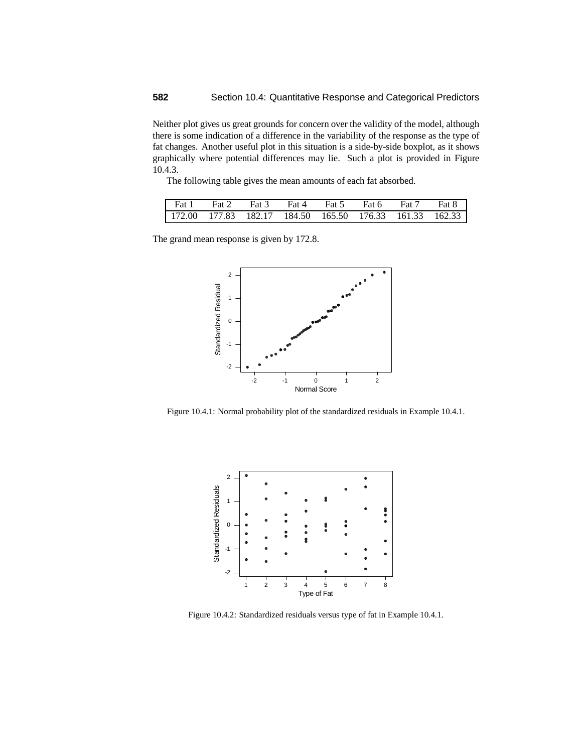Neither plot gives us great grounds for concern over the validity of the model, although there is some indication of a difference in the variability of the response as the type of fat changes. Another useful plot in this situation is a side-by-side boxplot, as it shows graphically where potential differences may lie. Such a plot is provided in Figure 10.4.3.

The following table gives the mean amounts of each fat absorbed.

| Fat 1 | Fat 2 | Fat 3 | Fat 4 | Fat 5 | Fat 6 | Fat 7 | Fat 8 |
|---|---|---|---|---|---|---|---|
| 172.00 | 177.83 | 182.17 | 184.50 | 165.50 | 176.33 | 161.33 | 162.33 |

The grand mean response is given by 172.8.

Figure 10.4.1: Normal probability plot of the standardized residuals in Example 10.4.1.

Figure 10.4.2: Standardized residuals versus type of fat in Example 10.4.1.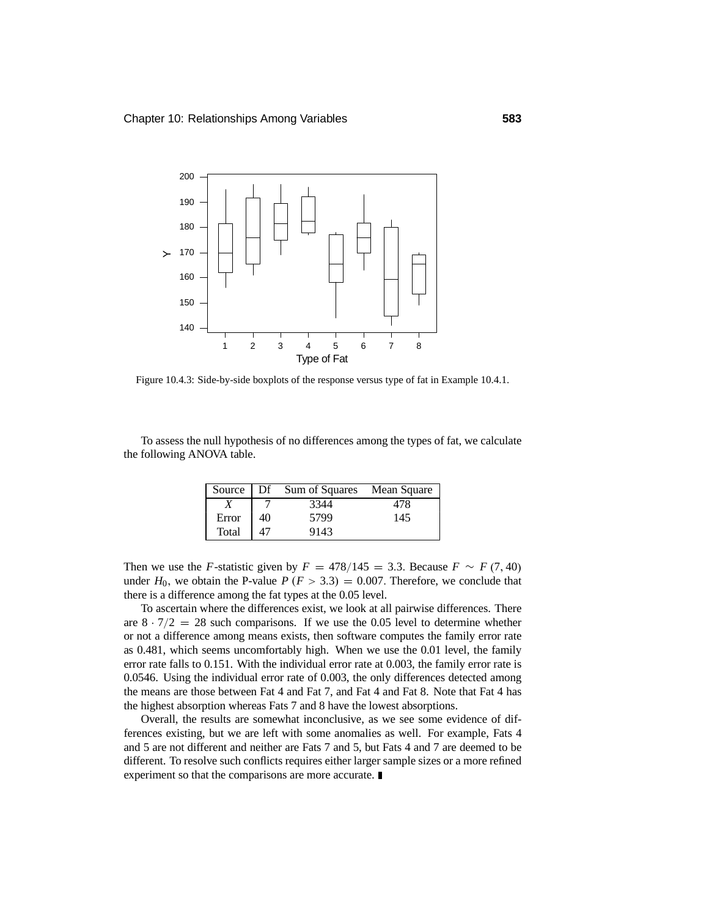Figure 10.4.3: Side-by-side boxplots of the response versus type of fat in Example 10.4.1.

To assess the null hypothesis of no differences among the types of fat, we calculate the following ANOVA table.

| Source | Df | Sum of Squares | Mean Square |
|---|---|---|---|
| $X$ | 7 | 3344 | 478 |
| Error | 40 | 5799 | 145 |
| Total | 47 | 9143 | |

Then we use the $F$-statistic given by $F = 478/145 = 3.3$. Because $F \sim F(7, 40)$ under $H_0$, we obtain the P-value $P(F > 3.3) = 0.007$. Therefore, we conclude that there is a difference among the fat types at the 0.05 level.

To ascertain where the differences exist, we look at all pairwise differences. There are $8 \cdot 7/2 = 28$ such comparisons. If we use the 0.05 level to determine whether or not a difference among means exists, then software computes the family error rate as 0.481, which seems uncomfortably high. When we use the 0.01 level, the family error rate falls to 0.151. With the individual error rate at 0.003, the family error rate is 0.0546. Using the individual error rate of 0.003, the only differences detected among the means are those between Fat 4 and Fat 7, and Fat 4 and Fat 8. Note that Fat 4 has the highest absorption whereas Fats 7 and 8 have the lowest absorptions.

Overall, the results are somewhat inconclusive, as we see some evidence of differences existing, but we are left with some anomalies as well. For example, Fats 4 and 5 are not different and neither are Fats 7 and 5, but Fats 4 and 7 are deemed to be different. To resolve such conflicts requires either larger sample sizes or a more refined experiment so that the comparisons are more accurate. ∎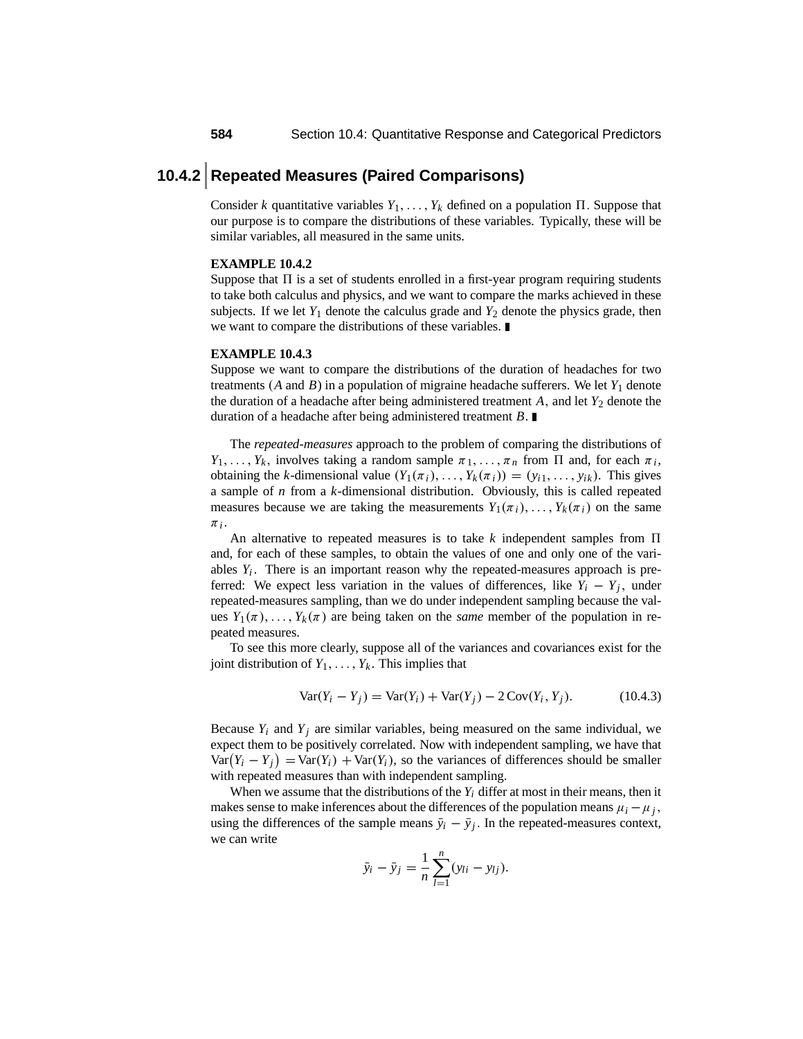## 10.4.2 Repeated Measures (Paired Comparisons)

Consider $k$ quantitative variables $Y_1, \ldots, Y_k$ defined on a population $\Pi$. Suppose that our purpose is to compare the distributions of these variables. Typically, these will be similar variables, all measured in the same units.

**EXAMPLE 10.4.2**
Suppose that $\Pi$ is a set of students enrolled in a first-year program requiring students to take both calculus and physics, and we want to compare the marks achieved in these subjects. If we let $Y_1$ denote the calculus grade and $Y_2$ denote the physics grade, then we want to compare the distributions of these variables. ∎

**EXAMPLE 10.4.3**
Suppose we want to compare the distributions of the duration of headaches for two treatments ($A$ and $B$) in a population of migraine headache sufferers. We let $Y_1$ denote the duration of a headache after being administered treatment $A$, and let $Y_2$ denote the duration of a headache after being administered treatment $B$. ∎

The *repeated-measures* approach to the problem of comparing the distributions of $Y_1, \ldots, Y_k$, involves taking a random sample $\pi_1, \ldots, \pi_n$ from $\Pi$ and, for each $\pi_i$, obtaining the $k$-dimensional value $(Y_1(\pi_i), \ldots, Y_k(\pi_i)) = (y_{i1}, \ldots, y_{ik})$. This gives a sample of $n$ from a $k$-dimensional distribution. Obviously, this is called repeated measures because we are taking the measurements $Y_1(\pi_i), \ldots, Y_k(\pi_i)$ on the same $\pi_i$.

An alternative to repeated measures is to take $k$ independent samples from $\Pi$ and, for each of these samples, to obtain the values of one and only one of the variables $Y_i$. There is an important reason why the repeated-measures approach is preferred: We expect less variation in the values of differences, like $Y_i - Y_j$, under repeated-measures sampling, than we do under independent sampling because the values $Y_1(\pi), \ldots, Y_k(\pi)$ are being taken on the *same* member of the population in repeated measures.

To see this more clearly, suppose all of the variances and covariances exist for the joint distribution of $Y_1, \ldots, Y_k$. This implies that

$$\mathrm{Var}(Y_i - Y_j) = \mathrm{Var}(Y_i) + \mathrm{Var}(Y_j) - 2\,\mathrm{Cov}(Y_i, Y_j). \qquad (10.4.3)$$

Because $Y_i$ and $Y_j$ are similar variables, being measured on the same individual, we expect them to be positively correlated. Now with independent sampling, we have that $\mathrm{Var}(Y_i - Y_j) = \mathrm{Var}(Y_i) + \mathrm{Var}(Y_i)$, so the variances of differences should be smaller with repeated measures than with independent sampling.

When we assume that the distributions of the $Y_i$ differ at most in their means, then it makes sense to make inferences about the differences of the population means $\mu_i - \mu_j$, using the differences of the sample means $\bar{y}_i - \bar{y}_j$. In the repeated-measures context, we can write

$$\bar{y}_i - \bar{y}_j = \frac{1}{n}\sum_{l=1}^{n}(y_{li} - y_{lj}).$$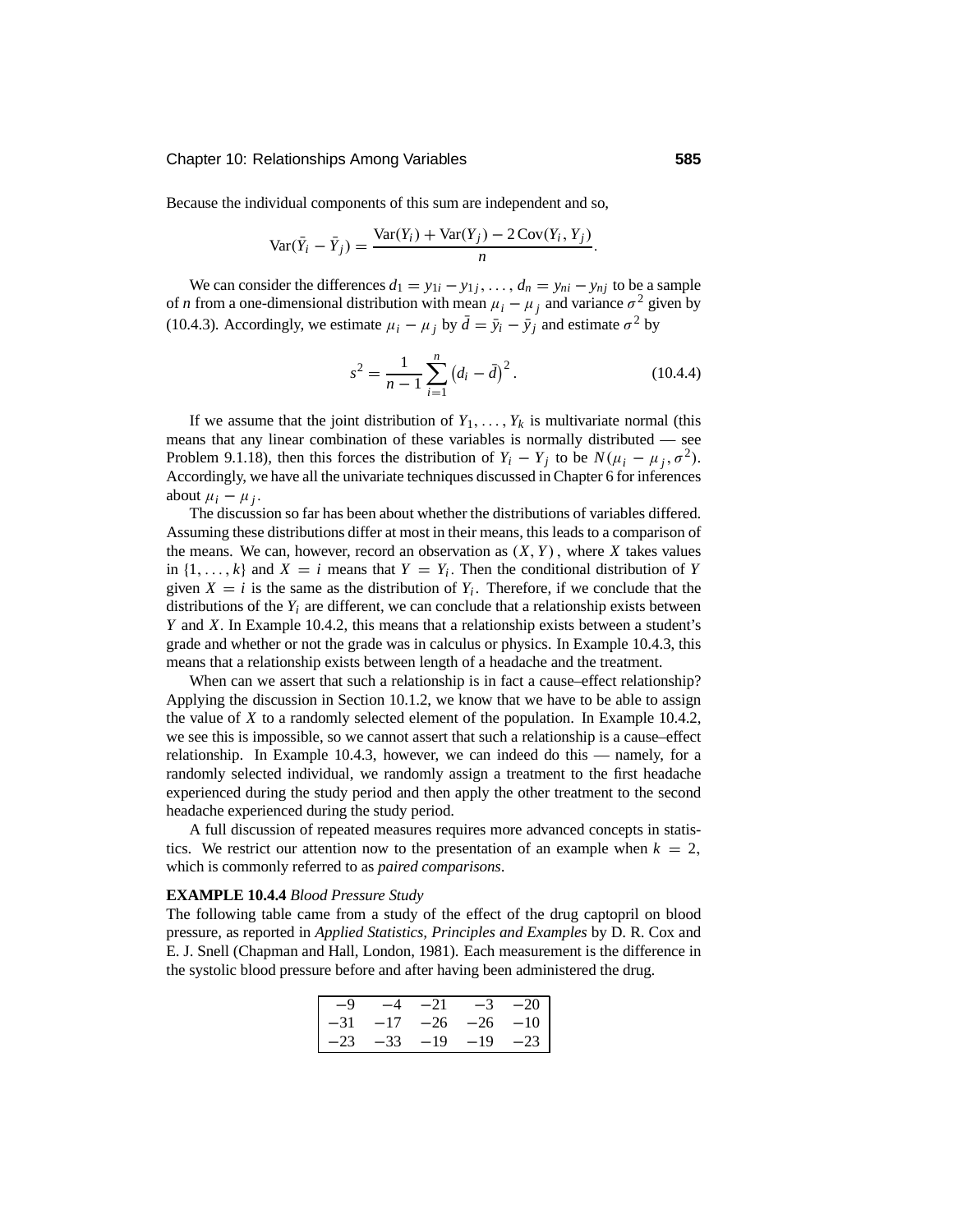Because the individual components of this sum are independent and so,

$$\mathrm{Var}(\bar{Y}_i - \bar{Y}_j) = \frac{\mathrm{Var}(Y_i) + \mathrm{Var}(Y_j) - 2\,\mathrm{Cov}(Y_i, Y_j)}{n}.$$

We can consider the differences $d_1 = y_{1i} - y_{1j}, \ldots, d_n = y_{ni} - y_{nj}$ to be a sample of $n$ from a one-dimensional distribution with mean $\mu_i - \mu_j$ and variance $\sigma^2$ given by (10.4.3). Accordingly, we estimate $\mu_i - \mu_j$ by $\bar{d} = \bar{y}_i - \bar{y}_j$ and estimate $\sigma^2$ by

$$s^2 = \frac{1}{n-1} \sum_{i=1}^{n} \left(d_i - \bar{d}\right)^2. \tag{10.4.4}$$

If we assume that the joint distribution of $Y_1, \ldots, Y_k$ is multivariate normal (this means that any linear combination of these variables is normally distributed — see Problem 9.1.18), then this forces the distribution of $Y_i - Y_j$ to be $N(\mu_i - \mu_j, \sigma^2)$. Accordingly, we have all the univariate techniques discussed in Chapter 6 for inferences about $\mu_i - \mu_j$.

The discussion so far has been about whether the distributions of variables differed. Assuming these distributions differ at most in their means, this leads to a comparison of the means. We can, however, record an observation as $(X, Y)$, where $X$ takes values in $\{1, \ldots, k\}$ and $X = i$ means that $Y = Y_i$. Then the conditional distribution of $Y$ given $X = i$ is the same as the distribution of $Y_i$. Therefore, if we conclude that the distributions of the $Y_i$ are different, we can conclude that a relationship exists between $Y$ and $X$. In Example 10.4.2, this means that a relationship exists between a student's grade and whether or not the grade was in calculus or physics. In Example 10.4.3, this means that a relationship exists between length of a headache and the treatment.

When can we assert that such a relationship is in fact a cause–effect relationship? Applying the discussion in Section 10.1.2, we know that we have to be able to assign the value of $X$ to a randomly selected element of the population. In Example 10.4.2, we see this is impossible, so we cannot assert that such a relationship is a cause–effect relationship. In Example 10.4.3, however, we can indeed do this — namely, for a randomly selected individual, we randomly assign a treatment to the first headache experienced during the study period and then apply the other treatment to the second headache experienced during the study period.

A full discussion of repeated measures requires more advanced concepts in statistics. We restrict our attention now to the presentation of an example when $k = 2$, which is commonly referred to as *paired comparisons*.

**EXAMPLE 10.4.4** *Blood Pressure Study*

The following table came from a study of the effect of the drug captopril on blood pressure, as reported in *Applied Statistics, Principles and Examples* by D. R. Cox and E. J. Snell (Chapman and Hall, London, 1981). Each measurement is the difference in the systolic blood pressure before and after having been administered the drug.

| | | | | |
|---|---|---|---|---|
| −9 | −4 | −21 | −3 | −20 |
| −31 | −17 | −26 | −26 | −10 |
| −23 | −33 | −19 | −19 | −23 |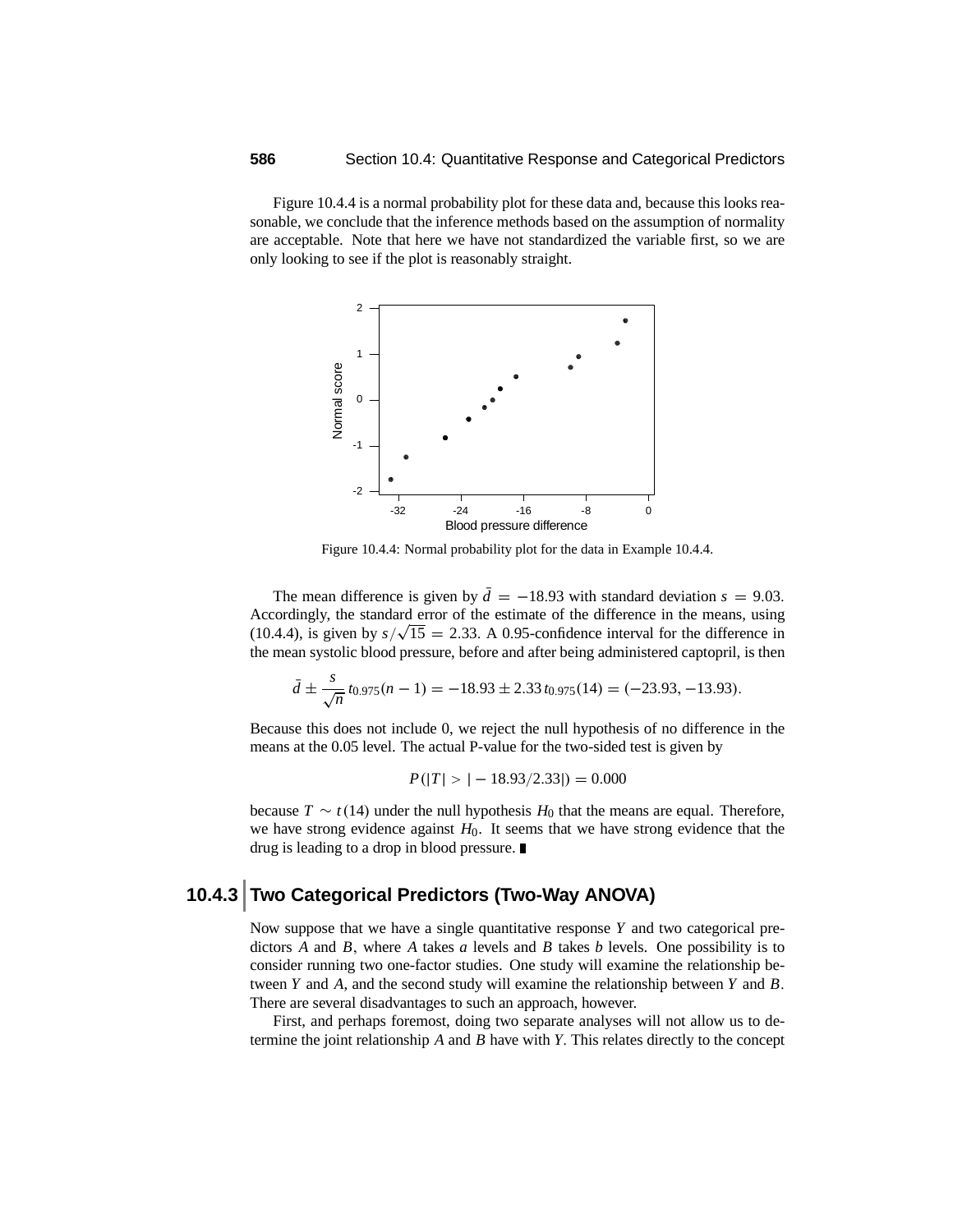Figure 10.4.4 is a normal probability plot for these data and, because this looks reasonable, we conclude that the inference methods based on the assumption of normality are acceptable. Note that here we have not standardized the variable first, so we are only looking to see if the plot is reasonably straight.

Figure 10.4.4: Normal probability plot for the data in Example 10.4.4.

The mean difference is given by $\bar{d} = -18.93$ with standard deviation $s = 9.03$. Accordingly, the standard error of the estimate of the difference in the means, using (10.4.4), is given by $s/\sqrt{15} = 2.33$. A 0.95-confidence interval for the difference in the mean systolic blood pressure, before and after being administered captopril, is then

$$\bar{d} \pm \frac{s}{\sqrt{n}} t_{0.975}(n-1) = -18.93 \pm 2.33\, t_{0.975}(14) = (-23.93, -13.93).$$

Because this does not include 0, we reject the null hypothesis of no difference in the means at the 0.05 level. The actual P-value for the two-sided test is given by

$$P(|T| > |-18.93/2.33|) = 0.000$$

because $T \sim t(14)$ under the null hypothesis $H_0$ that the means are equal. Therefore, we have strong evidence against $H_0$. It seems that we have strong evidence that the drug is leading to a drop in blood pressure. ∎

### 10.4.3 Two Categorical Predictors (Two-Way ANOVA)

Now suppose that we have a single quantitative response $Y$ and two categorical predictors $A$ and $B$, where $A$ takes $a$ levels and $B$ takes $b$ levels. One possibility is to consider running two one-factor studies. One study will examine the relationship between $Y$ and $A$, and the second study will examine the relationship between $Y$ and $B$. There are several disadvantages to such an approach, however.

First, and perhaps foremost, doing two separate analyses will not allow us to determine the joint relationship $A$ and $B$ have with $Y$. This relates directly to the concept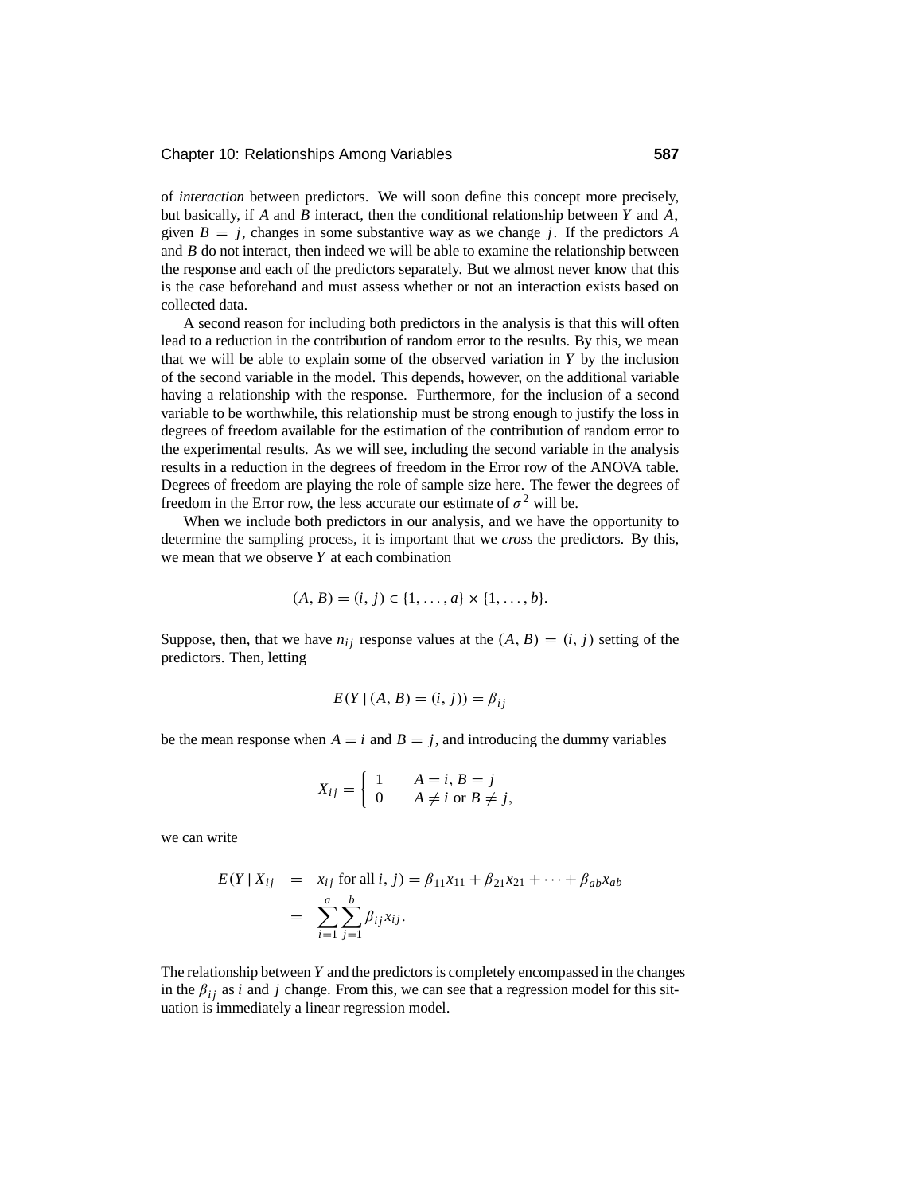of *interaction* between predictors. We will soon define this concept more precisely, but basically, if $A$ and $B$ interact, then the conditional relationship between $Y$ and $A$, given $B = j$, changes in some substantive way as we change $j$. If the predictors $A$ and $B$ do not interact, then indeed we will be able to examine the relationship between the response and each of the predictors separately. But we almost never know that this is the case beforehand and must assess whether or not an interaction exists based on collected data.

A second reason for including both predictors in the analysis is that this will often lead to a reduction in the contribution of random error to the results. By this, we mean that we will be able to explain some of the observed variation in $Y$ by the inclusion of the second variable in the model. This depends, however, on the additional variable having a relationship with the response. Furthermore, for the inclusion of a second variable to be worthwhile, this relationship must be strong enough to justify the loss in degrees of freedom available for the estimation of the contribution of random error to the experimental results. As we will see, including the second variable in the analysis results in a reduction in the degrees of freedom in the Error row of the ANOVA table. Degrees of freedom are playing the role of sample size here. The fewer the degrees of freedom in the Error row, the less accurate our estimate of $\sigma^2$ will be.

When we include both predictors in our analysis, and we have the opportunity to determine the sampling process, it is important that we *cross* the predictors. By this, we mean that we observe $Y$ at each combination

$$(A, B) = (i, j) \in \{1, \ldots, a\} \times \{1, \ldots, b\}.$$

Suppose, then, that we have $n_{ij}$ response values at the $(A, B) = (i, j)$ setting of the predictors. Then, letting

$$E(Y \mid (A, B) = (i, j)) = \beta_{ij}$$

be the mean response when $A = i$ and $B = j$, and introducing the dummy variables

$$X_{ij} = \begin{cases} 1 & A = i, B = j \\ 0 & A \neq i \text{ or } B \neq j, \end{cases}$$

we can write

$$\begin{aligned} E(Y \mid X_{ij} &= x_{ij} \text{ for all } i, j) = \beta_{11}x_{11} + \beta_{21}x_{21} + \cdots + \beta_{ab}x_{ab} \\ &= \sum_{i=1}^{a}\sum_{j=1}^{b}\beta_{ij}x_{ij}. \end{aligned}$$

The relationship between $Y$ and the predictors is completely encompassed in the changes in the $\beta_{ij}$ as $i$ and $j$ change. From this, we can see that a regression model for this situation is immediately a linear regression model.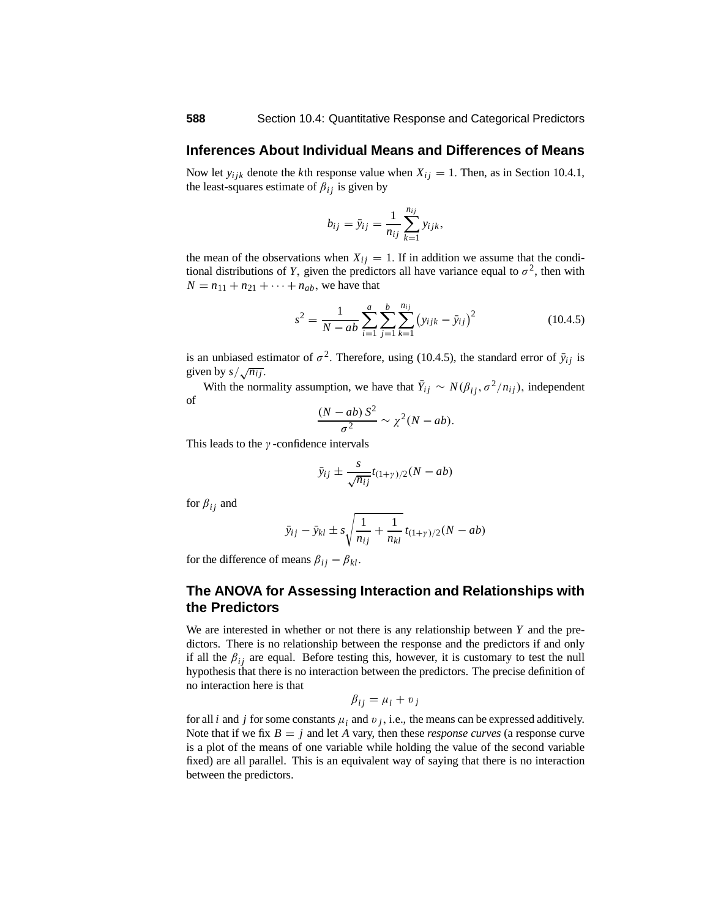## Inferences About Individual Means and Differences of Means

Now let $y_{ijk}$ denote the $k$th response value when $X_{ij} = 1$. Then, as in Section 10.4.1, the least-squares estimate of $\beta_{ij}$ is given by

$$b_{ij} = \bar{y}_{ij} = \frac{1}{n_{ij}} \sum_{k=1}^{n_{ij}} y_{ijk},$$

the mean of the observations when $X_{ij} = 1$. If in addition we assume that the conditional distributions of $Y$, given the predictors all have variance equal to $\sigma^2$, then with $N = n_{11} + n_{21} + \cdots + n_{ab}$, we have that

$$s^2 = \frac{1}{N - ab} \sum_{i=1}^{a} \sum_{j=1}^{b} \sum_{k=1}^{n_{ij}} \left(y_{ijk} - \bar{y}_{ij}\right)^2 \tag{10.4.5}$$

is an unbiased estimator of $\sigma^2$. Therefore, using (10.4.5), the standard error of $\bar{y}_{ij}$ is given by $s/\sqrt{n_{ij}}$.

With the normality assumption, we have that $\bar{Y}_{ij} \sim N(\beta_{ij}, \sigma^2/n_{ij})$, independent of

$$\frac{(N - ab)\, S^2}{\sigma^2} \sim \chi^2(N - ab).$$

This leads to the $\gamma$-confidence intervals

$$\bar{y}_{ij} \pm \frac{s}{\sqrt{n_{ij}}} t_{(1+\gamma)/2}(N - ab)$$

for $\beta_{ij}$ and

$$\bar{y}_{ij} - \bar{y}_{kl} \pm s\sqrt{\frac{1}{n_{ij}} + \frac{1}{n_{kl}}}\, t_{(1+\gamma)/2}(N - ab)$$

for the difference of means $\beta_{ij} - \beta_{kl}$.

## The ANOVA for Assessing Interaction and Relationships with the Predictors

We are interested in whether or not there is any relationship between $Y$ and the predictors. There is no relationship between the response and the predictors if and only if all the $\beta_{ij}$ are equal. Before testing this, however, it is customary to test the null hypothesis that there is no interaction between the predictors. The precise definition of no interaction here is that

$$\beta_{ij} = \mu_i + \upsilon_j$$

for all $i$ and $j$ for some constants $\mu_i$ and $\upsilon_j$, i.e., the means can be expressed additively. Note that if we fix $B = j$ and let $A$ vary, then these *response curves* (a response curve is a plot of the means of one variable while holding the value of the second variable fixed) are all parallel. This is an equivalent way of saying that there is no interaction between the predictors.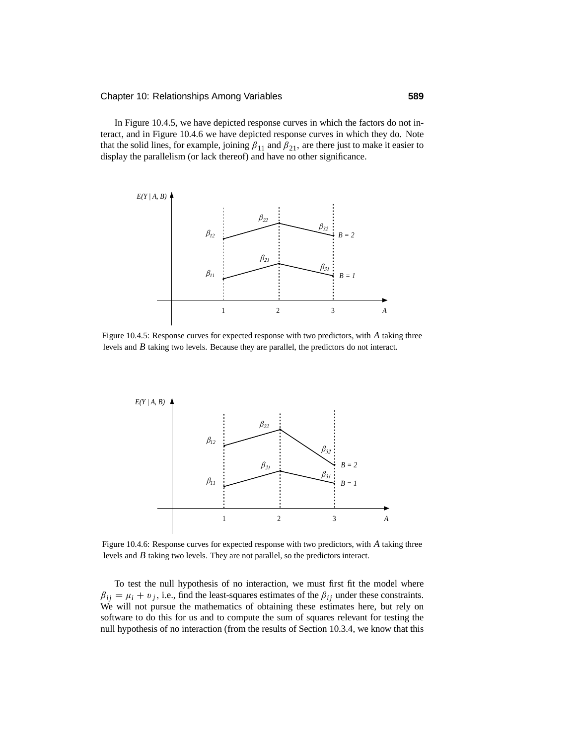In Figure 10.4.5, we have depicted response curves in which the factors do not interact, and in Figure 10.4.6 we have depicted response curves in which they do. Note that the solid lines, for example, joining $\beta_{11}$ and $\beta_{21}$, are there just to make it easier to display the parallelism (or lack thereof) and have no other significance.

Figure 10.4.5: Response curves for expected response with two predictors, with $A$ taking three levels and $B$ taking two levels. Because they are parallel, the predictors do not interact.

Figure 10.4.6: Response curves for expected response with two predictors, with $A$ taking three levels and $B$ taking two levels. They are not parallel, so the predictors interact.

To test the null hypothesis of no interaction, we must first fit the model where $\beta_{ij} = \mu_i + \upsilon_j$, i.e., find the least-squares estimates of the $\beta_{ij}$ under these constraints. We will not pursue the mathematics of obtaining these estimates here, but rely on software to do this for us and to compute the sum of squares relevant for testing the null hypothesis of no interaction (from the results of Section 10.3.4, we know that this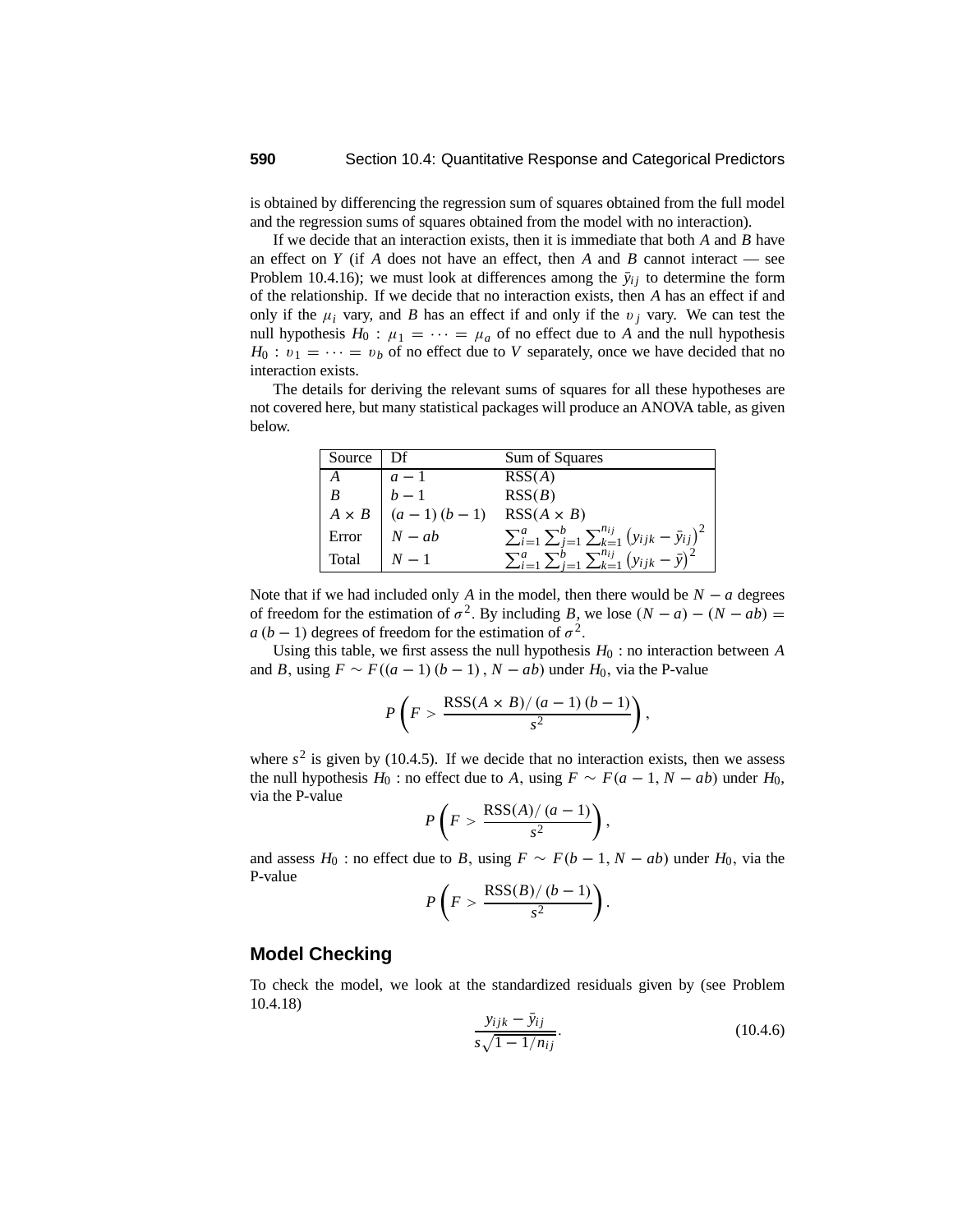is obtained by differencing the regression sum of squares obtained from the full model and the regression sums of squares obtained from the model with no interaction).

If we decide that an interaction exists, then it is immediate that both $A$ and $B$ have an effect on $Y$ (if $A$ does not have an effect, then $A$ and $B$ cannot interact — see Problem 10.4.16); we must look at differences among the $\bar{y}_{ij}$ to determine the form of the relationship. If we decide that no interaction exists, then $A$ has an effect if and only if the $\mu_i$ vary, and $B$ has an effect if and only if the $\upsilon_j$ vary. We can test the null hypothesis $H_0 : \mu_1 = \cdots = \mu_a$ of no effect due to $A$ and the null hypothesis $H_0 : \upsilon_1 = \cdots = \upsilon_b$ of no effect due to $V$ separately, once we have decided that no interaction exists.

The details for deriving the relevant sums of squares for all these hypotheses are not covered here, but many statistical packages will produce an ANOVA table, as given below.

| Source | Df | Sum of Squares |
|---|---|---|
| $A$ | $a-1$ | $\text{RSS}(A)$ |
| $B$ | $b-1$ | $\text{RSS}(B)$ |
| $A \times B$ | $(a-1)(b-1)$ | $\text{RSS}(A \times B)$ |
| Error | $N - ab$ | $\sum_{i=1}^{a}\sum_{j=1}^{b}\sum_{k=1}^{n_{ij}}\left(y_{ijk} - \bar{y}_{ij}\right)^2$ |
| Total | $N-1$ | $\sum_{i=1}^{a}\sum_{j=1}^{b}\sum_{k=1}^{n_{ij}}\left(y_{ijk} - \bar{y}\right)^2$ |

Note that if we had included only $A$ in the model, then there would be $N - a$ degrees of freedom for the estimation of $\sigma^2$. By including $B$, we lose $(N - a) - (N - ab) = a(b-1)$ degrees of freedom for the estimation of $\sigma^2$.

Using this table, we first assess the null hypothesis $H_0$ : no interaction between $A$ and $B$, using $F \sim F((a-1)(b-1), N - ab)$ under $H_0$, via the P-value

$$P\left(F > \frac{\text{RSS}(A \times B)/(a-1)(b-1)}{s^2}\right),$$

where $s^2$ is given by (10.4.5). If we decide that no interaction exists, then we assess the null hypothesis $H_0$ : no effect due to $A$, using $F \sim F(a-1, N-ab)$ under $H_0$, via the P-value

$$P\left(F > \frac{\text{RSS}(A)/(a-1)}{s^2}\right),$$

and assess $H_0$ : no effect due to $B$, using $F \sim F(b-1, N-ab)$ under $H_0$, via the P-value

$$P\left(F > \frac{\text{RSS}(B)/(b-1)}{s^2}\right).$$

## Model Checking

To check the model, we look at the standardized residuals given by (see Problem 10.4.18)

$$\frac{y_{ijk} - \bar{y}_{ij}}{s\sqrt{1 - 1/n_{ij}}}. \tag{10.4.6}$$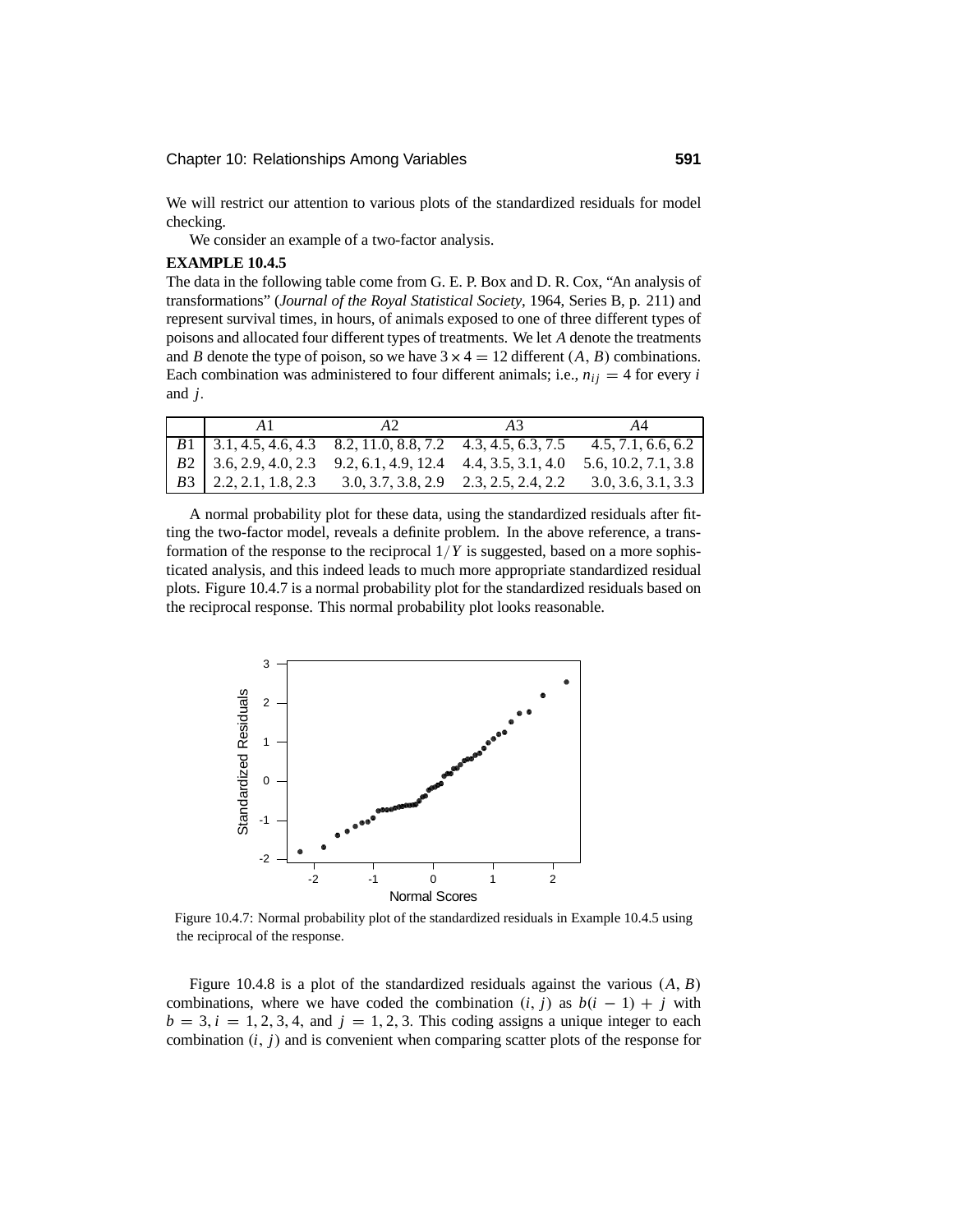We will restrict our attention to various plots of the standardized residuals for model checking.

We consider an example of a two-factor analysis.

**EXAMPLE 10.4.5**

The data in the following table come from G. E. P. Box and D. R. Cox, "An analysis of transformations" (*Journal of the Royal Statistical Society*, 1964, Series B, p. 211) and represent survival times, in hours, of animals exposed to one of three different types of poisons and allocated four different types of treatments. We let $A$ denote the treatments and $B$ denote the type of poison, so we have $3 \times 4 = 12$ different $(A, B)$ combinations. Each combination was administered to four different animals; i.e., $n_{ij} = 4$ for every $i$ and $j$.

| | $A1$ | $A2$ | $A3$ | $A4$ |
|---|---|---|---|---|
| $B1$ | 3.1, 4.5, 4.6, 4.3 | 8.2, 11.0, 8.8, 7.2 | 4.3, 4.5, 6.3, 7.5 | 4.5, 7.1, 6.6, 6.2 |
| $B2$ | 3.6, 2.9, 4.0, 2.3 | 9.2, 6.1, 4.9, 12.4 | 4.4, 3.5, 3.1, 4.0 | 5.6, 10.2, 7.1, 3.8 |
| $B3$ | 2.2, 2.1, 1.8, 2.3 | 3.0, 3.7, 3.8, 2.9 | 2.3, 2.5, 2.4, 2.2 | 3.0, 3.6, 3.1, 3.3 |

A normal probability plot for these data, using the standardized residuals after fitting the two-factor model, reveals a definite problem. In the above reference, a transformation of the response to the reciprocal $1/Y$ is suggested, based on a more sophisticated analysis, and this indeed leads to much more appropriate standardized residual plots. Figure 10.4.7 is a normal probability plot for the standardized residuals based on the reciprocal response. This normal probability plot looks reasonable.

Figure 10.4.7: Normal probability plot of the standardized residuals in Example 10.4.5 using the reciprocal of the response.

Figure 10.4.8 is a plot of the standardized residuals against the various $(A, B)$ combinations, where we have coded the combination $(i, j)$ as $b(i - 1) + j$ with $b = 3, i = 1, 2, 3, 4$, and $j = 1, 2, 3$. This coding assigns a unique integer to each combination $(i, j)$ and is convenient when comparing scatter plots of the response for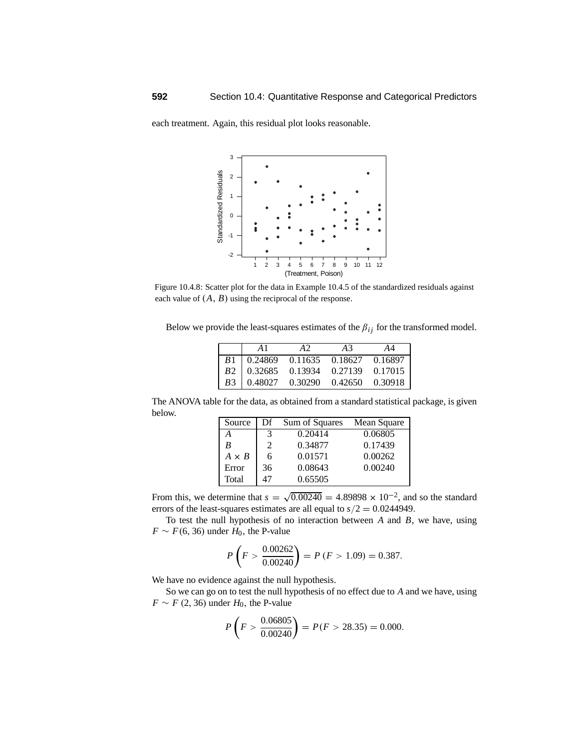each treatment. Again, this residual plot looks reasonable.

Figure 10.4.8: Scatter plot for the data in Example 10.4.5 of the standardized residuals against each value of $(A, B)$ using the reciprocal of the response.

Below we provide the least-squares estimates of the $\beta_{ij}$ for the transformed model.

| | $A1$ | $A2$ | $A3$ | $A4$ |
|---|---|---|---|---|
| $B1$ | 0.24869 | 0.11635 | 0.18627 | 0.16897 |
| $B2$ | 0.32685 | 0.13934 | 0.27139 | 0.17015 |
| $B3$ | 0.48027 | 0.30290 | 0.42650 | 0.30918 |

The ANOVA table for the data, as obtained from a standard statistical package, is given below.

| Source | Df | Sum of Squares | Mean Square |
|---|---|---|---|
| $A$ | 3 | 0.20414 | 0.06805 |
| $B$ | 2 | 0.34877 | 0.17439 |
| $A \times B$ | 6 | 0.01571 | 0.00262 |
| Error | 36 | 0.08643 | 0.00240 |
| Total | 47 | 0.65505 | |

From this, we determine that $s = \sqrt{0.00240} = 4.89898 \times 10^{-2}$, and so the standard errors of the least-squares estimates are all equal to $s/2 = 0.0244949$.

To test the null hypothesis of no interaction between $A$ and $B$, we have, using $F \sim F(6, 36)$ under $H_0$, the P-value

$$P\left(F > \frac{0.00262}{0.00240}\right) = P\,(F > 1.09) = 0.387.$$

We have no evidence against the null hypothesis.

So we can go on to test the null hypothesis of no effect due to $A$ and we have, using $F \sim F\,(2, 36)$ under $H_0$, the P-value

$$P\left(F > \frac{0.06805}{0.00240}\right) = P(F > 28.35) = 0.000.$$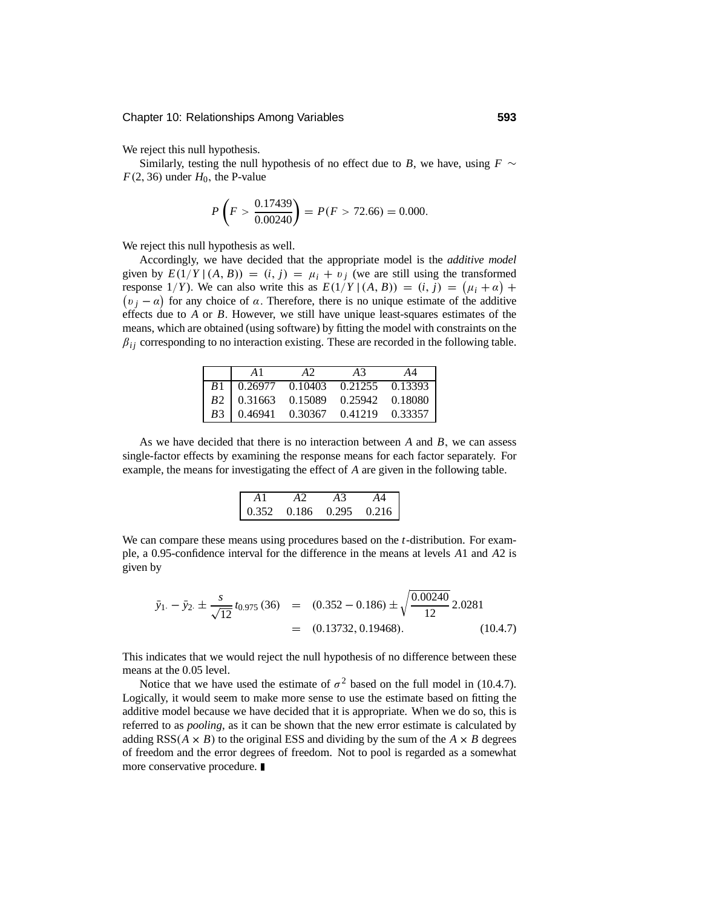We reject this null hypothesis.

Similarly, testing the null hypothesis of no effect due to $B$, we have, using $F \sim F(2, 36)$ under $H_0$, the P-value

$$P\left(F > \frac{0.17439}{0.00240}\right) = P(F > 72.66) = 0.000.$$

We reject this null hypothesis as well.

Accordingly, we have decided that the appropriate model is the *additive model* given by $E(1/Y \,|\, (A, B)) = (i, j) = \mu_i + \upsilon_j$ (we are still using the transformed response $1/Y$). We can also write this as $E(1/Y \,|\, (A, B)) = (i, j) = (\mu_i + \alpha) + (\upsilon_j - \alpha)$ for any choice of $\alpha$. Therefore, there is no unique estimate of the additive effects due to $A$ or $B$. However, we still have unique least-squares estimates of the means, which are obtained (using software) by fitting the model with constraints on the $\beta_{ij}$ corresponding to no interaction existing. These are recorded in the following table.

| | $A1$ | $A2$ | $A3$ | $A4$ |
|---|---|---|---|---|
| $B1$ | 0.26977 | 0.10403 | 0.21255 | 0.13393 |
| $B2$ | 0.31663 | 0.15089 | 0.25942 | 0.18080 |
| $B3$ | 0.46941 | 0.30367 | 0.41219 | 0.33357 |

As we have decided that there is no interaction between $A$ and $B$, we can assess single-factor effects by examining the response means for each factor separately. For example, the means for investigating the effect of $A$ are given in the following table.

| $A1$ | $A2$ | $A3$ | $A4$ |
|---|---|---|---|
| 0.352 | 0.186 | 0.295 | 0.216 |

We can compare these means using procedures based on the $t$-distribution. For example, a 0.95-confidence interval for the difference in the means at levels $A1$ and $A2$ is given by

$$\begin{aligned} \bar{y}_{1\cdot} - \bar{y}_{2\cdot} \pm \frac{s}{\sqrt{12}} t_{0.975}(36) &= (0.352 - 0.186) \pm \sqrt{\frac{0.00240}{12}}\, 2.0281 \\ &= (0.13732, 0.19468). \end{aligned} \tag{10.4.7}$$

This indicates that we would reject the null hypothesis of no difference between these means at the 0.05 level.

Notice that we have used the estimate of $\sigma^2$ based on the full model in (10.4.7). Logically, it would seem to make more sense to use the estimate based on fitting the additive model because we have decided that it is appropriate. When we do so, this is referred to as *pooling*, as it can be shown that the new error estimate is calculated by adding $\text{RSS}(A \times B)$ to the original ESS and dividing by the sum of the $A \times B$ degrees of freedom and the error degrees of freedom. Not to pool is regarded as a somewhat more conservative procedure. ∎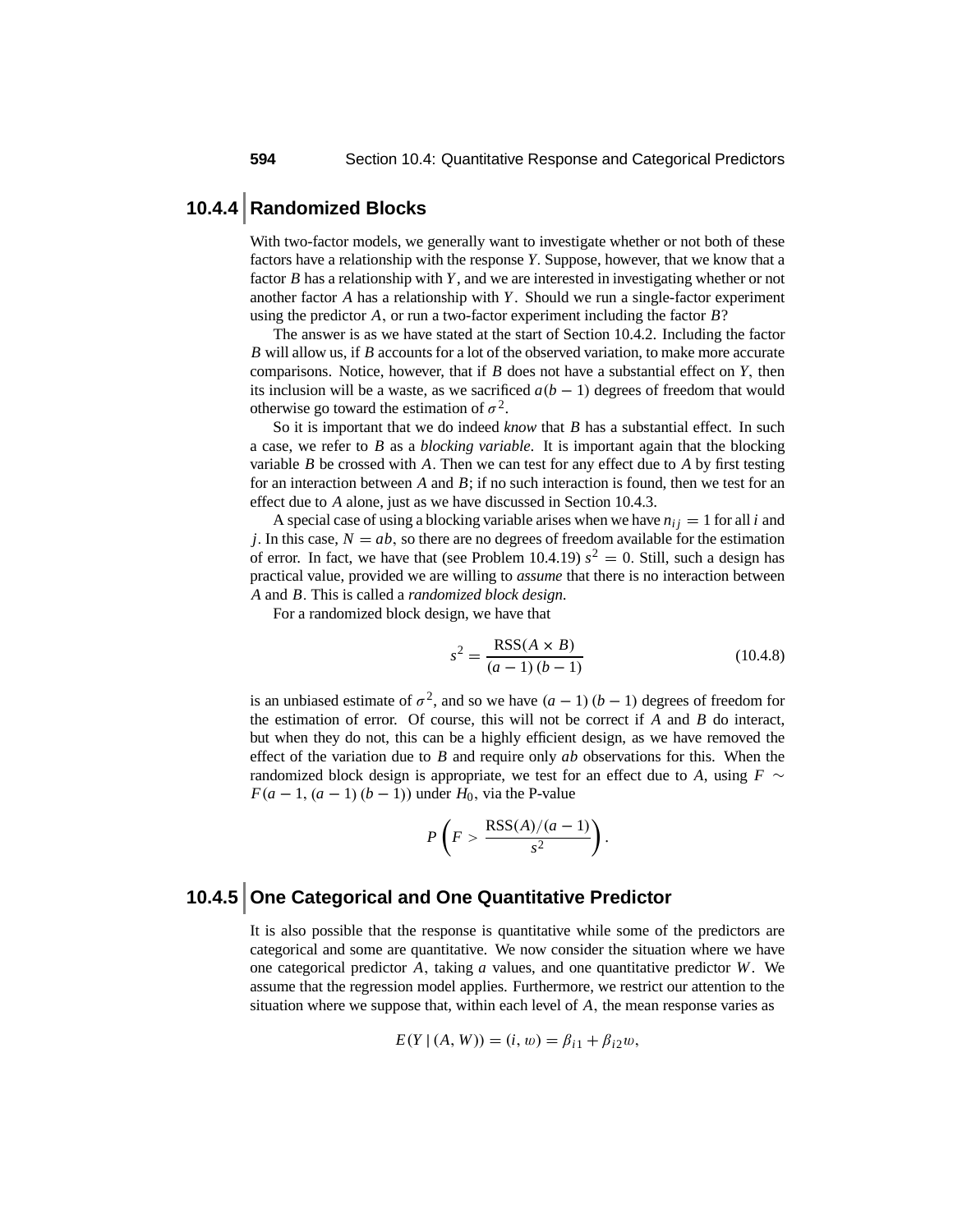### 10.4.4 Randomized Blocks

With two-factor models, we generally want to investigate whether or not both of these factors have a relationship with the response $Y$. Suppose, however, that we know that a factor $B$ has a relationship with $Y$, and we are interested in investigating whether or not another factor $A$ has a relationship with $Y$. Should we run a single-factor experiment using the predictor $A$, or run a two-factor experiment including the factor $B$?

The answer is as we have stated at the start of Section 10.4.2. Including the factor $B$ will allow us, if $B$ accounts for a lot of the observed variation, to make more accurate comparisons. Notice, however, that if $B$ does not have a substantial effect on $Y$, then its inclusion will be a waste, as we sacrificed $a(b-1)$ degrees of freedom that would otherwise go toward the estimation of $\sigma^2$.

So it is important that we do indeed *know* that $B$ has a substantial effect. In such a case, we refer to $B$ as a *blocking variable*. It is important again that the blocking variable $B$ be crossed with $A$. Then we can test for any effect due to $A$ by first testing for an interaction between $A$ and $B$; if no such interaction is found, then we test for an effect due to $A$ alone, just as we have discussed in Section 10.4.3.

A special case of using a blocking variable arises when we have $n_{ij} = 1$ for all $i$ and $j$. In this case, $N = ab$, so there are no degrees of freedom available for the estimation of error. In fact, we have that (see Problem 10.4.19) $s^2 = 0$. Still, such a design has practical value, provided we are willing to *assume* that there is no interaction between $A$ and $B$. This is called a *randomized block design*.

For a randomized block design, we have that

$$s^2 = \frac{\text{RSS}(A \times B)}{(a-1)(b-1)} \tag{10.4.8}$$

is an unbiased estimate of $\sigma^2$, and so we have $(a-1)(b-1)$ degrees of freedom for the estimation of error. Of course, this will not be correct if $A$ and $B$ do interact, but when they do not, this can be a highly efficient design, as we have removed the effect of the variation due to $B$ and require only $ab$ observations for this. When the randomized block design is appropriate, we test for an effect due to $A$, using $F \sim F(a-1, (a-1)(b-1))$ under $H_0$, via the P-value

$$P\left(F > \frac{\text{RSS}(A)/(a-1)}{s^2}\right).$$

### 10.4.5 One Categorical and One Quantitative Predictor

It is also possible that the response is quantitative while some of the predictors are categorical and some are quantitative. We now consider the situation where we have one categorical predictor $A$, taking $a$ values, and one quantitative predictor $W$. We assume that the regression model applies. Furthermore, we restrict our attention to the situation where we suppose that, within each level of $A$, the mean response varies as

$$E(Y \mid (A, W)) = (i, w) = \beta_{i1} + \beta_{i2} w,$$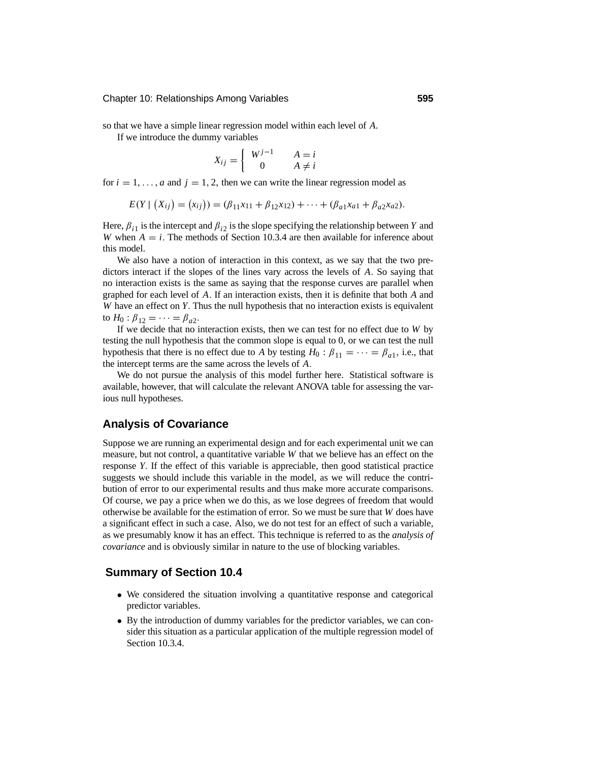so that we have a simple linear regression model within each level of $A$.

If we introduce the dummy variables

$$X_{ij} = \begin{cases} W^{j-1} & A = i \\ 0 & A \neq i \end{cases}$$

for $i = 1, \ldots, a$ and $j = 1, 2$, then we can write the linear regression model as

$$E(Y \mid (X_{ij}) = (x_{ij})) = (\beta_{11}x_{11} + \beta_{12}x_{12}) + \cdots + (\beta_{a1}x_{a1} + \beta_{a2}x_{a2}).$$

Here, $\beta_{i1}$ is the intercept and $\beta_{i2}$ is the slope specifying the relationship between $Y$ and $W$ when $A = i$. The methods of Section 10.3.4 are then available for inference about this model.

We also have a notion of interaction in this context, as we say that the two predictors interact if the slopes of the lines vary across the levels of $A$. So saying that no interaction exists is the same as saying that the response curves are parallel when graphed for each level of $A$. If an interaction exists, then it is definite that both $A$ and $W$ have an effect on $Y$. Thus the null hypothesis that no interaction exists is equivalent to $H_0 : \beta_{12} = \cdots = \beta_{a2}$.

If we decide that no interaction exists, then we can test for no effect due to $W$ by testing the null hypothesis that the common slope is equal to 0, or we can test the null hypothesis that there is no effect due to $A$ by testing $H_0 : \beta_{11} = \cdots = \beta_{a1}$, i.e., that the intercept terms are the same across the levels of $A$.

We do not pursue the analysis of this model further here. Statistical software is available, however, that will calculate the relevant ANOVA table for assessing the various null hypotheses.

## Analysis of Covariance

Suppose we are running an experimental design and for each experimental unit we can measure, but not control, a quantitative variable $W$ that we believe has an effect on the response $Y$. If the effect of this variable is appreciable, then good statistical practice suggests we should include this variable in the model, as we will reduce the contribution of error to our experimental results and thus make more accurate comparisons. Of course, we pay a price when we do this, as we lose degrees of freedom that would otherwise be available for the estimation of error. So we must be sure that $W$ does have a significant effect in such a case. Also, we do not test for an effect of such a variable, as we presumably know it has an effect. This technique is referred to as the *analysis of covariance* and is obviously similar in nature to the use of blocking variables.

## Summary of Section 10.4

- We considered the situation involving a quantitative response and categorical predictor variables.
- By the introduction of dummy variables for the predictor variables, we can consider this situation as a particular application of the multiple regression model of Section 10.3.4.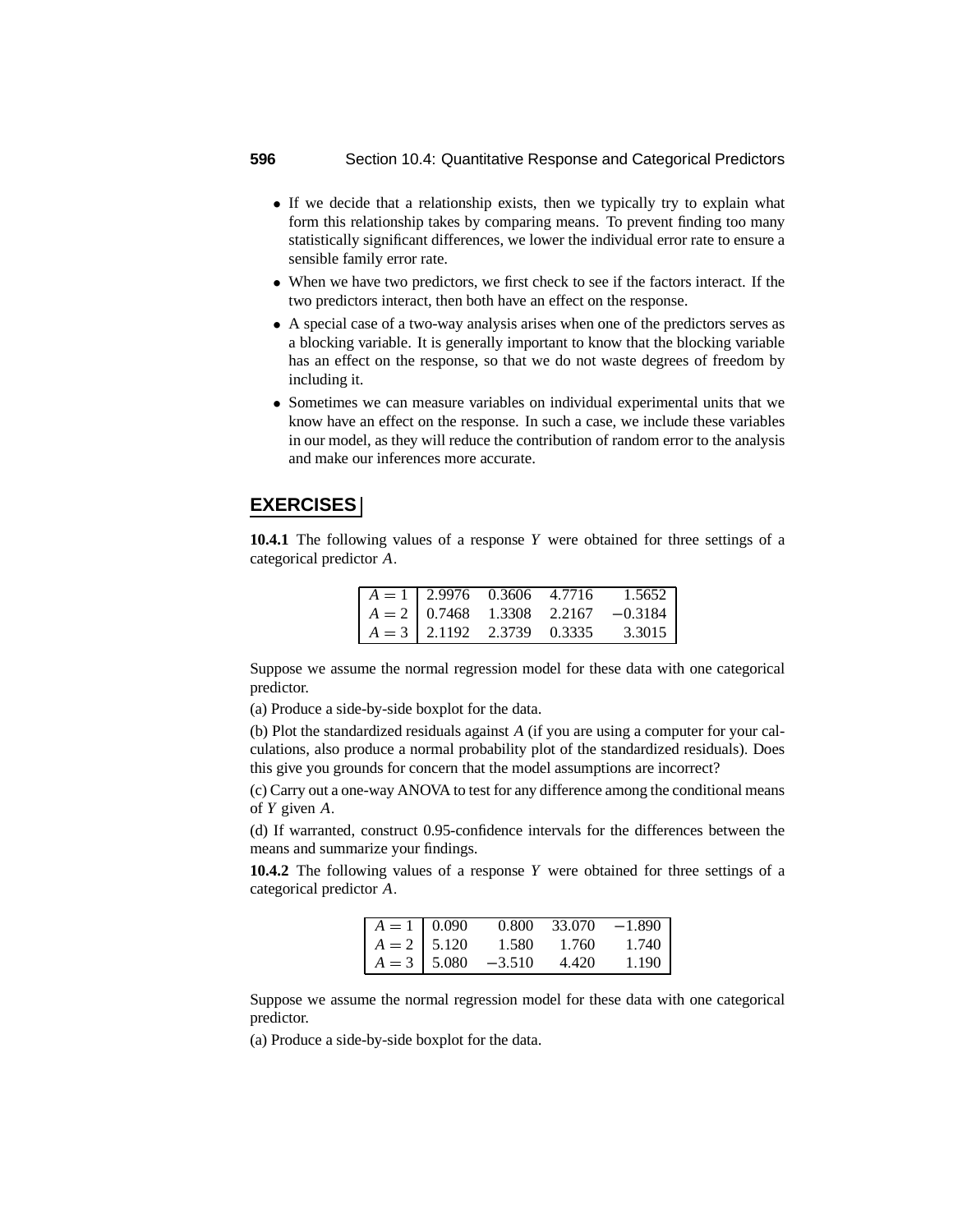- If we decide that a relationship exists, then we typically try to explain what form this relationship takes by comparing means. To prevent finding too many statistically significant differences, we lower the individual error rate to ensure a sensible family error rate.
- When we have two predictors, we first check to see if the factors interact. If the two predictors interact, then both have an effect on the response.
- A special case of a two-way analysis arises when one of the predictors serves as a blocking variable. It is generally important to know that the blocking variable has an effect on the response, so that we do not waste degrees of freedom by including it.
- Sometimes we can measure variables on individual experimental units that we know have an effect on the response. In such a case, we include these variables in our model, as they will reduce the contribution of random error to the analysis and make our inferences more accurate.

## EXERCISES

**10.4.1** The following values of a response $Y$ were obtained for three settings of a categorical predictor $A$.

| | | | | |
|---|---|---|---|---|
| $A = 1$ | 2.9976 | 0.3606 | 4.7716 | 1.5652 |
| $A = 2$ | 0.7468 | 1.3308 | 2.2167 | $-0.3184$ |
| $A = 3$ | 2.1192 | 2.3739 | 0.3335 | 3.3015 |

Suppose we assume the normal regression model for these data with one categorical predictor.

(a) Produce a side-by-side boxplot for the data.

(b) Plot the standardized residuals against $A$ (if you are using a computer for your calculations, also produce a normal probability plot of the standardized residuals). Does this give you grounds for concern that the model assumptions are incorrect?

(c) Carry out a one-way ANOVA to test for any difference among the conditional means of $Y$ given $A$.

(d) If warranted, construct 0.95-confidence intervals for the differences between the means and summarize your findings.

**10.4.2** The following values of a response $Y$ were obtained for three settings of a categorical predictor $A$.

| | | | | |
|---|---|---|---|---|
| $A = 1$ | 0.090 | 0.800 | 33.070 | $-1.890$ |
| $A = 2$ | 5.120 | 1.580 | 1.760 | 1.740 |
| $A = 3$ | 5.080 | $-3.510$ | 4.420 | 1.190 |

Suppose we assume the normal regression model for these data with one categorical predictor.

(a) Produce a side-by-side boxplot for the data.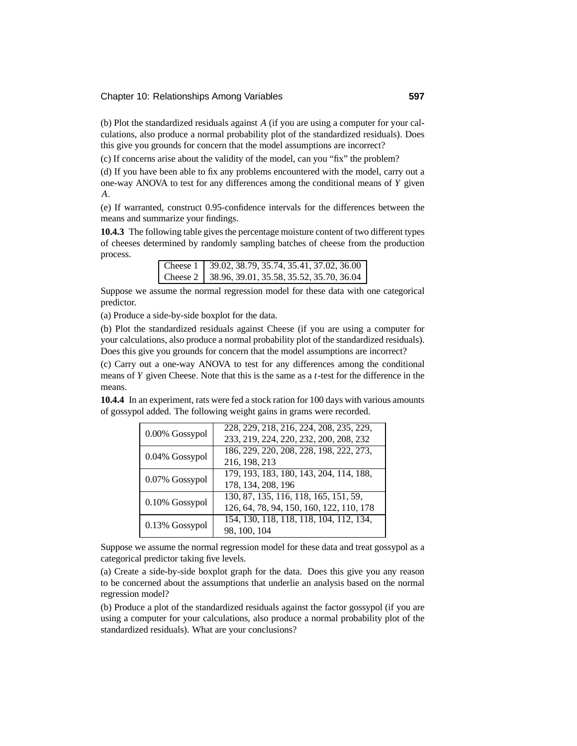(b) Plot the standardized residuals against $A$ (if you are using a computer for your calculations, also produce a normal probability plot of the standardized residuals). Does this give you grounds for concern that the model assumptions are incorrect?

(c) If concerns arise about the validity of the model, can you "fix" the problem?

(d) If you have been able to fix any problems encountered with the model, carry out a one-way ANOVA to test for any differences among the conditional means of $Y$ given $A$.

(e) If warranted, construct 0.95-confidence intervals for the differences between the means and summarize your findings.

**10.4.3** The following table gives the percentage moisture content of two different types of cheeses determined by randomly sampling batches of cheese from the production process.

| | |
|---|---|
| Cheese 1 | 39.02, 38.79, 35.74, 35.41, 37.02, 36.00 |
| Cheese 2 | 38.96, 39.01, 35.58, 35.52, 35.70, 36.04 |

Suppose we assume the normal regression model for these data with one categorical predictor.

(a) Produce a side-by-side boxplot for the data.

(b) Plot the standardized residuals against Cheese (if you are using a computer for your calculations, also produce a normal probability plot of the standardized residuals). Does this give you grounds for concern that the model assumptions are incorrect?

(c) Carry out a one-way ANOVA to test for any differences among the conditional means of $Y$ given Cheese. Note that this is the same as a $t$-test for the difference in the means.

**10.4.4** In an experiment, rats were fed a stock ration for 100 days with various amounts of gossypol added. The following weight gains in grams were recorded.

| | |
|---|---|
| 0.00% Gossypol | 228, 229, 218, 216, 224, 208, 235, 229, 233, 219, 224, 220, 232, 200, 208, 232 |
| 0.04% Gossypol | 186, 229, 220, 208, 228, 198, 222, 273, 216, 198, 213 |
| 0.07% Gossypol | 179, 193, 183, 180, 143, 204, 114, 188, 178, 134, 208, 196 |
| 0.10% Gossypol | 130, 87, 135, 116, 118, 165, 151, 59, 126, 64, 78, 94, 150, 160, 122, 110, 178 |
| 0.13% Gossypol | 154, 130, 118, 118, 118, 104, 112, 134, 98, 100, 104 |

Suppose we assume the normal regression model for these data and treat gossypol as a categorical predictor taking five levels.

(a) Create a side-by-side boxplot graph for the data. Does this give you any reason to be concerned about the assumptions that underlie an analysis based on the normal regression model?

(b) Produce a plot of the standardized residuals against the factor gossypol (if you are using a computer for your calculations, also produce a normal probability plot of the standardized residuals). What are your conclusions?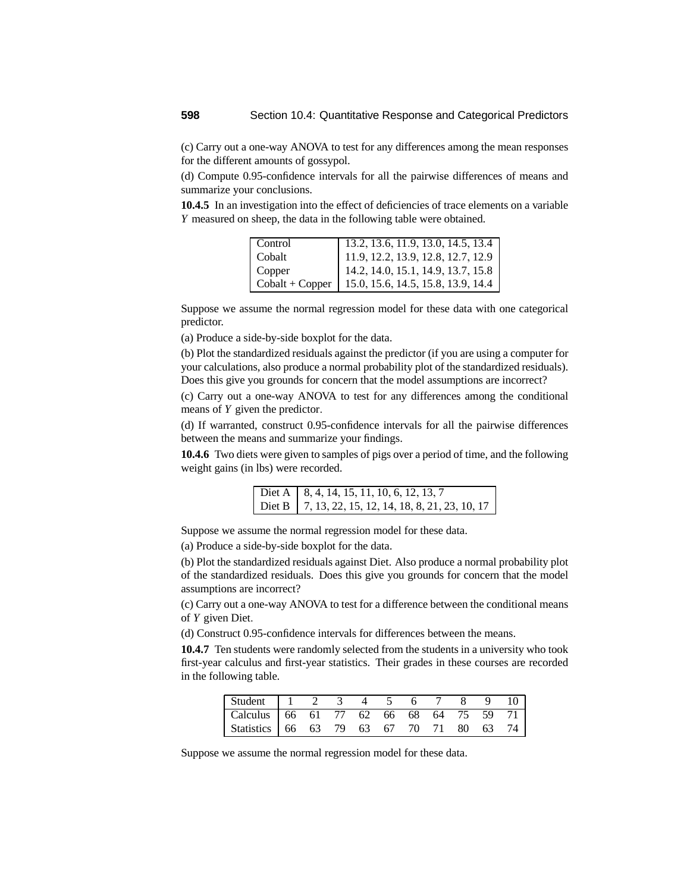(c) Carry out a one-way ANOVA to test for any differences among the mean responses for the different amounts of gossypol.

(d) Compute 0.95-confidence intervals for all the pairwise differences of means and summarize your conclusions.

**10.4.5** In an investigation into the effect of deficiencies of trace elements on a variable $Y$ measured on sheep, the data in the following table were obtained.

| | |
|---|---|
| Control | 13.2, 13.6, 11.9, 13.0, 14.5, 13.4 |
| Cobalt | 11.9, 12.2, 13.9, 12.8, 12.7, 12.9 |
| Copper | 14.2, 14.0, 15.1, 14.9, 13.7, 15.8 |
| Cobalt + Copper | 15.0, 15.6, 14.5, 15.8, 13.9, 14.4 |

Suppose we assume the normal regression model for these data with one categorical predictor.

(a) Produce a side-by-side boxplot for the data.

(b) Plot the standardized residuals against the predictor (if you are using a computer for your calculations, also produce a normal probability plot of the standardized residuals). Does this give you grounds for concern that the model assumptions are incorrect?

(c) Carry out a one-way ANOVA to test for any differences among the conditional means of $Y$ given the predictor.

(d) If warranted, construct 0.95-confidence intervals for all the pairwise differences between the means and summarize your findings.

**10.4.6** Two diets were given to samples of pigs over a period of time, and the following weight gains (in lbs) were recorded.

| | |
|---|---|
| Diet A | 8, 4, 14, 15, 11, 10, 6, 12, 13, 7 |
| Diet B | 7, 13, 22, 15, 12, 14, 18, 8, 21, 23, 10, 17 |

Suppose we assume the normal regression model for these data.

(a) Produce a side-by-side boxplot for the data.

(b) Plot the standardized residuals against Diet. Also produce a normal probability plot of the standardized residuals. Does this give you grounds for concern that the model assumptions are incorrect?

(c) Carry out a one-way ANOVA to test for a difference between the conditional means of $Y$ given Diet.

(d) Construct 0.95-confidence intervals for differences between the means.

**10.4.7** Ten students were randomly selected from the students in a university who took first-year calculus and first-year statistics. Their grades in these courses are recorded in the following table.

| Student | 1 | 2 | 3 | 4 | 5 | 6 | 7 | 8 | 9 | 10 |
|---|---|---|---|---|---|---|---|---|---|---|
| Calculus | 66 | 61 | 77 | 62 | 66 | 68 | 64 | 75 | 59 | 71 |
| Statistics | 66 | 63 | 79 | 63 | 67 | 70 | 71 | 80 | 63 | 74 |

Suppose we assume the normal regression model for these data.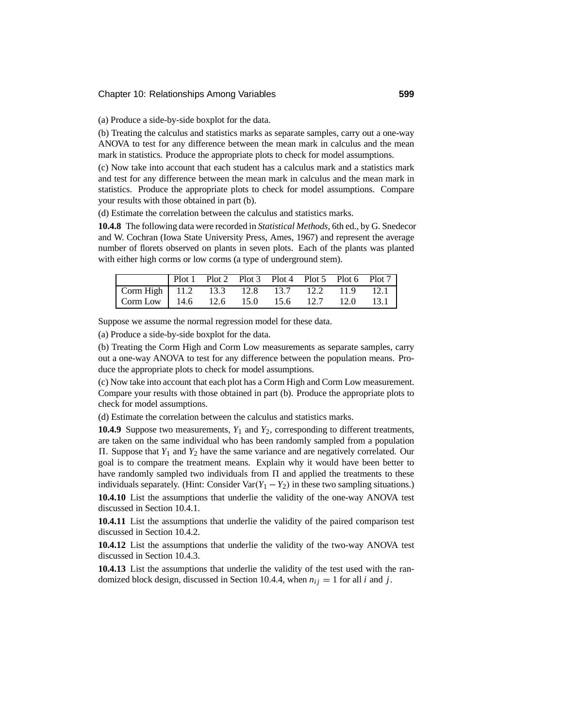(a) Produce a side-by-side boxplot for the data.

(b) Treating the calculus and statistics marks as separate samples, carry out a one-way ANOVA to test for any difference between the mean mark in calculus and the mean mark in statistics. Produce the appropriate plots to check for model assumptions.

(c) Now take into account that each student has a calculus mark and a statistics mark and test for any difference between the mean mark in calculus and the mean mark in statistics. Produce the appropriate plots to check for model assumptions. Compare your results with those obtained in part (b).

(d) Estimate the correlation between the calculus and statistics marks.

**10.4.8** The following data were recorded in *Statistical Methods*, 6th ed., by G. Snedecor and W. Cochran (Iowa State University Press, Ames, 1967) and represent the average number of florets observed on plants in seven plots. Each of the plants was planted with either high corms or low corms (a type of underground stem).

| | Plot 1 | Plot 2 | Plot 3 | Plot 4 | Plot 5 | Plot 6 | Plot 7 |
|---|---|---|---|---|---|---|---|
| Corm High | 11.2 | 13.3 | 12.8 | 13.7 | 12.2 | 11.9 | 12.1 |
| Corm Low | 14.6 | 12.6 | 15.0 | 15.6 | 12.7 | 12.0 | 13.1 |

Suppose we assume the normal regression model for these data.

(a) Produce a side-by-side boxplot for the data.

(b) Treating the Corm High and Corm Low measurements as separate samples, carry out a one-way ANOVA to test for any difference between the population means. Produce the appropriate plots to check for model assumptions.

(c) Now take into account that each plot has a Corm High and Corm Low measurement. Compare your results with those obtained in part (b). Produce the appropriate plots to check for model assumptions.

(d) Estimate the correlation between the calculus and statistics marks.

**10.4.9** Suppose two measurements, $Y_1$ and $Y_2$, corresponding to different treatments, are taken on the same individual who has been randomly sampled from a population $\Pi$. Suppose that $Y_1$ and $Y_2$ have the same variance and are negatively correlated. Our goal is to compare the treatment means. Explain why it would have been better to have randomly sampled two individuals from $\Pi$ and applied the treatments to these individuals separately. (Hint: Consider $\text{Var}(Y_1 - Y_2)$ in these two sampling situations.)

**10.4.10** List the assumptions that underlie the validity of the one-way ANOVA test discussed in Section 10.4.1.

**10.4.11** List the assumptions that underlie the validity of the paired comparison test discussed in Section 10.4.2.

**10.4.12** List the assumptions that underlie the validity of the two-way ANOVA test discussed in Section 10.4.3.

**10.4.13** List the assumptions that underlie the validity of the test used with the randomized block design, discussed in Section 10.4.4, when $n_{ij} = 1$ for all $i$ and $j$.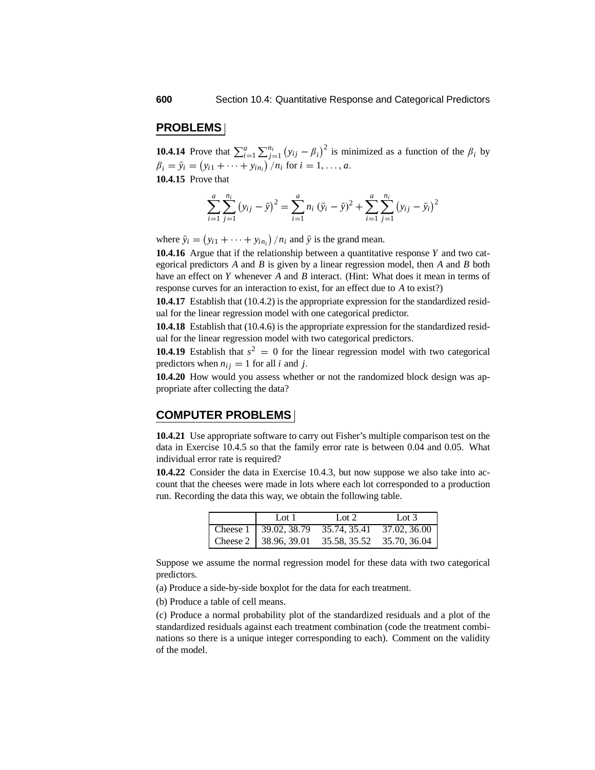## PROBLEMS

**10.4.14** Prove that $\sum_{i=1}^{a}\sum_{j=1}^{n_i}(y_{ij}-\beta_i)^2$ is minimized as a function of the $\beta_i$ by $\beta_i = \bar{y}_i = (y_{i1}+\cdots+y_{in_i})/n_i$ for $i = 1,\ldots,a$.

**10.4.15** Prove that

$$\sum_{i=1}^{a}\sum_{j=1}^{n_i}\left(y_{ij}-\bar{y}\right)^2 = \sum_{i=1}^{a} n_i\left(\bar{y}_i-\bar{y}\right)^2 + \sum_{i=1}^{a}\sum_{j=1}^{n_i}\left(y_{ij}-\bar{y}_i\right)^2$$

where $\bar{y}_i = (y_{i1}+\cdots+y_{in_i})/n_i$ and $\bar{y}$ is the grand mean.

**10.4.16** Argue that if the relationship between a quantitative response $Y$ and two categorical predictors $A$ and $B$ is given by a linear regression model, then $A$ and $B$ both have an effect on $Y$ whenever $A$ and $B$ interact. (Hint: What does it mean in terms of response curves for an interaction to exist, for an effect due to $A$ to exist?)

**10.4.17** Establish that (10.4.2) is the appropriate expression for the standardized residual for the linear regression model with one categorical predictor.

**10.4.18** Establish that (10.4.6) is the appropriate expression for the standardized residual for the linear regression model with two categorical predictors.

**10.4.19** Establish that $s^2 = 0$ for the linear regression model with two categorical predictors when $n_{ij} = 1$ for all $i$ and $j$.

**10.4.20** How would you assess whether or not the randomized block design was appropriate after collecting the data?

## COMPUTER PROBLEMS

**10.4.21** Use appropriate software to carry out Fisher's multiple comparison test on the data in Exercise 10.4.5 so that the family error rate is between 0.04 and 0.05. What individual error rate is required?

**10.4.22** Consider the data in Exercise 10.4.3, but now suppose we also take into account that the cheeses were made in lots where each lot corresponded to a production run. Recording the data this way, we obtain the following table.

| | Lot 1 | Lot 2 | Lot 3 |
|---|---|---|---|
| Cheese 1 | 39.02, 38.79 | 35.74, 35.41 | 37.02, 36.00 |
| Cheese 2 | 38.96, 39.01 | 35.58, 35.52 | 35.70, 36.04 |

Suppose we assume the normal regression model for these data with two categorical predictors.

(a) Produce a side-by-side boxplot for the data for each treatment.

(b) Produce a table of cell means.

(c) Produce a normal probability plot of the standardized residuals and a plot of the standardized residuals against each treatment combination (code the treatment combinations so there is a unique integer corresponding to each). Comment on the validity of the model.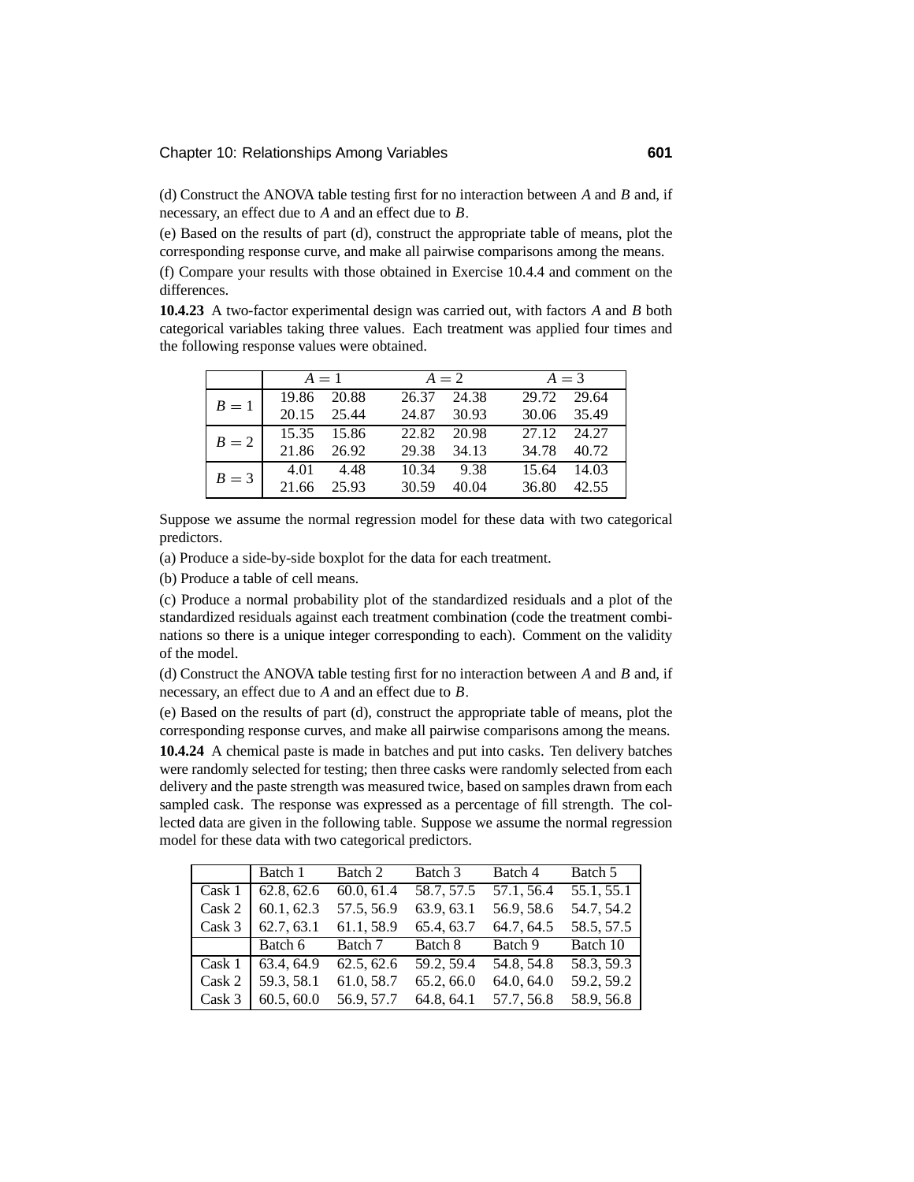(d) Construct the ANOVA table testing first for no interaction between $A$ and $B$ and, if necessary, an effect due to $A$ and an effect due to $B$.

(e) Based on the results of part (d), construct the appropriate table of means, plot the corresponding response curve, and make all pairwise comparisons among the means.

(f) Compare your results with those obtained in Exercise 10.4.4 and comment on the differences.

**10.4.23** A two-factor experimental design was carried out, with factors $A$ and $B$ both categorical variables taking three values. Each treatment was applied four times and the following response values were obtained.

| | $A = 1$ | | $A = 2$ | | $A = 3$ | |
|---|---|---|---|---|---|---|
| $B = 1$ | 19.86 | 20.88 | 26.37 | 24.38 | 29.72 | 29.64 |
| | 20.15 | 25.44 | 24.87 | 30.93 | 30.06 | 35.49 |
| $B = 2$ | 15.35 | 15.86 | 22.82 | 20.98 | 27.12 | 24.27 |
| | 21.86 | 26.92 | 29.38 | 34.13 | 34.78 | 40.72 |
| $B = 3$ | 4.01 | 4.48 | 10.34 | 9.38 | 15.64 | 14.03 |
| | 21.66 | 25.93 | 30.59 | 40.04 | 36.80 | 42.55 |

Suppose we assume the normal regression model for these data with two categorical predictors.

(a) Produce a side-by-side boxplot for the data for each treatment.

(b) Produce a table of cell means.

(c) Produce a normal probability plot of the standardized residuals and a plot of the standardized residuals against each treatment combination (code the treatment combinations so there is a unique integer corresponding to each). Comment on the validity of the model.

(d) Construct the ANOVA table testing first for no interaction between $A$ and $B$ and, if necessary, an effect due to $A$ and an effect due to $B$.

(e) Based on the results of part (d), construct the appropriate table of means, plot the corresponding response curves, and make all pairwise comparisons among the means.

**10.4.24** A chemical paste is made in batches and put into casks. Ten delivery batches were randomly selected for testing; then three casks were randomly selected from each delivery and the paste strength was measured twice, based on samples drawn from each sampled cask. The response was expressed as a percentage of fill strength. The collected data are given in the following table. Suppose we assume the normal regression model for these data with two categorical predictors.

| | Batch 1 | Batch 2 | Batch 3 | Batch 4 | Batch 5 |
|---|---|---|---|---|---|
| Cask 1 | 62.8, 62.6 | 60.0, 61.4 | 58.7, 57.5 | 57.1, 56.4 | 55.1, 55.1 |
| Cask 2 | 60.1, 62.3 | 57.5, 56.9 | 63.9, 63.1 | 56.9, 58.6 | 54.7, 54.2 |
| Cask 3 | 62.7, 63.1 | 61.1, 58.9 | 65.4, 63.7 | 64.7, 64.5 | 58.5, 57.5 |
| | Batch 6 | Batch 7 | Batch 8 | Batch 9 | Batch 10 |
| Cask 1 | 63.4, 64.9 | 62.5, 62.6 | 59.2, 59.4 | 54.8, 54.8 | 58.3, 59.3 |
| Cask 2 | 59.3, 58.1 | 61.0, 58.7 | 65.2, 66.0 | 64.0, 64.0 | 59.2, 59.2 |
| Cask 3 | 60.5, 60.0 | 56.9, 57.7 | 64.8, 64.1 | 57.7, 56.8 | 58.9, 56.8 |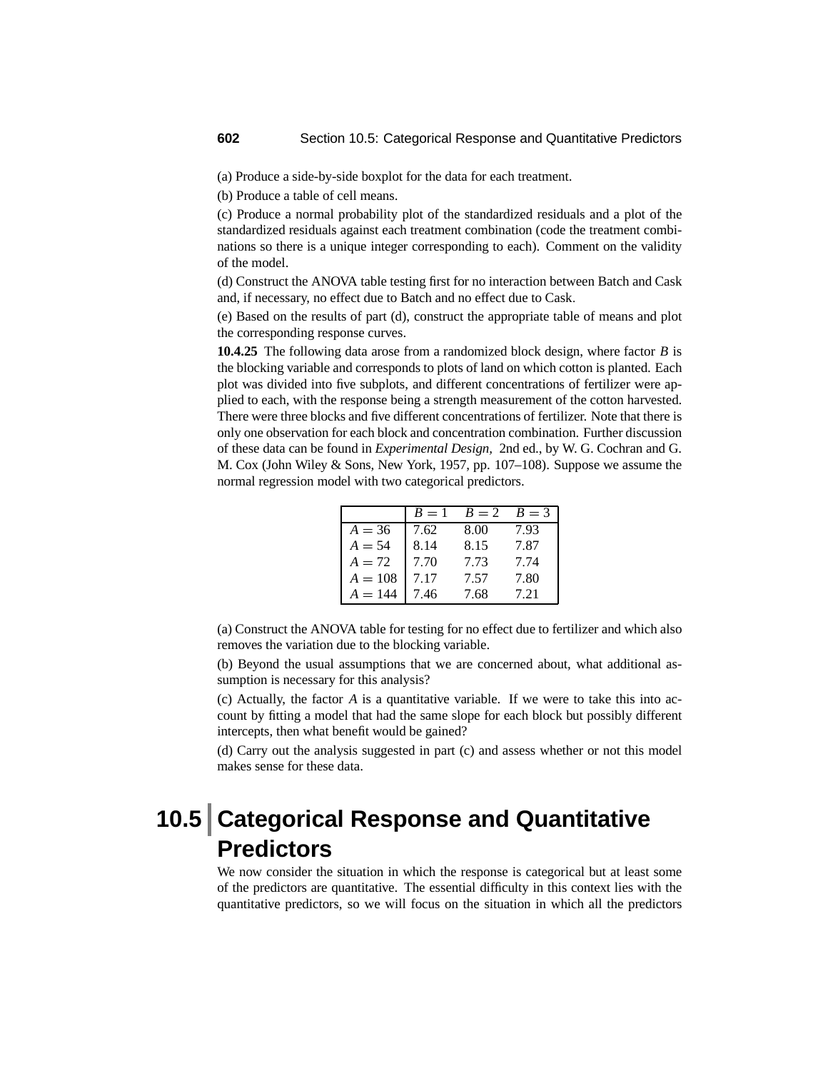(a) Produce a side-by-side boxplot for the data for each treatment.

(b) Produce a table of cell means.

(c) Produce a normal probability plot of the standardized residuals and a plot of the standardized residuals against each treatment combination (code the treatment combinations so there is a unique integer corresponding to each). Comment on the validity of the model.

(d) Construct the ANOVA table testing first for no interaction between Batch and Cask and, if necessary, no effect due to Batch and no effect due to Cask.

(e) Based on the results of part (d), construct the appropriate table of means and plot the corresponding response curves.

**10.4.25** The following data arose from a randomized block design, where factor $B$ is the blocking variable and corresponds to plots of land on which cotton is planted. Each plot was divided into five subplots, and different concentrations of fertilizer were applied to each, with the response being a strength measurement of the cotton harvested. There were three blocks and five different concentrations of fertilizer. Note that there is only one observation for each block and concentration combination. Further discussion of these data can be found in *Experimental Design,* 2nd ed., by W. G. Cochran and G. M. Cox (John Wiley & Sons, New York, 1957, pp. 107–108). Suppose we assume the normal regression model with two categorical predictors.

| | $B = 1$ | $B = 2$ | $B = 3$ |
|---|---|---|---|
| $A = 36$ | 7.62 | 8.00 | 7.93 |
| $A = 54$ | 8.14 | 8.15 | 7.87 |
| $A = 72$ | 7.70 | 7.73 | 7.74 |
| $A = 108$ | 7.17 | 7.57 | 7.80 |
| $A = 144$ | 7.46 | 7.68 | 7.21 |

(a) Construct the ANOVA table for testing for no effect due to fertilizer and which also removes the variation due to the blocking variable.

(b) Beyond the usual assumptions that we are concerned about, what additional assumption is necessary for this analysis?

(c) Actually, the factor $A$ is a quantitative variable. If we were to take this into account by fitting a model that had the same slope for each block but possibly different intercepts, then what benefit would be gained?

(d) Carry out the analysis suggested in part (c) and assess whether or not this model makes sense for these data.

## 10.5 Categorical Response and Quantitative Predictors

We now consider the situation in which the response is categorical but at least some of the predictors are quantitative. The essential difficulty in this context lies with the quantitative predictors, so we will focus on the situation in which all the predictors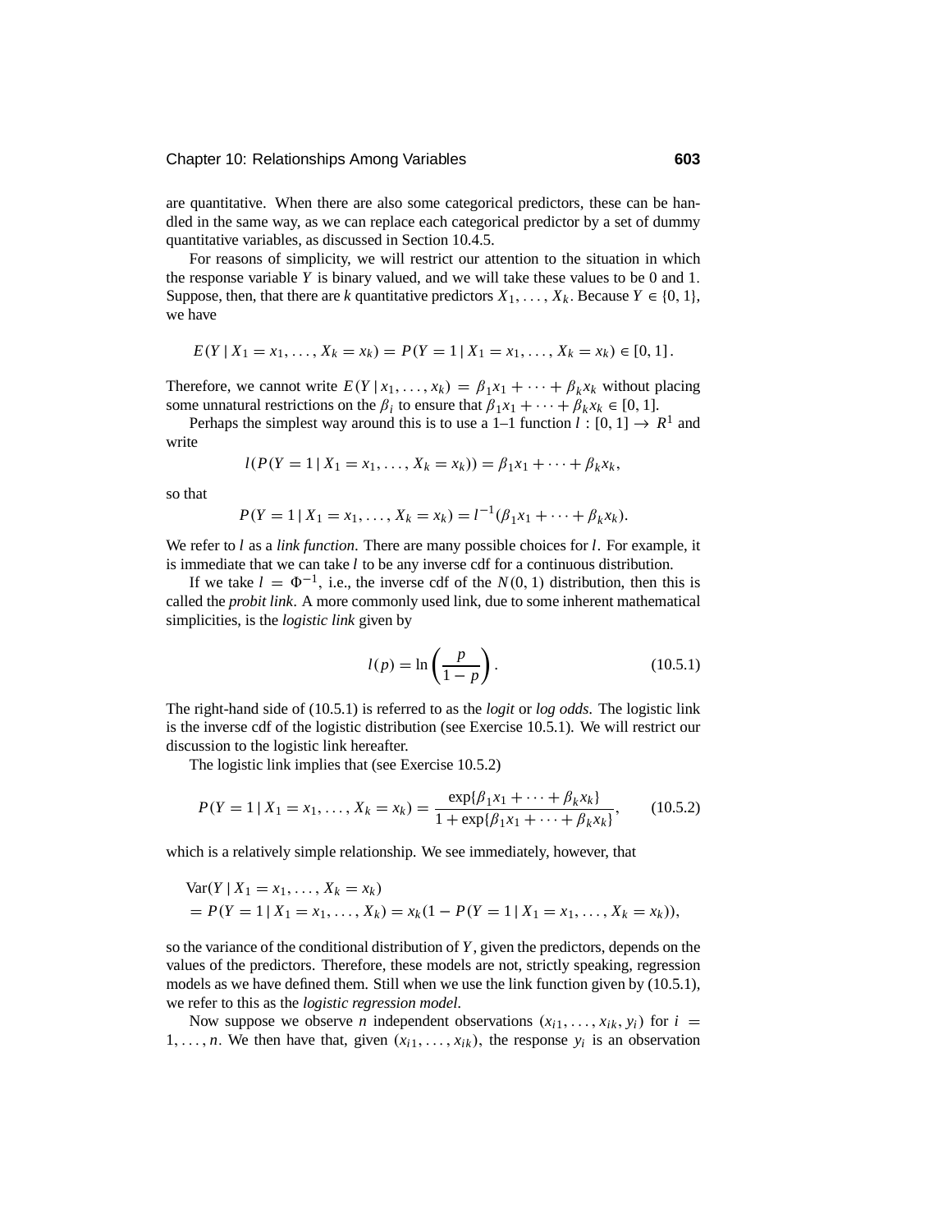are quantitative. When there are also some categorical predictors, these can be handled in the same way, as we can replace each categorical predictor by a set of dummy quantitative variables, as discussed in Section 10.4.5.

For reasons of simplicity, we will restrict our attention to the situation in which the response variable $Y$ is binary valued, and we will take these values to be 0 and 1. Suppose, then, that there are $k$ quantitative predictors $X_1, \ldots, X_k$. Because $Y \in \{0, 1\}$, we have

$$E(Y \mid X_1 = x_1, \ldots, X_k = x_k) = P(Y = 1 \mid X_1 = x_1, \ldots, X_k = x_k) \in [0, 1].$$

Therefore, we cannot write $E(Y \mid x_1, \ldots, x_k) = \beta_1 x_1 + \cdots + \beta_k x_k$ without placing some unnatural restrictions on the $\beta_i$ to ensure that $\beta_1 x_1 + \cdots + \beta_k x_k \in [0, 1]$.

Perhaps the simplest way around this is to use a 1–1 function $l : [0, 1] \to R^1$ and write

$$l(P(Y = 1 \mid X_1 = x_1, \ldots, X_k = x_k)) = \beta_1 x_1 + \cdots + \beta_k x_k,$$

so that

$$P(Y = 1 \mid X_1 = x_1, \ldots, X_k = x_k) = l^{-1}(\beta_1 x_1 + \cdots + \beta_k x_k).$$

We refer to $l$ as a *link function*. There are many possible choices for $l$. For example, it is immediate that we can take $l$ to be any inverse cdf for a continuous distribution.

If we take $l = \Phi^{-1}$, i.e., the inverse cdf of the $N(0, 1)$ distribution, then this is called the *probit link*. A more commonly used link, due to some inherent mathematical simplicities, is the *logistic link* given by

$$l(p) = \ln\left(\frac{p}{1 - p}\right). \tag{10.5.1}$$

The right-hand side of (10.5.1) is referred to as the *logit* or *log odds*. The logistic link is the inverse cdf of the logistic distribution (see Exercise 10.5.1). We will restrict our discussion to the logistic link hereafter.

The logistic link implies that (see Exercise 10.5.2)

$$P(Y = 1 \mid X_1 = x_1, \ldots, X_k = x_k) = \frac{\exp\{\beta_1 x_1 + \cdots + \beta_k x_k\}}{1 + \exp\{\beta_1 x_1 + \cdots + \beta_k x_k\}}, \tag{10.5.2}$$

which is a relatively simple relationship. We see immediately, however, that

$$\begin{aligned}
&\text{Var}(Y \mid X_1 = x_1, \ldots, X_k = x_k) \\
&= P(Y = 1 \mid X_1 = x_1, \ldots, X_k) = x_k(1 - P(Y = 1 \mid X_1 = x_1, \ldots, X_k = x_k)),
\end{aligned}$$

so the variance of the conditional distribution of $Y$, given the predictors, depends on the values of the predictors. Therefore, these models are not, strictly speaking, regression models as we have defined them. Still when we use the link function given by (10.5.1), we refer to this as the *logistic regression model*.

Now suppose we observe $n$ independent observations $(x_{i1}, \ldots, x_{ik}, y_i)$ for $i = 1, \ldots, n$. We then have that, given $(x_{i1}, \ldots, x_{ik})$, the response $y_i$ is an observation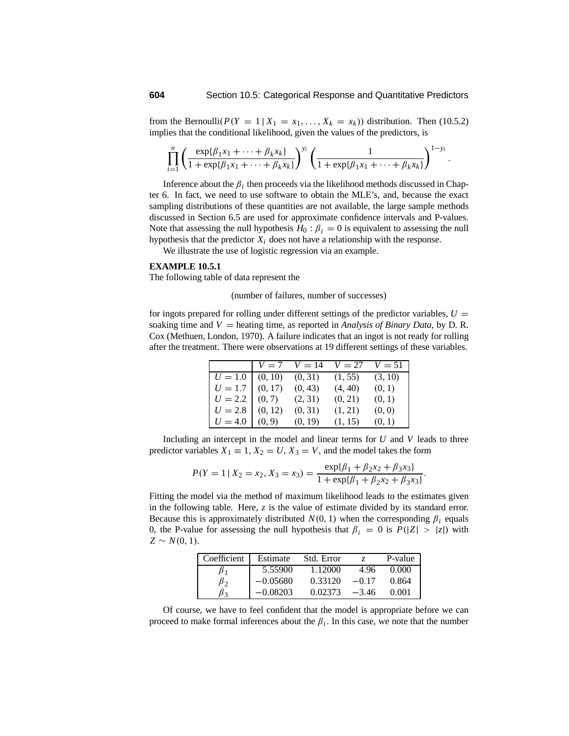from the Bernoulli($P(Y = 1 \mid X_1 = x_1, \ldots, X_k = x_k)$) distribution. Then (10.5.2) implies that the conditional likelihood, given the values of the predictors, is

$$\prod_{i=1}^{n} \left( \frac{\exp\{\beta_1 x_1 + \cdots + \beta_k x_k\}}{1 + \exp\{\beta_1 x_1 + \cdots + \beta_k x_k\}} \right)^{y_i} \left( \frac{1}{1 + \exp\{\beta_1 x_1 + \cdots + \beta_k x_k\}} \right)^{1-y_i}.$$

Inference about the $\beta_i$ then proceeds via the likelihood methods discussed in Chapter 6. In fact, we need to use software to obtain the MLE's, and, because the exact sampling distributions of these quantities are not available, the large sample methods discussed in Section 6.5 are used for approximate confidence intervals and P-values. Note that assessing the null hypothesis $H_0 : \beta_i = 0$ is equivalent to assessing the null hypothesis that the predictor $X_i$ does not have a relationship with the response.

We illustrate the use of logistic regression via an example.

**EXAMPLE 10.5.1**

The following table of data represent the

(number of failures, number of successes)

for ingots prepared for rolling under different settings of the predictor variables, $U =$ soaking time and $V =$ heating time, as reported in *Analysis of Binary Data*, by D. R. Cox (Methuen, London, 1970). A failure indicates that an ingot is not ready for rolling after the treatment. There were observations at 19 different settings of these variables.

| | $V = 7$ | $V = 14$ | $V = 27$ | $V = 51$ |
|---|---|---|---|---|
| $U = 1.0$ | (0, 10) | (0, 31) | (1, 55) | (3, 10) |
| $U = 1.7$ | (0, 17) | (0, 43) | (4, 40) | (0, 1) |
| $U = 2.2$ | (0, 7) | (2, 31) | (0, 21) | (0, 1) |
| $U = 2.8$ | (0, 12) | (0, 31) | (1, 21) | (0, 0) |
| $U = 4.0$ | (0, 9) | (0, 19) | (1, 15) | (0, 1) |

Including an intercept in the model and linear terms for $U$ and $V$ leads to three predictor variables $X_1 \equiv 1$, $X_2 = U$, $X_3 = V$, and the model takes the form

$$P(Y = 1 \mid X_2 = x_2, X_3 = x_3) = \frac{\exp\{\beta_1 + \beta_2 x_2 + \beta_3 x_3\}}{1 + \exp\{\beta_1 + \beta_2 x_2 + \beta_3 x_3\}}.$$

Fitting the model via the method of maximum likelihood leads to the estimates given in the following table. Here, $z$ is the value of estimate divided by its standard error. Because this is approximately distributed $N(0, 1)$ when the corresponding $\beta_i$ equals 0, the P-value for assessing the null hypothesis that $\beta_i = 0$ is $P(|Z| > |z|)$ with $Z \sim N(0, 1)$.

| Coefficient | Estimate | Std. Error | $z$ | P-value |
|---|---|---|---|---|
| $\beta_1$ | 5.55900 | 1.12000 | 4.96 | 0.000 |
| $\beta_2$ | $-0.05680$ | 0.33120 | $-0.17$ | 0.864 |
| $\beta_3$ | $-0.08203$ | 0.02373 | $-3.46$ | 0.001 |

Of course, we have to feel confident that the model is appropriate before we can proceed to make formal inferences about the $\beta_i$. In this case, we note that the number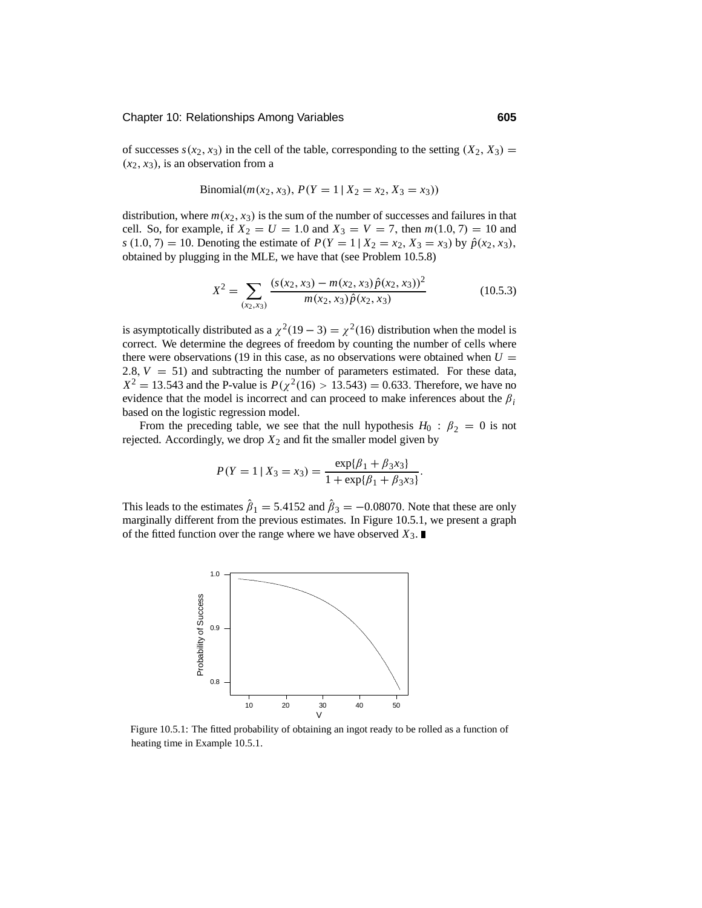of successes $s(x_2, x_3)$ in the cell of the table, corresponding to the setting $(X_2, X_3) = (x_2, x_3)$, is an observation from a

$$\text{Binomial}(m(x_2, x_3), P(Y = 1 \mid X_2 = x_2, X_3 = x_3))$$

distribution, where $m(x_2, x_3)$ is the sum of the number of successes and failures in that cell. So, for example, if $X_2 = U = 1.0$ and $X_3 = V = 7$, then $m(1.0, 7) = 10$ and $s(1.0, 7) = 10$. Denoting the estimate of $P(Y = 1 \mid X_2 = x_2, X_3 = x_3)$ by $\hat{p}(x_2, x_3)$, obtained by plugging in the MLE, we have that (see Problem 10.5.8)

$$X^2 = \sum_{(x_2, x_3)} \frac{(s(x_2, x_3) - m(x_2, x_3)\hat{p}(x_2, x_3))^2}{m(x_2, x_3)\hat{p}(x_2, x_3)} \tag{10.5.3}$$

is asymptotically distributed as a $\chi^2(19 - 3) = \chi^2(16)$ distribution when the model is correct. We determine the degrees of freedom by counting the number of cells where there were observations (19 in this case, as no observations were obtained when $U = 2.8, V = 51$) and subtracting the number of parameters estimated. For these data, $X^2 = 13.543$ and the P-value is $P(\chi^2(16) > 13.543) = 0.633$. Therefore, we have no evidence that the model is incorrect and can proceed to make inferences about the $\beta_i$ based on the logistic regression model.

From the preceding table, we see that the null hypothesis $H_0 : \beta_2 = 0$ is not rejected. Accordingly, we drop $X_2$ and fit the smaller model given by

$$P(Y = 1 \mid X_3 = x_3) = \frac{\exp\{\beta_1 + \beta_3 x_3\}}{1 + \exp\{\beta_1 + \beta_3 x_3\}}.$$

This leads to the estimates $\hat{\beta}_1 = 5.4152$ and $\hat{\beta}_3 = -0.08070$. Note that these are only marginally different from the previous estimates. In Figure 10.5.1, we present a graph of the fitted function over the range where we have observed $X_3$. ∎

Figure 10.5.1: The fitted probability of obtaining an ingot ready to be rolled as a function of heating time in Example 10.5.1.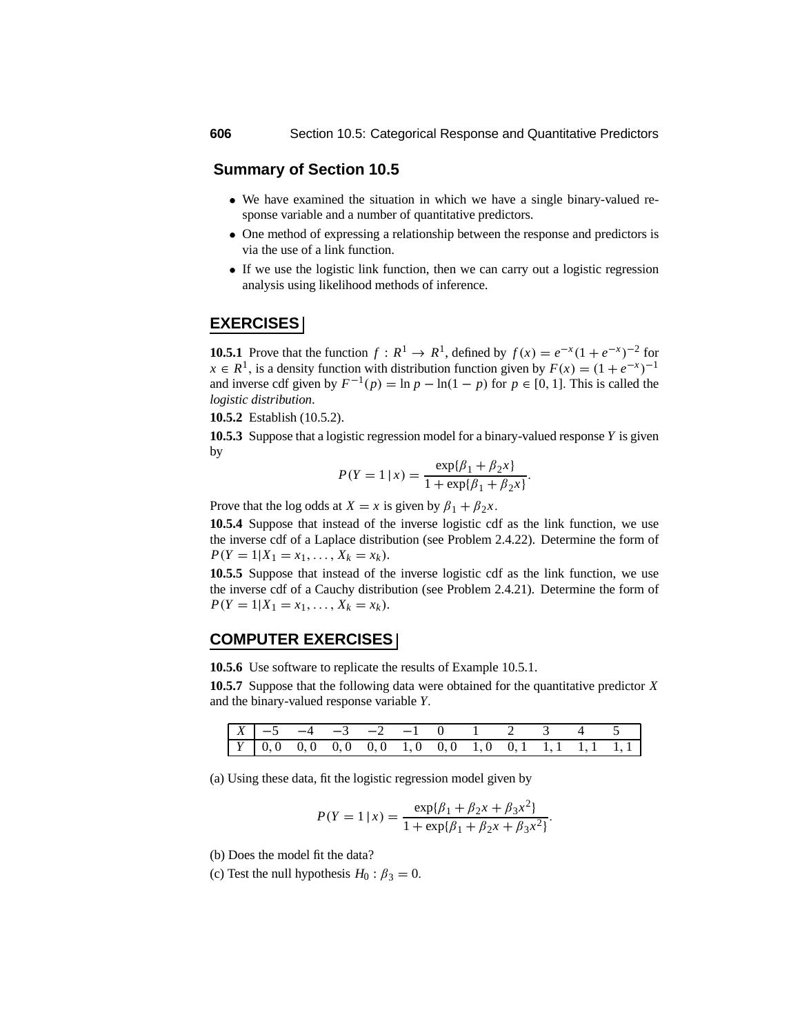## Summary of Section 10.5

- We have examined the situation in which we have a single binary-valued response variable and a number of quantitative predictors.
- One method of expressing a relationship between the response and predictors is via the use of a link function.
- If we use the logistic link function, then we can carry out a logistic regression analysis using likelihood methods of inference.

## EXERCISES

**10.5.1** Prove that the function $f : R^1 \to R^1$, defined by $f(x) = e^{-x}(1 + e^{-x})^{-2}$ for $x \in R^1$, is a density function with distribution function given by $F(x) = (1 + e^{-x})^{-1}$ and inverse cdf given by $F^{-1}(p) = \ln p - \ln(1 - p)$ for $p \in [0, 1]$. This is called the *logistic distribution*.

**10.5.2** Establish (10.5.2).

**10.5.3** Suppose that a logistic regression model for a binary-valued response $Y$ is given by

$$P(Y = 1 \,|\, x) = \frac{\exp\{\beta_1 + \beta_2 x\}}{1 + \exp\{\beta_1 + \beta_2 x\}}.$$

Prove that the log odds at $X = x$ is given by $\beta_1 + \beta_2 x$.

**10.5.4** Suppose that instead of the inverse logistic cdf as the link function, we use the inverse cdf of a Laplace distribution (see Problem 2.4.22). Determine the form of $P(Y = 1|X_1 = x_1, \ldots, X_k = x_k)$.

**10.5.5** Suppose that instead of the inverse logistic cdf as the link function, we use the inverse cdf of a Cauchy distribution (see Problem 2.4.21). Determine the form of $P(Y = 1|X_1 = x_1, \ldots, X_k = x_k)$.

## COMPUTER EXERCISES

**10.5.6** Use software to replicate the results of Example 10.5.1.

**10.5.7** Suppose that the following data were obtained for the quantitative predictor $X$ and the binary-valued response variable $Y$.

| $X$ | $-5$ | $-4$ | $-3$ | $-2$ | $-1$ | $0$ | $1$ | $2$ | $3$ | $4$ | $5$ |
|---|---|---|---|---|---|---|---|---|---|---|---|
| $Y$ | 0, 0 | 0, 0 | 0, 0 | 0, 0 | 1, 0 | 0, 0 | 1, 0 | 0, 1 | 1, 1 | 1, 1 | 1, 1 |

(a) Using these data, fit the logistic regression model given by

$$P(Y = 1 \,|\, x) = \frac{\exp\{\beta_1 + \beta_2 x + \beta_3 x^2\}}{1 + \exp\{\beta_1 + \beta_2 x + \beta_3 x^2\}}.$$

(b) Does the model fit the data?

(c) Test the null hypothesis $H_0 : \beta_3 = 0$.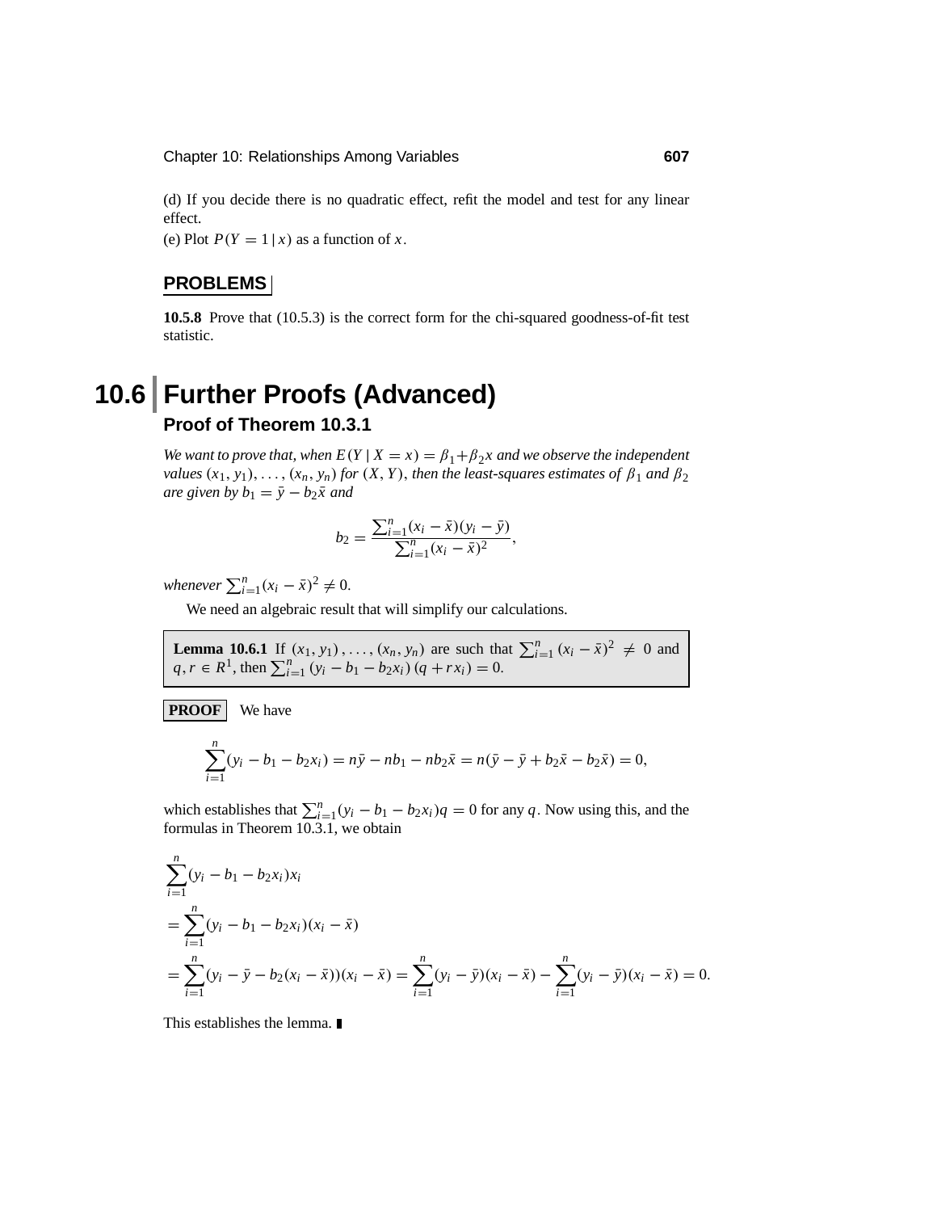(d) If you decide there is no quadratic effect, refit the model and test for any linear effect.

(e) Plot $P(Y = 1 \mid x)$ as a function of $x$.

### PROBLEMS

**10.5.8** Prove that (10.5.3) is the correct form for the chi-squared goodness-of-fit test statistic.

# 10.6 Further Proofs (Advanced)

## Proof of Theorem 10.3.1

*We want to prove that, when* $E(Y \mid X = x) = \beta_1 + \beta_2 x$ *and we observe the independent values* $(x_1, y_1), \ldots, (x_n, y_n)$ *for* $(X, Y)$, *then the least-squares estimates of* $\beta_1$ *and* $\beta_2$ *are given by* $b_1 = \bar{y} - b_2 \bar{x}$ *and*

$$b_2 = \frac{\sum_{i=1}^{n}(x_i - \bar{x})(y_i - \bar{y})}{\sum_{i=1}^{n}(x_i - \bar{x})^2},$$

*whenever* $\sum_{i=1}^{n}(x_i - \bar{x})^2 \neq 0$.

We need an algebraic result that will simplify our calculations.

**Lemma 10.6.1** If $(x_1, y_1), \ldots, (x_n, y_n)$ are such that $\sum_{i=1}^{n}(x_i - \bar{x})^2 \neq 0$ and $q, r \in R^1$, then $\sum_{i=1}^{n}(y_i - b_1 - b_2 x_i)(q + r x_i) = 0$.

**PROOF** We have

$$\sum_{i=1}^{n}(y_i - b_1 - b_2 x_i) = n\bar{y} - nb_1 - nb_2\bar{x} = n(\bar{y} - \bar{y} + b_2\bar{x} - b_2\bar{x}) = 0,$$

which establishes that $\sum_{i=1}^{n}(y_i - b_1 - b_2 x_i)q = 0$ for any $q$. Now using this, and the formulas in Theorem 10.3.1, we obtain

$$\begin{aligned}
&\sum_{i=1}^{n}(y_i - b_1 - b_2 x_i)x_i \\
&= \sum_{i=1}^{n}(y_i - b_1 - b_2 x_i)(x_i - \bar{x}) \\
&= \sum_{i=1}^{n}(y_i - \bar{y} - b_2(x_i - \bar{x}))(x_i - \bar{x}) = \sum_{i=1}^{n}(y_i - \bar{y})(x_i - \bar{x}) - \sum_{i=1}^{n}(y_i - \bar{y})(x_i - \bar{x}) = 0.
\end{aligned}$$

This establishes the lemma. ∎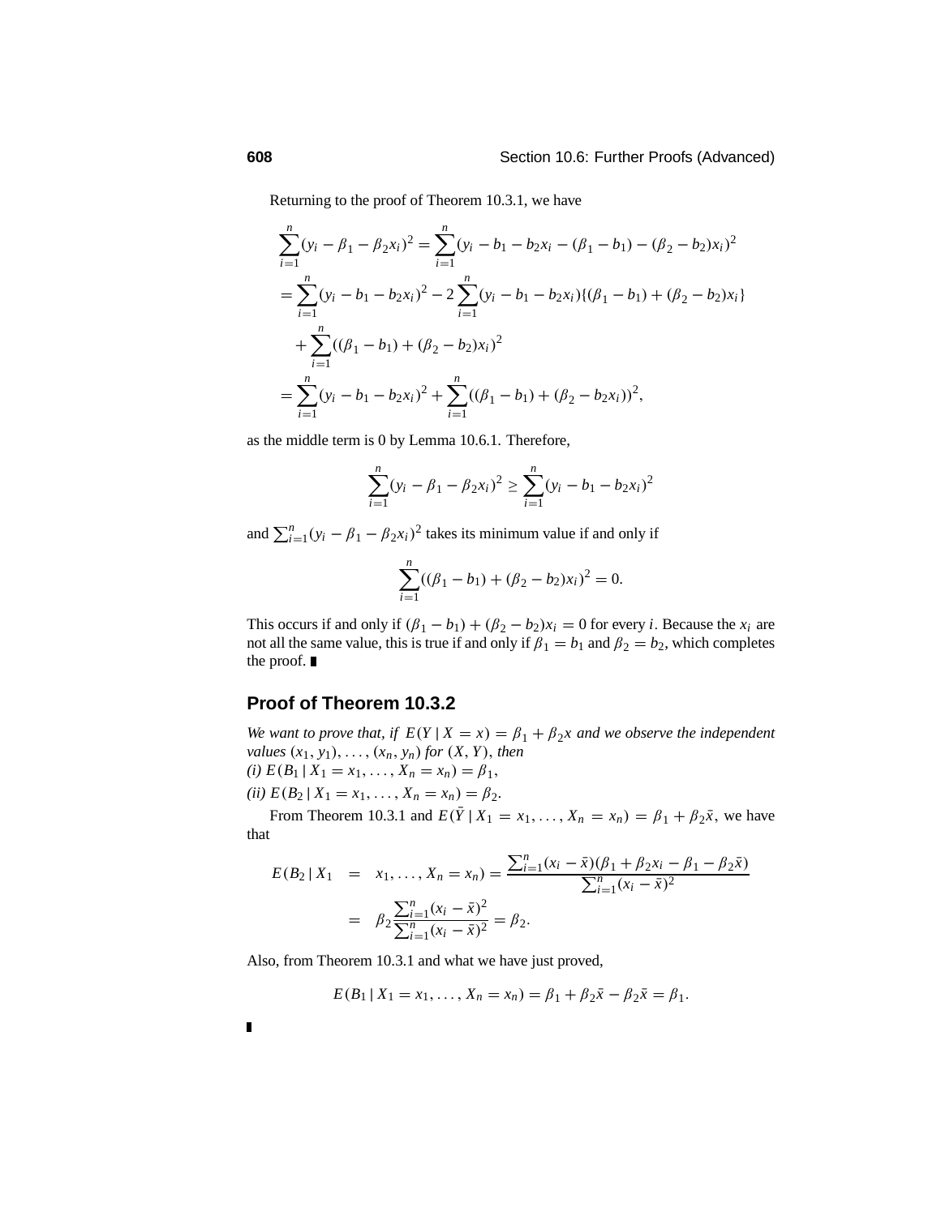Returning to the proof of Theorem 10.3.1, we have

$$
\begin{aligned}
\sum_{i=1}^{n}(y_i - \beta_1 - \beta_2 x_i)^2 &= \sum_{i=1}^{n}(y_i - b_1 - b_2 x_i - (\beta_1 - b_1) - (\beta_2 - b_2)x_i)^2 \\
&= \sum_{i=1}^{n}(y_i - b_1 - b_2 x_i)^2 - 2\sum_{i=1}^{n}(y_i - b_1 - b_2 x_i)\{(\beta_1 - b_1) + (\beta_2 - b_2)x_i\} \\
&\quad + \sum_{i=1}^{n}((\beta_1 - b_1) + (\beta_2 - b_2)x_i)^2 \\
&= \sum_{i=1}^{n}(y_i - b_1 - b_2 x_i)^2 + \sum_{i=1}^{n}((\beta_1 - b_1) + (\beta_2 - b_2 x_i))^2,
\end{aligned}
$$

as the middle term is 0 by Lemma 10.6.1. Therefore,

$$
\sum_{i=1}^{n}(y_i - \beta_1 - \beta_2 x_i)^2 \geq \sum_{i=1}^{n}(y_i - b_1 - b_2 x_i)^2
$$

and $\sum_{i=1}^{n}(y_i - \beta_1 - \beta_2 x_i)^2$ takes its minimum value if and only if

$$
\sum_{i=1}^{n}((\beta_1 - b_1) + (\beta_2 - b_2)x_i)^2 = 0.
$$

This occurs if and only if $(\beta_1 - b_1) + (\beta_2 - b_2)x_i = 0$ for every $i$. Because the $x_i$ are not all the same value, this is true if and only if $\beta_1 = b_1$ and $\beta_2 = b_2$, which completes the proof. ∎

## Proof of Theorem 10.3.2

*We want to prove that, if* $E(Y \mid X = x) = \beta_1 + \beta_2 x$ *and we observe the independent values* $(x_1, y_1), \ldots, (x_n, y_n)$ *for* $(X, Y)$, *then*
*(i)* $E(B_1 \mid X_1 = x_1, \ldots, X_n = x_n) = \beta_1$,
*(ii)* $E(B_2 \mid X_1 = x_1, \ldots, X_n = x_n) = \beta_2$.

From Theorem 10.3.1 and $E(\bar{Y} \mid X_1 = x_1, \ldots, X_n = x_n) = \beta_1 + \beta_2 \bar{x}$, we have that

$$
\begin{aligned}
E(B_2 \mid X_1 &= x_1, \ldots, X_n = x_n) = \frac{\sum_{i=1}^{n}(x_i - \bar{x})(\beta_1 + \beta_2 x_i - \beta_1 - \beta_2 \bar{x})}{\sum_{i=1}^{n}(x_i - \bar{x})^2} \\
&= \beta_2 \frac{\sum_{i=1}^{n}(x_i - \bar{x})^2}{\sum_{i=1}^{n}(x_i - \bar{x})^2} = \beta_2.
\end{aligned}
$$

Also, from Theorem 10.3.1 and what we have just proved,

$$
E(B_1 \mid X_1 = x_1, \ldots, X_n = x_n) = \beta_1 + \beta_2 \bar{x} - \beta_2 \bar{x} = \beta_1.
$$

∎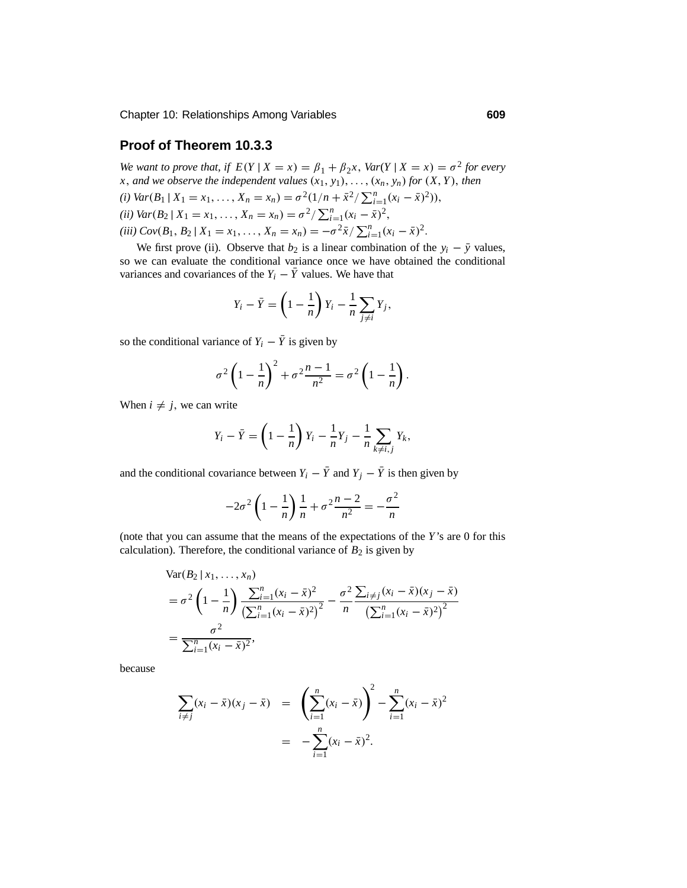## Proof of Theorem 10.3.3

*We want to prove that, if $E(Y \mid X = x) = \beta_1 + \beta_2 x$, $Var(Y \mid X = x) = \sigma^2$ for every $x$, and we observe the independent values $(x_1, y_1), \ldots, (x_n, y_n)$ for $(X, Y)$, then*

*(i) $Var(B_1 \mid X_1 = x_1, \ldots, X_n = x_n) = \sigma^2(1/n + \bar{x}^2/\sum_{i=1}^n (x_i - \bar{x})^2)$,*

*(ii) $Var(B_2 \mid X_1 = x_1, \ldots, X_n = x_n) = \sigma^2/\sum_{i=1}^n (x_i - \bar{x})^2$,*

*(iii) $Cov(B_1, B_2 \mid X_1 = x_1, \ldots, X_n = x_n) = -\sigma^2 \bar{x}/\sum_{i=1}^n (x_i - \bar{x})^2$.*

We first prove (ii). Observe that $b_2$ is a linear combination of the $y_i - \bar{y}$ values, so we can evaluate the conditional variance once we have obtained the conditional variances and covariances of the $Y_i - \bar{Y}$ values. We have that

$$Y_i - \bar{Y} = \left(1 - \frac{1}{n}\right) Y_i - \frac{1}{n} \sum_{j \neq i} Y_j,$$

so the conditional variance of $Y_i - \bar{Y}$ is given by

$$\sigma^2 \left(1 - \frac{1}{n}\right)^2 + \sigma^2 \frac{n-1}{n^2} = \sigma^2 \left(1 - \frac{1}{n}\right).$$

When $i \neq j$, we can write

$$Y_i - \bar{Y} = \left(1 - \frac{1}{n}\right) Y_i - \frac{1}{n} Y_j - \frac{1}{n} \sum_{k \neq i, j} Y_k,$$

and the conditional covariance between $Y_i - \bar{Y}$ and $Y_j - \bar{Y}$ is then given by

$$-2\sigma^2 \left(1 - \frac{1}{n}\right) \frac{1}{n} + \sigma^2 \frac{n-2}{n^2} = -\frac{\sigma^2}{n}$$

(note that you can assume that the means of the expectations of the $Y$'s are 0 for this calculation). Therefore, the conditional variance of $B_2$ is given by

$$\begin{aligned}
&\text{Var}(B_2 \mid x_1, \ldots, x_n) \\
&= \sigma^2 \left(1 - \frac{1}{n}\right) \frac{\sum_{i=1}^n (x_i - \bar{x})^2}{\left(\sum_{i=1}^n (x_i - \bar{x})^2\right)^2} - \frac{\sigma^2}{n} \frac{\sum_{i \neq j} (x_i - \bar{x})(x_j - \bar{x})}{\left(\sum_{i=1}^n (x_i - \bar{x})^2\right)^2} \\
&= \frac{\sigma^2}{\sum_{i=1}^n (x_i - \bar{x})^2},
\end{aligned}$$

because

$$\begin{aligned}
\sum_{i \neq j} (x_i - \bar{x})(x_j - \bar{x}) &= \left(\sum_{i=1}^n (x_i - \bar{x})\right)^2 - \sum_{i=1}^n (x_i - \bar{x})^2 \\
&= -\sum_{i=1}^n (x_i - \bar{x})^2.
\end{aligned}$$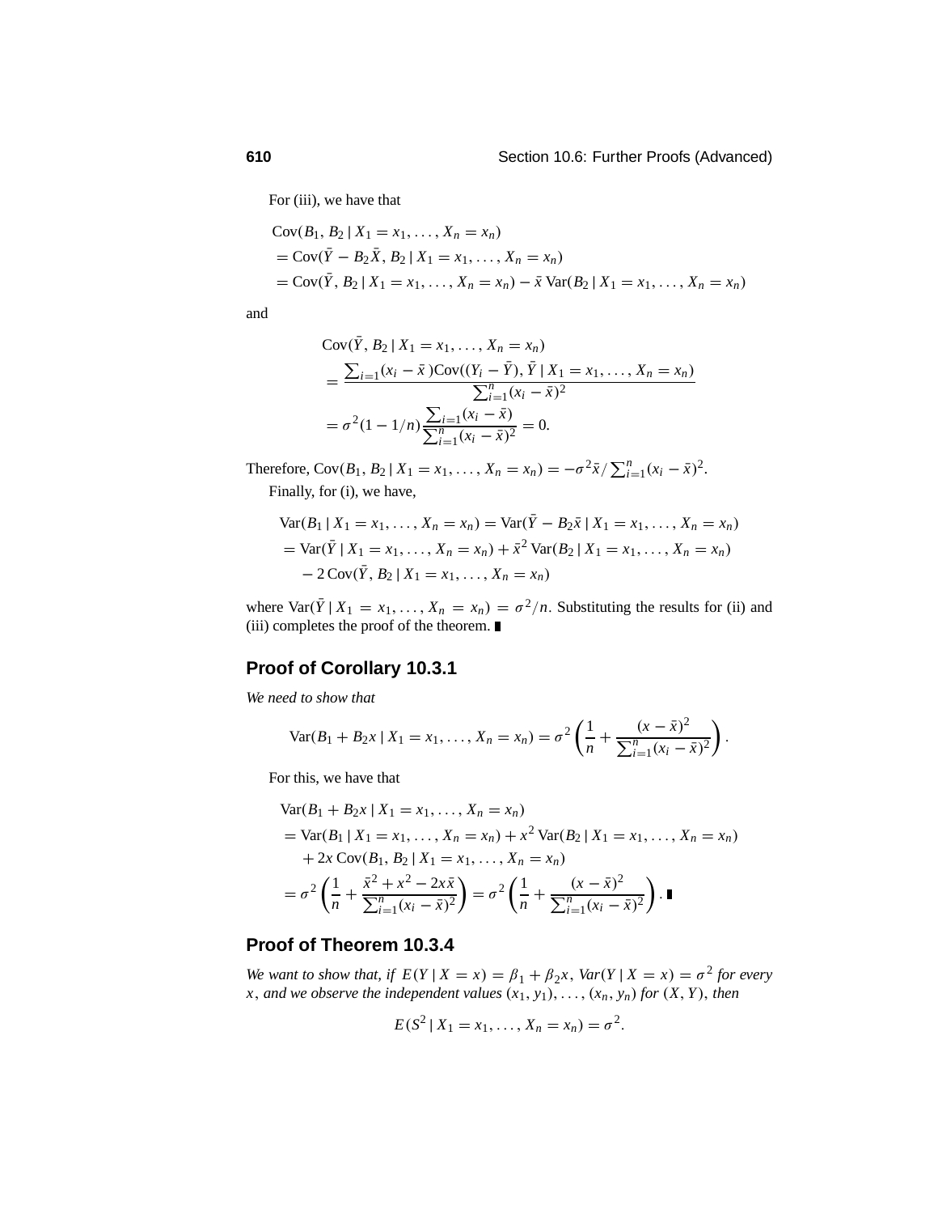For (iii), we have that

$$
\begin{aligned}
&\text{Cov}(B_1, B_2 \mid X_1 = x_1, \ldots, X_n = x_n) \\
&= \text{Cov}(\bar{Y} - B_2\bar{X}, B_2 \mid X_1 = x_1, \ldots, X_n = x_n) \\
&= \text{Cov}(\bar{Y}, B_2 \mid X_1 = x_1, \ldots, X_n = x_n) - \bar{x}\,\text{Var}(B_2 \mid X_1 = x_1, \ldots, X_n = x_n)
\end{aligned}
$$

and

$$
\begin{aligned}
&\text{Cov}(\bar{Y}, B_2 \mid X_1 = x_1, \ldots, X_n = x_n) \\
&= \frac{\sum_{i=1}(x_i - \bar{x})\text{Cov}((Y_i - \bar{Y}), \bar{Y} \mid X_1 = x_1, \ldots, X_n = x_n)}{\sum_{i=1}^{n}(x_i - \bar{x})^2} \\
&= \sigma^2(1 - 1/n)\frac{\sum_{i=1}(x_i - \bar{x})}{\sum_{i=1}^{n}(x_i - \bar{x})^2} = 0.
\end{aligned}
$$

Therefore, $\text{Cov}(B_1, B_2 \mid X_1 = x_1, \ldots, X_n = x_n) = -\sigma^2\bar{x}/\sum_{i=1}^{n}(x_i - \bar{x})^2$.

Finally, for (i), we have,

$$
\begin{aligned}
&\text{Var}(B_1 \mid X_1 = x_1, \ldots, X_n = x_n) = \text{Var}(\bar{Y} - B_2\bar{x} \mid X_1 = x_1, \ldots, X_n = x_n) \\
&= \text{Var}(\bar{Y} \mid X_1 = x_1, \ldots, X_n = x_n) + \bar{x}^2\,\text{Var}(B_2 \mid X_1 = x_1, \ldots, X_n = x_n) \\
&\quad - 2\,\text{Cov}(\bar{Y}, B_2 \mid X_1 = x_1, \ldots, X_n = x_n)
\end{aligned}
$$

where $\text{Var}(\bar{Y} \mid X_1 = x_1, \ldots, X_n = x_n) = \sigma^2/n$. Substituting the results for (ii) and (iii) completes the proof of the theorem. ∎

## Proof of Corollary 10.3.1

*We need to show that*

$$
\text{Var}(B_1 + B_2x \mid X_1 = x_1, \ldots, X_n = x_n) = \sigma^2\left(\frac{1}{n} + \frac{(x - \bar{x})^2}{\sum_{i=1}^{n}(x_i - \bar{x})^2}\right).
$$

For this, we have that

$$
\begin{aligned}
&\text{Var}(B_1 + B_2x \mid X_1 = x_1, \ldots, X_n = x_n) \\
&= \text{Var}(B_1 \mid X_1 = x_1, \ldots, X_n = x_n) + x^2\,\text{Var}(B_2 \mid X_1 = x_1, \ldots, X_n = x_n) \\
&\quad + 2x\,\text{Cov}(B_1, B_2 \mid X_1 = x_1, \ldots, X_n = x_n) \\
&= \sigma^2\left(\frac{1}{n} + \frac{\bar{x}^2 + x^2 - 2x\bar{x}}{\sum_{i=1}^{n}(x_i - \bar{x})^2}\right) = \sigma^2\left(\frac{1}{n} + \frac{(x - \bar{x})^2}{\sum_{i=1}^{n}(x_i - \bar{x})^2}\right). \blacksquare
\end{aligned}
$$

## Proof of Theorem 10.3.4

*We want to show that, if $E(Y \mid X = x) = \beta_1 + \beta_2 x$, $Var(Y \mid X = x) = \sigma^2$ for every $x$, and we observe the independent values $(x_1, y_1), \ldots, (x_n, y_n)$ for $(X, Y)$, then*

$$
E(S^2 \mid X_1 = x_1, \ldots, X_n = x_n) = \sigma^2.
$$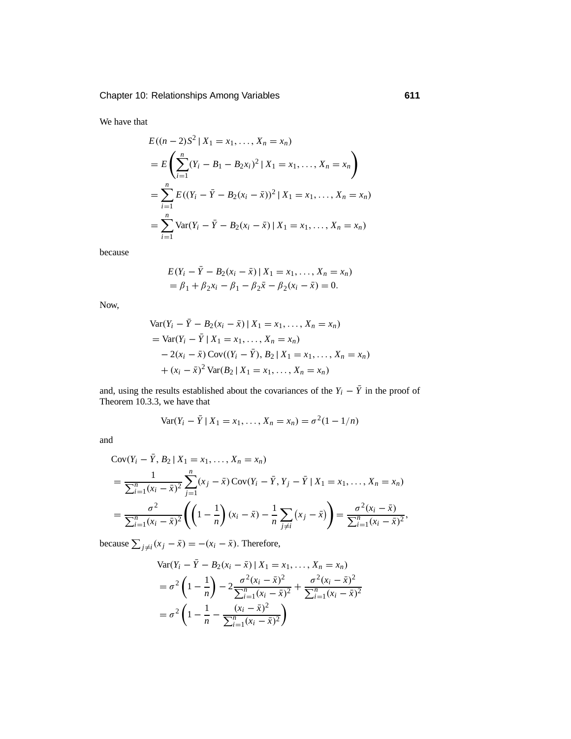We have that

$$
\begin{aligned}
&E((n-2)S^2 \mid X_1 = x_1, \ldots, X_n = x_n) \\
&= E\left(\sum_{i=1}^{n}(Y_i - B_1 - B_2 x_i)^2 \mid X_1 = x_1, \ldots, X_n = x_n\right) \\
&= \sum_{i=1}^{n} E((Y_i - \bar{Y} - B_2(x_i - \bar{x}))^2 \mid X_1 = x_1, \ldots, X_n = x_n) \\
&= \sum_{i=1}^{n} \operatorname{Var}(Y_i - \bar{Y} - B_2(x_i - \bar{x}) \mid X_1 = x_1, \ldots, X_n = x_n)
\end{aligned}
$$

because

$$
\begin{aligned}
&E(Y_i - \bar{Y} - B_2(x_i - \bar{x}) \mid X_1 = x_1, \ldots, X_n = x_n) \\
&= \beta_1 + \beta_2 x_i - \beta_1 - \beta_2 \bar{x} - \beta_2(x_i - \bar{x}) = 0.
\end{aligned}
$$

Now,

$$
\begin{aligned}
&\operatorname{Var}(Y_i - \bar{Y} - B_2(x_i - \bar{x}) \mid X_1 = x_1, \ldots, X_n = x_n) \\
&= \operatorname{Var}(Y_i - \bar{Y} \mid X_1 = x_1, \ldots, X_n = x_n) \\
&\quad - 2(x_i - \bar{x}) \operatorname{Cov}((Y_i - \bar{Y}), B_2 \mid X_1 = x_1, \ldots, X_n = x_n) \\
&\quad + (x_i - \bar{x})^2 \operatorname{Var}(B_2 \mid X_1 = x_1, \ldots, X_n = x_n)
\end{aligned}
$$

and, using the results established about the covariances of the $Y_i - \bar{Y}$ in the proof of Theorem 10.3.3, we have that

$$
\operatorname{Var}(Y_i - \bar{Y} \mid X_1 = x_1, \ldots, X_n = x_n) = \sigma^2(1 - 1/n)
$$

and

$$
\begin{aligned}
&\operatorname{Cov}(Y_i - \bar{Y}, B_2 \mid X_1 = x_1, \ldots, X_n = x_n) \\
&= \frac{1}{\sum_{i=1}^{n}(x_i - \bar{x})^2} \sum_{j=1}^{n}(x_j - \bar{x}) \operatorname{Cov}(Y_i - \bar{Y}, Y_j - \bar{Y} \mid X_1 = x_1, \ldots, X_n = x_n) \\
&= \frac{\sigma^2}{\sum_{i=1}^{n}(x_i - \bar{x})^2}\left(\left(1 - \frac{1}{n}\right)(x_i - \bar{x}) - \frac{1}{n}\sum_{j \neq i}(x_j - \bar{x})\right) = \frac{\sigma^2 (x_i - \bar{x})}{\sum_{i=1}^{n}(x_i - \bar{x})^2},
\end{aligned}
$$

because $\sum_{j \neq i}(x_j - \bar{x}) = -(x_i - \bar{x})$. Therefore,

$$
\begin{aligned}
&\operatorname{Var}(Y_i - \bar{Y} - B_2(x_i - \bar{x}) \mid X_1 = x_1, \ldots, X_n = x_n) \\
&= \sigma^2\left(1 - \frac{1}{n}\right) - 2\frac{\sigma^2(x_i - \bar{x})^2}{\sum_{i=1}^{n}(x_i - \bar{x})^2} + \frac{\sigma^2(x_i - \bar{x})^2}{\sum_{i=1}^{n}(x_i - \bar{x})^2} \\
&= \sigma^2\left(1 - \frac{1}{n} - \frac{(x_i - \bar{x})^2}{\sum_{i=1}^{n}(x_i - \bar{x})^2}\right)
\end{aligned}
$$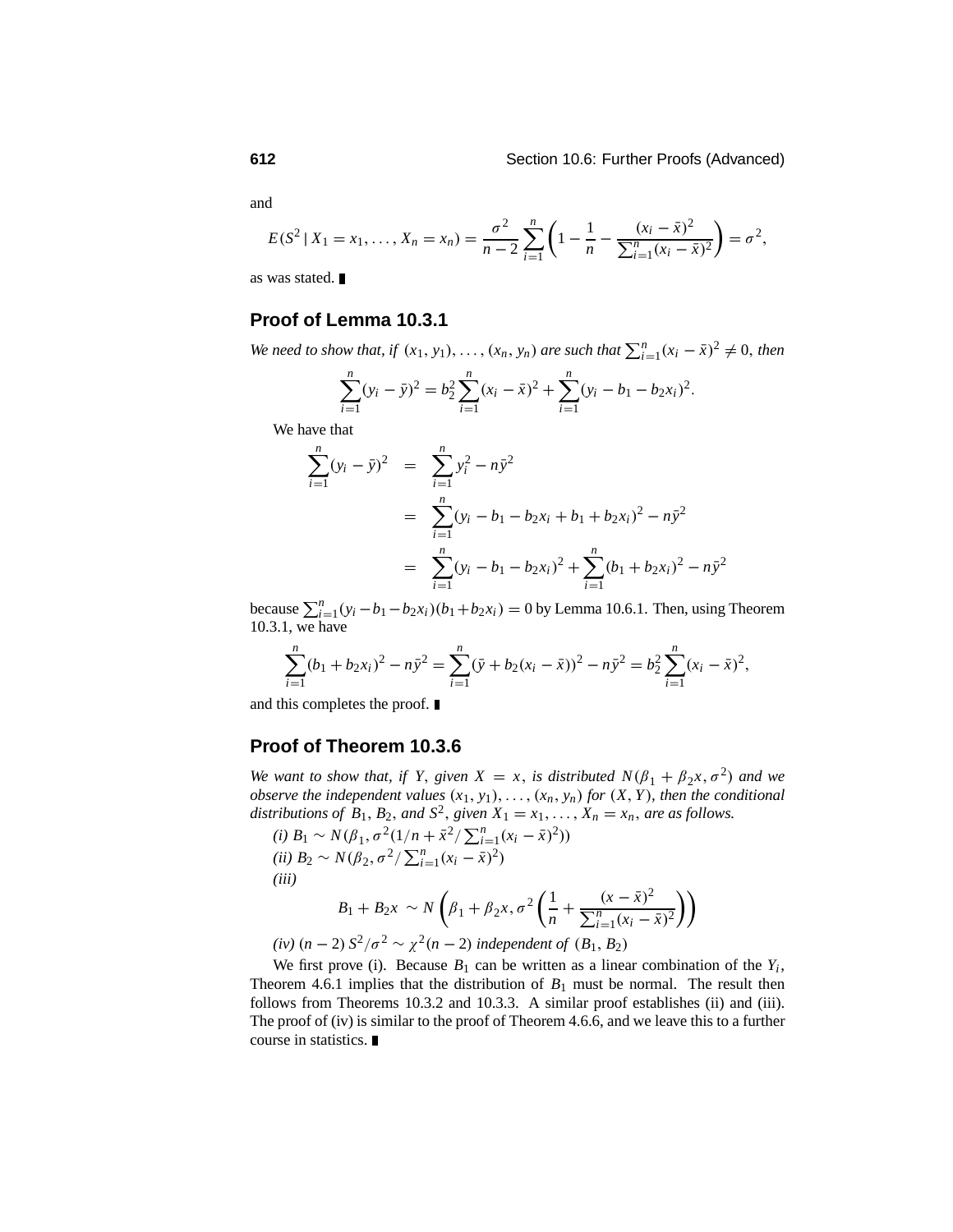and

$$E(S^2 \mid X_1 = x_1, \ldots, X_n = x_n) = \frac{\sigma^2}{n-2} \sum_{i=1}^{n} \left( 1 - \frac{1}{n} - \frac{(x_i - \bar{x})^2}{\sum_{i=1}^{n} (x_i - \bar{x})^2} \right) = \sigma^2,$$

as was stated. ∎

## Proof of Lemma 10.3.1

*We need to show that, if* $(x_1, y_1), \ldots, (x_n, y_n)$ *are such that* $\sum_{i=1}^{n} (x_i - \bar{x})^2 \neq 0$, *then*

$$\sum_{i=1}^{n} (y_i - \bar{y})^2 = b_2^2 \sum_{i=1}^{n} (x_i - \bar{x})^2 + \sum_{i=1}^{n} (y_i - b_1 - b_2 x_i)^2.$$

We have that

$$\begin{aligned}
\sum_{i=1}^{n} (y_i - \bar{y})^2 &= \sum_{i=1}^{n} y_i^2 - n\bar{y}^2 \\
&= \sum_{i=1}^{n} (y_i - b_1 - b_2 x_i + b_1 + b_2 x_i)^2 - n\bar{y}^2 \\
&= \sum_{i=1}^{n} (y_i - b_1 - b_2 x_i)^2 + \sum_{i=1}^{n} (b_1 + b_2 x_i)^2 - n\bar{y}^2
\end{aligned}$$

because $\sum_{i=1}^{n} (y_i - b_1 - b_2 x_i)(b_1 + b_2 x_i) = 0$ by Lemma 10.6.1. Then, using Theorem 10.3.1, we have

$$\sum_{i=1}^{n} (b_1 + b_2 x_i)^2 - n\bar{y}^2 = \sum_{i=1}^{n} (\bar{y} + b_2(x_i - \bar{x}))^2 - n\bar{y}^2 = b_2^2 \sum_{i=1}^{n} (x_i - \bar{x})^2,$$

and this completes the proof. ∎

## Proof of Theorem 10.3.6

*We want to show that, if* $Y$, *given* $X = x$, *is distributed* $N(\beta_1 + \beta_2 x, \sigma^2)$ *and we observe the independent values* $(x_1, y_1), \ldots, (x_n, y_n)$ *for* $(X, Y)$, *then the conditional distributions of* $B_1$, $B_2$, *and* $S^2$, *given* $X_1 = x_1, \ldots, X_n = x_n$, *are as follows.*

*(i)* $B_1 \sim N(\beta_1, \sigma^2(1/n + \bar{x}^2 / \sum_{i=1}^{n} (x_i - \bar{x})^2))$

*(ii)* $B_2 \sim N(\beta_2, \sigma^2 / \sum_{i=1}^{n} (x_i - \bar{x})^2)$

*(iii)*

$$B_1 + B_2 x \sim N\left(\beta_1 + \beta_2 x, \sigma^2 \left( \frac{1}{n} + \frac{(x - \bar{x})^2}{\sum_{i=1}^{n} (x_i - \bar{x})^2} \right)\right)$$

*(iv)* $(n-2)\, S^2/\sigma^2 \sim \chi^2(n-2)$ *independent of* $(B_1, B_2)$

We first prove (i). Because $B_1$ can be written as a linear combination of the $Y_i$, Theorem 4.6.1 implies that the distribution of $B_1$ must be normal. The result then follows from Theorems 10.3.2 and 10.3.3. A similar proof establishes (ii) and (iii). The proof of (iv) is similar to the proof of Theorem 4.6.6, and we leave this to a further course in statistics. ∎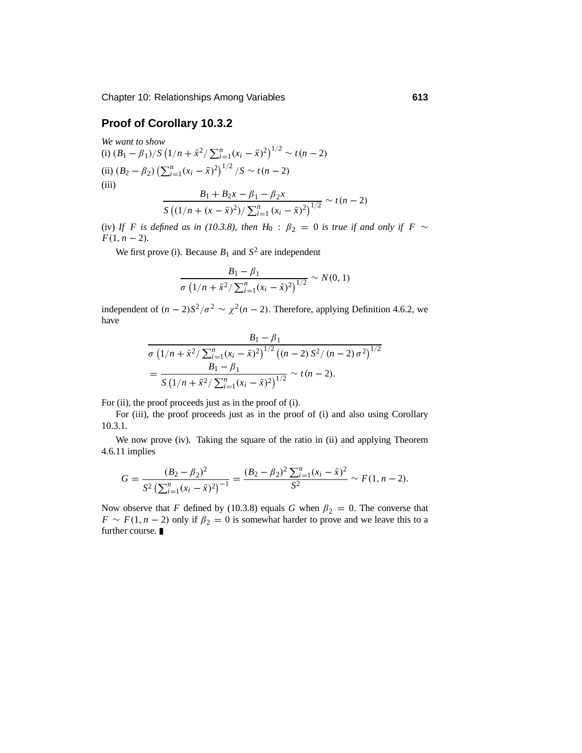## Proof of Corollary 10.3.2

*We want to show*

(i) $(B_1 - \beta_1)/S\left(1/n + \bar{x}^2/\sum_{i=1}^n (x_i - \bar{x})^2\right)^{1/2} \sim t(n-2)$

(ii) $(B_2 - \beta_2)\left(\sum_{i=1}^n (x_i - \bar{x})^2\right)^{1/2}/S \sim t(n-2)$

(iii)

$$\frac{B_1 + B_2 x - \beta_1 - \beta_2 x}{S\left((1/n + (x - \bar{x})^2)/\sum_{i=1}^n (x_i - \bar{x})^2\right)^{1/2}} \sim t(n-2)$$

(iv) *If $F$ is defined as in (10.3.8), then $H_0 : \beta_2 = 0$ is true if and only if $F \sim F(1, n-2)$.*

We first prove (i). Because $B_1$ and $S^2$ are independent

$$\frac{B_1 - \beta_1}{\sigma\left(1/n + \bar{x}^2/\sum_{i=1}^n (x_i - \bar{x})^2\right)^{1/2}} \sim N(0, 1)$$

independent of $(n-2)S^2/\sigma^2 \sim \chi^2(n-2)$. Therefore, applying Definition 4.6.2, we have

$$\begin{aligned}
&\frac{B_1 - \beta_1}{\sigma\left(1/n + \bar{x}^2/\sum_{i=1}^n (x_i - \bar{x})^2\right)^{1/2}\left((n-2)S^2/(n-2)\sigma^2\right)^{1/2}} \\
&= \frac{B_1 - \beta_1}{S\left(1/n + \bar{x}^2/\sum_{i=1}^n (x_i - \bar{x})^2\right)^{1/2}} \sim t(n-2).
\end{aligned}$$

For (ii), the proof proceeds just as in the proof of (i).

For (iii), the proof proceeds just as in the proof of (i) and also using Corollary 10.3.1.

We now prove (iv). Taking the square of the ratio in (ii) and applying Theorem 4.6.11 implies

$$G = \frac{(B_2 - \beta_2)^2}{S^2\left(\sum_{i=1}^n (x_i - \bar{x})^2\right)^{-1}} = \frac{(B_2 - \beta_2)^2 \sum_{i=1}^n (x_i - \bar{x})^2}{S^2} \sim F(1, n-2).$$

Now observe that $F$ defined by (10.3.8) equals $G$ when $\beta_2 = 0$. The converse that $F \sim F(1, n-2)$ only if $\beta_2 = 0$ is somewhat harder to prove and we leave this to a further course. ∎